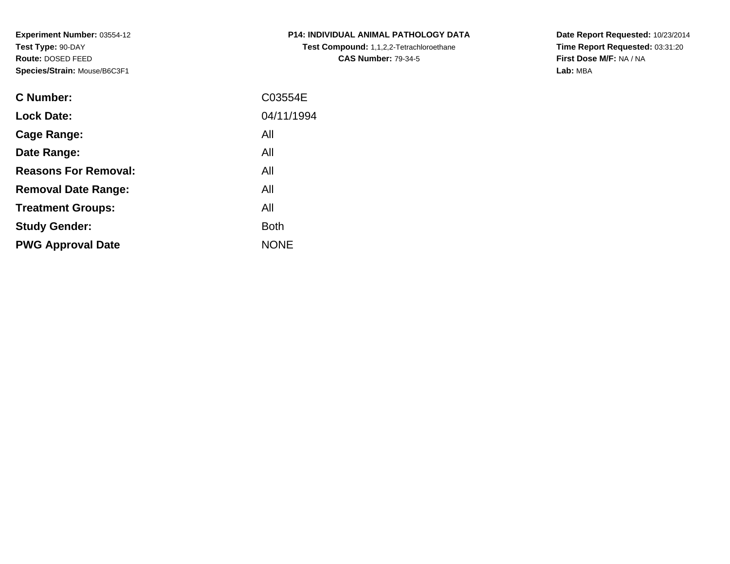**Experiment Number:** 03554-12
**Test Type:** 90-DAY
**Route:** DOSED FEED
**Species/Strain:** Mouse/B6C3F1

**P14: INDIVIDUAL ANIMAL PATHOLOGY DATA**
**Test Compound:** 1,1,2,2-Tetrachloroethane
**CAS Number:** 79-34-5

**Date Report Requested:** 10/23/2014
**Time Report Requested:** 03:31:20
**First Dose M/F:** NA / NA
**Lab:** MBA

| | |
|---|---|
| **C Number:** | C03554E |
| **Lock Date:** | 04/11/1994 |
| **Cage Range:** | All |
| **Date Range:** | All |
| **Reasons For Removal:** | All |
| **Removal Date Range:** | All |
| **Treatment Groups:** | All |
| **Study Gender:** | Both |
| **PWG Approval Date** | NONE |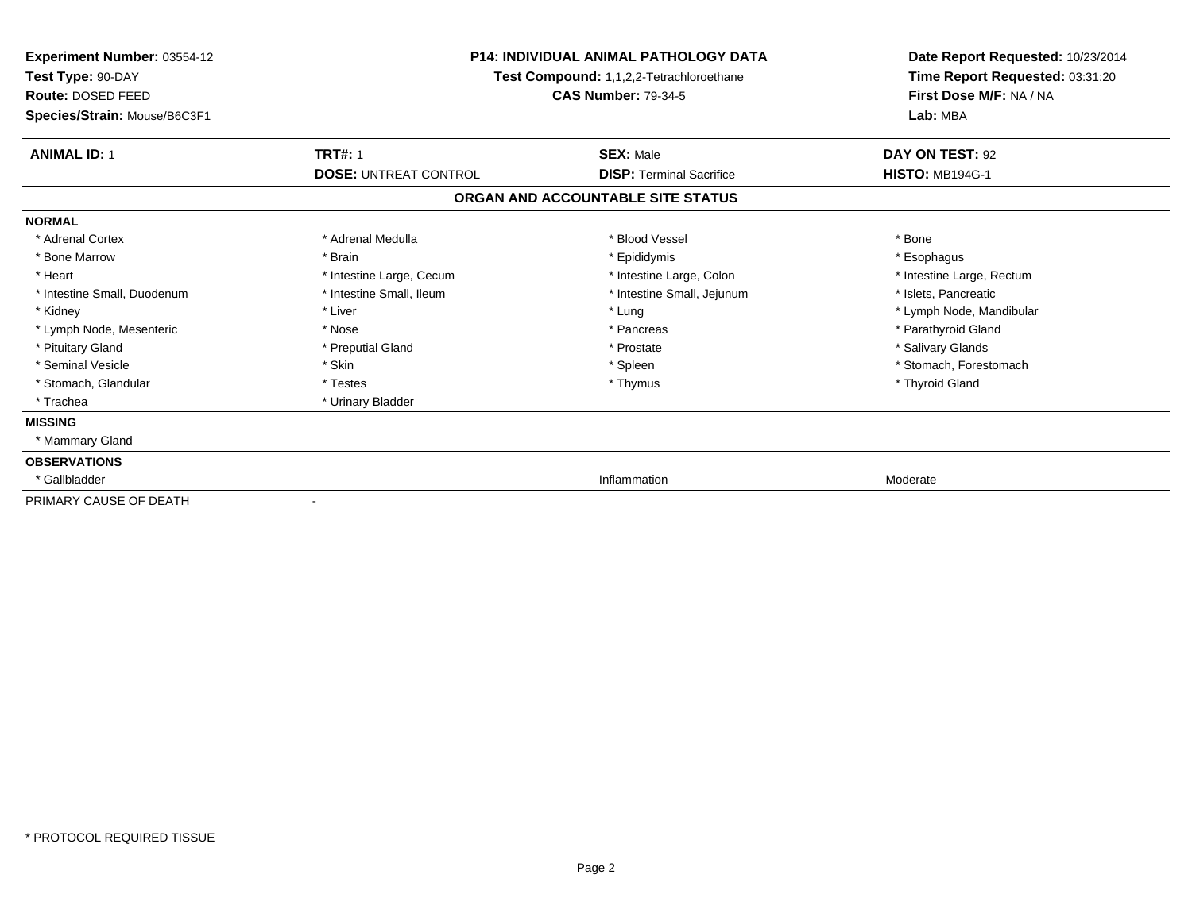**Experiment Number:** 03554-12
**Test Type:** 90-DAY
**Route:** DOSED FEED
**Species/Strain:** Mouse/B6C3F1

**P14: INDIVIDUAL ANIMAL PATHOLOGY DATA**
**Test Compound:** 1,1,2,2-Tetrachloroethane
**CAS Number:** 79-34-5

**Date Report Requested:** 10/23/2014
**Time Report Requested:** 03:31:20
**First Dose M/F:** NA / NA
**Lab:** MBA

| **ANIMAL ID:** 1 | **TRT#:** 1 | **SEX:** Male | **DAY ON TEST:** 92 |
|---|---|---|---|
| | **DOSE:** UNTREAT CONTROL | **DISP:** Terminal Sacrifice | **HISTO:** MB194G-1 |

## ORGAN AND ACCOUNTABLE SITE STATUS

| | | | |
|---|---|---|---|
| **NORMAL** | | | |
| * Adrenal Cortex | * Adrenal Medulla | * Blood Vessel | * Bone |
| * Bone Marrow | * Brain | * Epididymis | * Esophagus |
| * Heart | * Intestine Large, Cecum | * Intestine Large, Colon | * Intestine Large, Rectum |
| * Intestine Small, Duodenum | * Intestine Small, Ileum | * Intestine Small, Jejunum | * Islets, Pancreatic |
| * Kidney | * Liver | * Lung | * Lymph Node, Mandibular |
| * Lymph Node, Mesenteric | * Nose | * Pancreas | * Parathyroid Gland |
| * Pituitary Gland | * Preputial Gland | * Prostate | * Salivary Glands |
| * Seminal Vesicle | * Skin | * Spleen | * Stomach, Forestomach |
| * Stomach, Glandular | * Testes | * Thymus | * Thyroid Gland |
| * Trachea | * Urinary Bladder | | |
| **MISSING** | | | |
| * Mammary Gland | | | |
| **OBSERVATIONS** | | | |
| * Gallbladder | | Inflammation | Moderate |
| PRIMARY CAUSE OF DEATH | - | | |

\* PROTOCOL REQUIRED TISSUE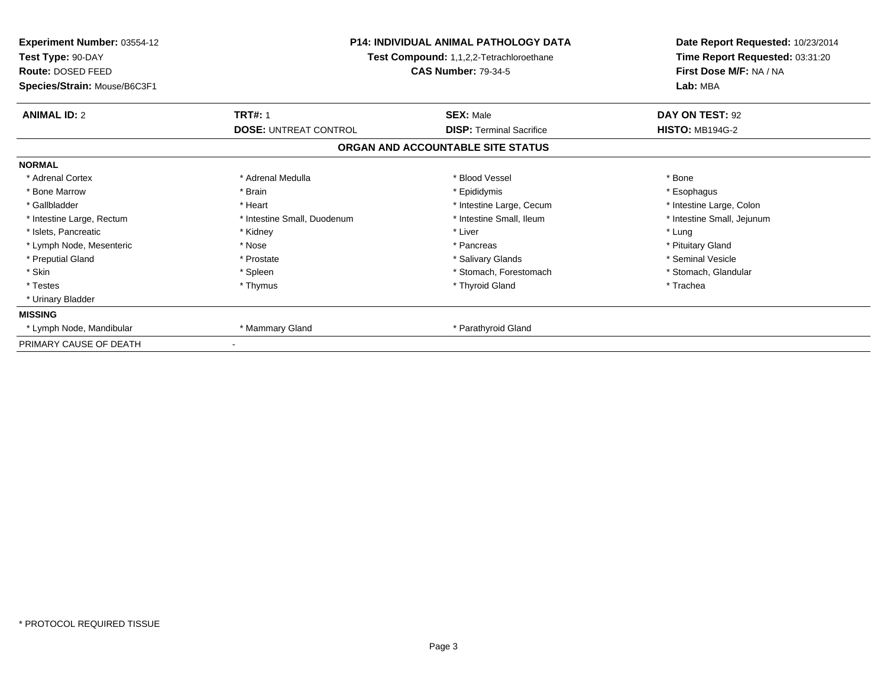**Experiment Number:** 03554-12
**Test Type:** 90-DAY
**Route:** DOSED FEED
**Species/Strain:** Mouse/B6C3F1

**P14: INDIVIDUAL ANIMAL PATHOLOGY DATA**
**Test Compound:** 1,1,2,2-Tetrachloroethane
**CAS Number:** 79-34-5

**Date Report Requested:** 10/23/2014
**Time Report Requested:** 03:31:20
**First Dose M/F:** NA / NA
**Lab:** MBA

| **ANIMAL ID:** 2 | **TRT#:** 1 | **SEX:** Male | **DAY ON TEST:** 92 |
|---|---|---|---|
| | **DOSE:** UNTREAT CONTROL | **DISP:** Terminal Sacrifice | **HISTO:** MB194G-2 |

**ORGAN AND ACCOUNTABLE SITE STATUS**

| | | | |
|---|---|---|---|
| **NORMAL** | | | |
| * Adrenal Cortex | * Adrenal Medulla | * Blood Vessel | * Bone |
| * Bone Marrow | * Brain | * Epididymis | * Esophagus |
| * Gallbladder | * Heart | * Intestine Large, Cecum | * Intestine Large, Colon |
| * Intestine Large, Rectum | * Intestine Small, Duodenum | * Intestine Small, Ileum | * Intestine Small, Jejunum |
| * Islets, Pancreatic | * Kidney | * Liver | * Lung |
| * Lymph Node, Mesenteric | * Nose | * Pancreas | * Pituitary Gland |
| * Preputial Gland | * Prostate | * Salivary Glands | * Seminal Vesicle |
| * Skin | * Spleen | * Stomach, Forestomach | * Stomach, Glandular |
| * Testes | * Thymus | * Thyroid Gland | * Trachea |
| * Urinary Bladder | | | |
| **MISSING** | | | |
| * Lymph Node, Mandibular | * Mammary Gland | * Parathyroid Gland | |
| PRIMARY CAUSE OF DEATH | - | | |

* PROTOCOL REQUIRED TISSUE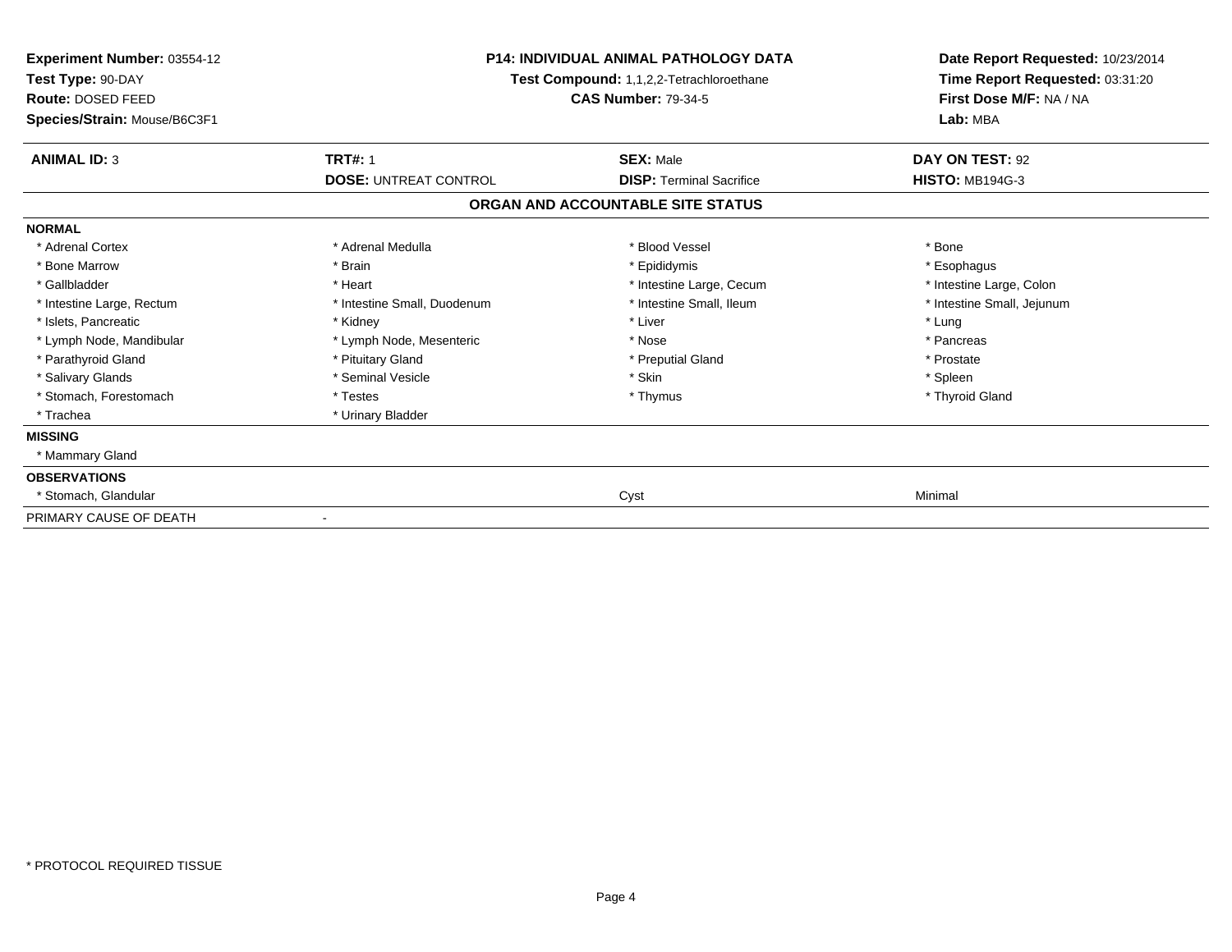**Experiment Number:** 03554-12
**Test Type:** 90-DAY
**Route:** DOSED FEED
**Species/Strain:** Mouse/B6C3F1

**P14: INDIVIDUAL ANIMAL PATHOLOGY DATA**
**Test Compound:** 1,1,2,2-Tetrachloroethane
**CAS Number:** 79-34-5

**Date Report Requested:** 10/23/2014
**Time Report Requested:** 03:31:20
**First Dose M/F:** NA / NA
**Lab:** MBA

| **ANIMAL ID:** 3 | **TRT#:** 1 | **SEX:** Male | **DAY ON TEST:** 92 |
|---|---|---|---|
| | **DOSE:** UNTREAT CONTROL | **DISP:** Terminal Sacrifice | **HISTO:** MB194G-3 |

### ORGAN AND ACCOUNTABLE SITE STATUS

**NORMAL**

| | | | |
|---|---|---|---|
| * Adrenal Cortex | * Adrenal Medulla | * Blood Vessel | * Bone |
| * Bone Marrow | * Brain | * Epididymis | * Esophagus |
| * Gallbladder | * Heart | * Intestine Large, Cecum | * Intestine Large, Colon |
| * Intestine Large, Rectum | * Intestine Small, Duodenum | * Intestine Small, Ileum | * Intestine Small, Jejunum |
| * Islets, Pancreatic | * Kidney | * Liver | * Lung |
| * Lymph Node, Mandibular | * Lymph Node, Mesenteric | * Nose | * Pancreas |
| * Parathyroid Gland | * Pituitary Gland | * Preputial Gland | * Prostate |
| * Salivary Glands | * Seminal Vesicle | * Skin | * Spleen |
| * Stomach, Forestomach | * Testes | * Thymus | * Thyroid Gland |
| * Trachea | * Urinary Bladder | | |

**MISSING**

* Mammary Gland

**OBSERVATIONS**

| | | |
|---|---|---|
| * Stomach, Glandular | Cyst | Minimal |

PRIMARY CAUSE OF DEATH -

* PROTOCOL REQUIRED TISSUE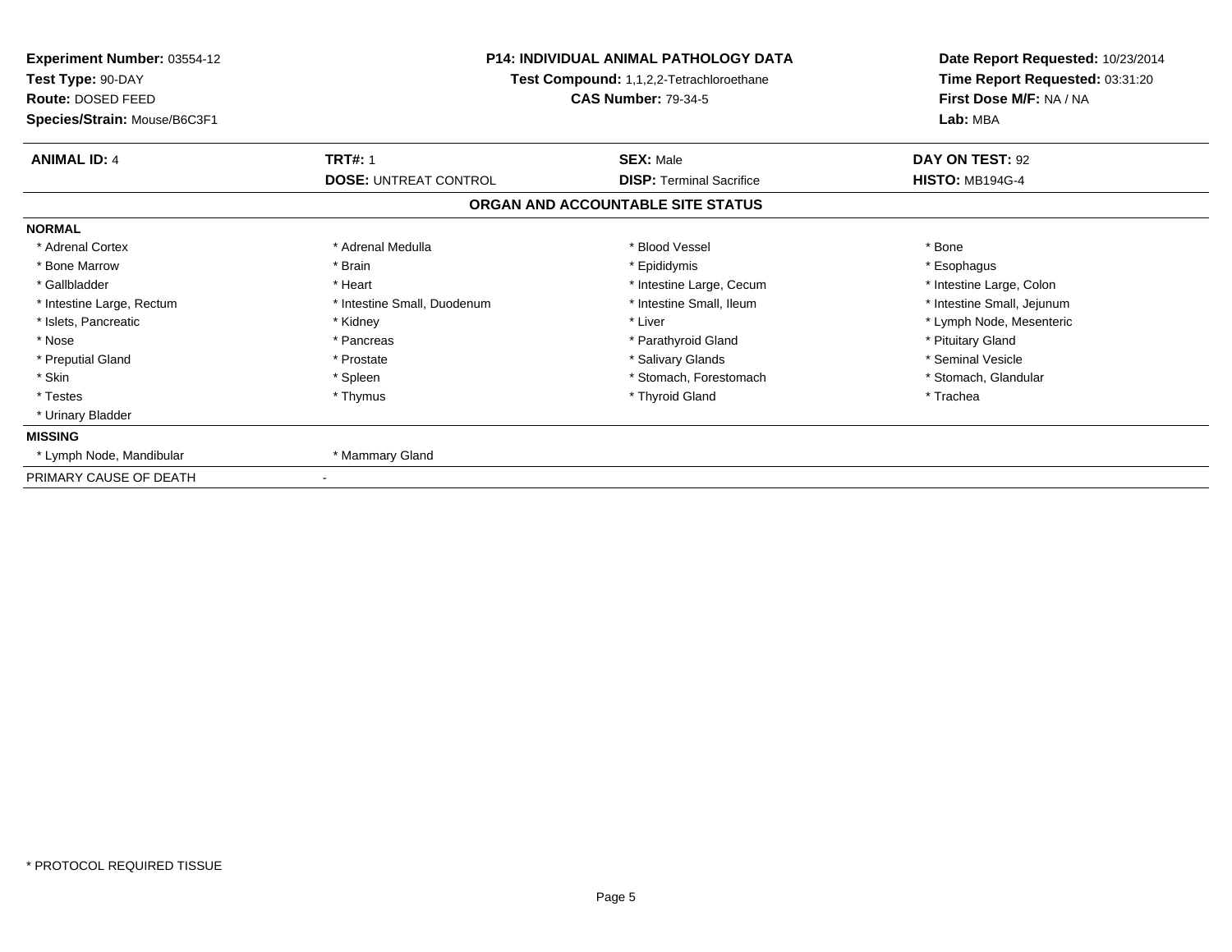**Experiment Number:** 03554-12
**Test Type:** 90-DAY
**Route:** DOSED FEED
**Species/Strain:** Mouse/B6C3F1

**P14: INDIVIDUAL ANIMAL PATHOLOGY DATA**
**Test Compound:** 1,1,2,2-Tetrachloroethane
**CAS Number:** 79-34-5

**Date Report Requested:** 10/23/2014
**Time Report Requested:** 03:31:20
**First Dose M/F:** NA / NA
**Lab:** MBA

| **ANIMAL ID:** 4 | **TRT#:** 1 | **SEX:** Male | **DAY ON TEST:** 92 |
|---|---|---|---|
| | **DOSE:** UNTREAT CONTROL | **DISP:** Terminal Sacrifice | **HISTO:** MB194G-4 |

## ORGAN AND ACCOUNTABLE SITE STATUS

| | | | |
|---|---|---|---|
| **NORMAL** | | | |
| * Adrenal Cortex | * Adrenal Medulla | * Blood Vessel | * Bone |
| * Bone Marrow | * Brain | * Epididymis | * Esophagus |
| * Gallbladder | * Heart | * Intestine Large, Cecum | * Intestine Large, Colon |
| * Intestine Large, Rectum | * Intestine Small, Duodenum | * Intestine Small, Ileum | * Intestine Small, Jejunum |
| * Islets, Pancreatic | * Kidney | * Liver | * Lymph Node, Mesenteric |
| * Nose | * Pancreas | * Parathyroid Gland | * Pituitary Gland |
| * Preputial Gland | * Prostate | * Salivary Glands | * Seminal Vesicle |
| * Skin | * Spleen | * Stomach, Forestomach | * Stomach, Glandular |
| * Testes | * Thymus | * Thyroid Gland | * Trachea |
| * Urinary Bladder | | | |
| **MISSING** | | | |
| * Lymph Node, Mandibular | * Mammary Gland | | |
| PRIMARY CAUSE OF DEATH | - | | |

* PROTOCOL REQUIRED TISSUE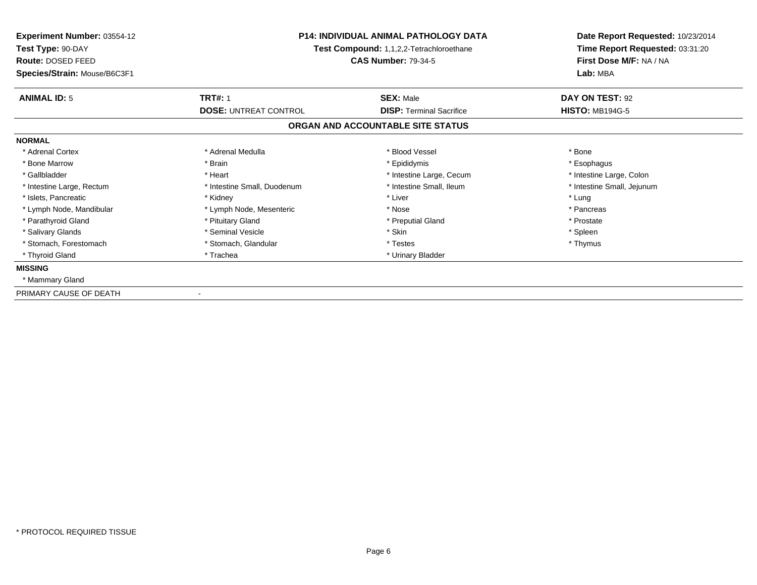**Experiment Number:** 03554-12
**Test Type:** 90-DAY
**Route:** DOSED FEED
**Species/Strain:** Mouse/B6C3F1

**P14: INDIVIDUAL ANIMAL PATHOLOGY DATA**
**Test Compound:** 1,1,2,2-Tetrachloroethane
**CAS Number:** 79-34-5

**Date Report Requested:** 10/23/2014
**Time Report Requested:** 03:31:20
**First Dose M/F:** NA / NA
**Lab:** MBA

| **ANIMAL ID:** 5 | **TRT#:** 1 | **SEX:** Male | **DAY ON TEST:** 92 |
|---|---|---|---|
| | **DOSE:** UNTREAT CONTROL | **DISP:** Terminal Sacrifice | **HISTO:** MB194G-5 |

## ORGAN AND ACCOUNTABLE SITE STATUS

**NORMAL**

| | | | |
|---|---|---|---|
| * Adrenal Cortex | * Adrenal Medulla | * Blood Vessel | * Bone |
| * Bone Marrow | * Brain | * Epididymis | * Esophagus |
| * Gallbladder | * Heart | * Intestine Large, Cecum | * Intestine Large, Colon |
| * Intestine Large, Rectum | * Intestine Small, Duodenum | * Intestine Small, Ileum | * Intestine Small, Jejunum |
| * Islets, Pancreatic | * Kidney | * Liver | * Lung |
| * Lymph Node, Mandibular | * Lymph Node, Mesenteric | * Nose | * Pancreas |
| * Parathyroid Gland | * Pituitary Gland | * Preputial Gland | * Prostate |
| * Salivary Glands | * Seminal Vesicle | * Skin | * Spleen |
| * Stomach, Forestomach | * Stomach, Glandular | * Testes | * Thymus |
| * Thyroid Gland | * Trachea | * Urinary Bladder | |

**MISSING**

* Mammary Gland

PRIMARY CAUSE OF DEATH -

\* PROTOCOL REQUIRED TISSUE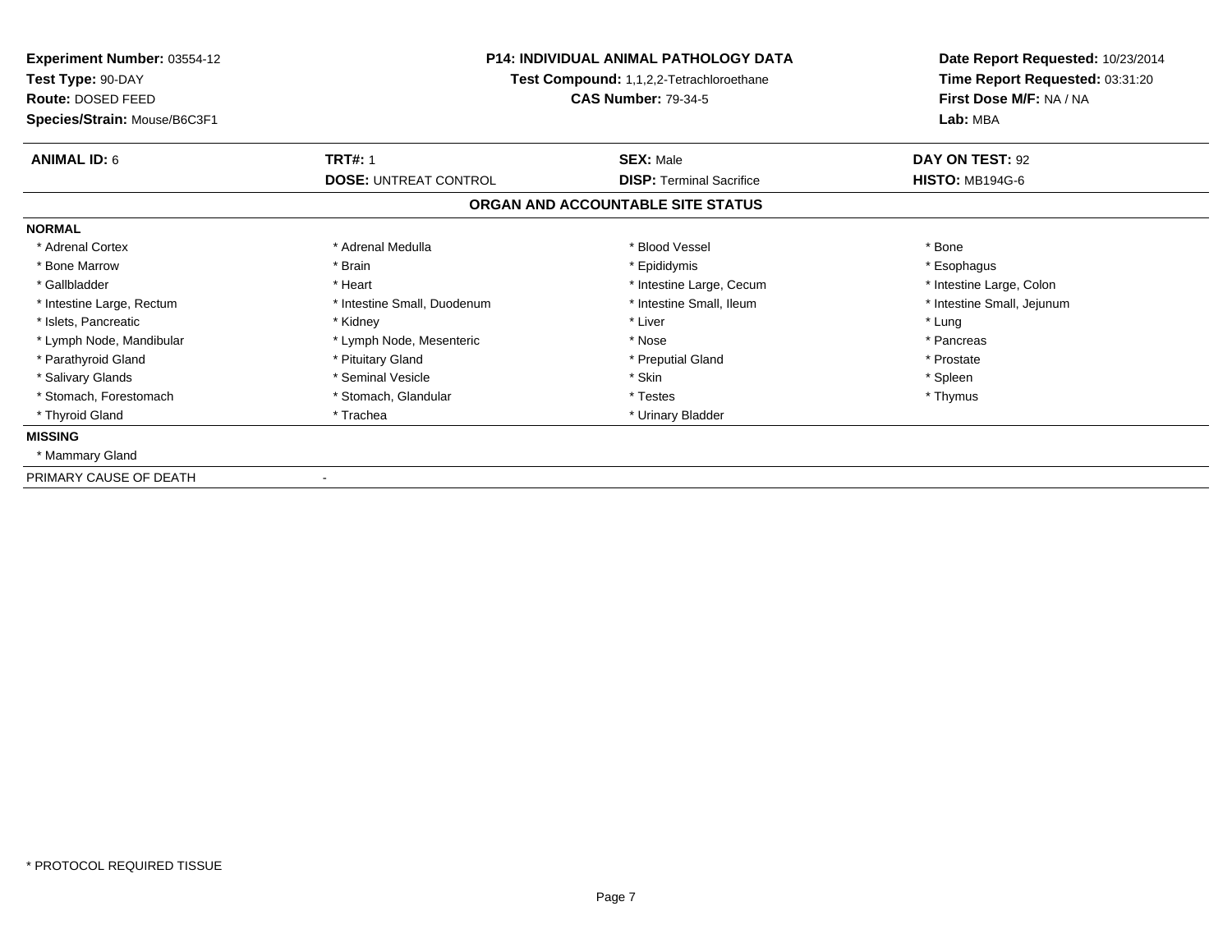**Experiment Number:** 03554-12
**Test Type:** 90-DAY
**Route:** DOSED FEED
**Species/Strain:** Mouse/B6C3F1

**P14: INDIVIDUAL ANIMAL PATHOLOGY DATA**
**Test Compound:** 1,1,2,2-Tetrachloroethane
**CAS Number:** 79-34-5

**Date Report Requested:** 10/23/2014
**Time Report Requested:** 03:31:20
**First Dose M/F:** NA / NA
**Lab:** MBA

| **ANIMAL ID:** 6 | **TRT#:** 1 | **SEX:** Male | **DAY ON TEST:** 92 |
|---|---|---|---|
| | **DOSE:** UNTREAT CONTROL | **DISP:** Terminal Sacrifice | **HISTO:** MB194G-6 |

## ORGAN AND ACCOUNTABLE SITE STATUS

**NORMAL**

| | | | |
|---|---|---|---|
| * Adrenal Cortex | * Adrenal Medulla | * Blood Vessel | * Bone |
| * Bone Marrow | * Brain | * Epididymis | * Esophagus |
| * Gallbladder | * Heart | * Intestine Large, Cecum | * Intestine Large, Colon |
| * Intestine Large, Rectum | * Intestine Small, Duodenum | * Intestine Small, Ileum | * Intestine Small, Jejunum |
| * Islets, Pancreatic | * Kidney | * Liver | * Lung |
| * Lymph Node, Mandibular | * Lymph Node, Mesenteric | * Nose | * Pancreas |
| * Parathyroid Gland | * Pituitary Gland | * Preputial Gland | * Prostate |
| * Salivary Glands | * Seminal Vesicle | * Skin | * Spleen |
| * Stomach, Forestomach | * Stomach, Glandular | * Testes | * Thymus |
| * Thyroid Gland | * Trachea | * Urinary Bladder | |

**MISSING**

* Mammary Gland

PRIMARY CAUSE OF DEATH -

* PROTOCOL REQUIRED TISSUE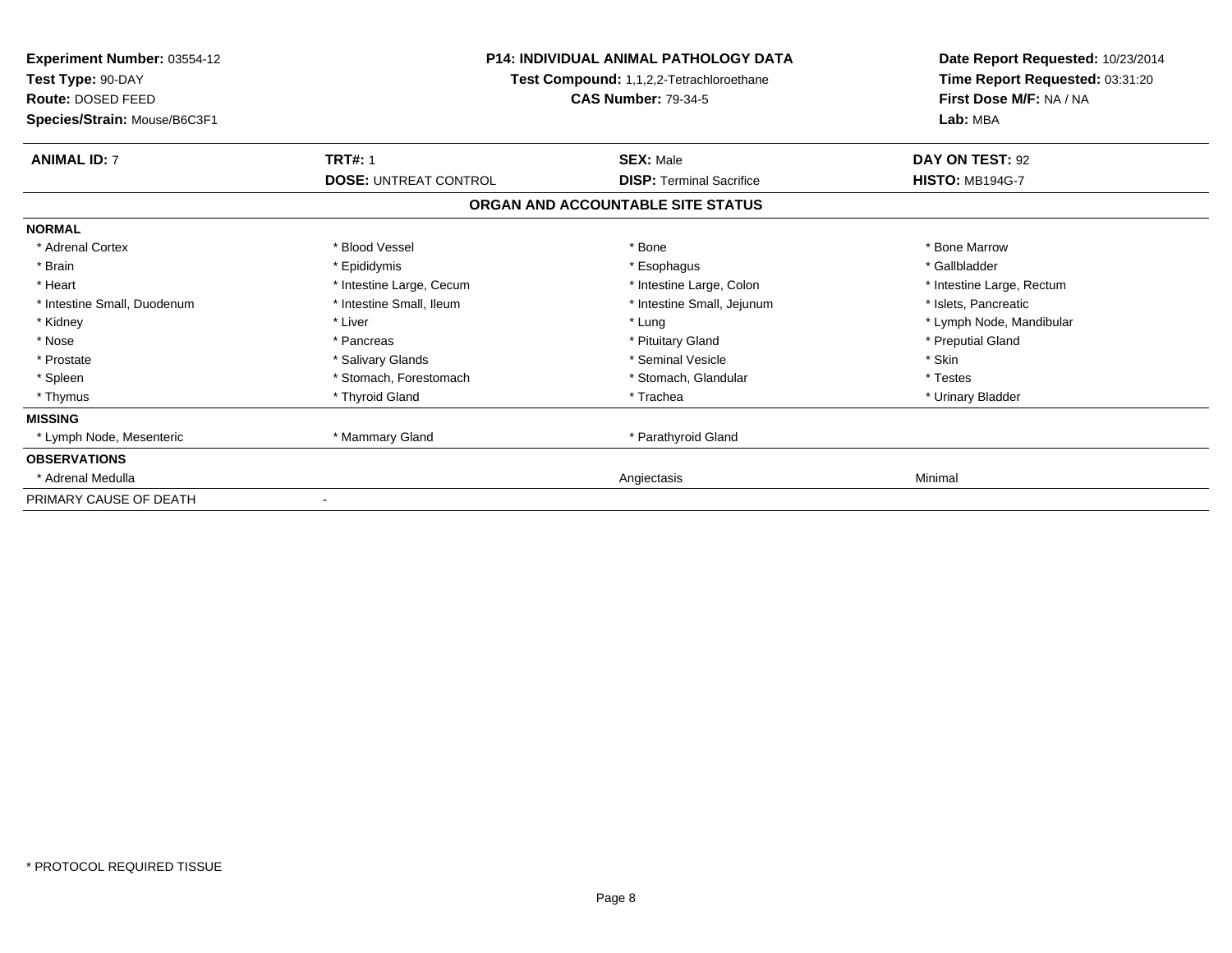**Experiment Number:** 03554-12
**Test Type:** 90-DAY
**Route:** DOSED FEED
**Species/Strain:** Mouse/B6C3F1

**P14: INDIVIDUAL ANIMAL PATHOLOGY DATA**
**Test Compound:** 1,1,2,2-Tetrachloroethane
**CAS Number:** 79-34-5

**Date Report Requested:** 10/23/2014
**Time Report Requested:** 03:31:20
**First Dose M/F:** NA / NA
**Lab:** MBA

| **ANIMAL ID:** 7 | **TRT#:** 1 | **SEX:** Male | **DAY ON TEST:** 92 |
|---|---|---|---|
| | **DOSE:** UNTREAT CONTROL | **DISP:** Terminal Sacrifice | **HISTO:** MB194G-7 |

## ORGAN AND ACCOUNTABLE SITE STATUS

| | | | |
|---|---|---|---|
| **NORMAL** | | | |
| * Adrenal Cortex | * Blood Vessel | * Bone | * Bone Marrow |
| * Brain | * Epididymis | * Esophagus | * Gallbladder |
| * Heart | * Intestine Large, Cecum | * Intestine Large, Colon | * Intestine Large, Rectum |
| * Intestine Small, Duodenum | * Intestine Small, Ileum | * Intestine Small, Jejunum | * Islets, Pancreatic |
| * Kidney | * Liver | * Lung | * Lymph Node, Mandibular |
| * Nose | * Pancreas | * Pituitary Gland | * Preputial Gland |
| * Prostate | * Salivary Glands | * Seminal Vesicle | * Skin |
| * Spleen | * Stomach, Forestomach | * Stomach, Glandular | * Testes |
| * Thymus | * Thyroid Gland | * Trachea | * Urinary Bladder |
| **MISSING** | | | |
| * Lymph Node, Mesenteric | * Mammary Gland | * Parathyroid Gland | |
| **OBSERVATIONS** | | | |
| * Adrenal Medulla | | Angiectasis | Minimal |
| PRIMARY CAUSE OF DEATH | - | | |

* PROTOCOL REQUIRED TISSUE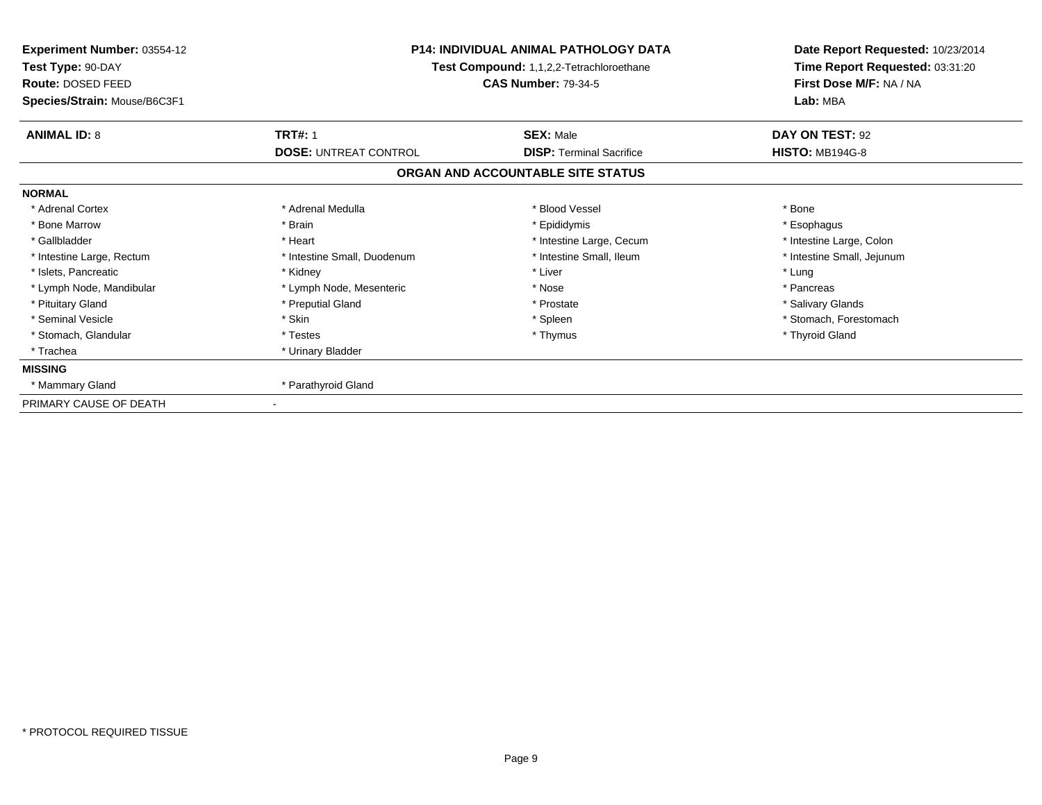**Experiment Number:** 03554-12
**Test Type:** 90-DAY
**Route:** DOSED FEED
**Species/Strain:** Mouse/B6C3F1

**P14: INDIVIDUAL ANIMAL PATHOLOGY DATA**
**Test Compound:** 1,1,2,2-Tetrachloroethane
**CAS Number:** 79-34-5

**Date Report Requested:** 10/23/2014
**Time Report Requested:** 03:31:20
**First Dose M/F:** NA / NA
**Lab:** MBA

| **ANIMAL ID:** 8 | **TRT#:** 1 | **SEX:** Male | **DAY ON TEST:** 92 |
|---|---|---|---|
| | **DOSE:** UNTREAT CONTROL | **DISP:** Terminal Sacrifice | **HISTO:** MB194G-8 |

## ORGAN AND ACCOUNTABLE SITE STATUS

**NORMAL**

| | | | |
|---|---|---|---|
| * Adrenal Cortex | * Adrenal Medulla | * Blood Vessel | * Bone |
| * Bone Marrow | * Brain | * Epididymis | * Esophagus |
| * Gallbladder | * Heart | * Intestine Large, Cecum | * Intestine Large, Colon |
| * Intestine Large, Rectum | * Intestine Small, Duodenum | * Intestine Small, Ileum | * Intestine Small, Jejunum |
| * Islets, Pancreatic | * Kidney | * Liver | * Lung |
| * Lymph Node, Mandibular | * Lymph Node, Mesenteric | * Nose | * Pancreas |
| * Pituitary Gland | * Preputial Gland | * Prostate | * Salivary Glands |
| * Seminal Vesicle | * Skin | * Spleen | * Stomach, Forestomach |
| * Stomach, Glandular | * Testes | * Thymus | * Thyroid Gland |
| * Trachea | * Urinary Bladder | | |

**MISSING**

| | |
|---|---|
| * Mammary Gland | * Parathyroid Gland |

PRIMARY CAUSE OF DEATH -

* PROTOCOL REQUIRED TISSUE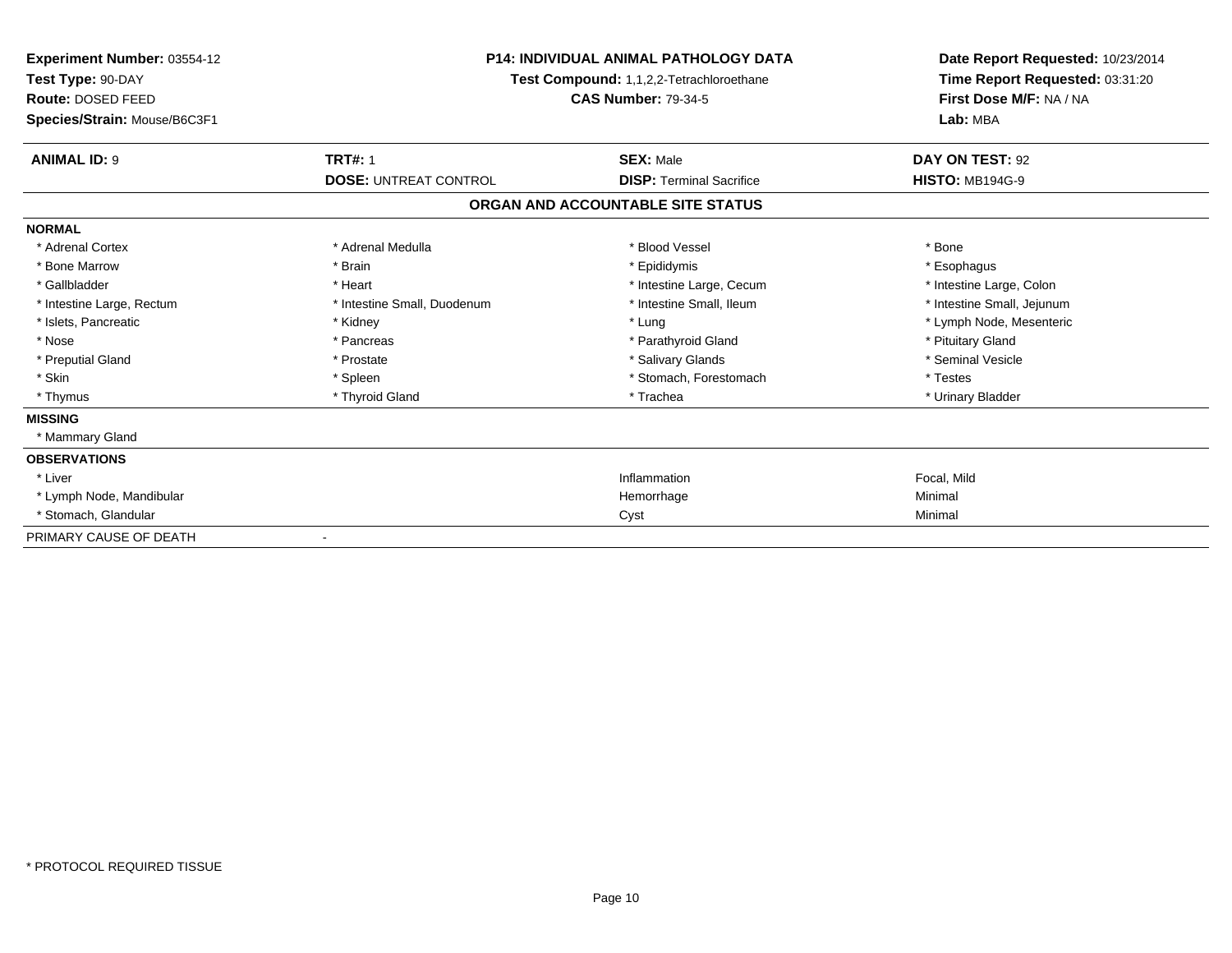**Experiment Number:** 03554-12
**Test Type:** 90-DAY
**Route:** DOSED FEED
**Species/Strain:** Mouse/B6C3F1

**P14: INDIVIDUAL ANIMAL PATHOLOGY DATA**
**Test Compound:** 1,1,2,2-Tetrachloroethane
**CAS Number:** 79-34-5

**Date Report Requested:** 10/23/2014
**Time Report Requested:** 03:31:20
**First Dose M/F:** NA / NA
**Lab:** MBA

| **ANIMAL ID:** 9 | **TRT#:** 1 | **SEX:** Male | **DAY ON TEST:** 92 |
|---|---|---|---|
| | **DOSE:** UNTREAT CONTROL | **DISP:** Terminal Sacrifice | **HISTO:** MB194G-9 |

## ORGAN AND ACCOUNTABLE SITE STATUS

**NORMAL**

| | | | |
|---|---|---|---|
| * Adrenal Cortex | * Adrenal Medulla | * Blood Vessel | * Bone |
| * Bone Marrow | * Brain | * Epididymis | * Esophagus |
| * Gallbladder | * Heart | * Intestine Large, Cecum | * Intestine Large, Colon |
| * Intestine Large, Rectum | * Intestine Small, Duodenum | * Intestine Small, Ileum | * Intestine Small, Jejunum |
| * Islets, Pancreatic | * Kidney | * Lung | * Lymph Node, Mesenteric |
| * Nose | * Pancreas | * Parathyroid Gland | * Pituitary Gland |
| * Preputial Gland | * Prostate | * Salivary Glands | * Seminal Vesicle |
| * Skin | * Spleen | * Stomach, Forestomach | * Testes |
| * Thymus | * Thyroid Gland | * Trachea | * Urinary Bladder |

**MISSING**

* Mammary Gland

**OBSERVATIONS**

| | | |
|---|---|---|
| * Liver | Inflammation | Focal, Mild |
| * Lymph Node, Mandibular | Hemorrhage | Minimal |
| * Stomach, Glandular | Cyst | Minimal |

PRIMARY CAUSE OF DEATH -

\* PROTOCOL REQUIRED TISSUE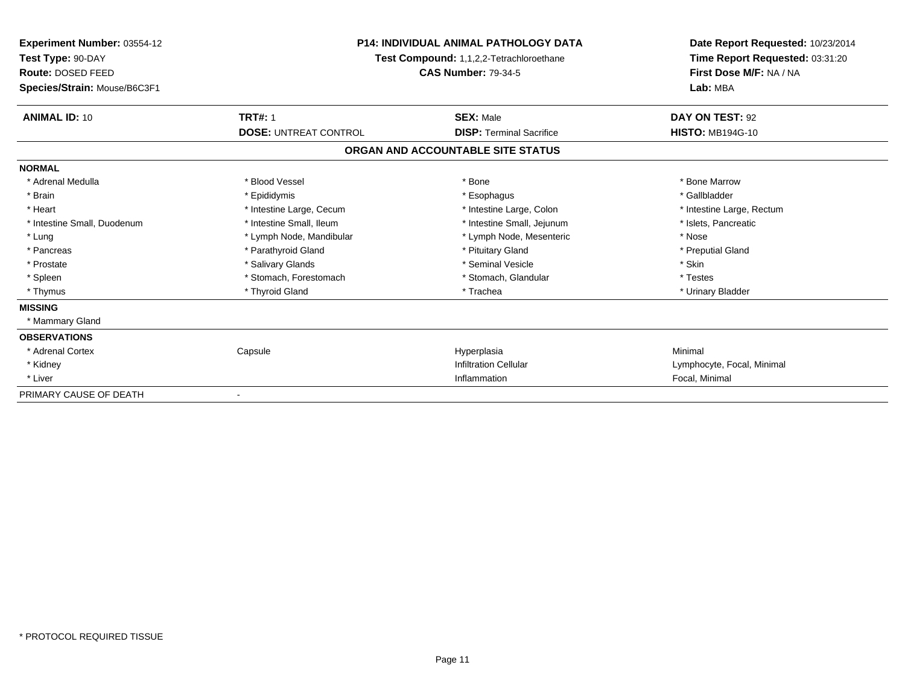**Experiment Number:** 03554-12
**Test Type:** 90-DAY
**Route:** DOSED FEED
**Species/Strain:** Mouse/B6C3F1

**P14: INDIVIDUAL ANIMAL PATHOLOGY DATA**
**Test Compound:** 1,1,2,2-Tetrachloroethane
**CAS Number:** 79-34-5

**Date Report Requested:** 10/23/2014
**Time Report Requested:** 03:31:20
**First Dose M/F:** NA / NA
**Lab:** MBA

| **ANIMAL ID:** 10 | **TRT#:** 1 | **SEX:** Male | **DAY ON TEST:** 92 |
|---|---|---|---|
| | **DOSE:** UNTREAT CONTROL | **DISP:** Terminal Sacrifice | **HISTO:** MB194G-10 |

## ORGAN AND ACCOUNTABLE SITE STATUS

**NORMAL**

| | | | |
|---|---|---|---|
| * Adrenal Medulla | * Blood Vessel | * Bone | * Bone Marrow |
| * Brain | * Epididymis | * Esophagus | * Gallbladder |
| * Heart | * Intestine Large, Cecum | * Intestine Large, Colon | * Intestine Large, Rectum |
| * Intestine Small, Duodenum | * Intestine Small, Ileum | * Intestine Small, Jejunum | * Islets, Pancreatic |
| * Lung | * Lymph Node, Mandibular | * Lymph Node, Mesenteric | * Nose |
| * Pancreas | * Parathyroid Gland | * Pituitary Gland | * Preputial Gland |
| * Prostate | * Salivary Glands | * Seminal Vesicle | * Skin |
| * Spleen | * Stomach, Forestomach | * Stomach, Glandular | * Testes |
| * Thymus | * Thyroid Gland | * Trachea | * Urinary Bladder |

**MISSING**

* Mammary Gland

**OBSERVATIONS**

| | | | |
|---|---|---|---|
| * Adrenal Cortex | Capsule | Hyperplasia | Minimal |
| * Kidney | | Infiltration Cellular | Lymphocyte, Focal, Minimal |
| * Liver | | Inflammation | Focal, Minimal |

PRIMARY CAUSE OF DEATH -

* PROTOCOL REQUIRED TISSUE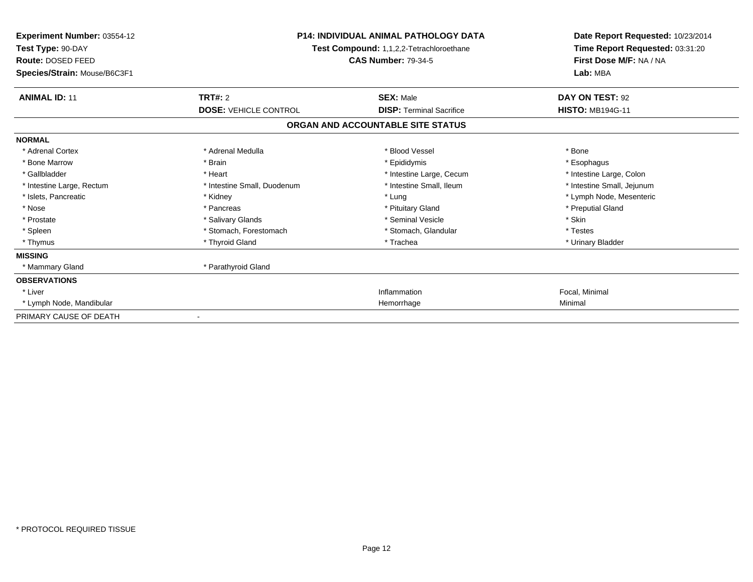**Experiment Number:** 03554-12
**Test Type:** 90-DAY
**Route:** DOSED FEED
**Species/Strain:** Mouse/B6C3F1

**P14: INDIVIDUAL ANIMAL PATHOLOGY DATA**
**Test Compound:** 1,1,2,2-Tetrachloroethane
**CAS Number:** 79-34-5

**Date Report Requested:** 10/23/2014
**Time Report Requested:** 03:31:20
**First Dose M/F:** NA / NA
**Lab:** MBA

| **ANIMAL ID:** 11 | **TRT#:** 2 | **SEX:** Male | **DAY ON TEST:** 92 |
|---|---|---|---|
| | **DOSE:** VEHICLE CONTROL | **DISP:** Terminal Sacrifice | **HISTO:** MB194G-11 |

## ORGAN AND ACCOUNTABLE SITE STATUS

| | | | |
|---|---|---|---|
| **NORMAL** | | | |
| * Adrenal Cortex | * Adrenal Medulla | * Blood Vessel | * Bone |
| * Bone Marrow | * Brain | * Epididymis | * Esophagus |
| * Gallbladder | * Heart | * Intestine Large, Cecum | * Intestine Large, Colon |
| * Intestine Large, Rectum | * Intestine Small, Duodenum | * Intestine Small, Ileum | * Intestine Small, Jejunum |
| * Islets, Pancreatic | * Kidney | * Lung | * Lymph Node, Mesenteric |
| * Nose | * Pancreas | * Pituitary Gland | * Preputial Gland |
| * Prostate | * Salivary Glands | * Seminal Vesicle | * Skin |
| * Spleen | * Stomach, Forestomach | * Stomach, Glandular | * Testes |
| * Thymus | * Thyroid Gland | * Trachea | * Urinary Bladder |
| **MISSING** | | | |
| * Mammary Gland | * Parathyroid Gland | | |
| **OBSERVATIONS** | | | |
| * Liver | | Inflammation | Focal, Minimal |
| * Lymph Node, Mandibular | | Hemorrhage | Minimal |
| PRIMARY CAUSE OF DEATH | - | | |

* PROTOCOL REQUIRED TISSUE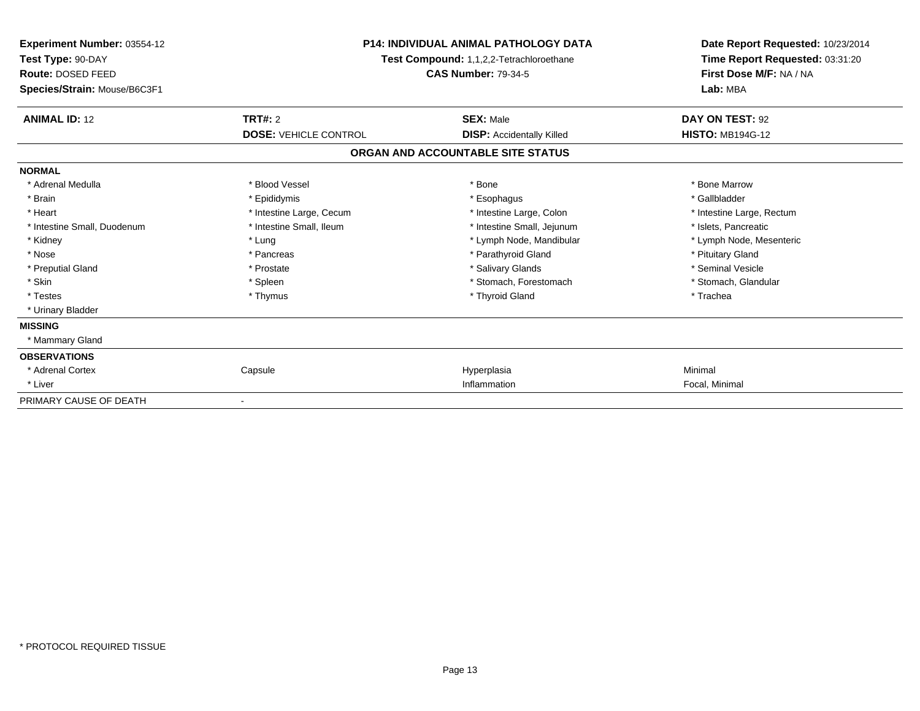**Experiment Number:** 03554-12
**Test Type:** 90-DAY
**Route:** DOSED FEED
**Species/Strain:** Mouse/B6C3F1

**P14: INDIVIDUAL ANIMAL PATHOLOGY DATA**
**Test Compound:** 1,1,2,2-Tetrachloroethane
**CAS Number:** 79-34-5

**Date Report Requested:** 10/23/2014
**Time Report Requested:** 03:31:20
**First Dose M/F:** NA / NA
**Lab:** MBA

| **ANIMAL ID:** 12 | **TRT#:** 2 | **SEX:** Male | **DAY ON TEST:** 92 |
|---|---|---|---|
| | **DOSE:** VEHICLE CONTROL | **DISP:** Accidentally Killed | **HISTO:** MB194G-12 |

## ORGAN AND ACCOUNTABLE SITE STATUS

| | | | |
|---|---|---|---|
| **NORMAL** | | | |
| * Adrenal Medulla | * Blood Vessel | * Bone | * Bone Marrow |
| * Brain | * Epididymis | * Esophagus | * Gallbladder |
| * Heart | * Intestine Large, Cecum | * Intestine Large, Colon | * Intestine Large, Rectum |
| * Intestine Small, Duodenum | * Intestine Small, Ileum | * Intestine Small, Jejunum | * Islets, Pancreatic |
| * Kidney | * Lung | * Lymph Node, Mandibular | * Lymph Node, Mesenteric |
| * Nose | * Pancreas | * Parathyroid Gland | * Pituitary Gland |
| * Preputial Gland | * Prostate | * Salivary Glands | * Seminal Vesicle |
| * Skin | * Spleen | * Stomach, Forestomach | * Stomach, Glandular |
| * Testes | * Thymus | * Thyroid Gland | * Trachea |
| * Urinary Bladder | | | |
| **MISSING** | | | |
| * Mammary Gland | | | |
| **OBSERVATIONS** | | | |
| * Adrenal Cortex | Capsule | Hyperplasia | Minimal |
| * Liver | | Inflammation | Focal, Minimal |
| PRIMARY CAUSE OF DEATH | - | | |

* PROTOCOL REQUIRED TISSUE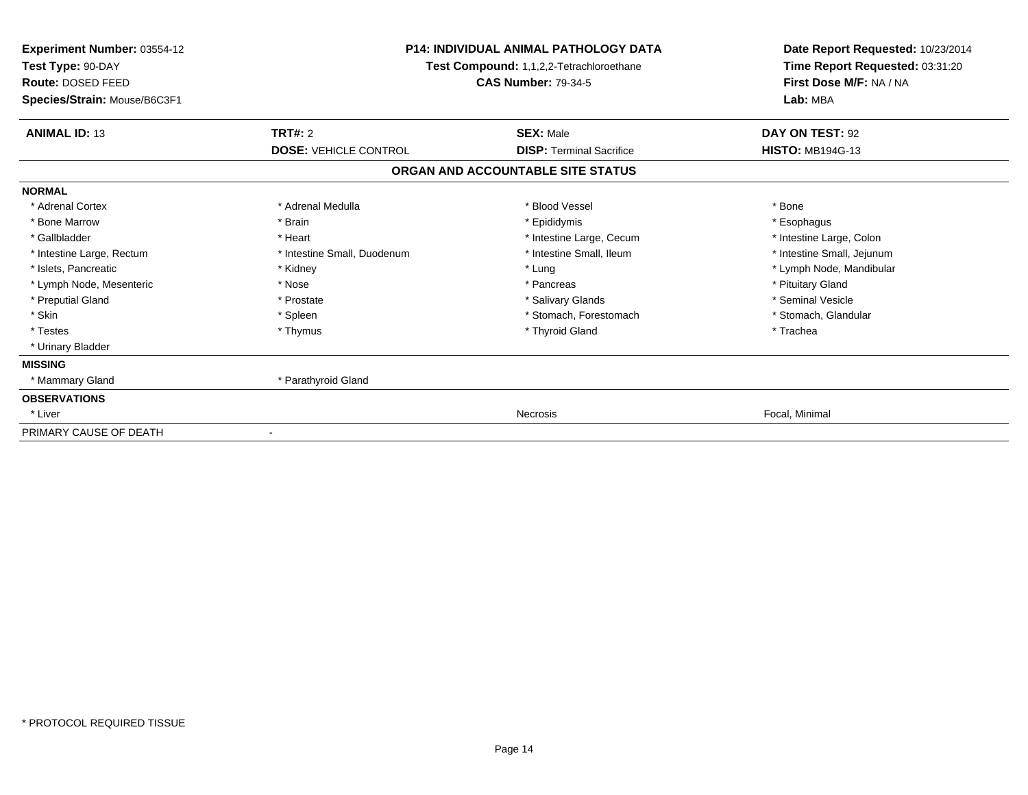**Experiment Number:** 03554-12
**Test Type:** 90-DAY
**Route:** DOSED FEED
**Species/Strain:** Mouse/B6C3F1

**P14: INDIVIDUAL ANIMAL PATHOLOGY DATA**
**Test Compound:** 1,1,2,2-Tetrachloroethane
**CAS Number:** 79-34-5

**Date Report Requested:** 10/23/2014
**Time Report Requested:** 03:31:20
**First Dose M/F:** NA / NA
**Lab:** MBA

| **ANIMAL ID:** 13 | **TRT#:** 2 | **SEX:** Male | **DAY ON TEST:** 92 |
|---|---|---|---|
| | **DOSE:** VEHICLE CONTROL | **DISP:** Terminal Sacrifice | **HISTO:** MB194G-13 |

## ORGAN AND ACCOUNTABLE SITE STATUS

| | | | |
|---|---|---|---|
| **NORMAL** | | | |
| * Adrenal Cortex | * Adrenal Medulla | * Blood Vessel | * Bone |
| * Bone Marrow | * Brain | * Epididymis | * Esophagus |
| * Gallbladder | * Heart | * Intestine Large, Cecum | * Intestine Large, Colon |
| * Intestine Large, Rectum | * Intestine Small, Duodenum | * Intestine Small, Ileum | * Intestine Small, Jejunum |
| * Islets, Pancreatic | * Kidney | * Lung | * Lymph Node, Mandibular |
| * Lymph Node, Mesenteric | * Nose | * Pancreas | * Pituitary Gland |
| * Preputial Gland | * Prostate | * Salivary Glands | * Seminal Vesicle |
| * Skin | * Spleen | * Stomach, Forestomach | * Stomach, Glandular |
| * Testes | * Thymus | * Thyroid Gland | * Trachea |
| * Urinary Bladder | | | |
| **MISSING** | | | |
| * Mammary Gland | * Parathyroid Gland | | |
| **OBSERVATIONS** | | | |
| * Liver | | Necrosis | Focal, Minimal |
| PRIMARY CAUSE OF DEATH | - | | |

* PROTOCOL REQUIRED TISSUE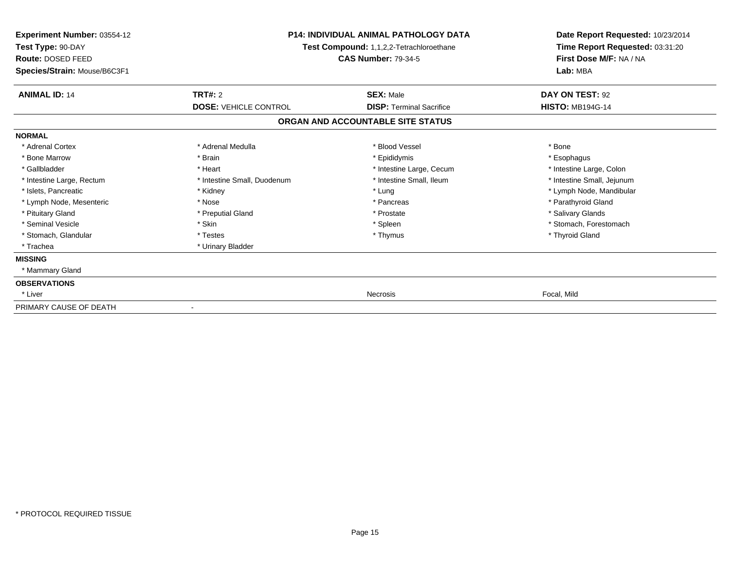**Experiment Number:** 03554-12
**Test Type:** 90-DAY
**Route:** DOSED FEED
**Species/Strain:** Mouse/B6C3F1

**P14: INDIVIDUAL ANIMAL PATHOLOGY DATA**
**Test Compound:** 1,1,2,2-Tetrachloroethane
**CAS Number:** 79-34-5

**Date Report Requested:** 10/23/2014
**Time Report Requested:** 03:31:20
**First Dose M/F:** NA / NA
**Lab:** MBA

| **ANIMAL ID:** 14 | **TRT#:** 2 | **SEX:** Male | **DAY ON TEST:** 92 |
|---|---|---|---|
| | **DOSE:** VEHICLE CONTROL | **DISP:** Terminal Sacrifice | **HISTO:** MB194G-14 |

## ORGAN AND ACCOUNTABLE SITE STATUS

| | | | |
|---|---|---|---|
| **NORMAL** | | | |
| * Adrenal Cortex | * Adrenal Medulla | * Blood Vessel | * Bone |
| * Bone Marrow | * Brain | * Epididymis | * Esophagus |
| * Gallbladder | * Heart | * Intestine Large, Cecum | * Intestine Large, Colon |
| * Intestine Large, Rectum | * Intestine Small, Duodenum | * Intestine Small, Ileum | * Intestine Small, Jejunum |
| * Islets, Pancreatic | * Kidney | * Lung | * Lymph Node, Mandibular |
| * Lymph Node, Mesenteric | * Nose | * Pancreas | * Parathyroid Gland |
| * Pituitary Gland | * Preputial Gland | * Prostate | * Salivary Glands |
| * Seminal Vesicle | * Skin | * Spleen | * Stomach, Forestomach |
| * Stomach, Glandular | * Testes | * Thymus | * Thyroid Gland |
| * Trachea | * Urinary Bladder | | |
| **MISSING** | | | |
| * Mammary Gland | | | |
| **OBSERVATIONS** | | | |
| * Liver | | Necrosis | Focal, Mild |
| PRIMARY CAUSE OF DEATH | - | | |

\* PROTOCOL REQUIRED TISSUE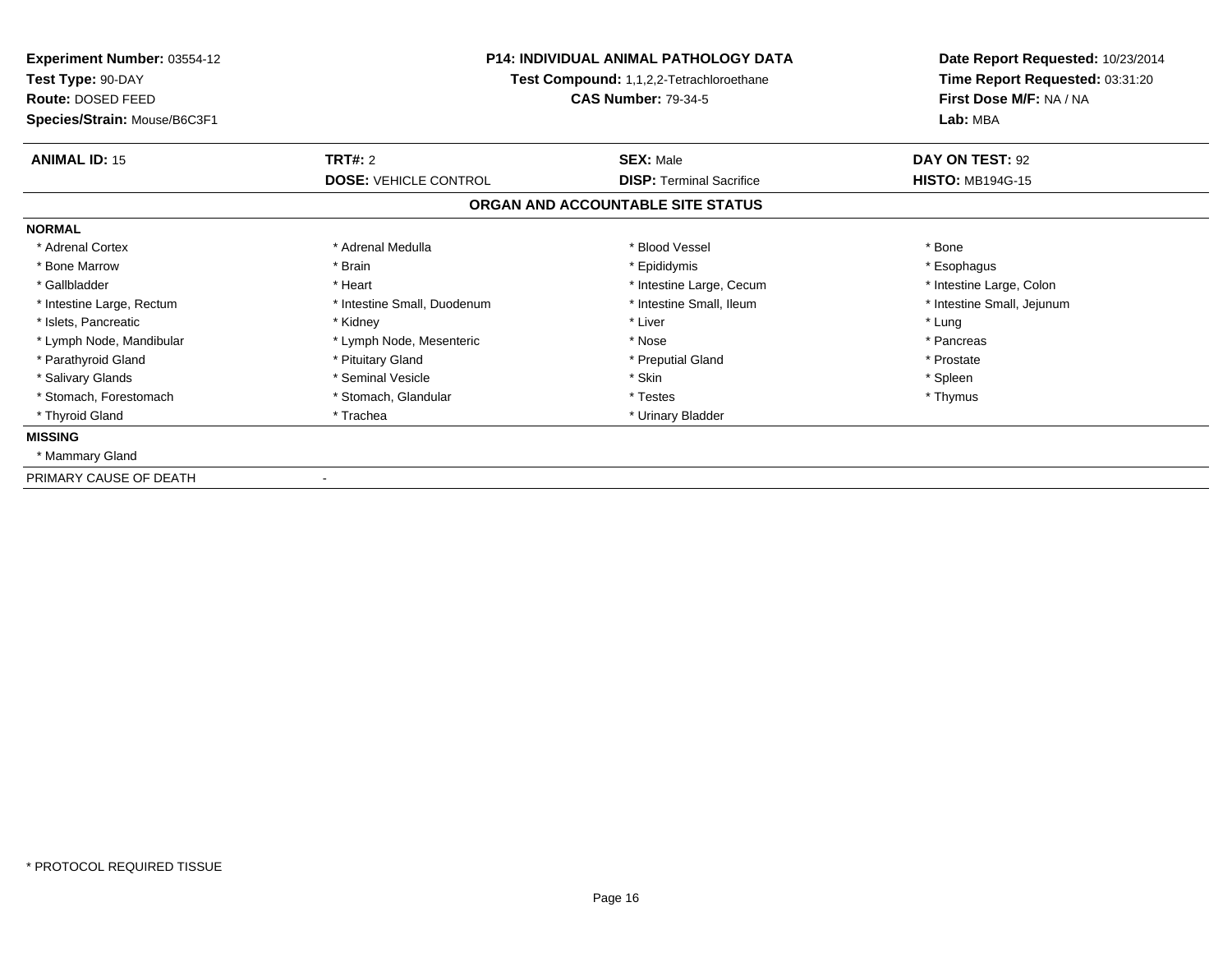**Experiment Number:** 03554-12
**Test Type:** 90-DAY
**Route:** DOSED FEED
**Species/Strain:** Mouse/B6C3F1

**P14: INDIVIDUAL ANIMAL PATHOLOGY DATA**
**Test Compound:** 1,1,2,2-Tetrachloroethane
**CAS Number:** 79-34-5

**Date Report Requested:** 10/23/2014
**Time Report Requested:** 03:31:20
**First Dose M/F:** NA / NA
**Lab:** MBA

| **ANIMAL ID:** 15 | **TRT#:** 2 | **SEX:** Male | **DAY ON TEST:** 92 |
|---|---|---|---|
| | **DOSE:** VEHICLE CONTROL | **DISP:** Terminal Sacrifice | **HISTO:** MB194G-15 |

## ORGAN AND ACCOUNTABLE SITE STATUS

**NORMAL**

| | | | |
|---|---|---|---|
| * Adrenal Cortex | * Adrenal Medulla | * Blood Vessel | * Bone |
| * Bone Marrow | * Brain | * Epididymis | * Esophagus |
| * Gallbladder | * Heart | * Intestine Large, Cecum | * Intestine Large, Colon |
| * Intestine Large, Rectum | * Intestine Small, Duodenum | * Intestine Small, Ileum | * Intestine Small, Jejunum |
| * Islets, Pancreatic | * Kidney | * Liver | * Lung |
| * Lymph Node, Mandibular | * Lymph Node, Mesenteric | * Nose | * Pancreas |
| * Parathyroid Gland | * Pituitary Gland | * Preputial Gland | * Prostate |
| * Salivary Glands | * Seminal Vesicle | * Skin | * Spleen |
| * Stomach, Forestomach | * Stomach, Glandular | * Testes | * Thymus |
| * Thyroid Gland | * Trachea | * Urinary Bladder | |

**MISSING**

* Mammary Gland

PRIMARY CAUSE OF DEATH -

* PROTOCOL REQUIRED TISSUE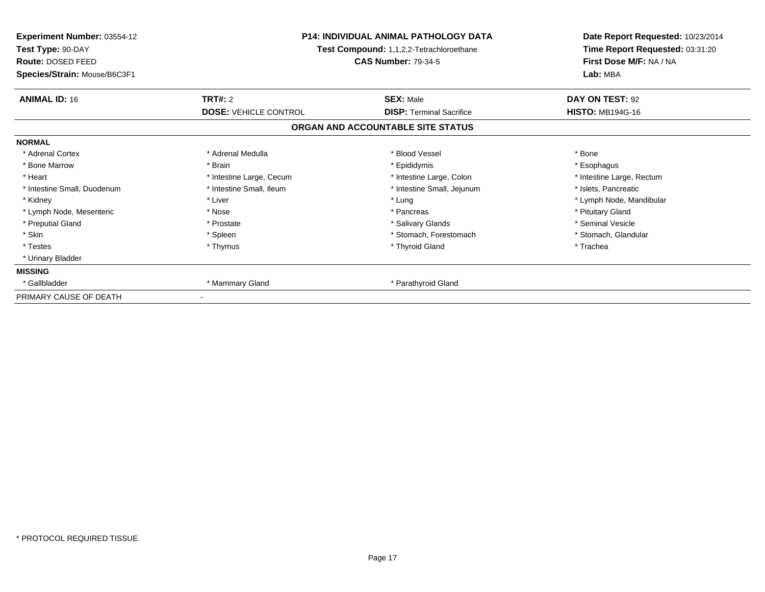**Experiment Number:** 03554-12
**Test Type:** 90-DAY
**Route:** DOSED FEED
**Species/Strain:** Mouse/B6C3F1

**P14: INDIVIDUAL ANIMAL PATHOLOGY DATA**
**Test Compound:** 1,1,2,2-Tetrachloroethane
**CAS Number:** 79-34-5

**Date Report Requested:** 10/23/2014
**Time Report Requested:** 03:31:20
**First Dose M/F:** NA / NA
**Lab:** MBA

| **ANIMAL ID:** 16 | **TRT#:** 2 | **SEX:** Male | **DAY ON TEST:** 92 |
|---|---|---|---|
| | **DOSE:** VEHICLE CONTROL | **DISP:** Terminal Sacrifice | **HISTO:** MB194G-16 |

## ORGAN AND ACCOUNTABLE SITE STATUS

**NORMAL**

| | | | |
|---|---|---|---|
| * Adrenal Cortex | * Adrenal Medulla | * Blood Vessel | * Bone |
| * Bone Marrow | * Brain | * Epididymis | * Esophagus |
| * Heart | * Intestine Large, Cecum | * Intestine Large, Colon | * Intestine Large, Rectum |
| * Intestine Small, Duodenum | * Intestine Small, Ileum | * Intestine Small, Jejunum | * Islets, Pancreatic |
| * Kidney | * Liver | * Lung | * Lymph Node, Mandibular |
| * Lymph Node, Mesenteric | * Nose | * Pancreas | * Pituitary Gland |
| * Preputial Gland | * Prostate | * Salivary Glands | * Seminal Vesicle |
| * Skin | * Spleen | * Stomach, Forestomach | * Stomach, Glandular |
| * Testes | * Thymus | * Thyroid Gland | * Trachea |
| * Urinary Bladder | | | |

**MISSING**

| | | |
|---|---|---|
| * Gallbladder | * Mammary Gland | * Parathyroid Gland |

PRIMARY CAUSE OF DEATH -

\* PROTOCOL REQUIRED TISSUE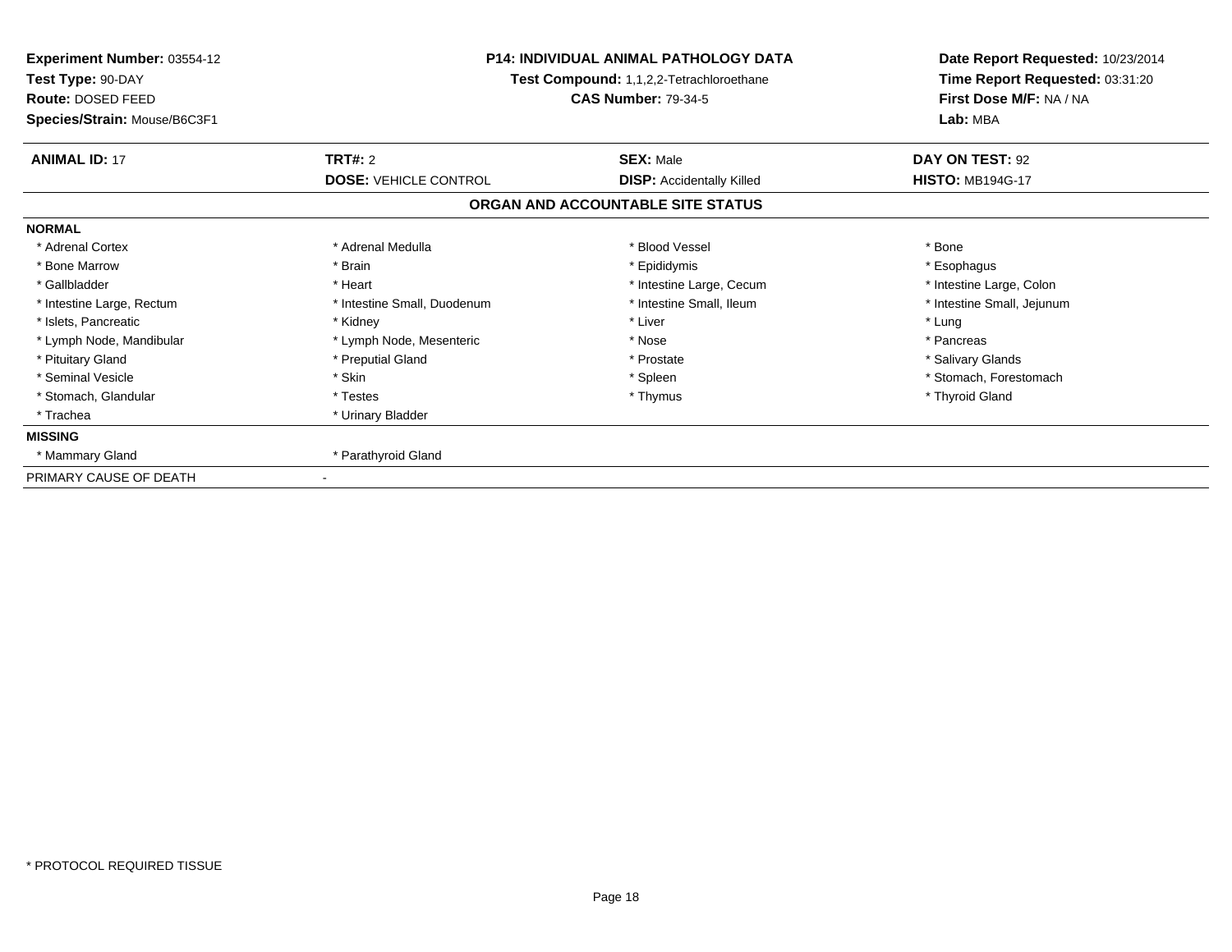**Experiment Number:** 03554-12
**Test Type:** 90-DAY
**Route:** DOSED FEED
**Species/Strain:** Mouse/B6C3F1

**P14: INDIVIDUAL ANIMAL PATHOLOGY DATA**
**Test Compound:** 1,1,2,2-Tetrachloroethane
**CAS Number:** 79-34-5

**Date Report Requested:** 10/23/2014
**Time Report Requested:** 03:31:20
**First Dose M/F:** NA / NA
**Lab:** MBA

| **ANIMAL ID:** 17 | **TRT#:** 2 | **SEX:** Male | **DAY ON TEST:** 92 |
|---|---|---|---|
| | **DOSE:** VEHICLE CONTROL | **DISP:** Accidentally Killed | **HISTO:** MB194G-17 |

## ORGAN AND ACCOUNTABLE SITE STATUS

**NORMAL**

| | | | |
|---|---|---|---|
| * Adrenal Cortex | * Adrenal Medulla | * Blood Vessel | * Bone |
| * Bone Marrow | * Brain | * Epididymis | * Esophagus |
| * Gallbladder | * Heart | * Intestine Large, Cecum | * Intestine Large, Colon |
| * Intestine Large, Rectum | * Intestine Small, Duodenum | * Intestine Small, Ileum | * Intestine Small, Jejunum |
| * Islets, Pancreatic | * Kidney | * Liver | * Lung |
| * Lymph Node, Mandibular | * Lymph Node, Mesenteric | * Nose | * Pancreas |
| * Pituitary Gland | * Preputial Gland | * Prostate | * Salivary Glands |
| * Seminal Vesicle | * Skin | * Spleen | * Stomach, Forestomach |
| * Stomach, Glandular | * Testes | * Thymus | * Thyroid Gland |
| * Trachea | * Urinary Bladder | | |

**MISSING**

| | |
|---|---|
| * Mammary Gland | * Parathyroid Gland |

PRIMARY CAUSE OF DEATH -

* PROTOCOL REQUIRED TISSUE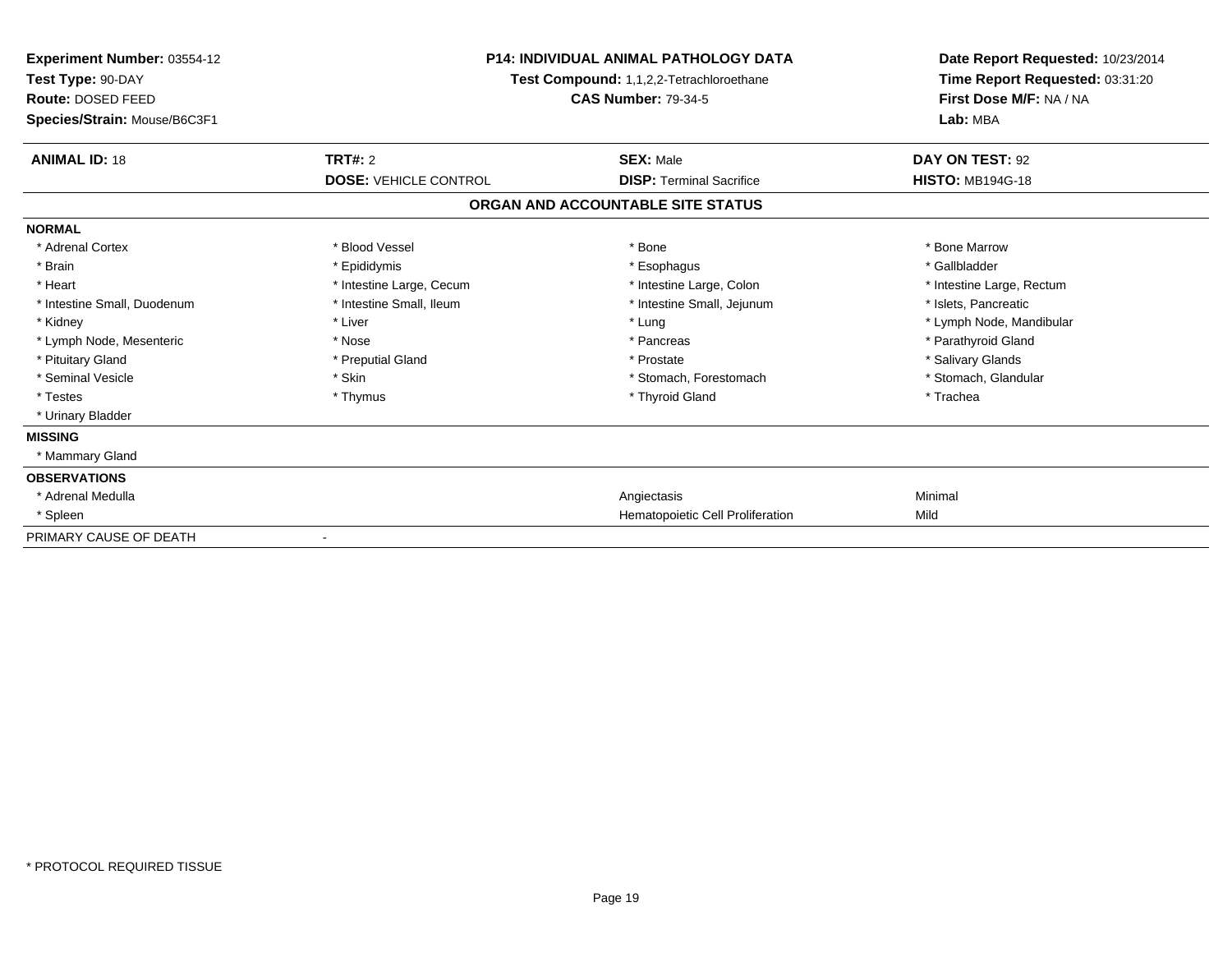**Experiment Number:** 03554-12
**Test Type:** 90-DAY
**Route:** DOSED FEED
**Species/Strain:** Mouse/B6C3F1

**P14: INDIVIDUAL ANIMAL PATHOLOGY DATA**
**Test Compound:** 1,1,2,2-Tetrachloroethane
**CAS Number:** 79-34-5

**Date Report Requested:** 10/23/2014
**Time Report Requested:** 03:31:20
**First Dose M/F:** NA / NA
**Lab:** MBA

| **ANIMAL ID:** 18 | **TRT#:** 2 | **SEX:** Male | **DAY ON TEST:** 92 |
|---|---|---|---|
| | **DOSE:** VEHICLE CONTROL | **DISP:** Terminal Sacrifice | **HISTO:** MB194G-18 |

## ORGAN AND ACCOUNTABLE SITE STATUS

| | | | |
|---|---|---|---|
| **NORMAL** | | | |
| * Adrenal Cortex | * Blood Vessel | * Bone | * Bone Marrow |
| * Brain | * Epididymis | * Esophagus | * Gallbladder |
| * Heart | * Intestine Large, Cecum | * Intestine Large, Colon | * Intestine Large, Rectum |
| * Intestine Small, Duodenum | * Intestine Small, Ileum | * Intestine Small, Jejunum | * Islets, Pancreatic |
| * Kidney | * Liver | * Lung | * Lymph Node, Mandibular |
| * Lymph Node, Mesenteric | * Nose | * Pancreas | * Parathyroid Gland |
| * Pituitary Gland | * Preputial Gland | * Prostate | * Salivary Glands |
| * Seminal Vesicle | * Skin | * Stomach, Forestomach | * Stomach, Glandular |
| * Testes | * Thymus | * Thyroid Gland | * Trachea |
| * Urinary Bladder | | | |
| **MISSING** | | | |
| * Mammary Gland | | | |
| **OBSERVATIONS** | | | |
| * Adrenal Medulla | | Angiectasis | Minimal |
| * Spleen | | Hematopoietic Cell Proliferation | Mild |
| PRIMARY CAUSE OF DEATH | - | | |

* PROTOCOL REQUIRED TISSUE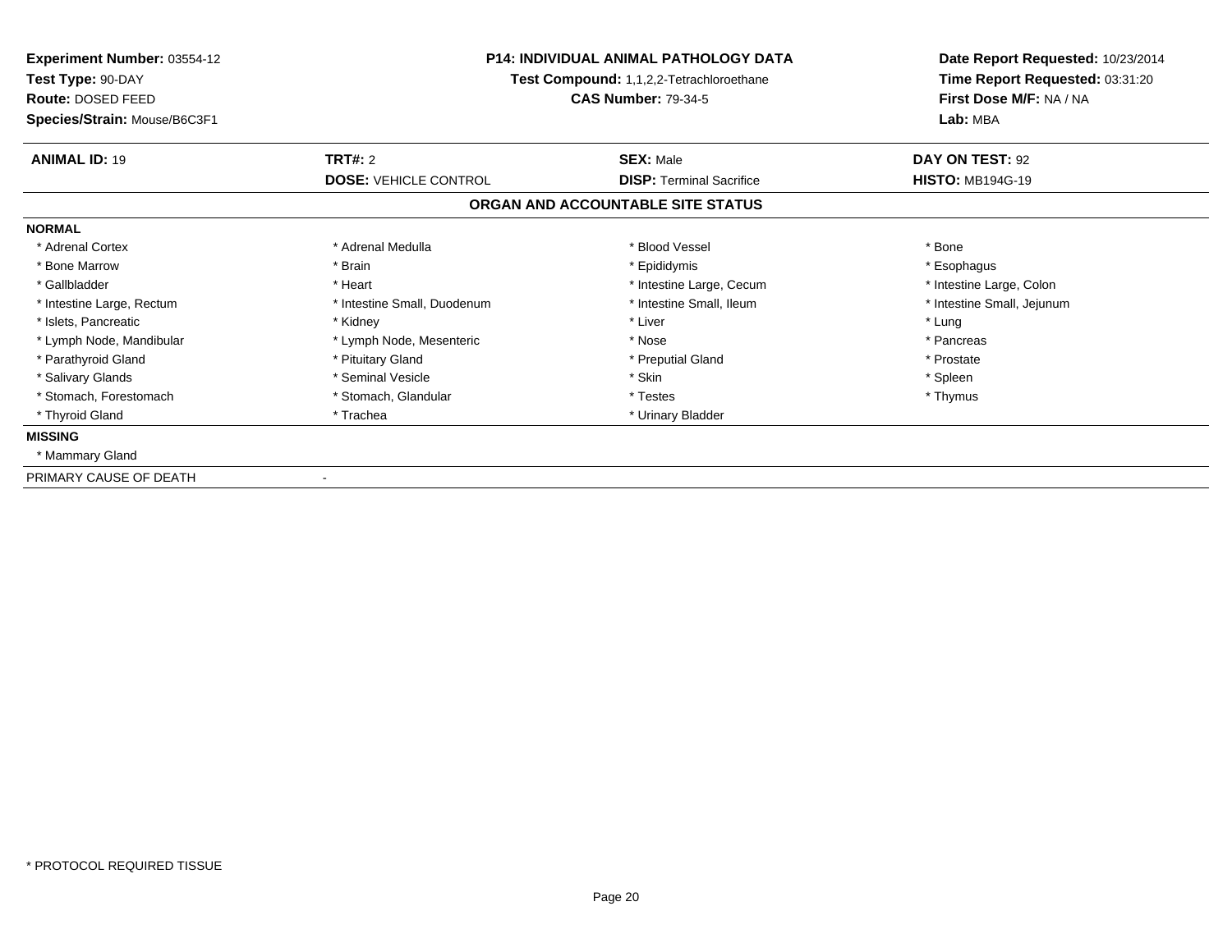**Experiment Number:** 03554-12
**Test Type:** 90-DAY
**Route:** DOSED FEED
**Species/Strain:** Mouse/B6C3F1

**P14: INDIVIDUAL ANIMAL PATHOLOGY DATA**
**Test Compound:** 1,1,2,2-Tetrachloroethane
**CAS Number:** 79-34-5

**Date Report Requested:** 10/23/2014
**Time Report Requested:** 03:31:20
**First Dose M/F:** NA / NA
**Lab:** MBA

| **ANIMAL ID:** 19 | **TRT#:** 2 | **SEX:** Male | **DAY ON TEST:** 92 |
|---|---|---|---|
| | **DOSE:** VEHICLE CONTROL | **DISP:** Terminal Sacrifice | **HISTO:** MB194G-19 |

## ORGAN AND ACCOUNTABLE SITE STATUS

**NORMAL**

| | | | |
|---|---|---|---|
| * Adrenal Cortex | * Adrenal Medulla | * Blood Vessel | * Bone |
| * Bone Marrow | * Brain | * Epididymis | * Esophagus |
| * Gallbladder | * Heart | * Intestine Large, Cecum | * Intestine Large, Colon |
| * Intestine Large, Rectum | * Intestine Small, Duodenum | * Intestine Small, Ileum | * Intestine Small, Jejunum |
| * Islets, Pancreatic | * Kidney | * Liver | * Lung |
| * Lymph Node, Mandibular | * Lymph Node, Mesenteric | * Nose | * Pancreas |
| * Parathyroid Gland | * Pituitary Gland | * Preputial Gland | * Prostate |
| * Salivary Glands | * Seminal Vesicle | * Skin | * Spleen |
| * Stomach, Forestomach | * Stomach, Glandular | * Testes | * Thymus |
| * Thyroid Gland | * Trachea | * Urinary Bladder | |

**MISSING**

* Mammary Gland

PRIMARY CAUSE OF DEATH -

\* PROTOCOL REQUIRED TISSUE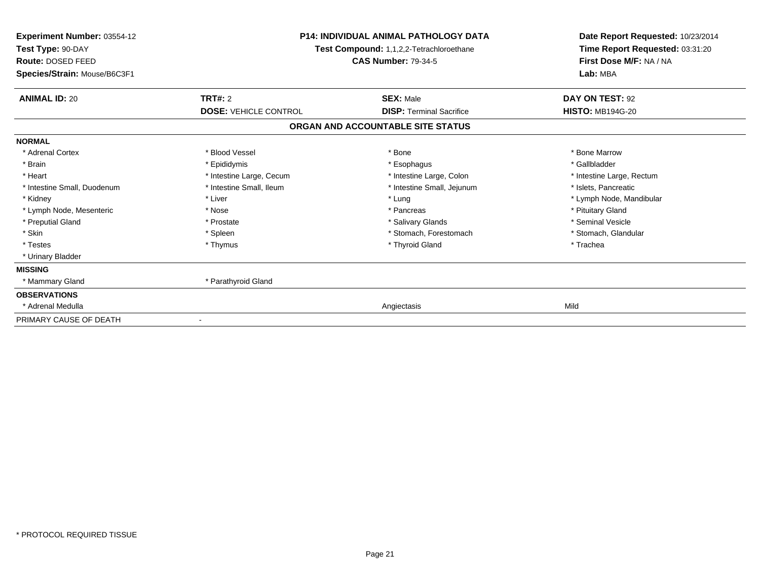**Experiment Number:** 03554-12
**Test Type:** 90-DAY
**Route:** DOSED FEED
**Species/Strain:** Mouse/B6C3F1

**P14: INDIVIDUAL ANIMAL PATHOLOGY DATA**
**Test Compound:** 1,1,2,2-Tetrachloroethane
**CAS Number:** 79-34-5

**Date Report Requested:** 10/23/2014
**Time Report Requested:** 03:31:20
**First Dose M/F:** NA / NA
**Lab:** MBA

| **ANIMAL ID:** 20 | **TRT#:** 2 | **SEX:** Male | **DAY ON TEST:** 92 |
|---|---|---|---|
| | **DOSE:** VEHICLE CONTROL | **DISP:** Terminal Sacrifice | **HISTO:** MB194G-20 |

## ORGAN AND ACCOUNTABLE SITE STATUS

| | | | |
|---|---|---|---|
| **NORMAL** | | | |
| * Adrenal Cortex | * Blood Vessel | * Bone | * Bone Marrow |
| * Brain | * Epididymis | * Esophagus | * Gallbladder |
| * Heart | * Intestine Large, Cecum | * Intestine Large, Colon | * Intestine Large, Rectum |
| * Intestine Small, Duodenum | * Intestine Small, Ileum | * Intestine Small, Jejunum | * Islets, Pancreatic |
| * Kidney | * Liver | * Lung | * Lymph Node, Mandibular |
| * Lymph Node, Mesenteric | * Nose | * Pancreas | * Pituitary Gland |
| * Preputial Gland | * Prostate | * Salivary Glands | * Seminal Vesicle |
| * Skin | * Spleen | * Stomach, Forestomach | * Stomach, Glandular |
| * Testes | * Thymus | * Thyroid Gland | * Trachea |
| * Urinary Bladder | | | |
| **MISSING** | | | |
| * Mammary Gland | * Parathyroid Gland | | |
| **OBSERVATIONS** | | | |
| * Adrenal Medulla | | Angiectasis | Mild |
| PRIMARY CAUSE OF DEATH | - | | |

* PROTOCOL REQUIRED TISSUE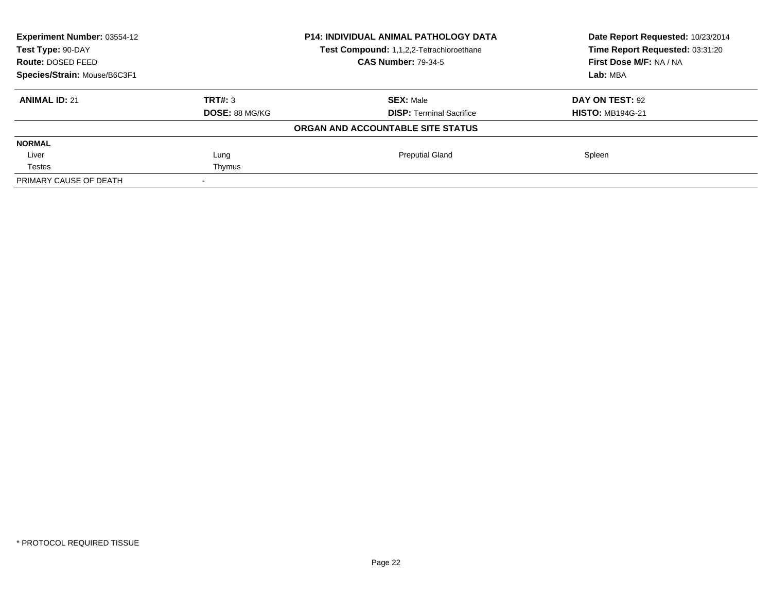**Experiment Number:** 03554-12
**Test Type:** 90-DAY
**Route:** DOSED FEED
**Species/Strain:** Mouse/B6C3F1

**P14: INDIVIDUAL ANIMAL PATHOLOGY DATA**
**Test Compound:** 1,1,2,2-Tetrachloroethane
**CAS Number:** 79-34-5

**Date Report Requested:** 10/23/2014
**Time Report Requested:** 03:31:20
**First Dose M/F:** NA / NA
**Lab:** MBA

| **ANIMAL ID:** 21 | **TRT#:** 3 | **SEX:** Male | **DAY ON TEST:** 92 |
|---|---|---|---|
| | **DOSE:** 88 MG/KG | **DISP:** Terminal Sacrifice | **HISTO:** MB194G-21 |

**ORGAN AND ACCOUNTABLE SITE STATUS**

| | | | |
|---|---|---|---|
| **NORMAL** | | | |
| Liver | Lung | Preputial Gland | Spleen |
| Testes | Thymus | | |
| PRIMARY CAUSE OF DEATH | - | | |

* PROTOCOL REQUIRED TISSUE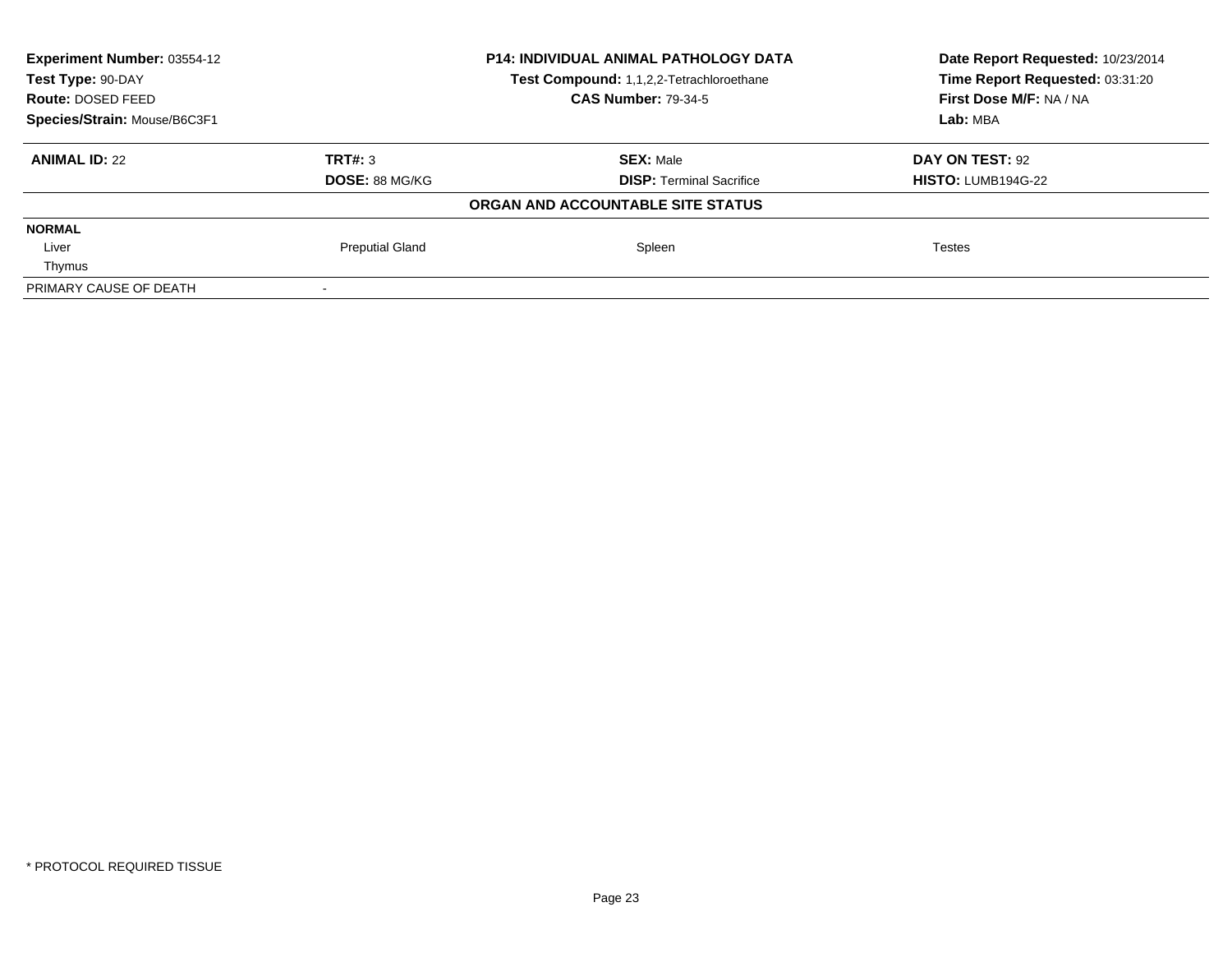| **Experiment Number:** 03554-12 | **P14: INDIVIDUAL ANIMAL PATHOLOGY DATA** | **Date Report Requested:** 10/23/2014 |
|---|---|---|
| **Test Type:** 90-DAY | **Test Compound:** 1,1,2,2-Tetrachloroethane | **Time Report Requested:** 03:31:20 |
| **Route:** DOSED FEED | **CAS Number:** 79-34-5 | **First Dose M/F:** NA / NA |
| **Species/Strain:** Mouse/B6C3F1 | | **Lab:** MBA |

| **ANIMAL ID:** 22 | **TRT#:** 3 | **SEX:** Male | **DAY ON TEST:** 92 |
|---|---|---|---|
| | **DOSE:** 88 MG/KG | **DISP:** Terminal Sacrifice | **HISTO:** LUMB194G-22 |
| | | **ORGAN AND ACCOUNTABLE SITE STATUS** | |
| **NORMAL** | | | |
| Liver | Preputial Gland | Spleen | Testes |
| Thymus | | | |
| PRIMARY CAUSE OF DEATH | - | | |

\* PROTOCOL REQUIRED TISSUE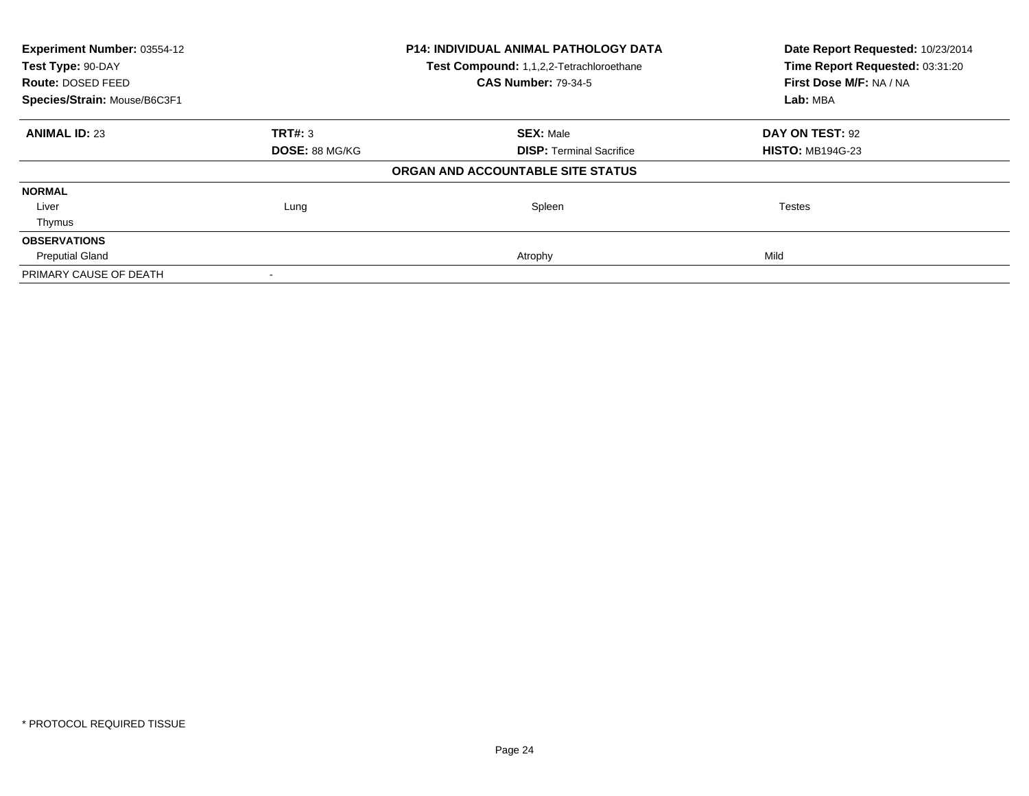| **Experiment Number:** 03554-12 | **P14: INDIVIDUAL ANIMAL PATHOLOGY DATA** | **Date Report Requested:** 10/23/2014 |
|---|---|---|
| **Test Type:** 90-DAY | **Test Compound:** 1,1,2,2-Tetrachloroethane | **Time Report Requested:** 03:31:20 |
| **Route:** DOSED FEED | **CAS Number:** 79-34-5 | **First Dose M/F:** NA / NA |
| **Species/Strain:** Mouse/B6C3F1 | | **Lab:** MBA |

| **ANIMAL ID:** 23 | **TRT#:** 3 | **SEX:** Male | **DAY ON TEST:** 92 |
|---|---|---|---|
| | **DOSE:** 88 MG/KG | **DISP:** Terminal Sacrifice | **HISTO:** MB194G-23 |

**ORGAN AND ACCOUNTABLE SITE STATUS**

| | | | |
|---|---|---|---|
| **NORMAL** | | | |
| Liver | Lung | Spleen | Testes |
| Thymus | | | |
| **OBSERVATIONS** | | | |
| Preputial Gland | | Atrophy | Mild |
| PRIMARY CAUSE OF DEATH | - | | |

\* PROTOCOL REQUIRED TISSUE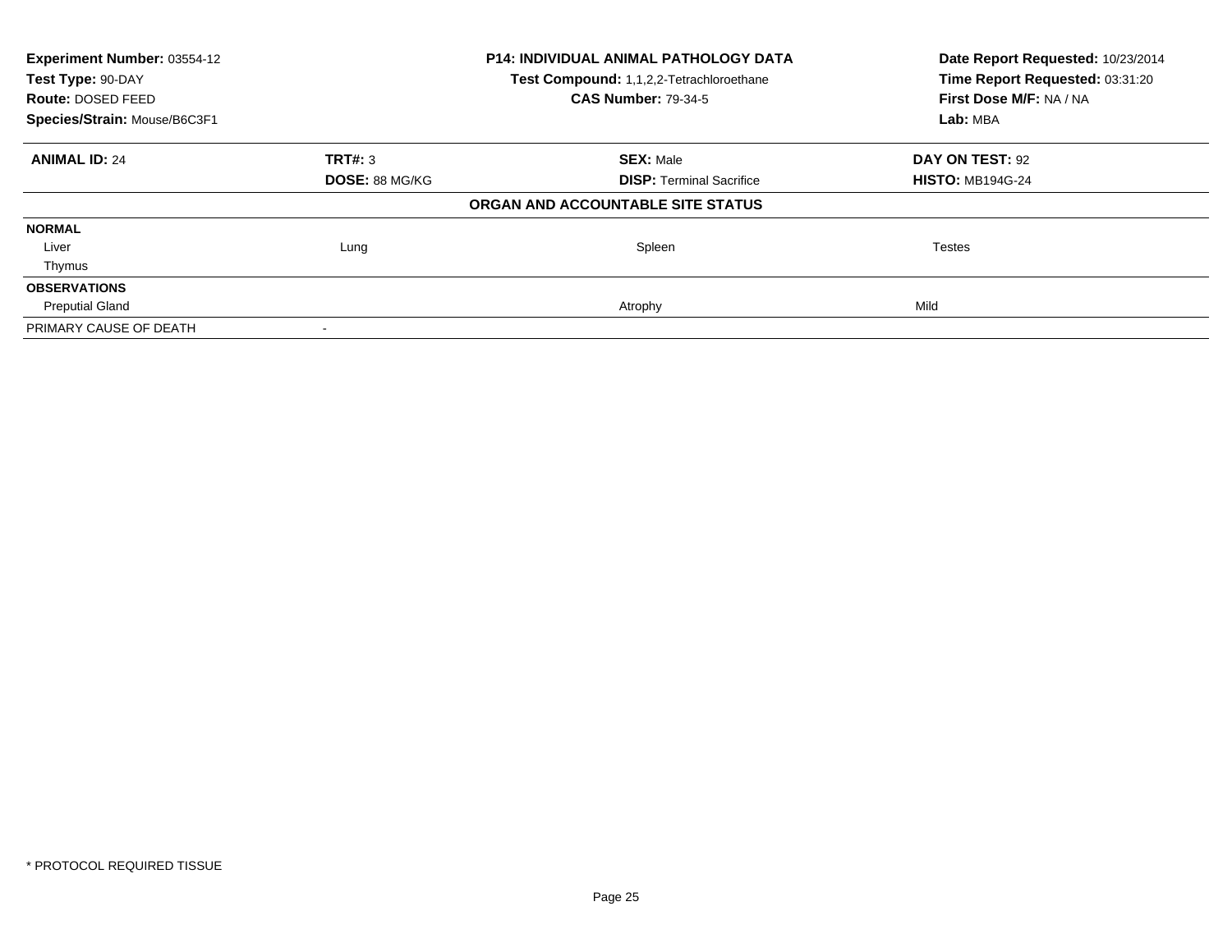**Experiment Number:** 03554-12
**Test Type:** 90-DAY
**Route:** DOSED FEED
**Species/Strain:** Mouse/B6C3F1

**P14: INDIVIDUAL ANIMAL PATHOLOGY DATA**
**Test Compound:** 1,1,2,2-Tetrachloroethane
**CAS Number:** 79-34-5

**Date Report Requested:** 10/23/2014
**Time Report Requested:** 03:31:20
**First Dose M/F:** NA / NA
**Lab:** MBA

| **ANIMAL ID:** 24 | **TRT#:** 3 | **SEX:** Male | **DAY ON TEST:** 92 |
|---|---|---|---|
| | **DOSE:** 88 MG/KG | **DISP:** Terminal Sacrifice | **HISTO:** MB194G-24 |

**ORGAN AND ACCOUNTABLE SITE STATUS**

| | | | |
|---|---|---|---|
| **NORMAL** | | | |
| Liver | Lung | Spleen | Testes |
| Thymus | | | |
| **OBSERVATIONS** | | | |
| Preputial Gland | | Atrophy | Mild |
| PRIMARY CAUSE OF DEATH | - | | |

\* PROTOCOL REQUIRED TISSUE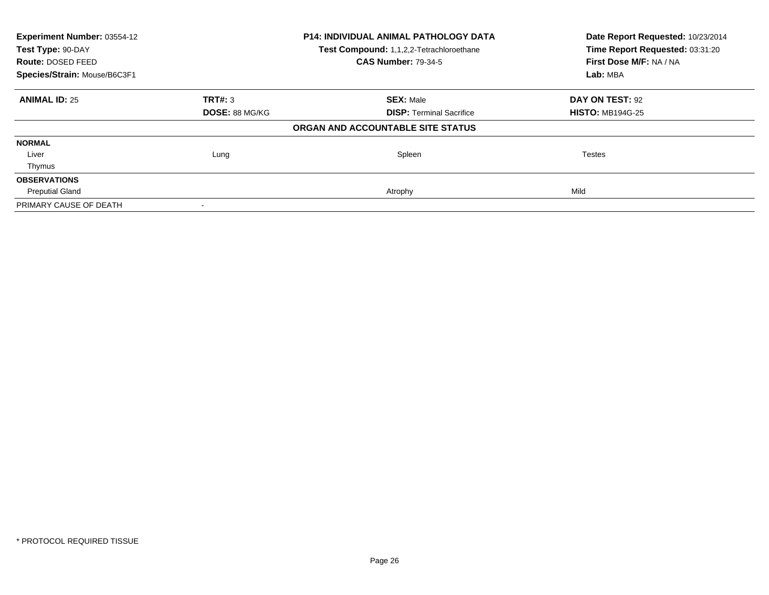| Experiment Number: 03554-12 | P14: INDIVIDUAL ANIMAL PATHOLOGY DATA | Date Report Requested: 10/23/2014 |
|---|---|---|
| Test Type: 90-DAY | Test Compound: 1,1,2,2-Tetrachloroethane | Time Report Requested: 03:31:20 |
| Route: DOSED FEED | CAS Number: 79-34-5 | First Dose M/F: NA / NA |
| Species/Strain: Mouse/B6C3F1 | | Lab: MBA |

| ANIMAL ID: 25 | TRT#: 3 | SEX: Male | DAY ON TEST: 92 |
|---|---|---|---|
| | DOSE: 88 MG/KG | DISP: Terminal Sacrifice | HISTO: MB194G-25 |

**ORGAN AND ACCOUNTABLE SITE STATUS**

| | | | |
|---|---|---|---|
| **NORMAL** | | | |
| Liver | Lung | Spleen | Testes |
| Thymus | | | |
| **OBSERVATIONS** | | | |
| Preputial Gland | | Atrophy | Mild |
| PRIMARY CAUSE OF DEATH | - | | |

\* PROTOCOL REQUIRED TISSUE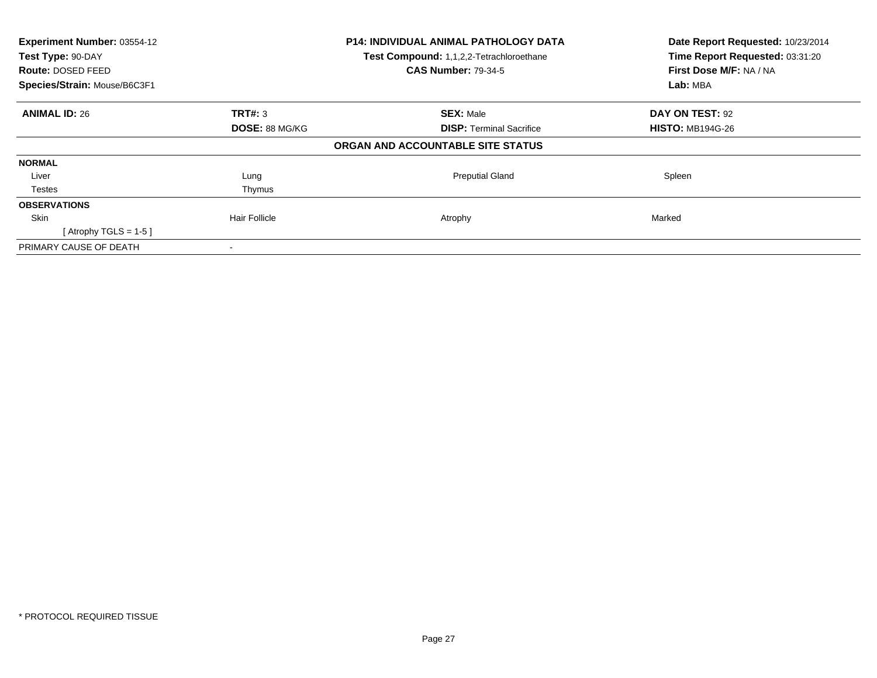**Experiment Number:** 03554-12
**Test Type:** 90-DAY
**Route:** DOSED FEED
**Species/Strain:** Mouse/B6C3F1

**P14: INDIVIDUAL ANIMAL PATHOLOGY DATA**
**Test Compound:** 1,1,2,2-Tetrachloroethane
**CAS Number:** 79-34-5

**Date Report Requested:** 10/23/2014
**Time Report Requested:** 03:31:20
**First Dose M/F:** NA / NA
**Lab:** MBA

| **ANIMAL ID:** 26 | **TRT#:** 3 | **SEX:** Male | **DAY ON TEST:** 92 |
|---|---|---|---|
| | **DOSE:** 88 MG/KG | **DISP:** Terminal Sacrifice | **HISTO:** MB194G-26 |

**ORGAN AND ACCOUNTABLE SITE STATUS**

| | | | |
|---|---|---|---|
| **NORMAL** | | | |
| Liver | Lung | Preputial Gland | Spleen |
| Testes | Thymus | | |
| **OBSERVATIONS** | | | |
| Skin | Hair Follicle | Atrophy | Marked |
| [ Atrophy TGLS = 1-5 ] | | | |
| PRIMARY CAUSE OF DEATH | - | | |

\* PROTOCOL REQUIRED TISSUE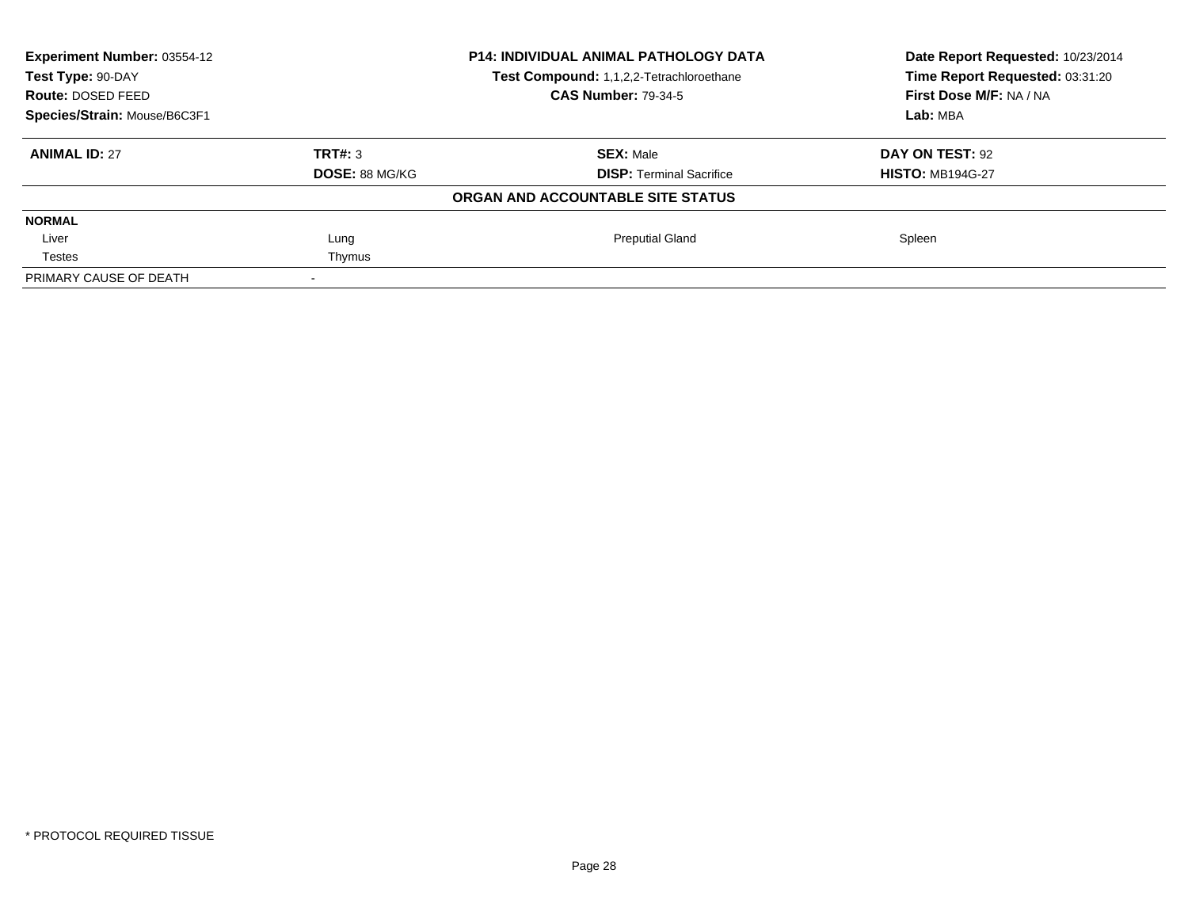| **Experiment Number:** 03554-12 | **P14: INDIVIDUAL ANIMAL PATHOLOGY DATA** | **Date Report Requested:** 10/23/2014 |
|---|---|---|
| **Test Type:** 90-DAY | **Test Compound:** 1,1,2,2-Tetrachloroethane | **Time Report Requested:** 03:31:20 |
| **Route:** DOSED FEED | **CAS Number:** 79-34-5 | **First Dose M/F:** NA / NA |
| **Species/Strain:** Mouse/B6C3F1 | | **Lab:** MBA |

| **ANIMAL ID:** 27 | **TRT#:** 3 | **SEX:** Male | **DAY ON TEST:** 92 |
|---|---|---|---|
| | **DOSE:** 88 MG/KG | **DISP:** Terminal Sacrifice | **HISTO:** MB194G-27 |

**ORGAN AND ACCOUNTABLE SITE STATUS**

| **NORMAL** | | | |
|---|---|---|---|
| Liver | Lung | Preputial Gland | Spleen |
| Testes | Thymus | | |
| PRIMARY CAUSE OF DEATH | - | | |

\* PROTOCOL REQUIRED TISSUE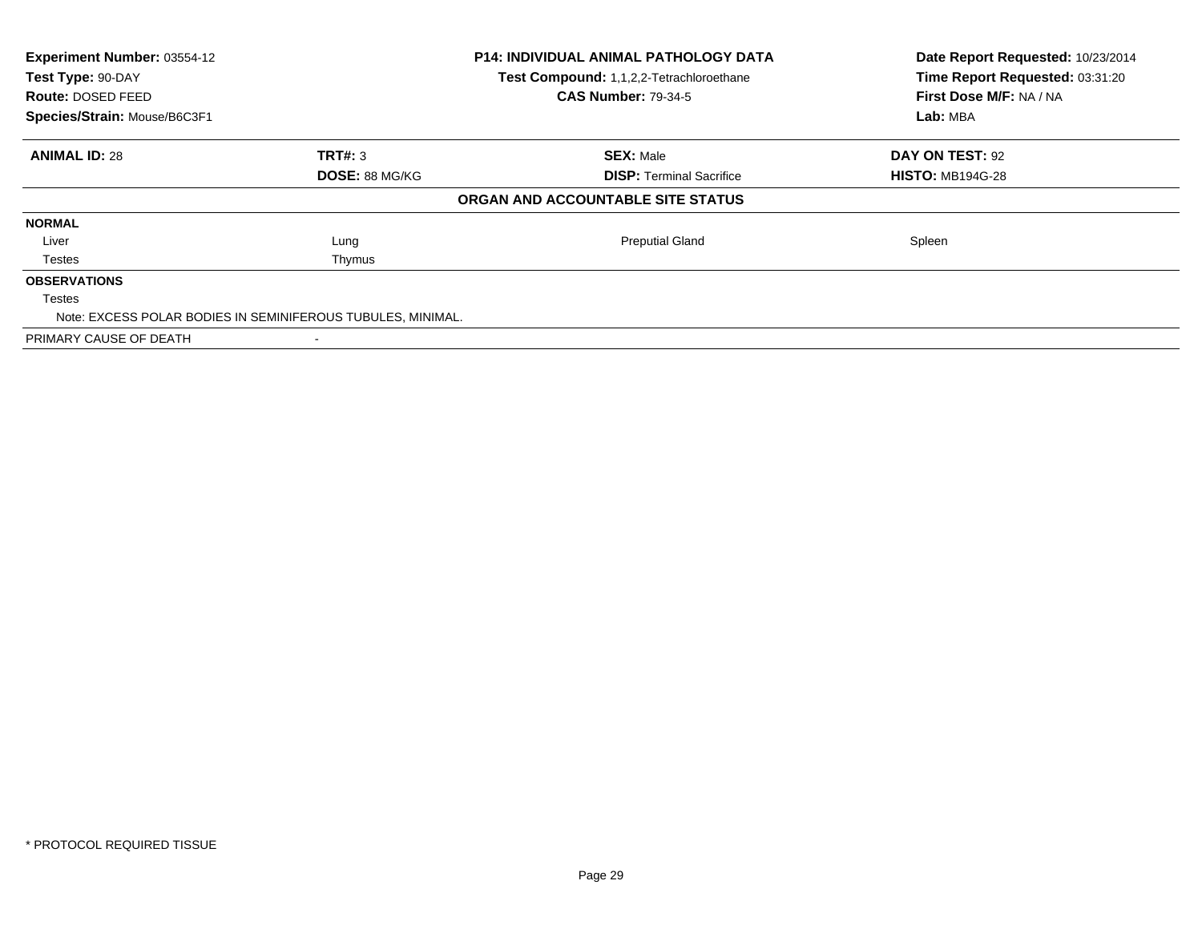**Experiment Number:** 03554-12
**Test Type:** 90-DAY
**Route:** DOSED FEED
**Species/Strain:** Mouse/B6C3F1

**P14: INDIVIDUAL ANIMAL PATHOLOGY DATA**
**Test Compound:** 1,1,2,2-Tetrachloroethane
**CAS Number:** 79-34-5

**Date Report Requested:** 10/23/2014
**Time Report Requested:** 03:31:20
**First Dose M/F:** NA / NA
**Lab:** MBA

| **ANIMAL ID:** 28 | **TRT#:** 3 | **SEX:** Male | **DAY ON TEST:** 92 |
|---|---|---|---|
| | **DOSE:** 88 MG/KG | **DISP:** Terminal Sacrifice | **HISTO:** MB194G-28 |

**ORGAN AND ACCOUNTABLE SITE STATUS**

**NORMAL**

| | | | |
|---|---|---|---|
| Liver | Lung | Preputial Gland | Spleen |
| Testes | Thymus | | |

**OBSERVATIONS**

Testes

Note: EXCESS POLAR BODIES IN SEMINIFEROUS TUBULES, MINIMAL.

PRIMARY CAUSE OF DEATH -

\* PROTOCOL REQUIRED TISSUE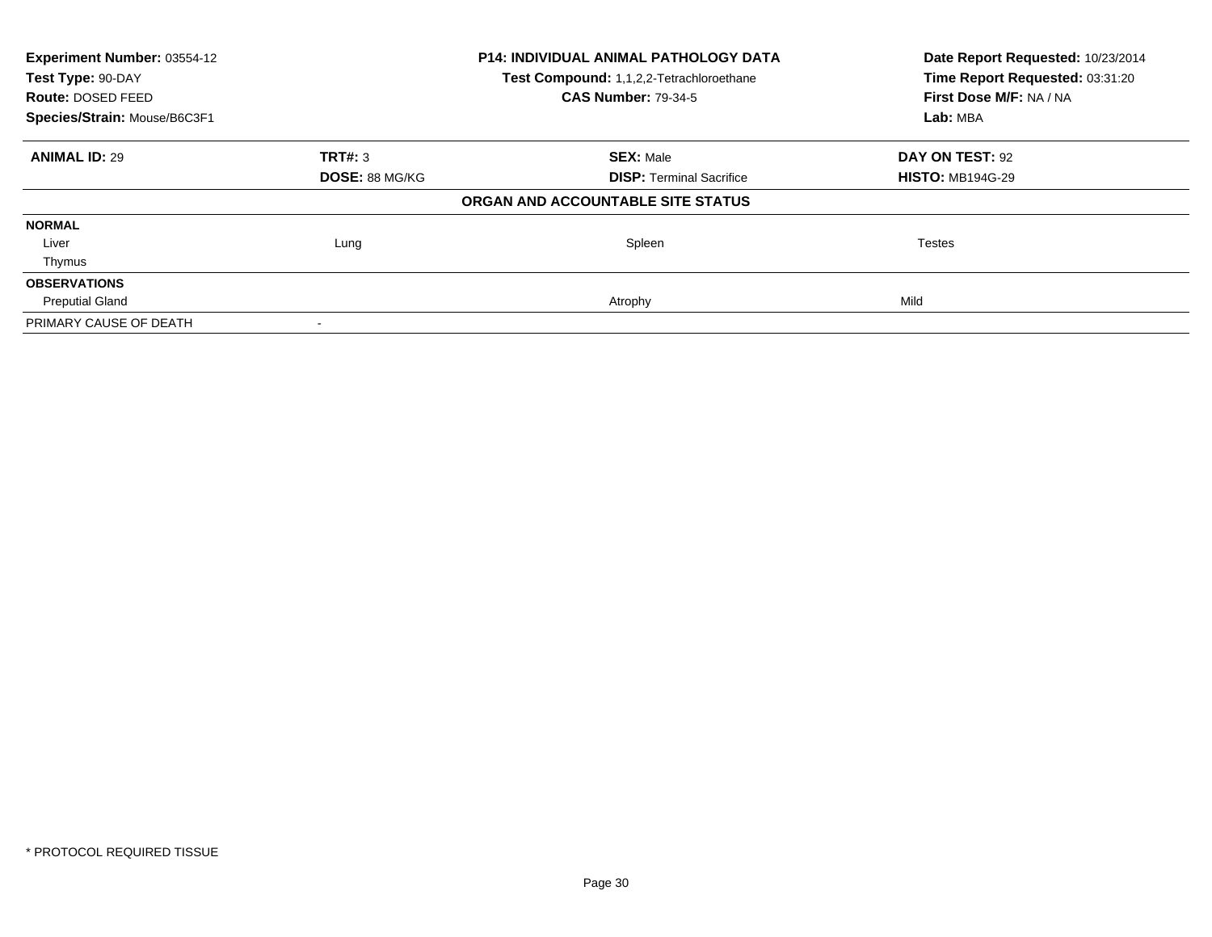**Experiment Number:** 03554-12
**Test Type:** 90-DAY
**Route:** DOSED FEED
**Species/Strain:** Mouse/B6C3F1

**P14: INDIVIDUAL ANIMAL PATHOLOGY DATA**
**Test Compound:** 1,1,2,2-Tetrachloroethane
**CAS Number:** 79-34-5

**Date Report Requested:** 10/23/2014
**Time Report Requested:** 03:31:20
**First Dose M/F:** NA / NA
**Lab:** MBA

| **ANIMAL ID:** 29 | **TRT#:** 3 | **SEX:** Male | **DAY ON TEST:** 92 |
|---|---|---|---|
| | **DOSE:** 88 MG/KG | **DISP:** Terminal Sacrifice | **HISTO:** MB194G-29 |

**ORGAN AND ACCOUNTABLE SITE STATUS**

| | | | |
|---|---|---|---|
| **NORMAL** | | | |
| Liver | Lung | Spleen | Testes |
| Thymus | | | |
| **OBSERVATIONS** | | | |
| Preputial Gland | | Atrophy | Mild |
| PRIMARY CAUSE OF DEATH | - | | |

* PROTOCOL REQUIRED TISSUE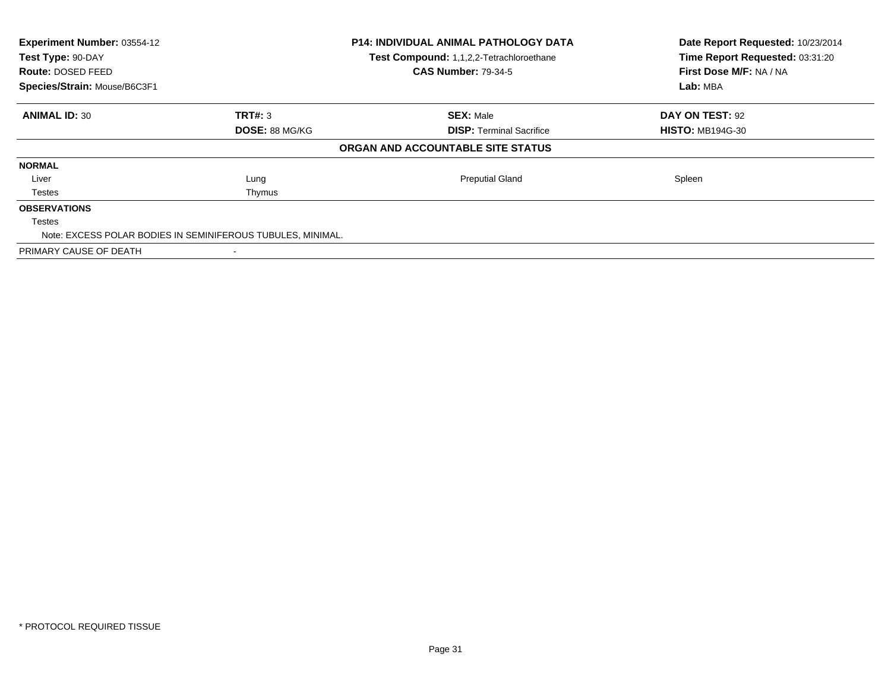**Experiment Number:** 03554-12
**Test Type:** 90-DAY
**Route:** DOSED FEED
**Species/Strain:** Mouse/B6C3F1

**P14: INDIVIDUAL ANIMAL PATHOLOGY DATA**
**Test Compound:** 1,1,2,2-Tetrachloroethane
**CAS Number:** 79-34-5

**Date Report Requested:** 10/23/2014
**Time Report Requested:** 03:31:20
**First Dose M/F:** NA / NA
**Lab:** MBA

| **ANIMAL ID:** 30 | **TRT#:** 3 | **SEX:** Male | **DAY ON TEST:** 92 |
|---|---|---|---|
| | **DOSE:** 88 MG/KG | **DISP:** Terminal Sacrifice | **HISTO:** MB194G-30 |

**ORGAN AND ACCOUNTABLE SITE STATUS**

**NORMAL**

| Liver | Lung | Preputial Gland | Spleen |
|---|---|---|---|
| Testes | Thymus | | |

**OBSERVATIONS**

Testes

Note: EXCESS POLAR BODIES IN SEMINIFEROUS TUBULES, MINIMAL.

PRIMARY CAUSE OF DEATH -

\* PROTOCOL REQUIRED TISSUE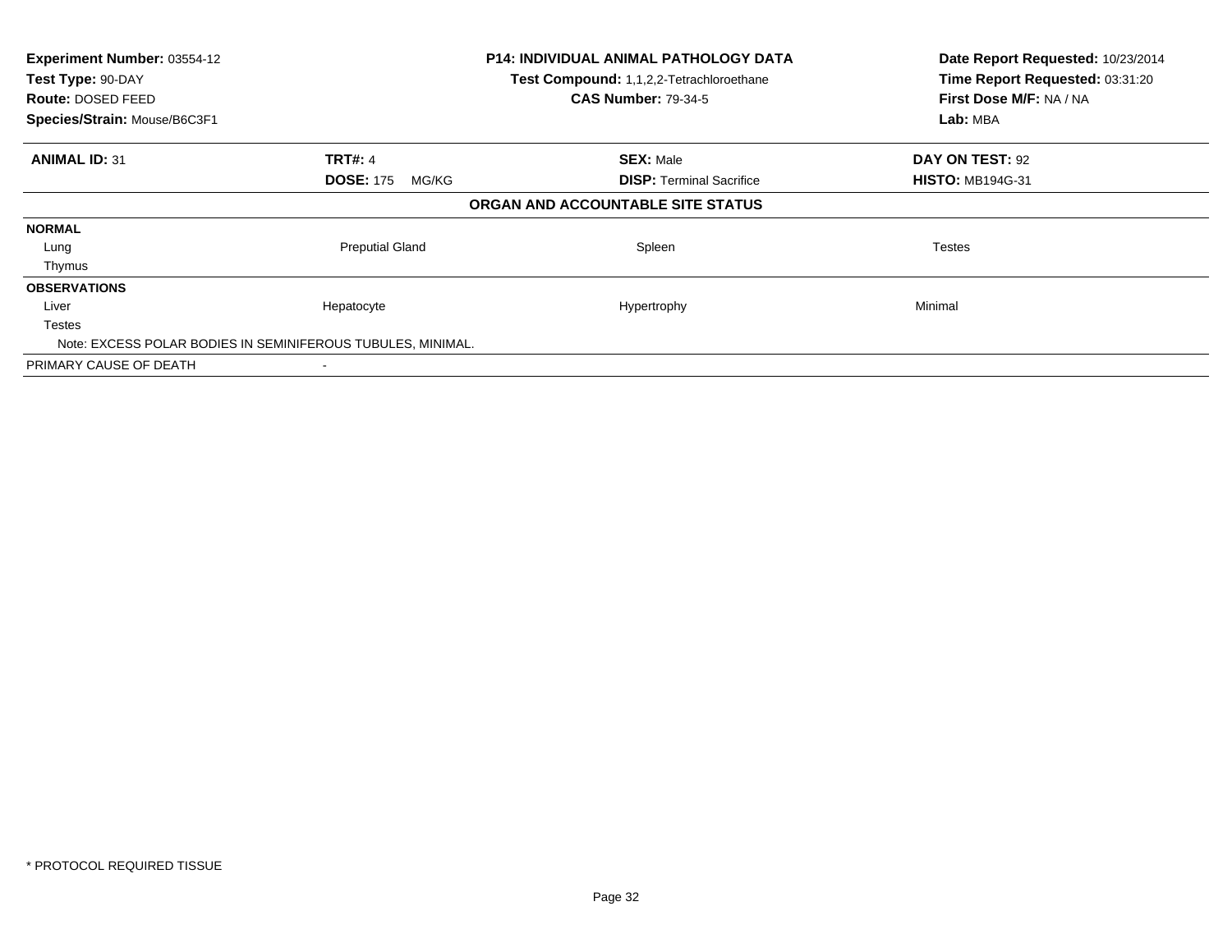| **Experiment Number:** 03554-12 | **P14: INDIVIDUAL ANIMAL PATHOLOGY DATA** | **Date Report Requested:** 10/23/2014 |
|---|---|---|
| **Test Type:** 90-DAY | **Test Compound:** 1,1,2,2-Tetrachloroethane | **Time Report Requested:** 03:31:20 |
| **Route:** DOSED FEED | **CAS Number:** 79-34-5 | **First Dose M/F:** NA / NA |
| **Species/Strain:** Mouse/B6C3F1 | | **Lab:** MBA |

| **ANIMAL ID:** 31 | **TRT#:** 4 | **SEX:** Male | **DAY ON TEST:** 92 |
|---|---|---|---|
| | **DOSE:** 175 MG/KG | **DISP:** Terminal Sacrifice | **HISTO:** MB194G-31 |

**ORGAN AND ACCOUNTABLE SITE STATUS**

| | | | |
|---|---|---|---|
| **NORMAL** | | | |
| Lung | Preputial Gland | Spleen | Testes |
| Thymus | | | |
| **OBSERVATIONS** | | | |
| Liver | Hepatocyte | Hypertrophy | Minimal |
| Testes | | | |
| Note: EXCESS POLAR BODIES IN SEMINIFEROUS TUBULES, MINIMAL. | | | |
| PRIMARY CAUSE OF DEATH | - | | |

\* PROTOCOL REQUIRED TISSUE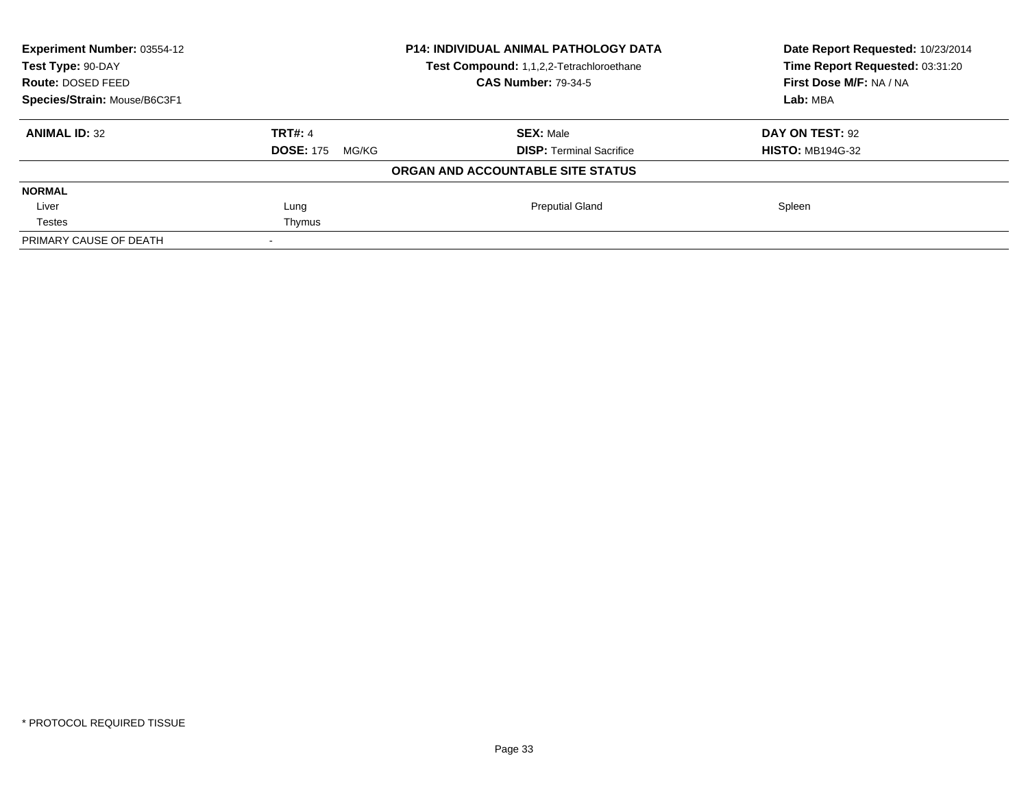| **Experiment Number:** 03554-12 | **P14: INDIVIDUAL ANIMAL PATHOLOGY DATA** | **Date Report Requested:** 10/23/2014 |
|---|---|---|
| **Test Type:** 90-DAY | **Test Compound:** 1,1,2,2-Tetrachloroethane | **Time Report Requested:** 03:31:20 |
| **Route:** DOSED FEED | **CAS Number:** 79-34-5 | **First Dose M/F:** NA / NA |
| **Species/Strain:** Mouse/B6C3F1 | | **Lab:** MBA |

| **ANIMAL ID:** 32 | **TRT#:** 4 | **SEX:** Male | **DAY ON TEST:** 92 |
|---|---|---|---|
| | **DOSE:** 175 MG/KG | **DISP:** Terminal Sacrifice | **HISTO:** MB194G-32 |

**ORGAN AND ACCOUNTABLE SITE STATUS**

| **NORMAL** | | | |
|---|---|---|---|
| Liver | Lung | Preputial Gland | Spleen |
| Testes | Thymus | | |
| PRIMARY CAUSE OF DEATH | - | | |

\* PROTOCOL REQUIRED TISSUE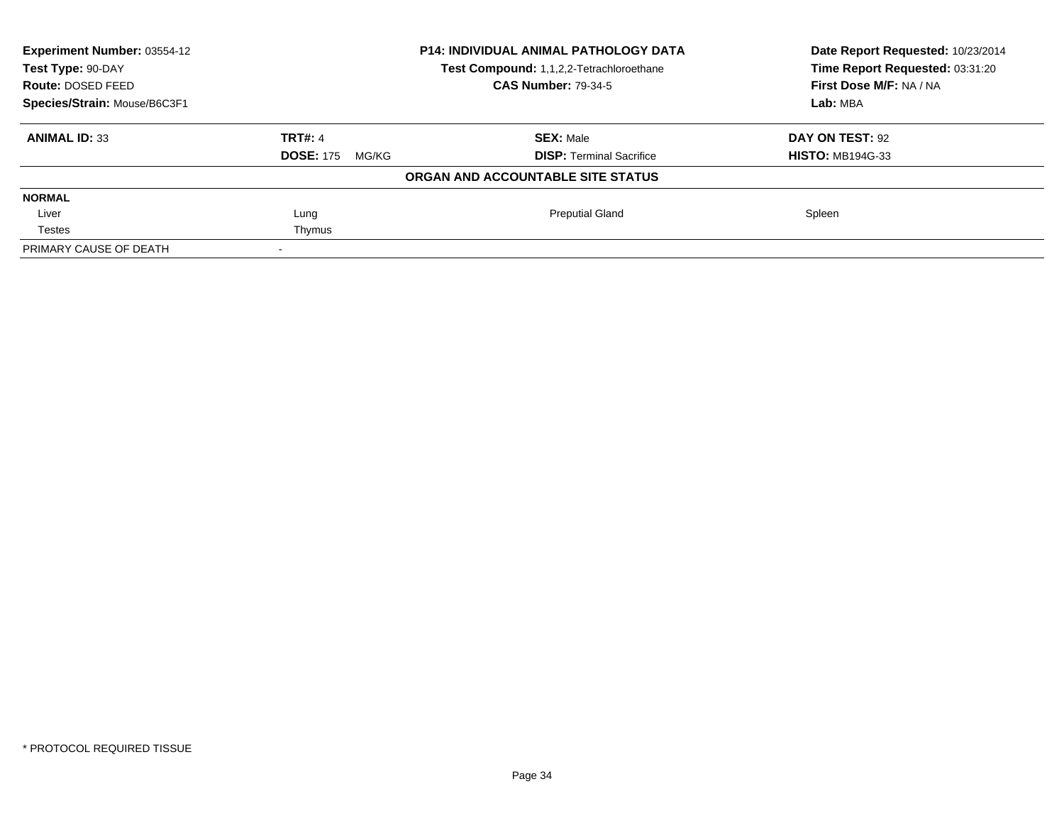**Experiment Number:** 03554-12
**Test Type:** 90-DAY
**Route:** DOSED FEED
**Species/Strain:** Mouse/B6C3F1

**P14: INDIVIDUAL ANIMAL PATHOLOGY DATA**
**Test Compound:** 1,1,2,2-Tetrachloroethane
**CAS Number:** 79-34-5

**Date Report Requested:** 10/23/2014
**Time Report Requested:** 03:31:20
**First Dose M/F:** NA / NA
**Lab:** MBA

| **ANIMAL ID:** 33 | **TRT#:** 4 | **SEX:** Male | **DAY ON TEST:** 92 |
|---|---|---|---|
| | **DOSE:** 175 MG/KG | **DISP:** Terminal Sacrifice | **HISTO:** MB194G-33 |

**ORGAN AND ACCOUNTABLE SITE STATUS**

| **NORMAL** | | | |
|---|---|---|---|
| Liver | Lung | Preputial Gland | Spleen |
| Testes | Thymus | | |
| PRIMARY CAUSE OF DEATH | - | | |

\* PROTOCOL REQUIRED TISSUE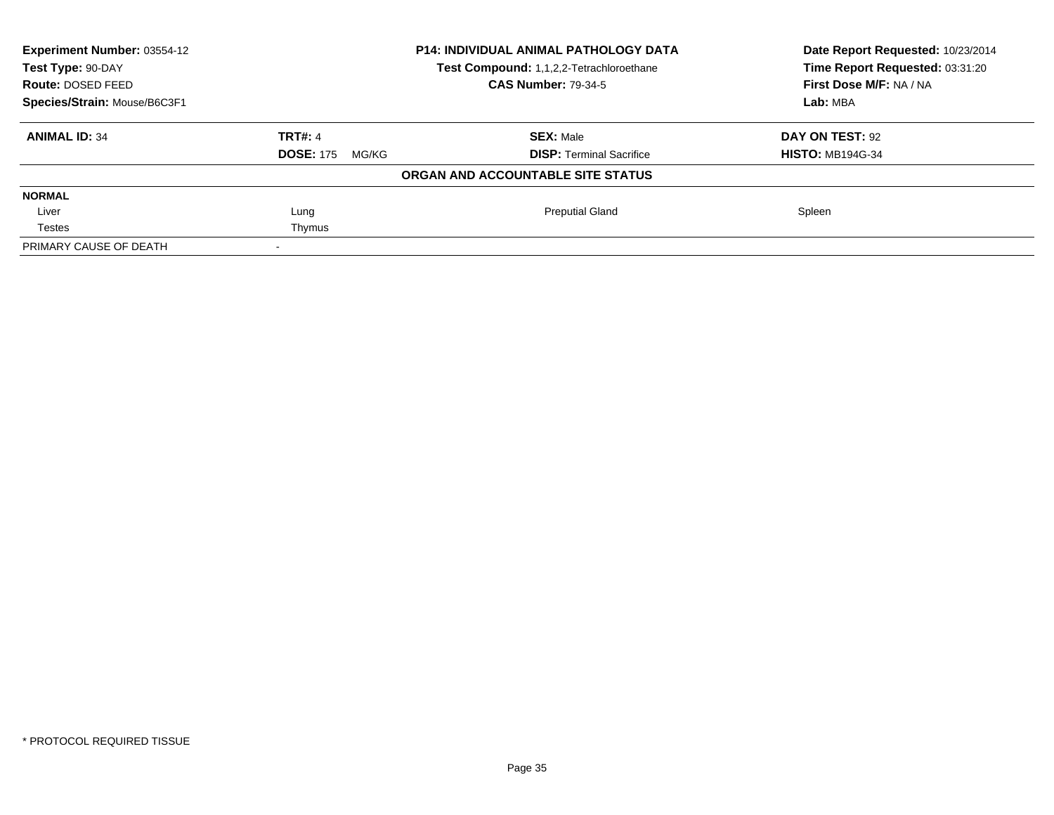| **Experiment Number:** 03554-12 | **P14: INDIVIDUAL ANIMAL PATHOLOGY DATA** | **Date Report Requested:** 10/23/2014 |
|---|---|---|
| **Test Type:** 90-DAY | **Test Compound:** 1,1,2,2-Tetrachloroethane | **Time Report Requested:** 03:31:20 |
| **Route:** DOSED FEED | **CAS Number:** 79-34-5 | **First Dose M/F:** NA / NA |
| **Species/Strain:** Mouse/B6C3F1 | | **Lab:** MBA |

| **ANIMAL ID:** 34 | **TRT#:** 4 | **SEX:** Male | **DAY ON TEST:** 92 |
|---|---|---|---|
| | **DOSE:** 175 MG/KG | **DISP:** Terminal Sacrifice | **HISTO:** MB194G-34 |

**ORGAN AND ACCOUNTABLE SITE STATUS**

| | | | |
|---|---|---|---|
| **NORMAL** | | | |
| Liver | Lung | Preputial Gland | Spleen |
| Testes | Thymus | | |
| PRIMARY CAUSE OF DEATH | - | | |

\* PROTOCOL REQUIRED TISSUE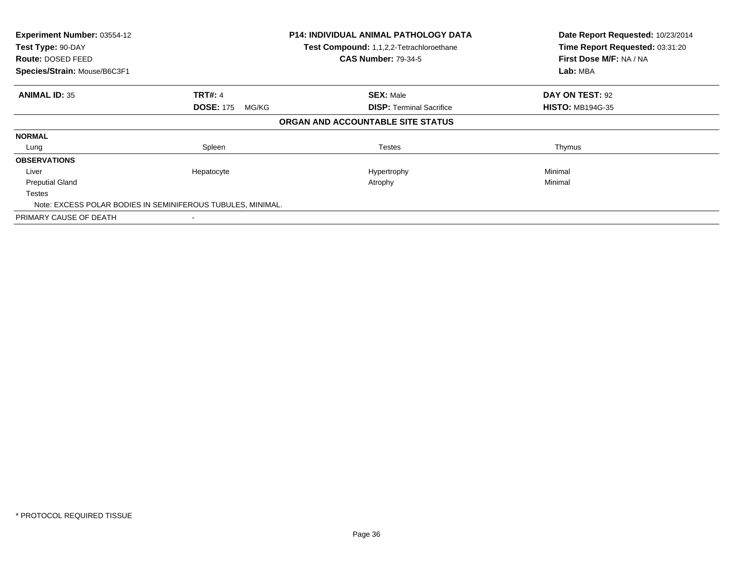**Experiment Number:** 03554-12
**Test Type:** 90-DAY
**Route:** DOSED FEED
**Species/Strain:** Mouse/B6C3F1

**P14: INDIVIDUAL ANIMAL PATHOLOGY DATA**
**Test Compound:** 1,1,2,2-Tetrachloroethane
**CAS Number:** 79-34-5

**Date Report Requested:** 10/23/2014
**Time Report Requested:** 03:31:20
**First Dose M/F:** NA / NA
**Lab:** MBA

| **ANIMAL ID:** 35 | **TRT#:** 4 | **SEX:** Male | **DAY ON TEST:** 92 |
|---|---|---|---|
| | **DOSE:** 175 MG/KG | **DISP:** Terminal Sacrifice | **HISTO:** MB194G-35 |

**ORGAN AND ACCOUNTABLE SITE STATUS**

| | | | |
|---|---|---|---|
| **NORMAL** | | | |
| Lung | Spleen | Testes | Thymus |
| **OBSERVATIONS** | | | |
| Liver | Hepatocyte | Hypertrophy | Minimal |
| Preputial Gland | | Atrophy | Minimal |
| Testes | | | |
| Note: EXCESS POLAR BODIES IN SEMINIFEROUS TUBULES, MINIMAL. | | | |
| PRIMARY CAUSE OF DEATH | - | | |

\* PROTOCOL REQUIRED TISSUE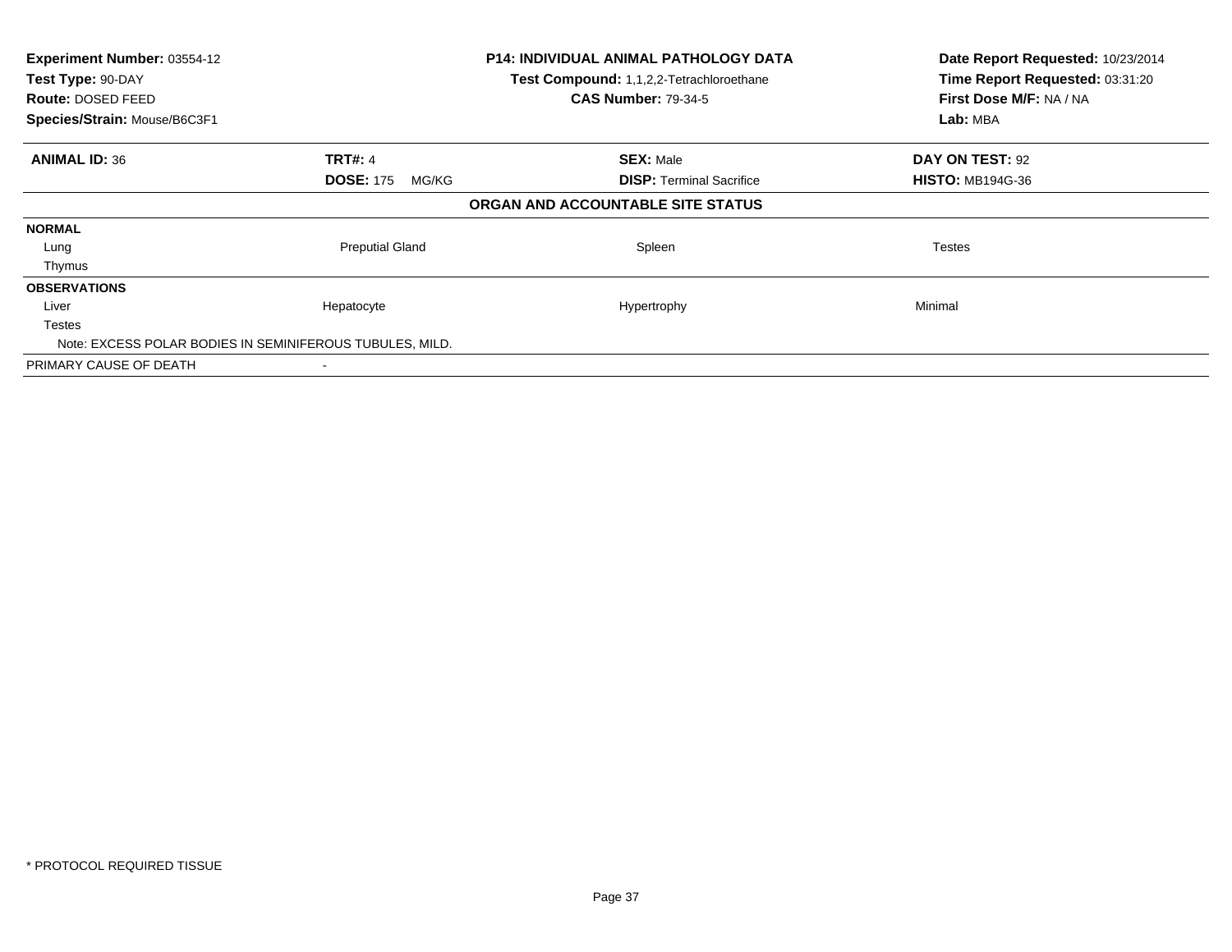**Experiment Number:** 03554-12
**Test Type:** 90-DAY
**Route:** DOSED FEED
**Species/Strain:** Mouse/B6C3F1

**P14: INDIVIDUAL ANIMAL PATHOLOGY DATA**
**Test Compound:** 1,1,2,2-Tetrachloroethane
**CAS Number:** 79-34-5

**Date Report Requested:** 10/23/2014
**Time Report Requested:** 03:31:20
**First Dose M/F:** NA / NA
**Lab:** MBA

| **ANIMAL ID:** 36 | **TRT#:** 4 | **SEX:** Male | **DAY ON TEST:** 92 |
|---|---|---|---|
| | **DOSE:** 175 MG/KG | **DISP:** Terminal Sacrifice | **HISTO:** MB194G-36 |

**ORGAN AND ACCOUNTABLE SITE STATUS**

| | | | |
|---|---|---|---|
| **NORMAL** | | | |
| Lung | Preputial Gland | Spleen | Testes |
| Thymus | | | |
| **OBSERVATIONS** | | | |
| Liver | Hepatocyte | Hypertrophy | Minimal |
| Testes | | | |
| Note: EXCESS POLAR BODIES IN SEMINIFEROUS TUBULES, MILD. | | | |
| PRIMARY CAUSE OF DEATH | - | | |

\* PROTOCOL REQUIRED TISSUE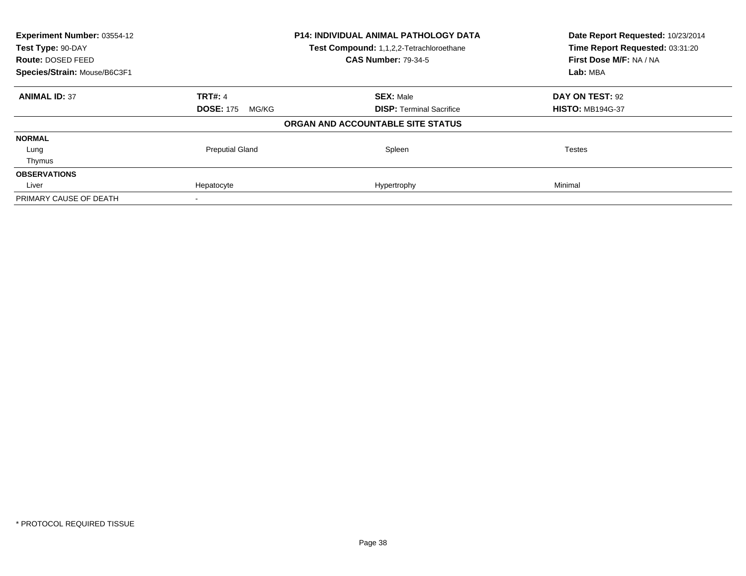| Experiment Number: 03554-12 | P14: INDIVIDUAL ANIMAL PATHOLOGY DATA | Date Report Requested: 10/23/2014 |
|---|---|---|
| Test Type: 90-DAY | Test Compound: 1,1,2,2-Tetrachloroethane | Time Report Requested: 03:31:20 |
| Route: DOSED FEED | CAS Number: 79-34-5 | First Dose M/F: NA / NA |
| Species/Strain: Mouse/B6C3F1 | | Lab: MBA |

| ANIMAL ID: 37 | TRT#: 4 | SEX: Male | DAY ON TEST: 92 |
|---|---|---|---|
| | DOSE: 175 MG/KG | DISP: Terminal Sacrifice | HISTO: MB194G-37 |

**ORGAN AND ACCOUNTABLE SITE STATUS**

| | | | |
|---|---|---|---|
| **NORMAL** | | | |
| Lung | Preputial Gland | Spleen | Testes |
| Thymus | | | |
| **OBSERVATIONS** | | | |
| Liver | Hepatocyte | Hypertrophy | Minimal |
| PRIMARY CAUSE OF DEATH | - | | |

\* PROTOCOL REQUIRED TISSUE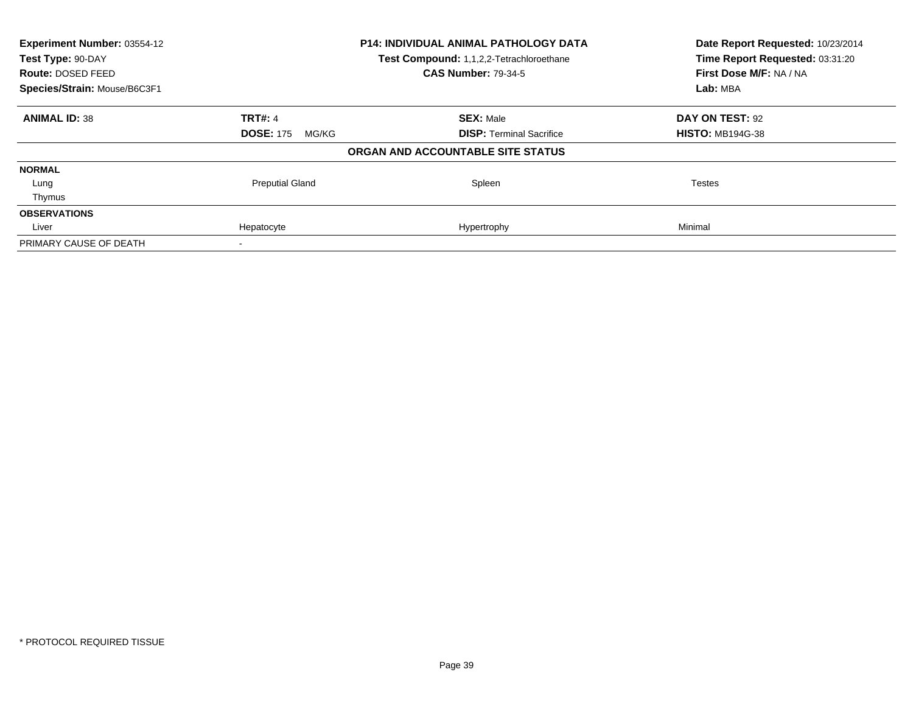**Experiment Number:** 03554-12
**Test Type:** 90-DAY
**Route:** DOSED FEED
**Species/Strain:** Mouse/B6C3F1

**P14: INDIVIDUAL ANIMAL PATHOLOGY DATA**
**Test Compound:** 1,1,2,2-Tetrachloroethane
**CAS Number:** 79-34-5

**Date Report Requested:** 10/23/2014
**Time Report Requested:** 03:31:20
**First Dose M/F:** NA / NA
**Lab:** MBA

| **ANIMAL ID:** 38 | **TRT#:** 4 | **SEX:** Male | **DAY ON TEST:** 92 |
|---|---|---|---|
| | **DOSE:** 175 MG/KG | **DISP:** Terminal Sacrifice | **HISTO:** MB194G-38 |

**ORGAN AND ACCOUNTABLE SITE STATUS**

| | | | |
|---|---|---|---|
| **NORMAL** | | | |
| Lung | Preputial Gland | Spleen | Testes |
| Thymus | | | |
| **OBSERVATIONS** | | | |
| Liver | Hepatocyte | Hypertrophy | Minimal |
| PRIMARY CAUSE OF DEATH | - | | |

* PROTOCOL REQUIRED TISSUE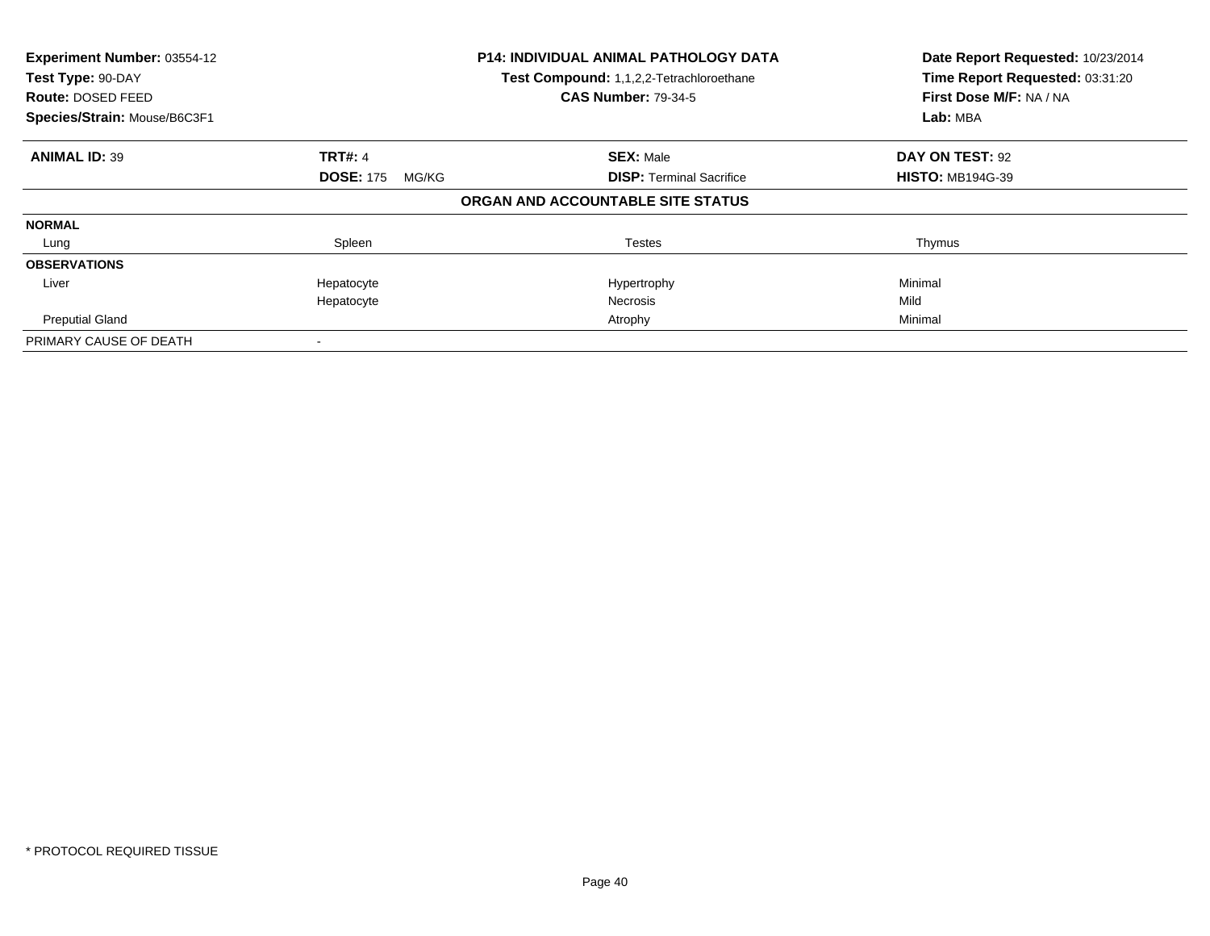**Experiment Number:** 03554-12
**Test Type:** 90-DAY
**Route:** DOSED FEED
**Species/Strain:** Mouse/B6C3F1

**P14: INDIVIDUAL ANIMAL PATHOLOGY DATA**
**Test Compound:** 1,1,2,2-Tetrachloroethane
**CAS Number:** 79-34-5

**Date Report Requested:** 10/23/2014
**Time Report Requested:** 03:31:20
**First Dose M/F:** NA / NA
**Lab:** MBA

| **ANIMAL ID:** 39 | **TRT#:** 4 | **SEX:** Male | **DAY ON TEST:** 92 |
|---|---|---|---|
| | **DOSE:** 175 MG/KG | **DISP:** Terminal Sacrifice | **HISTO:** MB194G-39 |

**ORGAN AND ACCOUNTABLE SITE STATUS**

| | | | |
|---|---|---|---|
| **NORMAL** | | | |
| Lung | Spleen | Testes | Thymus |
| **OBSERVATIONS** | | | |
| Liver | Hepatocyte | Hypertrophy | Minimal |
| | Hepatocyte | Necrosis | Mild |
| Preputial Gland | | Atrophy | Minimal |
| PRIMARY CAUSE OF DEATH | - | | |

\* PROTOCOL REQUIRED TISSUE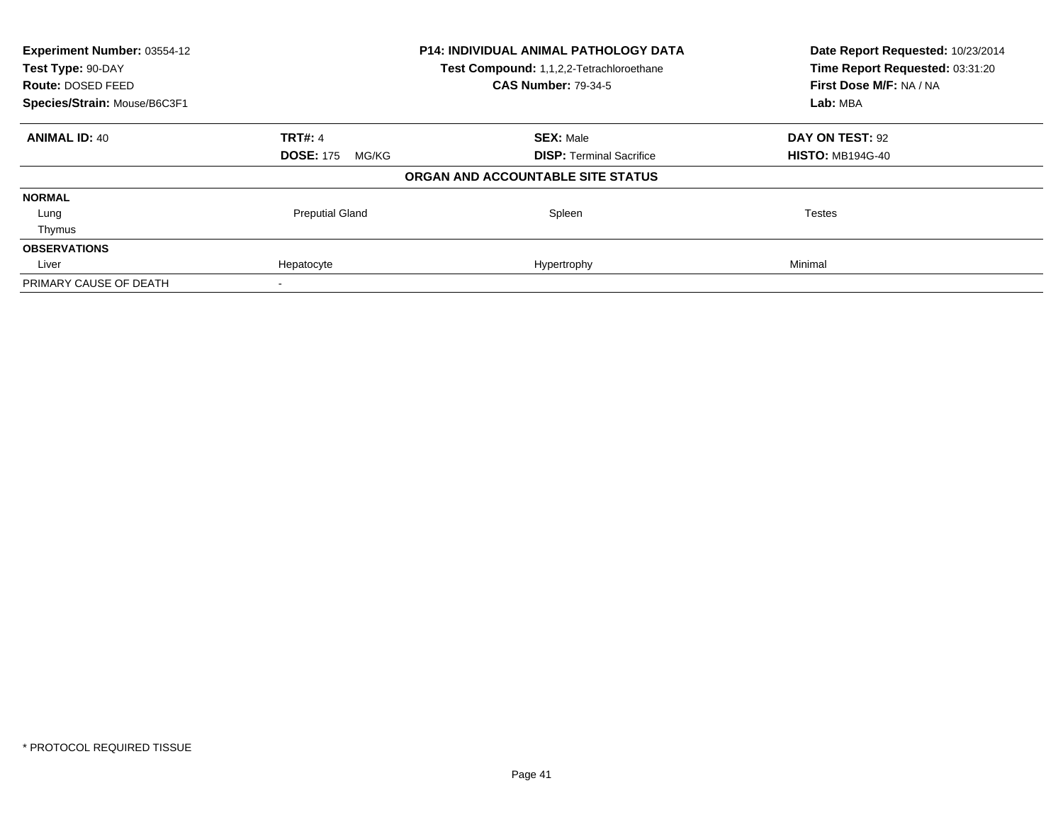| **Experiment Number:** 03554-12 | **P14: INDIVIDUAL ANIMAL PATHOLOGY DATA** | **Date Report Requested:** 10/23/2014 |
|---|---|---|
| **Test Type:** 90-DAY | **Test Compound:** 1,1,2,2-Tetrachloroethane | **Time Report Requested:** 03:31:20 |
| **Route:** DOSED FEED | **CAS Number:** 79-34-5 | **First Dose M/F:** NA / NA |
| **Species/Strain:** Mouse/B6C3F1 | | **Lab:** MBA |

| **ANIMAL ID:** 40 | **TRT#:** 4 | **SEX:** Male | **DAY ON TEST:** 92 |
|---|---|---|---|
| | **DOSE:** 175 MG/KG | **DISP:** Terminal Sacrifice | **HISTO:** MB194G-40 |

**ORGAN AND ACCOUNTABLE SITE STATUS**

| | | | |
|---|---|---|---|
| **NORMAL** | | | |
| Lung | Preputial Gland | Spleen | Testes |
| Thymus | | | |
| **OBSERVATIONS** | | | |
| Liver | Hepatocyte | Hypertrophy | Minimal |
| PRIMARY CAUSE OF DEATH | - | | |

* PROTOCOL REQUIRED TISSUE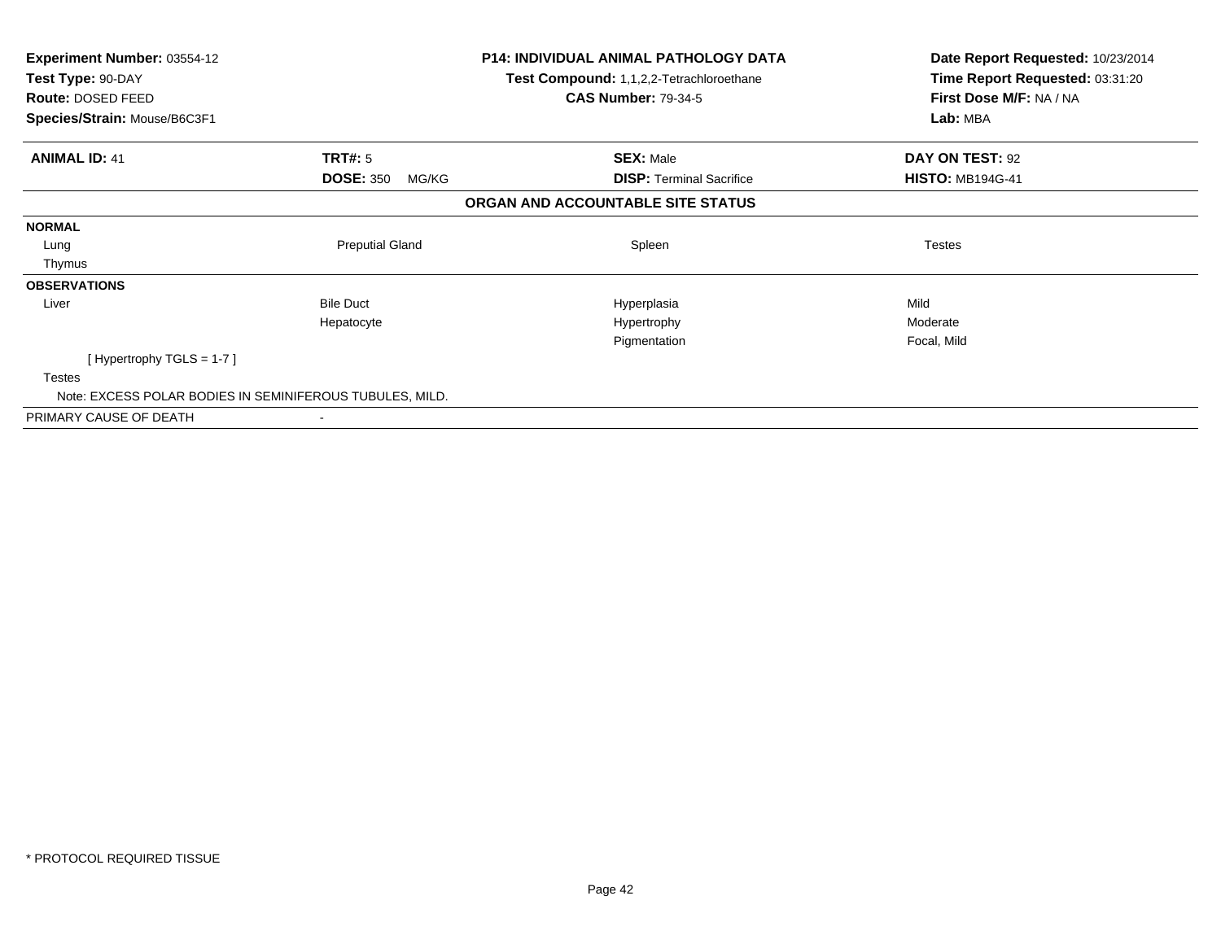**Experiment Number:** 03554-12
**Test Type:** 90-DAY
**Route:** DOSED FEED
**Species/Strain:** Mouse/B6C3F1

**P14: INDIVIDUAL ANIMAL PATHOLOGY DATA**
**Test Compound:** 1,1,2,2-Tetrachloroethane
**CAS Number:** 79-34-5

**Date Report Requested:** 10/23/2014
**Time Report Requested:** 03:31:20
**First Dose M/F:** NA / NA
**Lab:** MBA

| **ANIMAL ID:** 41 | **TRT#:** 5 | **SEX:** Male | **DAY ON TEST:** 92 |
|---|---|---|---|
| | **DOSE:** 350 MG/KG | **DISP:** Terminal Sacrifice | **HISTO:** MB194G-41 |

## ORGAN AND ACCOUNTABLE SITE STATUS

| | | | |
|---|---|---|---|
| **NORMAL** | | | |
| Lung | Preputial Gland | Spleen | Testes |
| Thymus | | | |
| **OBSERVATIONS** | | | |
| Liver | Bile Duct | Hyperplasia | Mild |
| | Hepatocyte | Hypertrophy | Moderate |
| | | Pigmentation | Focal, Mild |
| [ Hypertrophy TGLS = 1-7 ] | | | |
| Testes | | | |
| Note: EXCESS POLAR BODIES IN SEMINIFEROUS TUBULES, MILD. | | | |
| PRIMARY CAUSE OF DEATH | - | | |

* PROTOCOL REQUIRED TISSUE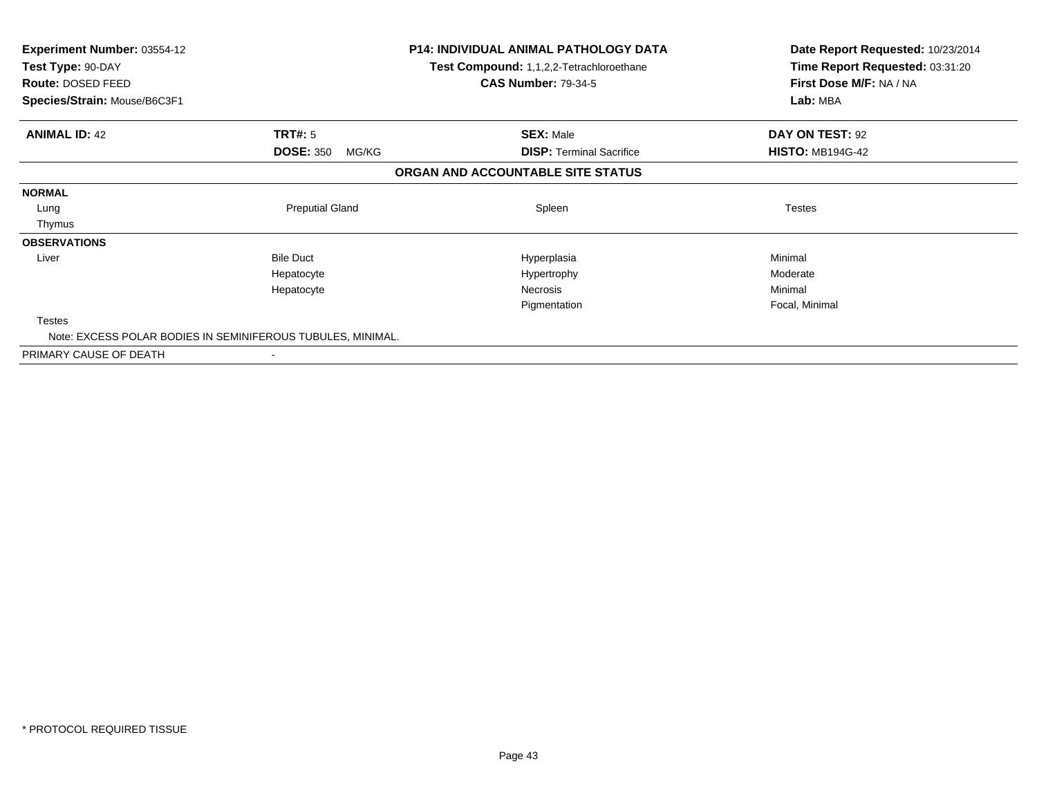| | | | |
|---|---|---|---|
| **Experiment Number:** 03554-12 | | **P14: INDIVIDUAL ANIMAL PATHOLOGY DATA** | **Date Report Requested:** 10/23/2014 |
| **Test Type:** 90-DAY | | **Test Compound:** 1,1,2,2-Tetrachloroethane | **Time Report Requested:** 03:31:20 |
| **Route:** DOSED FEED | | **CAS Number:** 79-34-5 | **First Dose M/F:** NA / NA |
| **Species/Strain:** Mouse/B6C3F1 | | | **Lab:** MBA |

| **ANIMAL ID:** 42 | **TRT#:** 5 | **SEX:** Male | **DAY ON TEST:** 92 |
|---|---|---|---|
| | **DOSE:** 350 MG/KG | **DISP:** Terminal Sacrifice | **HISTO:** MB194G-42 |

## ORGAN AND ACCOUNTABLE SITE STATUS

| | | | |
|---|---|---|---|
| **NORMAL** | | | |
| Lung | Preputial Gland | Spleen | Testes |
| Thymus | | | |
| **OBSERVATIONS** | | | |
| Liver | Bile Duct | Hyperplasia | Minimal |
| | Hepatocyte | Hypertrophy | Moderate |
| | Hepatocyte | Necrosis | Minimal |
| | | Pigmentation | Focal, Minimal |
| Testes | | | |
| Note: EXCESS POLAR BODIES IN SEMINIFEROUS TUBULES, MINIMAL. | | | |
| PRIMARY CAUSE OF DEATH | - | | |

* PROTOCOL REQUIRED TISSUE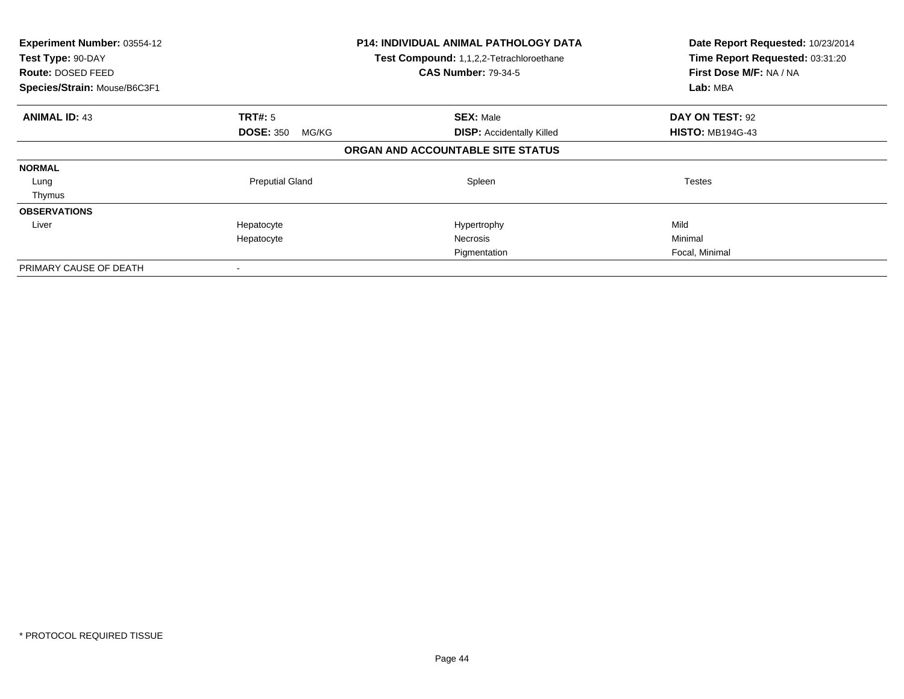| Experiment Number: 03554-12 | P14: INDIVIDUAL ANIMAL PATHOLOGY DATA | Date Report Requested: 10/23/2014 |
|---|---|---|
| Test Type: 90-DAY | Test Compound: 1,1,2,2-Tetrachloroethane | Time Report Requested: 03:31:20 |
| Route: DOSED FEED | CAS Number: 79-34-5 | First Dose M/F: NA / NA |
| Species/Strain: Mouse/B6C3F1 | | Lab: MBA |

| ANIMAL ID: 43 | TRT#: 5 | SEX: Male | DAY ON TEST: 92 |
|---|---|---|---|
| | DOSE: 350 MG/KG | DISP: Accidentally Killed | HISTO: MB194G-43 |

**ORGAN AND ACCOUNTABLE SITE STATUS**

| | | | |
|---|---|---|---|
| **NORMAL** | | | |
| Lung | Preputial Gland | Spleen | Testes |
| Thymus | | | |
| **OBSERVATIONS** | | | |
| Liver | Hepatocyte | Hypertrophy | Mild |
| | Hepatocyte | Necrosis | Minimal |
| | | Pigmentation | Focal, Minimal |
| PRIMARY CAUSE OF DEATH | - | | |

* PROTOCOL REQUIRED TISSUE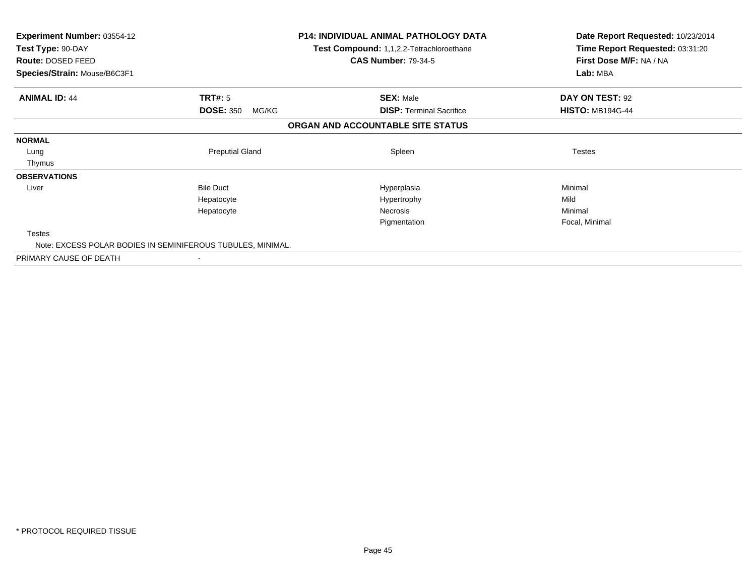**Experiment Number:** 03554-12
**Test Type:** 90-DAY
**Route:** DOSED FEED
**Species/Strain:** Mouse/B6C3F1

**P14: INDIVIDUAL ANIMAL PATHOLOGY DATA**
**Test Compound:** 1,1,2,2-Tetrachloroethane
**CAS Number:** 79-34-5

**Date Report Requested:** 10/23/2014
**Time Report Requested:** 03:31:20
**First Dose M/F:** NA / NA
**Lab:** MBA

| **ANIMAL ID:** 44 | **TRT#:** 5 | **SEX:** Male | **DAY ON TEST:** 92 |
|---|---|---|---|
| | **DOSE:** 350 MG/KG | **DISP:** Terminal Sacrifice | **HISTO:** MB194G-44 |

**ORGAN AND ACCOUNTABLE SITE STATUS**

| | | | |
|---|---|---|---|
| **NORMAL** | | | |
| Lung | Preputial Gland | Spleen | Testes |
| Thymus | | | |
| **OBSERVATIONS** | | | |
| Liver | Bile Duct | Hyperplasia | Minimal |
| | Hepatocyte | Hypertrophy | Mild |
| | Hepatocyte | Necrosis | Minimal |
| | | Pigmentation | Focal, Minimal |
| Testes | | | |
| Note: EXCESS POLAR BODIES IN SEMINIFEROUS TUBULES, MINIMAL. | | | |
| PRIMARY CAUSE OF DEATH | - | | |

\* PROTOCOL REQUIRED TISSUE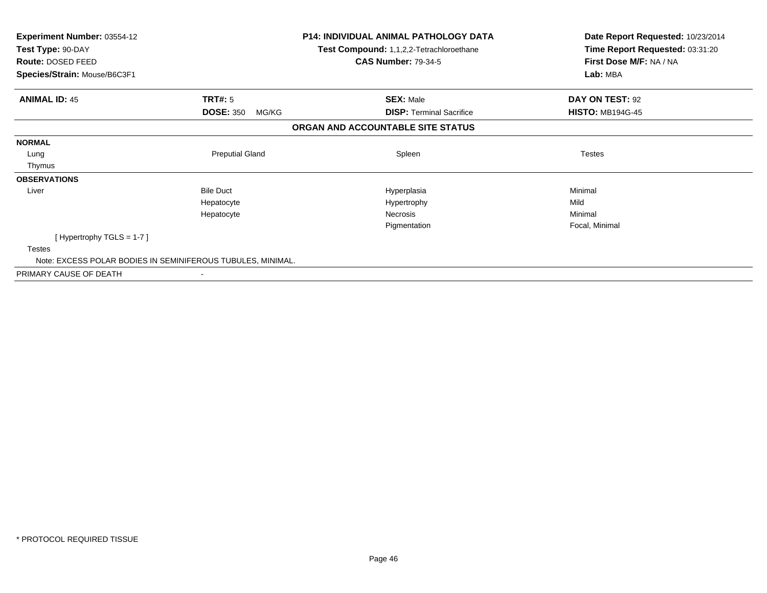**Experiment Number:** 03554-12
**Test Type:** 90-DAY
**Route:** DOSED FEED
**Species/Strain:** Mouse/B6C3F1

**P14: INDIVIDUAL ANIMAL PATHOLOGY DATA**
**Test Compound:** 1,1,2,2-Tetrachloroethane
**CAS Number:** 79-34-5

**Date Report Requested:** 10/23/2014
**Time Report Requested:** 03:31:20
**First Dose M/F:** NA / NA
**Lab:** MBA

| **ANIMAL ID:** 45 | **TRT#:** 5 | **SEX:** Male | **DAY ON TEST:** 92 |
|---|---|---|---|
| | **DOSE:** 350 MG/KG | **DISP:** Terminal Sacrifice | **HISTO:** MB194G-45 |

**ORGAN AND ACCOUNTABLE SITE STATUS**

| | | | |
|---|---|---|---|
| **NORMAL** | | | |
| Lung | Preputial Gland | Spleen | Testes |
| Thymus | | | |
| **OBSERVATIONS** | | | |
| Liver | Bile Duct | Hyperplasia | Minimal |
| | Hepatocyte | Hypertrophy | Mild |
| | Hepatocyte | Necrosis | Minimal |
| | | Pigmentation | Focal, Minimal |
| [ Hypertrophy TGLS = 1-7 ] | | | |
| Testes | | | |
| Note: EXCESS POLAR BODIES IN SEMINIFEROUS TUBULES, MINIMAL. | | | |
| PRIMARY CAUSE OF DEATH | - | | |

* PROTOCOL REQUIRED TISSUE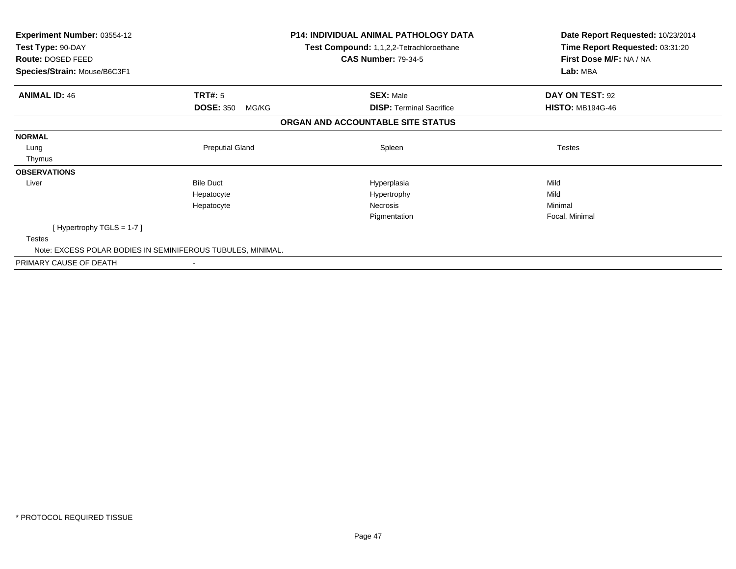**Experiment Number:** 03554-12
**Test Type:** 90-DAY
**Route:** DOSED FEED
**Species/Strain:** Mouse/B6C3F1

**P14: INDIVIDUAL ANIMAL PATHOLOGY DATA**
**Test Compound:** 1,1,2,2-Tetrachloroethane
**CAS Number:** 79-34-5

**Date Report Requested:** 10/23/2014
**Time Report Requested:** 03:31:20
**First Dose M/F:** NA / NA
**Lab:** MBA

| **ANIMAL ID:** 46 | **TRT#:** 5 | **SEX:** Male | **DAY ON TEST:** 92 |
|---|---|---|---|
| | **DOSE:** 350 MG/KG | **DISP:** Terminal Sacrifice | **HISTO:** MB194G-46 |

**ORGAN AND ACCOUNTABLE SITE STATUS**

| | | | |
|---|---|---|---|
| **NORMAL** | | | |
| Lung | Preputial Gland | Spleen | Testes |
| Thymus | | | |
| **OBSERVATIONS** | | | |
| Liver | Bile Duct | Hyperplasia | Mild |
| | Hepatocyte | Hypertrophy | Mild |
| | Hepatocyte | Necrosis | Minimal |
| | | Pigmentation | Focal, Minimal |
| [ Hypertrophy TGLS = 1-7 ] | | | |
| Testes | | | |
| Note: EXCESS POLAR BODIES IN SEMINIFEROUS TUBULES, MINIMAL. | | | |
| PRIMARY CAUSE OF DEATH | - | | |

* PROTOCOL REQUIRED TISSUE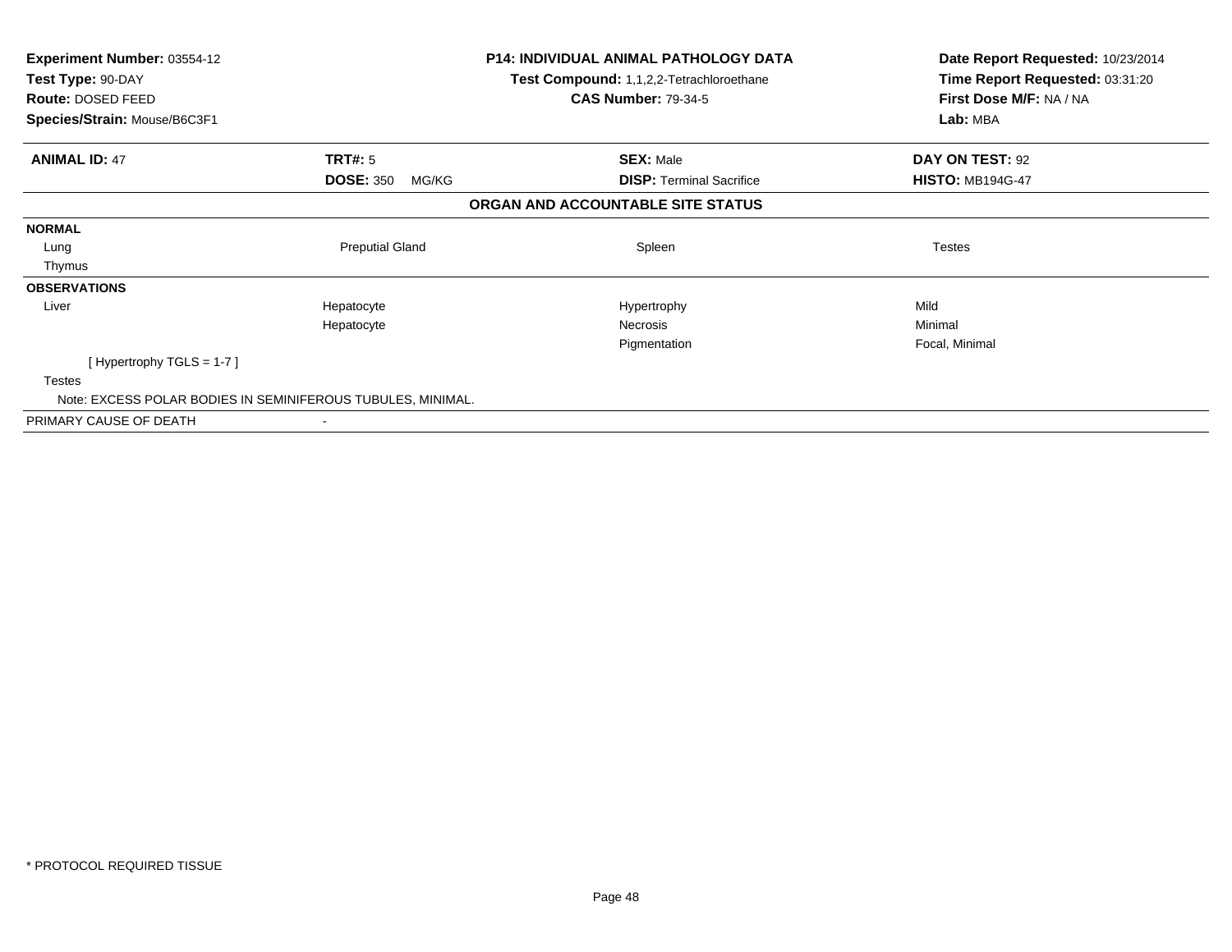**Experiment Number:** 03554-12
**Test Type:** 90-DAY
**Route:** DOSED FEED
**Species/Strain:** Mouse/B6C3F1

**P14: INDIVIDUAL ANIMAL PATHOLOGY DATA**
**Test Compound:** 1,1,2,2-Tetrachloroethane
**CAS Number:** 79-34-5

**Date Report Requested:** 10/23/2014
**Time Report Requested:** 03:31:20
**First Dose M/F:** NA / NA
**Lab:** MBA

| **ANIMAL ID:** 47 | **TRT#:** 5 | **SEX:** Male | **DAY ON TEST:** 92 |
|---|---|---|---|
| | **DOSE:** 350 MG/KG | **DISP:** Terminal Sacrifice | **HISTO:** MB194G-47 |

## ORGAN AND ACCOUNTABLE SITE STATUS

| | | | |
|---|---|---|---|
| **NORMAL** | | | |
| Lung | Preputial Gland | Spleen | Testes |
| Thymus | | | |
| **OBSERVATIONS** | | | |
| Liver | Hepatocyte | Hypertrophy | Mild |
| | Hepatocyte | Necrosis | Minimal |
| | | Pigmentation | Focal, Minimal |
| [ Hypertrophy TGLS = 1-7 ] | | | |
| Testes | | | |
| Note: EXCESS POLAR BODIES IN SEMINIFEROUS TUBULES, MINIMAL. | | | |
| PRIMARY CAUSE OF DEATH | - | | |

* PROTOCOL REQUIRED TISSUE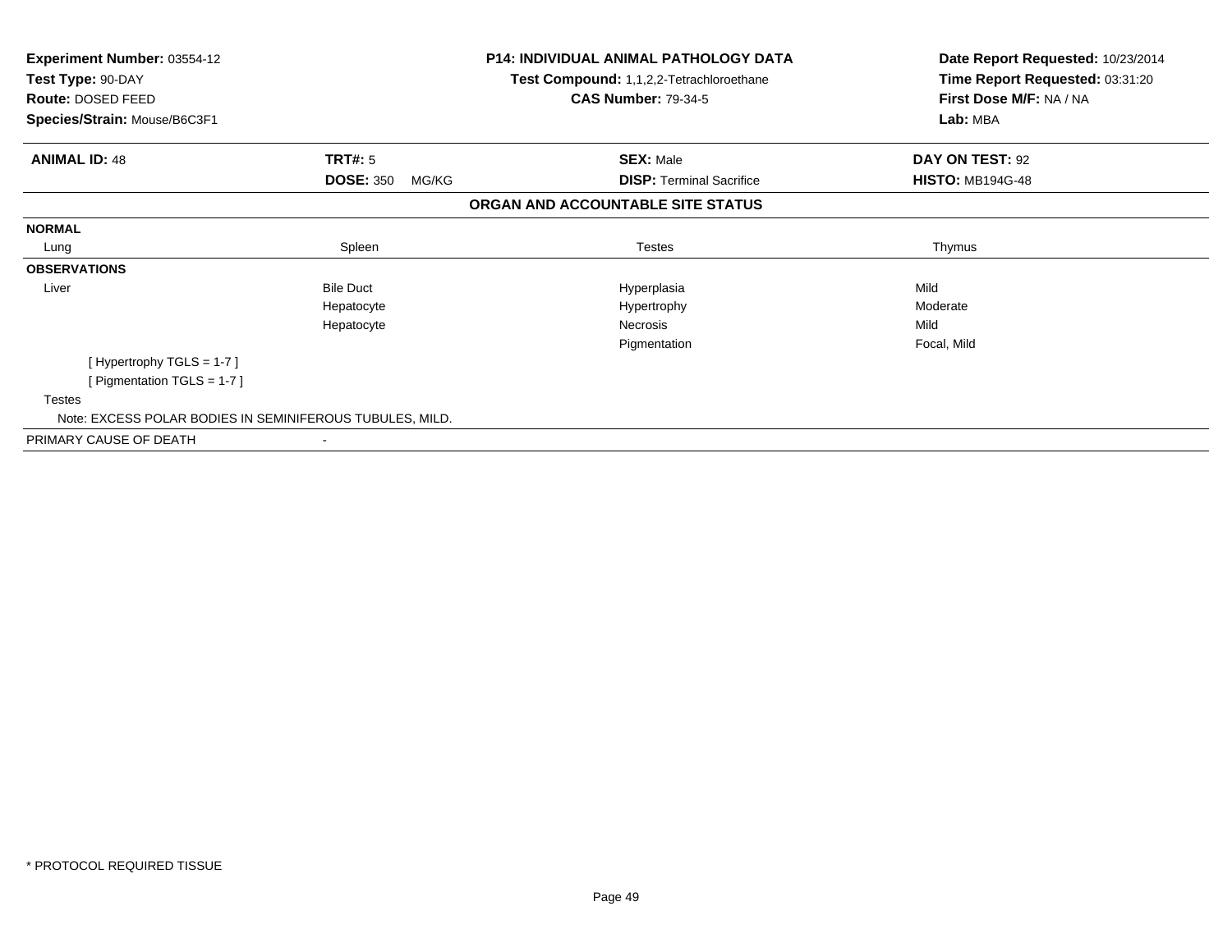**Experiment Number:** 03554-12
**Test Type:** 90-DAY
**Route:** DOSED FEED
**Species/Strain:** Mouse/B6C3F1

**P14: INDIVIDUAL ANIMAL PATHOLOGY DATA**
**Test Compound:** 1,1,2,2-Tetrachloroethane
**CAS Number:** 79-34-5

**Date Report Requested:** 10/23/2014
**Time Report Requested:** 03:31:20
**First Dose M/F:** NA / NA
**Lab:** MBA

| **ANIMAL ID:** 48 | **TRT#:** 5 | **SEX:** Male | **DAY ON TEST:** 92 |
|---|---|---|---|
| | **DOSE:** 350 MG/KG | **DISP:** Terminal Sacrifice | **HISTO:** MB194G-48 |

**ORGAN AND ACCOUNTABLE SITE STATUS**

| **NORMAL** | | | |
|---|---|---|---|
| Lung | Spleen | Testes | Thymus |
| **OBSERVATIONS** | | | |
| Liver | Bile Duct | Hyperplasia | Mild |
| | Hepatocyte | Hypertrophy | Moderate |
| | Hepatocyte | Necrosis | Mild |
| | | Pigmentation | Focal, Mild |
| [ Hypertrophy TGLS = 1-7 ] | | | |
| [ Pigmentation TGLS = 1-7 ] | | | |
| Testes | | | |
| Note: EXCESS POLAR BODIES IN SEMINIFEROUS TUBULES, MILD. | | | |
| PRIMARY CAUSE OF DEATH | - | | |

* PROTOCOL REQUIRED TISSUE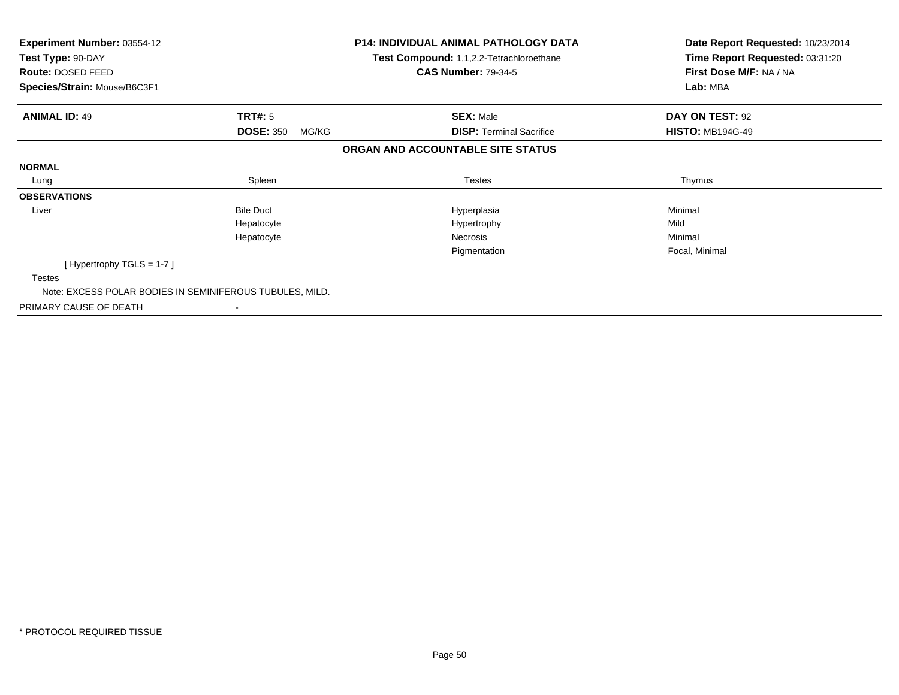| **Experiment Number:** 03554-12 | **P14: INDIVIDUAL ANIMAL PATHOLOGY DATA** | **Date Report Requested:** 10/23/2014 |
|---|---|---|
| **Test Type:** 90-DAY | **Test Compound:** 1,1,2,2-Tetrachloroethane | **Time Report Requested:** 03:31:20 |
| **Route:** DOSED FEED | **CAS Number:** 79-34-5 | **First Dose M/F:** NA / NA |
| **Species/Strain:** Mouse/B6C3F1 | | **Lab:** MBA |

| **ANIMAL ID:** 49 | **TRT#:** 5 | **SEX:** Male | **DAY ON TEST:** 92 |
|---|---|---|---|
| | **DOSE:** 350 MG/KG | **DISP:** Terminal Sacrifice | **HISTO:** MB194G-49 |

## ORGAN AND ACCOUNTABLE SITE STATUS

**NORMAL**

| Lung | Spleen | Testes | Thymus |
|---|---|---|---|

**OBSERVATIONS**

| Organ | Site | Observation | Severity |
|---|---|---|---|
| Liver | Bile Duct | Hyperplasia | Minimal |
| | Hepatocyte | Hypertrophy | Mild |
| | Hepatocyte | Necrosis | Minimal |
| | | Pigmentation | Focal, Minimal |

[ Hypertrophy TGLS = 1-7 ]

Testes

Note: EXCESS POLAR BODIES IN SEMINIFEROUS TUBULES, MILD.

PRIMARY CAUSE OF DEATH -

\* PROTOCOL REQUIRED TISSUE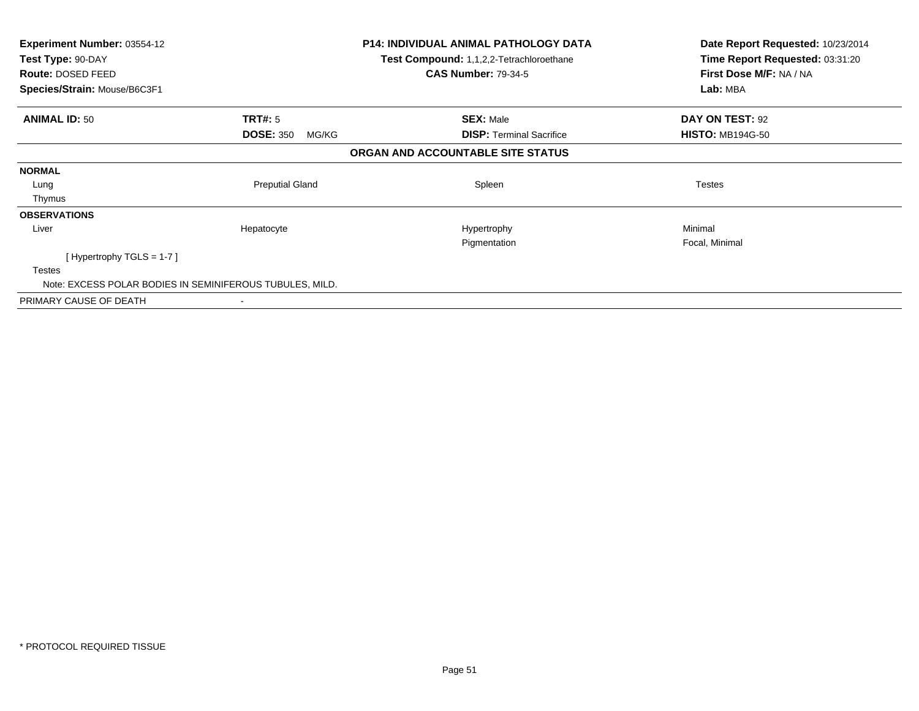| | | | |
|---|---|---|---|
| **Experiment Number:** 03554-12 | | **P14: INDIVIDUAL ANIMAL PATHOLOGY DATA** | **Date Report Requested:** 10/23/2014 |
| **Test Type:** 90-DAY | | **Test Compound:** 1,1,2,2-Tetrachloroethane | **Time Report Requested:** 03:31:20 |
| **Route:** DOSED FEED | | **CAS Number:** 79-34-5 | **First Dose M/F:** NA / NA |
| **Species/Strain:** Mouse/B6C3F1 | | | **Lab:** MBA |

| | | | |
|---|---|---|---|
| **ANIMAL ID:** 50 | **TRT#:** 5 | **SEX:** Male | **DAY ON TEST:** 92 |
| | **DOSE:** 350 MG/KG | **DISP:** Terminal Sacrifice | **HISTO:** MB194G-50 |

**ORGAN AND ACCOUNTABLE SITE STATUS**

| | | | |
|---|---|---|---|
| **NORMAL** | | | |
| Lung | Preputial Gland | Spleen | Testes |
| Thymus | | | |
| **OBSERVATIONS** | | | |
| Liver | Hepatocyte | Hypertrophy | Minimal |
| | | Pigmentation | Focal, Minimal |
| [ Hypertrophy TGLS = 1-7 ] | | | |
| Testes | | | |
| Note: EXCESS POLAR BODIES IN SEMINIFEROUS TUBULES, MILD. | | | |
| PRIMARY CAUSE OF DEATH | - | | |

\* PROTOCOL REQUIRED TISSUE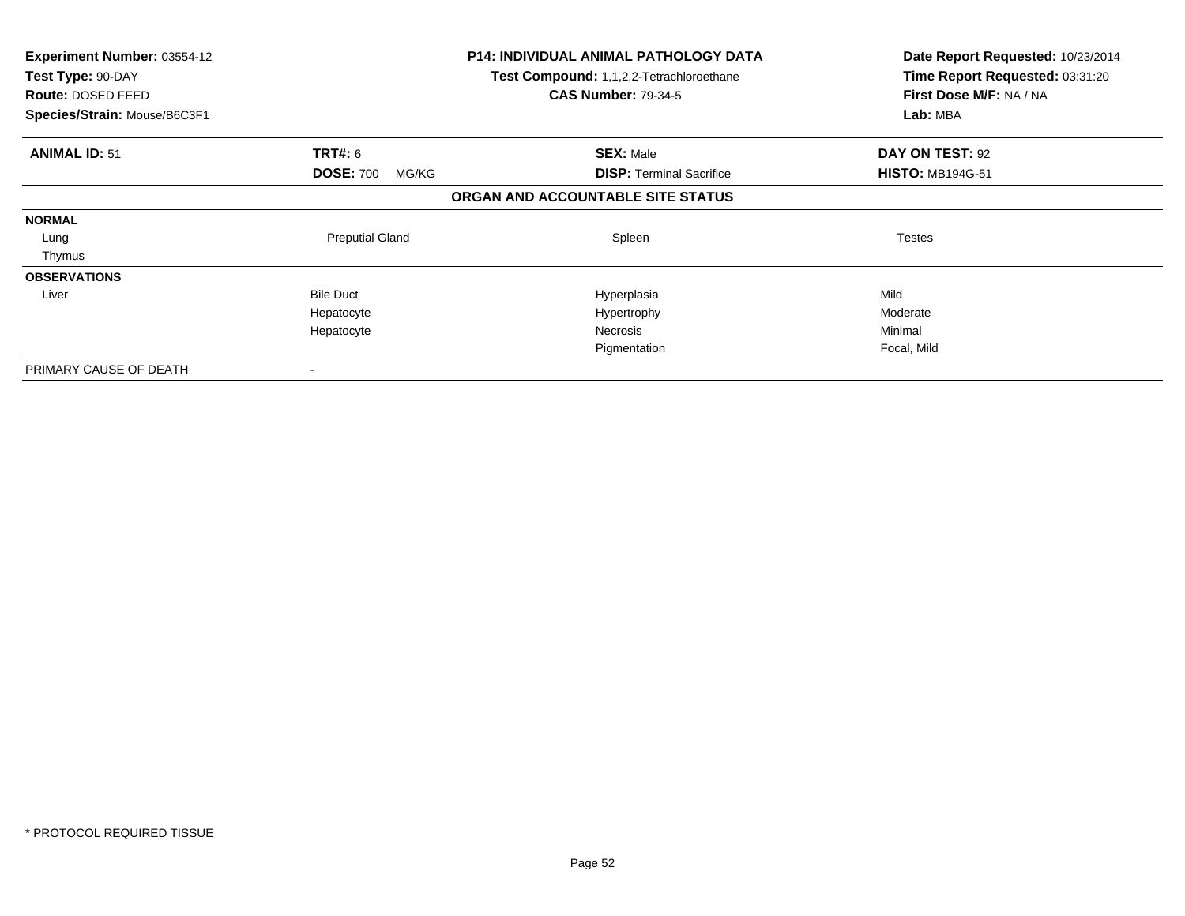**Experiment Number:** 03554-12
**Test Type:** 90-DAY
**Route:** DOSED FEED
**Species/Strain:** Mouse/B6C3F1

**P14: INDIVIDUAL ANIMAL PATHOLOGY DATA**
**Test Compound:** 1,1,2,2-Tetrachloroethane
**CAS Number:** 79-34-5

**Date Report Requested:** 10/23/2014
**Time Report Requested:** 03:31:20
**First Dose M/F:** NA / NA
**Lab:** MBA

| **ANIMAL ID:** 51 | **TRT#:** 6 | **SEX:** Male | **DAY ON TEST:** 92 |
|---|---|---|---|
| | **DOSE:** 700 MG/KG | **DISP:** Terminal Sacrifice | **HISTO:** MB194G-51 |

**ORGAN AND ACCOUNTABLE SITE STATUS**

| | | | |
|---|---|---|---|
| **NORMAL** | | | |
| Lung | Preputial Gland | Spleen | Testes |
| Thymus | | | |
| **OBSERVATIONS** | | | |
| Liver | Bile Duct | Hyperplasia | Mild |
| | Hepatocyte | Hypertrophy | Moderate |
| | Hepatocyte | Necrosis | Minimal |
| | | Pigmentation | Focal, Mild |
| PRIMARY CAUSE OF DEATH | - | | |

* PROTOCOL REQUIRED TISSUE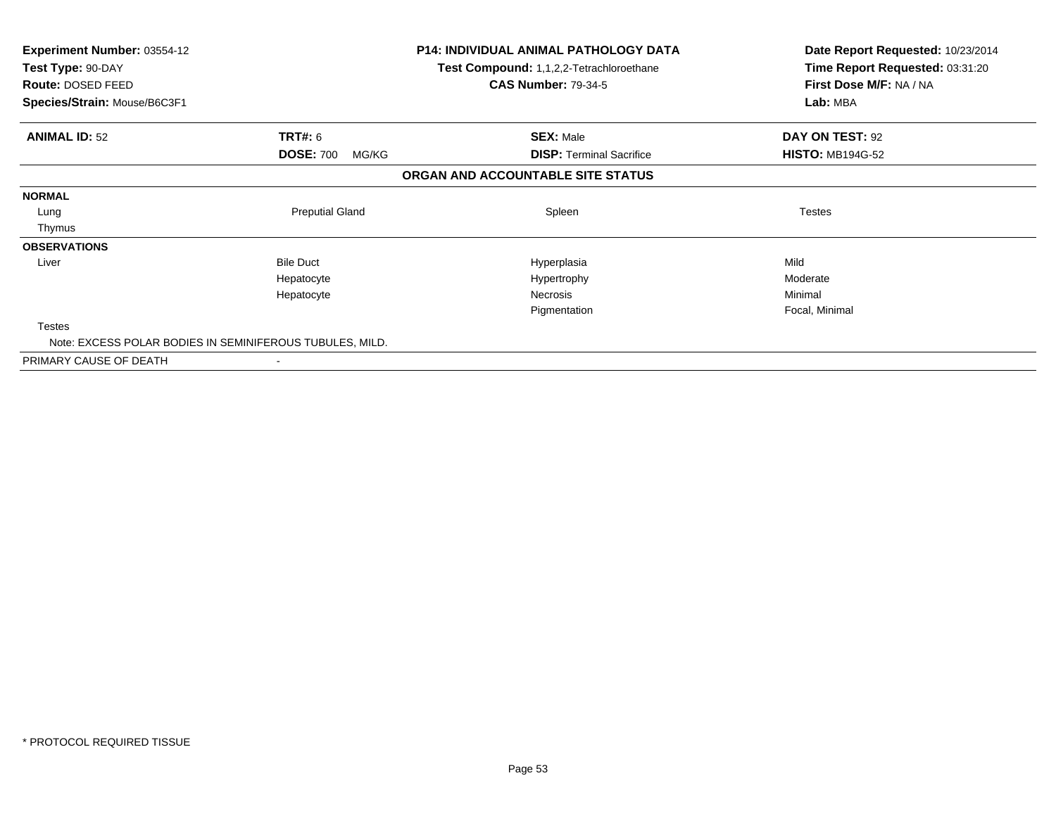**Experiment Number:** 03554-12
**Test Type:** 90-DAY
**Route:** DOSED FEED
**Species/Strain:** Mouse/B6C3F1

**P14: INDIVIDUAL ANIMAL PATHOLOGY DATA**
**Test Compound:** 1,1,2,2-Tetrachloroethane
**CAS Number:** 79-34-5

**Date Report Requested:** 10/23/2014
**Time Report Requested:** 03:31:20
**First Dose M/F:** NA / NA
**Lab:** MBA

| **ANIMAL ID:** 52 | **TRT#:** 6 | **SEX:** Male | **DAY ON TEST:** 92 |
|---|---|---|---|
| | **DOSE:** 700 MG/KG | **DISP:** Terminal Sacrifice | **HISTO:** MB194G-52 |

**ORGAN AND ACCOUNTABLE SITE STATUS**

| | | | |
|---|---|---|---|
| **NORMAL** | | | |
| Lung | Preputial Gland | Spleen | Testes |
| Thymus | | | |
| **OBSERVATIONS** | | | |
| Liver | Bile Duct | Hyperplasia | Mild |
| | Hepatocyte | Hypertrophy | Moderate |
| | Hepatocyte | Necrosis | Minimal |
| | | Pigmentation | Focal, Minimal |
| Testes | | | |
| Note: EXCESS POLAR BODIES IN SEMINIFEROUS TUBULES, MILD. | | | |
| PRIMARY CAUSE OF DEATH | - | | |

\* PROTOCOL REQUIRED TISSUE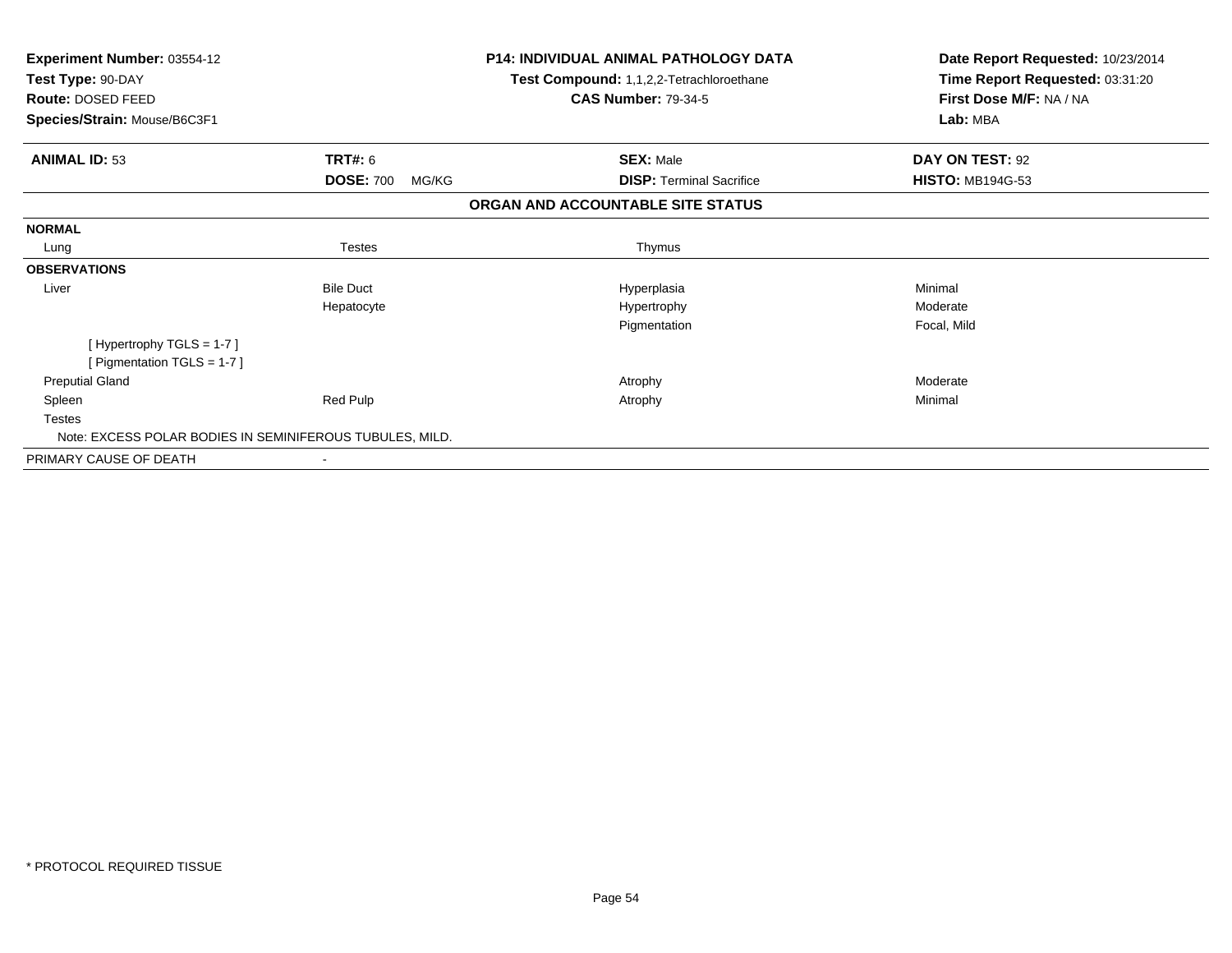**Experiment Number:** 03554-12
**Test Type:** 90-DAY
**Route:** DOSED FEED
**Species/Strain:** Mouse/B6C3F1

**P14: INDIVIDUAL ANIMAL PATHOLOGY DATA**
**Test Compound:** 1,1,2,2-Tetrachloroethane
**CAS Number:** 79-34-5

**Date Report Requested:** 10/23/2014
**Time Report Requested:** 03:31:20
**First Dose M/F:** NA / NA
**Lab:** MBA

| **ANIMAL ID:** 53 | **TRT#:** 6 | **SEX:** Male | **DAY ON TEST:** 92 |
|---|---|---|---|
| | **DOSE:** 700 MG/KG | **DISP:** Terminal Sacrifice | **HISTO:** MB194G-53 |

## ORGAN AND ACCOUNTABLE SITE STATUS

| | | | |
|---|---|---|---|
| **NORMAL** | | | |
| Lung | Testes | Thymus | |
| **OBSERVATIONS** | | | |
| Liver | Bile Duct | Hyperplasia | Minimal |
| | Hepatocyte | Hypertrophy | Moderate |
| | | Pigmentation | Focal, Mild |
| [ Hypertrophy TGLS = 1-7 ] | | | |
| [ Pigmentation TGLS = 1-7 ] | | | |
| Preputial Gland | | Atrophy | Moderate |
| Spleen | Red Pulp | Atrophy | Minimal |
| Testes | | | |
| Note: EXCESS POLAR BODIES IN SEMINIFEROUS TUBULES, MILD. | | | |
| PRIMARY CAUSE OF DEATH | - | | |

* PROTOCOL REQUIRED TISSUE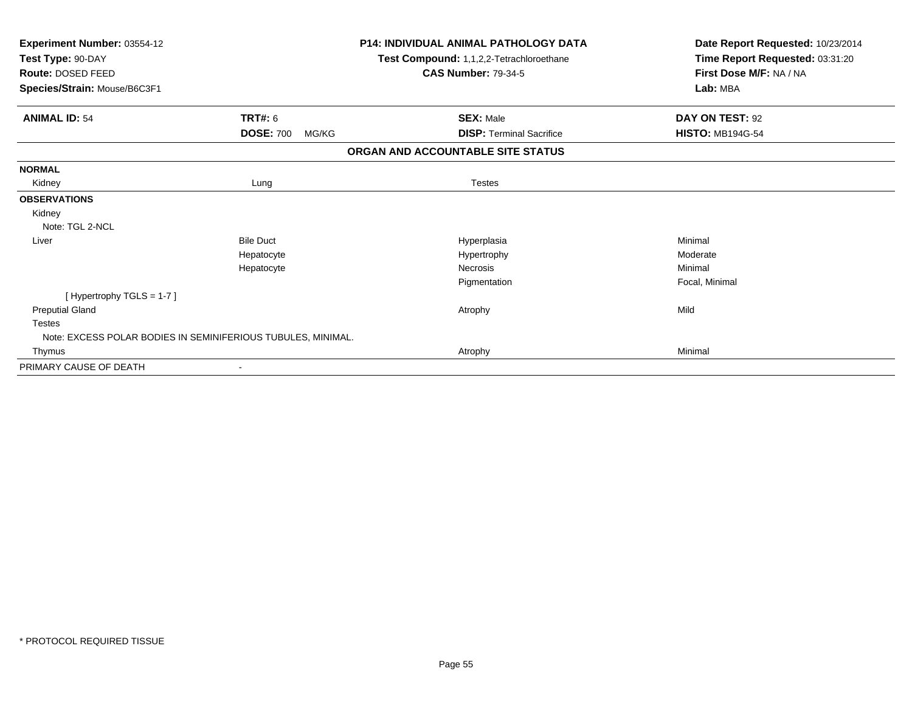**Experiment Number:** 03554-12
**Test Type:** 90-DAY
**Route:** DOSED FEED
**Species/Strain:** Mouse/B6C3F1

**P14: INDIVIDUAL ANIMAL PATHOLOGY DATA**
**Test Compound:** 1,1,2,2-Tetrachloroethane
**CAS Number:** 79-34-5

**Date Report Requested:** 10/23/2014
**Time Report Requested:** 03:31:20
**First Dose M/F:** NA / NA
**Lab:** MBA

| **ANIMAL ID:** 54 | **TRT#:** 6 | **SEX:** Male | **DAY ON TEST:** 92 |
|---|---|---|---|
| | **DOSE:** 700 MG/KG | **DISP:** Terminal Sacrifice | **HISTO:** MB194G-54 |

**ORGAN AND ACCOUNTABLE SITE STATUS**

| | | | |
|---|---|---|---|
| **NORMAL** | | | |
| Kidney | Lung | Testes | |
| **OBSERVATIONS** | | | |
| Kidney | | | |
| Note: TGL 2-NCL | | | |
| Liver | Bile Duct | Hyperplasia | Minimal |
| | Hepatocyte | Hypertrophy | Moderate |
| | Hepatocyte | Necrosis | Minimal |
| | | Pigmentation | Focal, Minimal |
| [ Hypertrophy TGLS = 1-7 ] | | | |
| Preputial Gland | | Atrophy | Mild |
| Testes | | | |
| Note: EXCESS POLAR BODIES IN SEMINIFERIOUS TUBULES, MINIMAL. | | | |
| Thymus | | Atrophy | Minimal |
| PRIMARY CAUSE OF DEATH | - | | |

* PROTOCOL REQUIRED TISSUE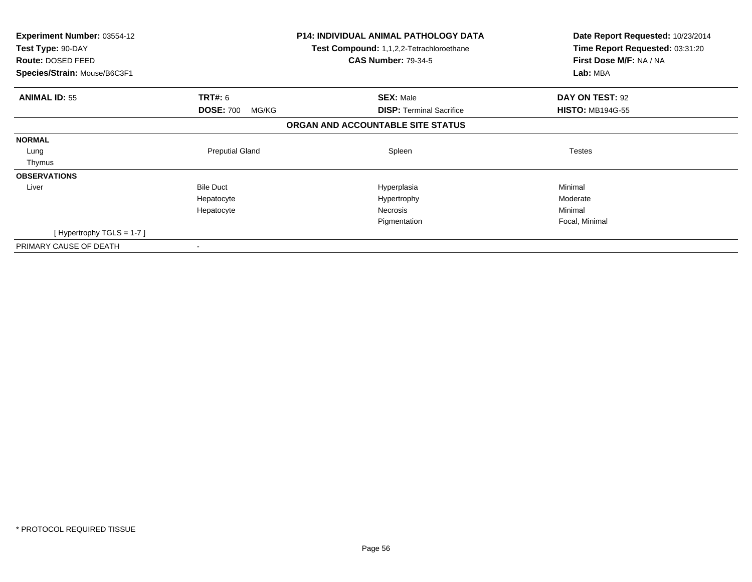**Experiment Number:** 03554-12
**Test Type:** 90-DAY
**Route:** DOSED FEED
**Species/Strain:** Mouse/B6C3F1

**P14: INDIVIDUAL ANIMAL PATHOLOGY DATA**
**Test Compound:** 1,1,2,2-Tetrachloroethane
**CAS Number:** 79-34-5

**Date Report Requested:** 10/23/2014
**Time Report Requested:** 03:31:20
**First Dose M/F:** NA / NA
**Lab:** MBA

| **ANIMAL ID:** 55 | **TRT#:** 6 | **SEX:** Male | **DAY ON TEST:** 92 |
|---|---|---|---|
| | **DOSE:** 700 MG/KG | **DISP:** Terminal Sacrifice | **HISTO:** MB194G-55 |

**ORGAN AND ACCOUNTABLE SITE STATUS**

| | | | |
|---|---|---|---|
| **NORMAL** | | | |
| Lung | Preputial Gland | Spleen | Testes |
| Thymus | | | |
| **OBSERVATIONS** | | | |
| Liver | Bile Duct | Hyperplasia | Minimal |
| | Hepatocyte | Hypertrophy | Moderate |
| | Hepatocyte | Necrosis | Minimal |
| | | Pigmentation | Focal, Minimal |
| [ Hypertrophy TGLS = 1-7 ] | | | |
| PRIMARY CAUSE OF DEATH | - | | |

* PROTOCOL REQUIRED TISSUE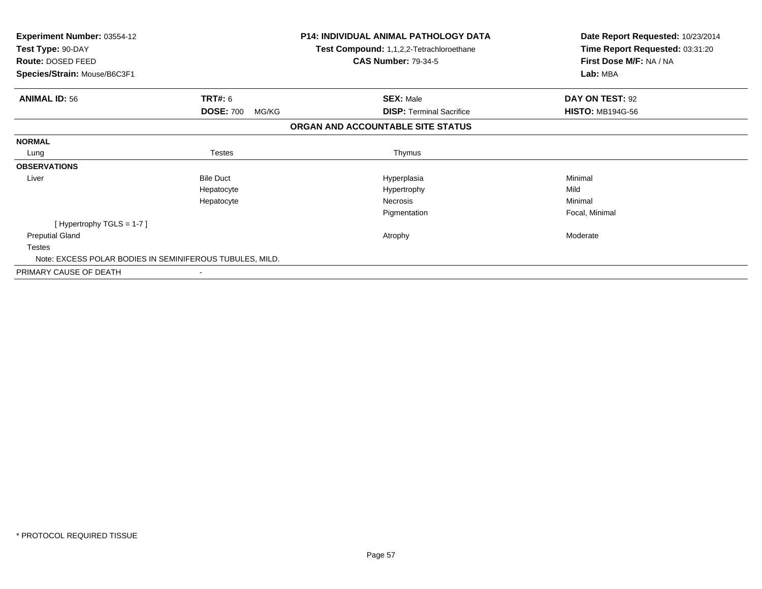**Experiment Number:** 03554-12
**Test Type:** 90-DAY
**Route:** DOSED FEED
**Species/Strain:** Mouse/B6C3F1

**P14: INDIVIDUAL ANIMAL PATHOLOGY DATA**
**Test Compound:** 1,1,2,2-Tetrachloroethane
**CAS Number:** 79-34-5

**Date Report Requested:** 10/23/2014
**Time Report Requested:** 03:31:20
**First Dose M/F:** NA / NA
**Lab:** MBA

| **ANIMAL ID:** 56 | **TRT#:** 6 | **SEX:** Male | **DAY ON TEST:** 92 |
|---|---|---|---|
| | **DOSE:** 700 MG/KG | **DISP:** Terminal Sacrifice | **HISTO:** MB194G-56 |

## ORGAN AND ACCOUNTABLE SITE STATUS

| | | | |
|---|---|---|---|
| **NORMAL** | | | |
| Lung | Testes | Thymus | |
| **OBSERVATIONS** | | | |
| Liver | Bile Duct | Hyperplasia | Minimal |
| | Hepatocyte | Hypertrophy | Mild |
| | Hepatocyte | Necrosis | Minimal |
| | | Pigmentation | Focal, Minimal |
| [ Hypertrophy TGLS = 1-7 ] | | | |
| Preputial Gland | | Atrophy | Moderate |
| Testes | | | |
| Note: EXCESS POLAR BODIES IN SEMINIFEROUS TUBULES, MILD. | | | |
| PRIMARY CAUSE OF DEATH | - | | |

* PROTOCOL REQUIRED TISSUE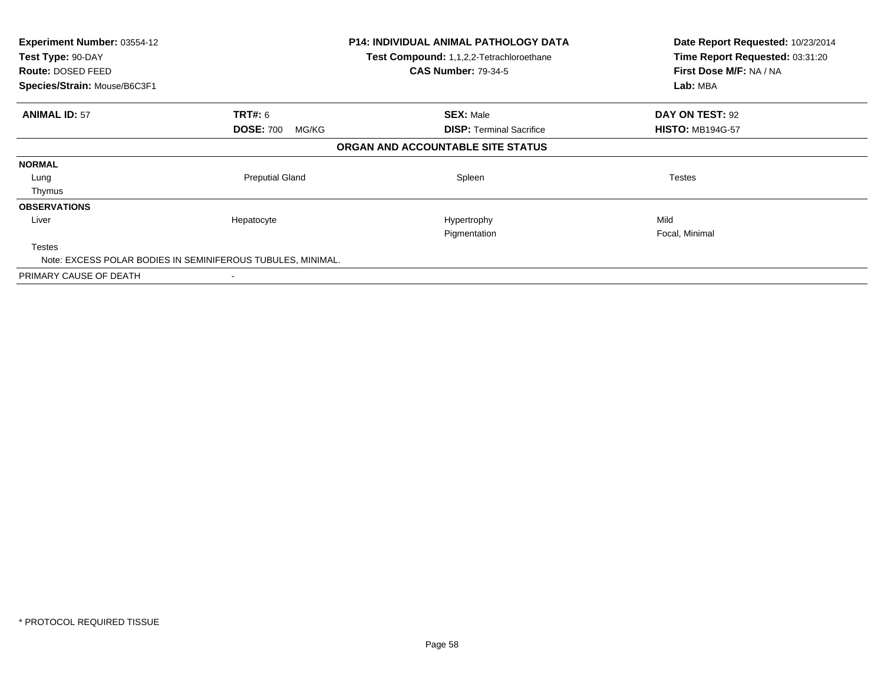**Experiment Number:** 03554-12
**Test Type:** 90-DAY
**Route:** DOSED FEED
**Species/Strain:** Mouse/B6C3F1

**P14: INDIVIDUAL ANIMAL PATHOLOGY DATA**
**Test Compound:** 1,1,2,2-Tetrachloroethane
**CAS Number:** 79-34-5

**Date Report Requested:** 10/23/2014
**Time Report Requested:** 03:31:20
**First Dose M/F:** NA / NA
**Lab:** MBA

| **ANIMAL ID:** 57 | **TRT#:** 6 | **SEX:** Male | **DAY ON TEST:** 92 |
|---|---|---|---|
| | **DOSE:** 700 MG/KG | **DISP:** Terminal Sacrifice | **HISTO:** MB194G-57 |

**ORGAN AND ACCOUNTABLE SITE STATUS**

| | | | |
|---|---|---|---|
| **NORMAL** | | | |
| Lung | Preputial Gland | Spleen | Testes |
| Thymus | | | |
| **OBSERVATIONS** | | | |
| Liver | Hepatocyte | Hypertrophy | Mild |
| | | Pigmentation | Focal, Minimal |
| Testes | | | |
| Note: EXCESS POLAR BODIES IN SEMINIFEROUS TUBULES, MINIMAL. | | | |
| PRIMARY CAUSE OF DEATH | - | | |

\* PROTOCOL REQUIRED TISSUE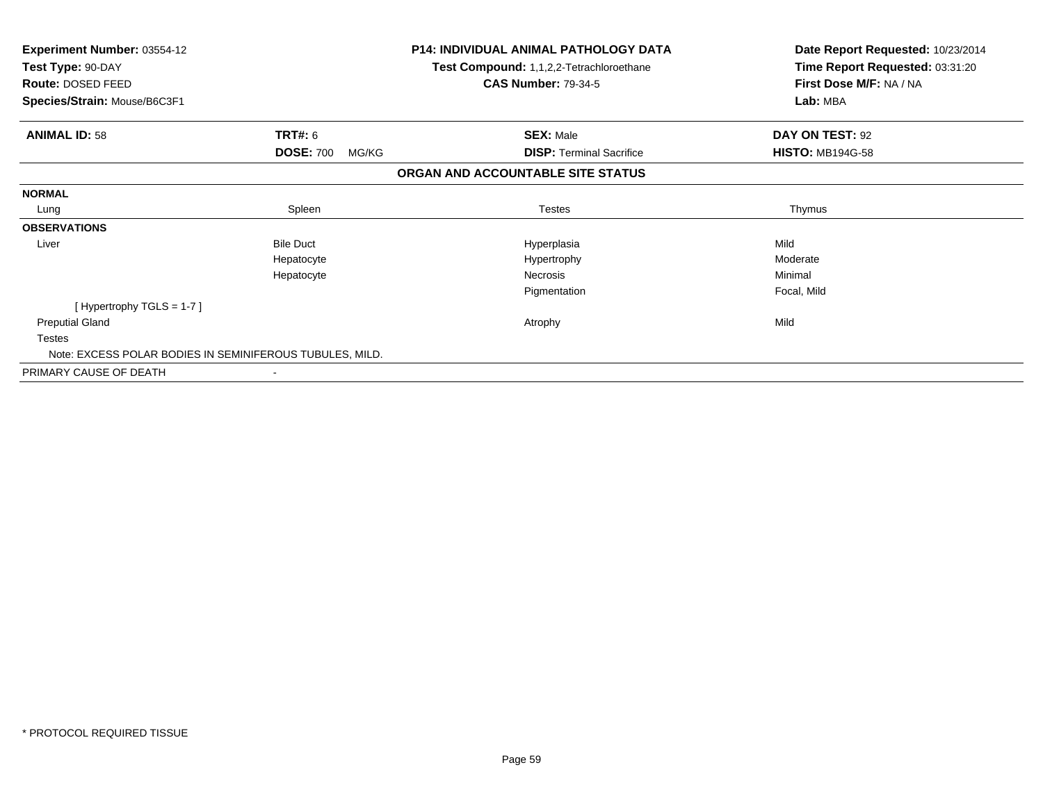**Experiment Number:** 03554-12
**Test Type:** 90-DAY
**Route:** DOSED FEED
**Species/Strain:** Mouse/B6C3F1

**P14: INDIVIDUAL ANIMAL PATHOLOGY DATA**
**Test Compound:** 1,1,2,2-Tetrachloroethane
**CAS Number:** 79-34-5

**Date Report Requested:** 10/23/2014
**Time Report Requested:** 03:31:20
**First Dose M/F:** NA / NA
**Lab:** MBA

| **ANIMAL ID:** 58 | **TRT#:** 6 | **SEX:** Male | **DAY ON TEST:** 92 |
|---|---|---|---|
| | **DOSE:** 700 MG/KG | **DISP:** Terminal Sacrifice | **HISTO:** MB194G-58 |

## ORGAN AND ACCOUNTABLE SITE STATUS

| | | | |
|---|---|---|---|
| **NORMAL** | | | |
| Lung | Spleen | Testes | Thymus |
| **OBSERVATIONS** | | | |
| Liver | Bile Duct | Hyperplasia | Mild |
| | Hepatocyte | Hypertrophy | Moderate |
| | Hepatocyte | Necrosis | Minimal |
| | | Pigmentation | Focal, Mild |
| [ Hypertrophy TGLS = 1-7 ] | | | |
| Preputial Gland | | Atrophy | Mild |
| Testes | | | |
| Note: EXCESS POLAR BODIES IN SEMINIFEROUS TUBULES, MILD. | | | |
| PRIMARY CAUSE OF DEATH | - | | |

* PROTOCOL REQUIRED TISSUE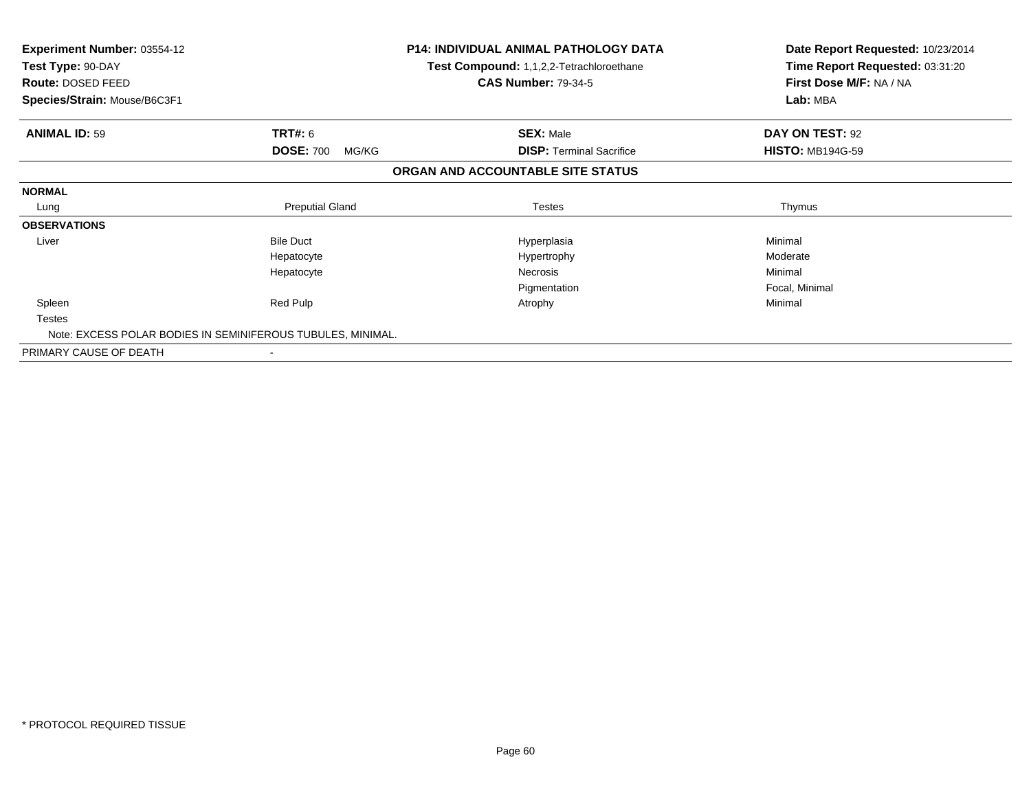| | | | |
|---|---|---|---|
| **Experiment Number:** 03554-12 | | **P14: INDIVIDUAL ANIMAL PATHOLOGY DATA** | **Date Report Requested:** 10/23/2014 |
| **Test Type:** 90-DAY | | **Test Compound:** 1,1,2,2-Tetrachloroethane | **Time Report Requested:** 03:31:20 |
| **Route:** DOSED FEED | | **CAS Number:** 79-34-5 | **First Dose M/F:** NA / NA |
| **Species/Strain:** Mouse/B6C3F1 | | | **Lab:** MBA |

| **ANIMAL ID:** 59 | **TRT#:** 6 | **SEX:** Male | **DAY ON TEST:** 92 |
|---|---|---|---|
| | **DOSE:** 700 MG/KG | **DISP:** Terminal Sacrifice | **HISTO:** MB194G-59 |

**ORGAN AND ACCOUNTABLE SITE STATUS**

| | | | |
|---|---|---|---|
| **NORMAL** | | | |
| Lung | Preputial Gland | Testes | Thymus |
| **OBSERVATIONS** | | | |
| Liver | Bile Duct | Hyperplasia | Minimal |
| | Hepatocyte | Hypertrophy | Moderate |
| | Hepatocyte | Necrosis | Minimal |
| | | Pigmentation | Focal, Minimal |
| Spleen | Red Pulp | Atrophy | Minimal |
| Testes | | | |
| Note: EXCESS POLAR BODIES IN SEMINIFEROUS TUBULES, MINIMAL. | | | |
| PRIMARY CAUSE OF DEATH | - | | |

\* PROTOCOL REQUIRED TISSUE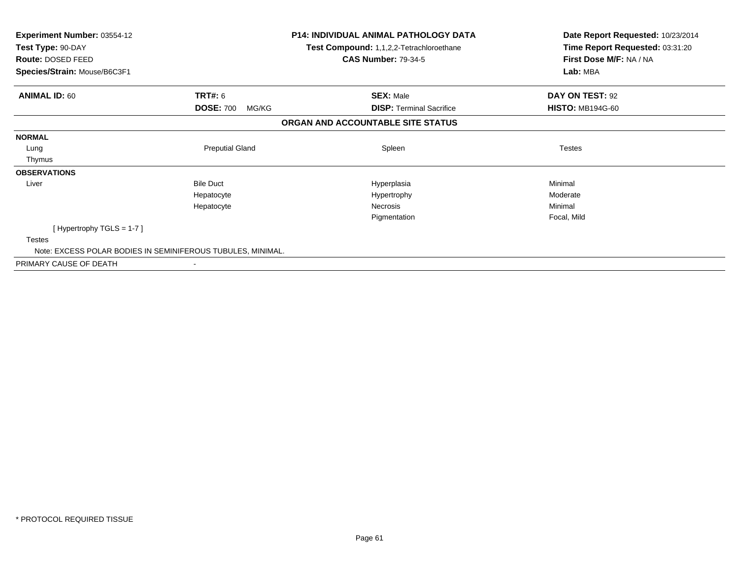**Experiment Number:** 03554-12
**Test Type:** 90-DAY
**Route:** DOSED FEED
**Species/Strain:** Mouse/B6C3F1

**P14: INDIVIDUAL ANIMAL PATHOLOGY DATA**
**Test Compound:** 1,1,2,2-Tetrachloroethane
**CAS Number:** 79-34-5

**Date Report Requested:** 10/23/2014
**Time Report Requested:** 03:31:20
**First Dose M/F:** NA / NA
**Lab:** MBA

| **ANIMAL ID:** 60 | **TRT#:** 6 | **SEX:** Male | **DAY ON TEST:** 92 |
|---|---|---|---|
| | **DOSE:** 700 MG/KG | **DISP:** Terminal Sacrifice | **HISTO:** MB194G-60 |

**ORGAN AND ACCOUNTABLE SITE STATUS**

| | | | |
|---|---|---|---|
| **NORMAL** | | | |
| Lung | Preputial Gland | Spleen | Testes |
| Thymus | | | |
| **OBSERVATIONS** | | | |
| Liver | Bile Duct | Hyperplasia | Minimal |
| | Hepatocyte | Hypertrophy | Moderate |
| | Hepatocyte | Necrosis | Minimal |
| | | Pigmentation | Focal, Mild |
| [ Hypertrophy TGLS = 1-7 ] | | | |
| Testes | | | |
| Note: EXCESS POLAR BODIES IN SEMINIFEROUS TUBULES, MINIMAL. | | | |
| PRIMARY CAUSE OF DEATH | - | | |

\* PROTOCOL REQUIRED TISSUE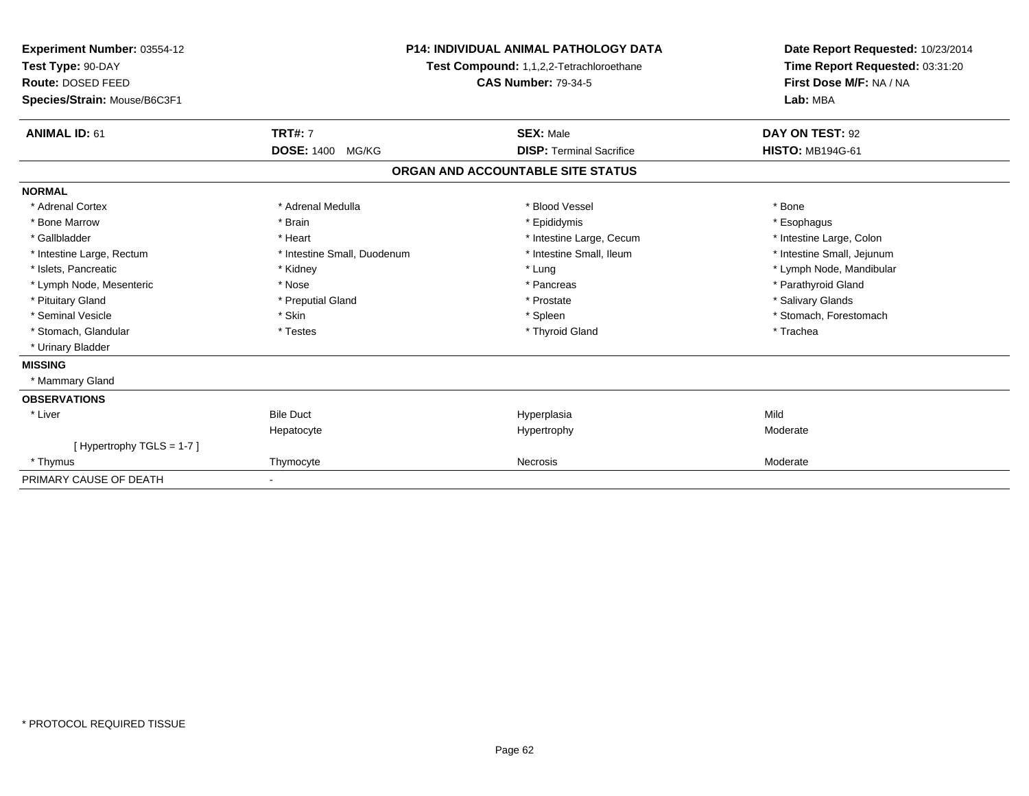**Experiment Number:** 03554-12
**Test Type:** 90-DAY
**Route:** DOSED FEED
**Species/Strain:** Mouse/B6C3F1

**P14: INDIVIDUAL ANIMAL PATHOLOGY DATA**
**Test Compound:** 1,1,2,2-Tetrachloroethane
**CAS Number:** 79-34-5

**Date Report Requested:** 10/23/2014
**Time Report Requested:** 03:31:20
**First Dose M/F:** NA / NA
**Lab:** MBA

| **ANIMAL ID:** 61 | **TRT#:** 7 | **SEX:** Male | **DAY ON TEST:** 92 |
|---|---|---|---|
| | **DOSE:** 1400 MG/KG | **DISP:** Terminal Sacrifice | **HISTO:** MB194G-61 |

## ORGAN AND ACCOUNTABLE SITE STATUS

| | | | |
|---|---|---|---|
| **NORMAL** | | | |
| * Adrenal Cortex | * Adrenal Medulla | * Blood Vessel | * Bone |
| * Bone Marrow | * Brain | * Epididymis | * Esophagus |
| * Gallbladder | * Heart | * Intestine Large, Cecum | * Intestine Large, Colon |
| * Intestine Large, Rectum | * Intestine Small, Duodenum | * Intestine Small, Ileum | * Intestine Small, Jejunum |
| * Islets, Pancreatic | * Kidney | * Lung | * Lymph Node, Mandibular |
| * Lymph Node, Mesenteric | * Nose | * Pancreas | * Parathyroid Gland |
| * Pituitary Gland | * Preputial Gland | * Prostate | * Salivary Glands |
| * Seminal Vesicle | * Skin | * Spleen | * Stomach, Forestomach |
| * Stomach, Glandular | * Testes | * Thyroid Gland | * Trachea |
| * Urinary Bladder | | | |
| **MISSING** | | | |
| * Mammary Gland | | | |
| **OBSERVATIONS** | | | |
| * Liver | Bile Duct | Hyperplasia | Mild |
| | Hepatocyte | Hypertrophy | Moderate |
| [ Hypertrophy TGLS = 1-7 ] | | | |
| * Thymus | Thymocyte | Necrosis | Moderate |
| PRIMARY CAUSE OF DEATH | - | | |

* PROTOCOL REQUIRED TISSUE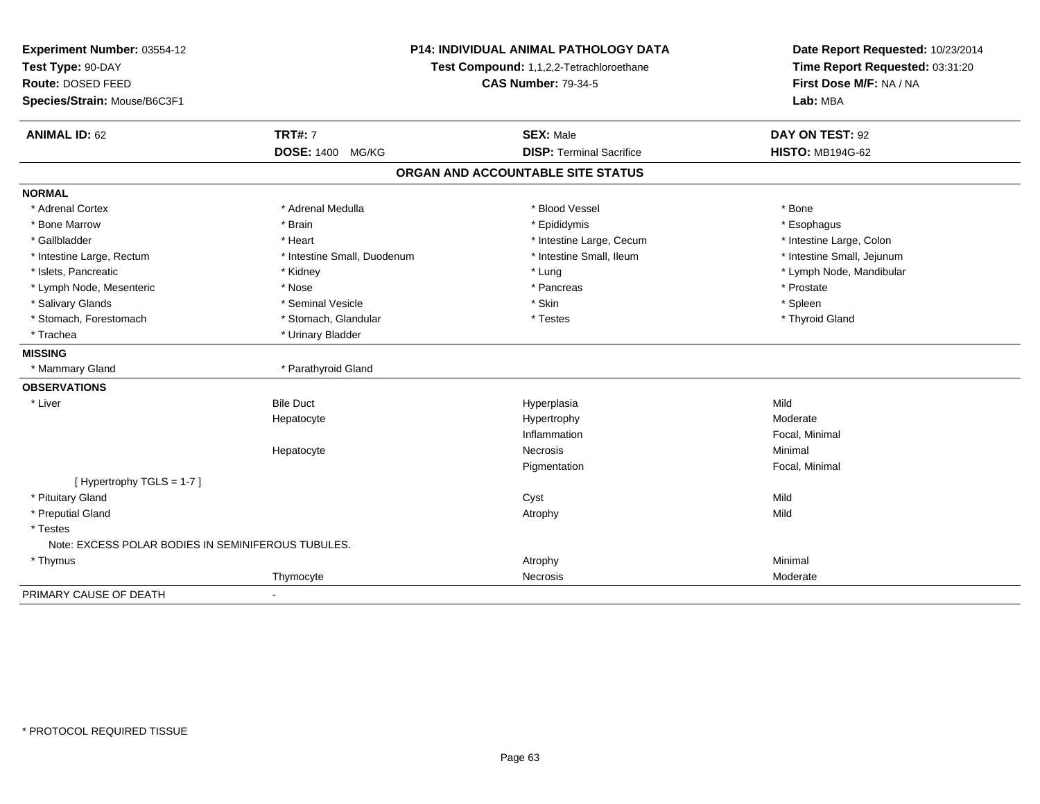**Experiment Number:** 03554-12
**Test Type:** 90-DAY
**Route:** DOSED FEED
**Species/Strain:** Mouse/B6C3F1

**P14: INDIVIDUAL ANIMAL PATHOLOGY DATA**
**Test Compound:** 1,1,2,2-Tetrachloroethane
**CAS Number:** 79-34-5

**Date Report Requested:** 10/23/2014
**Time Report Requested:** 03:31:20
**First Dose M/F:** NA / NA
**Lab:** MBA

| **ANIMAL ID:** 62 | **TRT#:** 7 | **SEX:** Male | **DAY ON TEST:** 92 |
|---|---|---|---|
| | **DOSE:** 1400 MG/KG | **DISP:** Terminal Sacrifice | **HISTO:** MB194G-62 |

## ORGAN AND ACCOUNTABLE SITE STATUS

**NORMAL**

| | | | |
|---|---|---|---|
| * Adrenal Cortex | * Adrenal Medulla | * Blood Vessel | * Bone |
| * Bone Marrow | * Brain | * Epididymis | * Esophagus |
| * Gallbladder | * Heart | * Intestine Large, Cecum | * Intestine Large, Colon |
| * Intestine Large, Rectum | * Intestine Small, Duodenum | * Intestine Small, Ileum | * Intestine Small, Jejunum |
| * Islets, Pancreatic | * Kidney | * Lung | * Lymph Node, Mandibular |
| * Lymph Node, Mesenteric | * Nose | * Pancreas | * Prostate |
| * Salivary Glands | * Seminal Vesicle | * Skin | * Spleen |
| * Stomach, Forestomach | * Stomach, Glandular | * Testes | * Thyroid Gland |
| * Trachea | * Urinary Bladder | | |

**MISSING**

| | |
|---|---|
| * Mammary Gland | * Parathyroid Gland |

**OBSERVATIONS**

| | | | |
|---|---|---|---|
| * Liver | Bile Duct | Hyperplasia | Mild |
| | Hepatocyte | Hypertrophy | Moderate |
| | | Inflammation | Focal, Minimal |
| | Hepatocyte | Necrosis | Minimal |
| | | Pigmentation | Focal, Minimal |
| [ Hypertrophy TGLS = 1-7 ] | | | |
| * Pituitary Gland | | Cyst | Mild |
| * Preputial Gland | | Atrophy | Mild |
| * Testes | | | |
| Note: EXCESS POLAR BODIES IN SEMINIFEROUS TUBULES. | | | |
| * Thymus | | Atrophy | Minimal |
| | Thymocyte | Necrosis | Moderate |

PRIMARY CAUSE OF DEATH -

* PROTOCOL REQUIRED TISSUE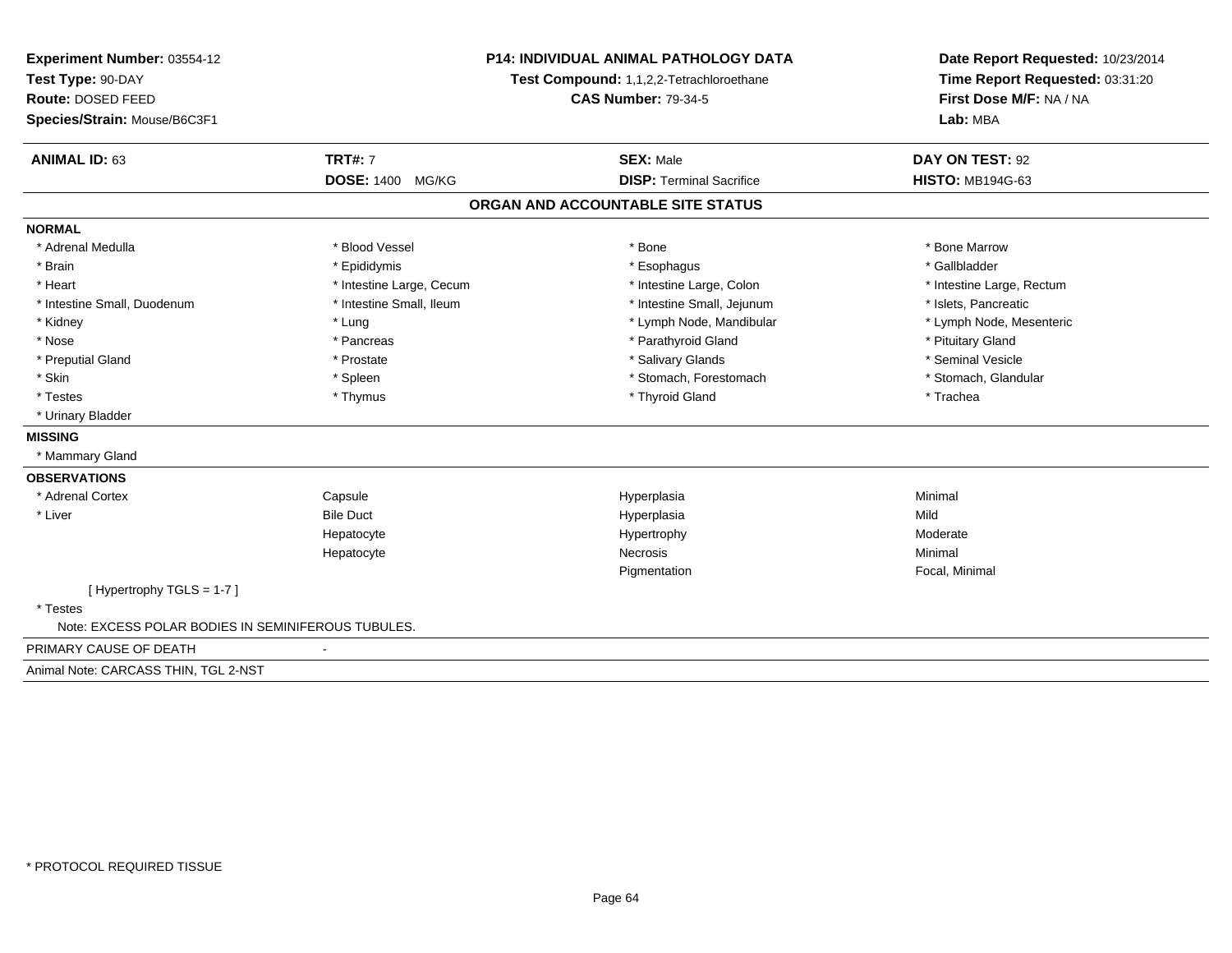**Experiment Number:** 03554-12
**Test Type:** 90-DAY
**Route:** DOSED FEED
**Species/Strain:** Mouse/B6C3F1

**P14: INDIVIDUAL ANIMAL PATHOLOGY DATA**
**Test Compound:** 1,1,2,2-Tetrachloroethane
**CAS Number:** 79-34-5

**Date Report Requested:** 10/23/2014
**Time Report Requested:** 03:31:20
**First Dose M/F:** NA / NA
**Lab:** MBA

| **ANIMAL ID:** 63 | **TRT#:** 7 | **SEX:** Male | **DAY ON TEST:** 92 |
|---|---|---|---|
| | **DOSE:** 1400 MG/KG | **DISP:** Terminal Sacrifice | **HISTO:** MB194G-63 |

## ORGAN AND ACCOUNTABLE SITE STATUS

**NORMAL**

| | | | |
|---|---|---|---|
| * Adrenal Medulla | * Blood Vessel | * Bone | * Bone Marrow |
| * Brain | * Epididymis | * Esophagus | * Gallbladder |
| * Heart | * Intestine Large, Cecum | * Intestine Large, Colon | * Intestine Large, Rectum |
| * Intestine Small, Duodenum | * Intestine Small, Ileum | * Intestine Small, Jejunum | * Islets, Pancreatic |
| * Kidney | * Lung | * Lymph Node, Mandibular | * Lymph Node, Mesenteric |
| * Nose | * Pancreas | * Parathyroid Gland | * Pituitary Gland |
| * Preputial Gland | * Prostate | * Salivary Glands | * Seminal Vesicle |
| * Skin | * Spleen | * Stomach, Forestomach | * Stomach, Glandular |
| * Testes | * Thymus | * Thyroid Gland | * Trachea |
| * Urinary Bladder | | | |

**MISSING**

* Mammary Gland

**OBSERVATIONS**

| | | | |
|---|---|---|---|
| * Adrenal Cortex | Capsule | Hyperplasia | Minimal |
| * Liver | Bile Duct | Hyperplasia | Mild |
| | Hepatocyte | Hypertrophy | Moderate |
| | Hepatocyte | Necrosis | Minimal |
| | | Pigmentation | Focal, Minimal |

[ Hypertrophy TGLS = 1-7 ]

* Testes

Note: EXCESS POLAR BODIES IN SEMINIFEROUS TUBULES.

PRIMARY CAUSE OF DEATH -

Animal Note: CARCASS THIN, TGL 2-NST

* PROTOCOL REQUIRED TISSUE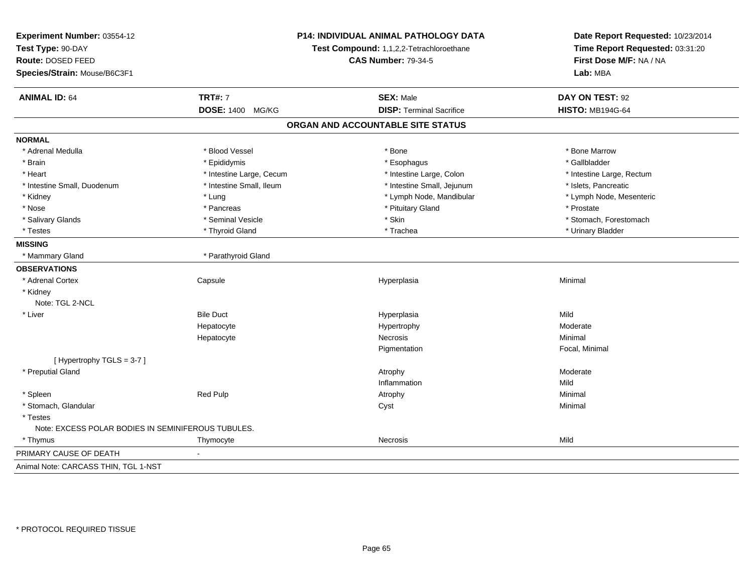**Experiment Number:** 03554-12
**Test Type:** 90-DAY
**Route:** DOSED FEED
**Species/Strain:** Mouse/B6C3F1

**P14: INDIVIDUAL ANIMAL PATHOLOGY DATA**
**Test Compound:** 1,1,2,2-Tetrachloroethane
**CAS Number:** 79-34-5

**Date Report Requested:** 10/23/2014
**Time Report Requested:** 03:31:20
**First Dose M/F:** NA / NA
**Lab:** MBA

| **ANIMAL ID:** 64 | **TRT#:** 7 | **SEX:** Male | **DAY ON TEST:** 92 |
|---|---|---|---|
| | **DOSE:** 1400 MG/KG | **DISP:** Terminal Sacrifice | **HISTO:** MB194G-64 |

## ORGAN AND ACCOUNTABLE SITE STATUS

**NORMAL**

| | | | |
|---|---|---|---|
| * Adrenal Medulla | * Blood Vessel | * Bone | * Bone Marrow |
| * Brain | * Epididymis | * Esophagus | * Gallbladder |
| * Heart | * Intestine Large, Cecum | * Intestine Large, Colon | * Intestine Large, Rectum |
| * Intestine Small, Duodenum | * Intestine Small, Ileum | * Intestine Small, Jejunum | * Islets, Pancreatic |
| * Kidney | * Lung | * Lymph Node, Mandibular | * Lymph Node, Mesenteric |
| * Nose | * Pancreas | * Pituitary Gland | * Prostate |
| * Salivary Glands | * Seminal Vesicle | * Skin | * Stomach, Forestomach |
| * Testes | * Thyroid Gland | * Trachea | * Urinary Bladder |

**MISSING**

| | |
|---|---|
| * Mammary Gland | * Parathyroid Gland |

**OBSERVATIONS**

| | | | |
|---|---|---|---|
| * Adrenal Cortex | Capsule | Hyperplasia | Minimal |
| * Kidney | | | |
| Note: TGL 2-NCL | | | |
| * Liver | Bile Duct | Hyperplasia | Mild |
| | Hepatocyte | Hypertrophy | Moderate |
| | Hepatocyte | Necrosis | Minimal |
| | | Pigmentation | Focal, Minimal |
| [ Hypertrophy TGLS = 3-7 ] | | | |
| * Preputial Gland | | Atrophy | Moderate |
| | | Inflammation | Mild |
| * Spleen | Red Pulp | Atrophy | Minimal |
| * Stomach, Glandular | | Cyst | Minimal |
| * Testes | | | |
| Note: EXCESS POLAR BODIES IN SEMINIFEROUS TUBULES. | | | |
| * Thymus | Thymocyte | Necrosis | Mild |

PRIMARY CAUSE OF DEATH -

Animal Note: CARCASS THIN, TGL 1-NST

* PROTOCOL REQUIRED TISSUE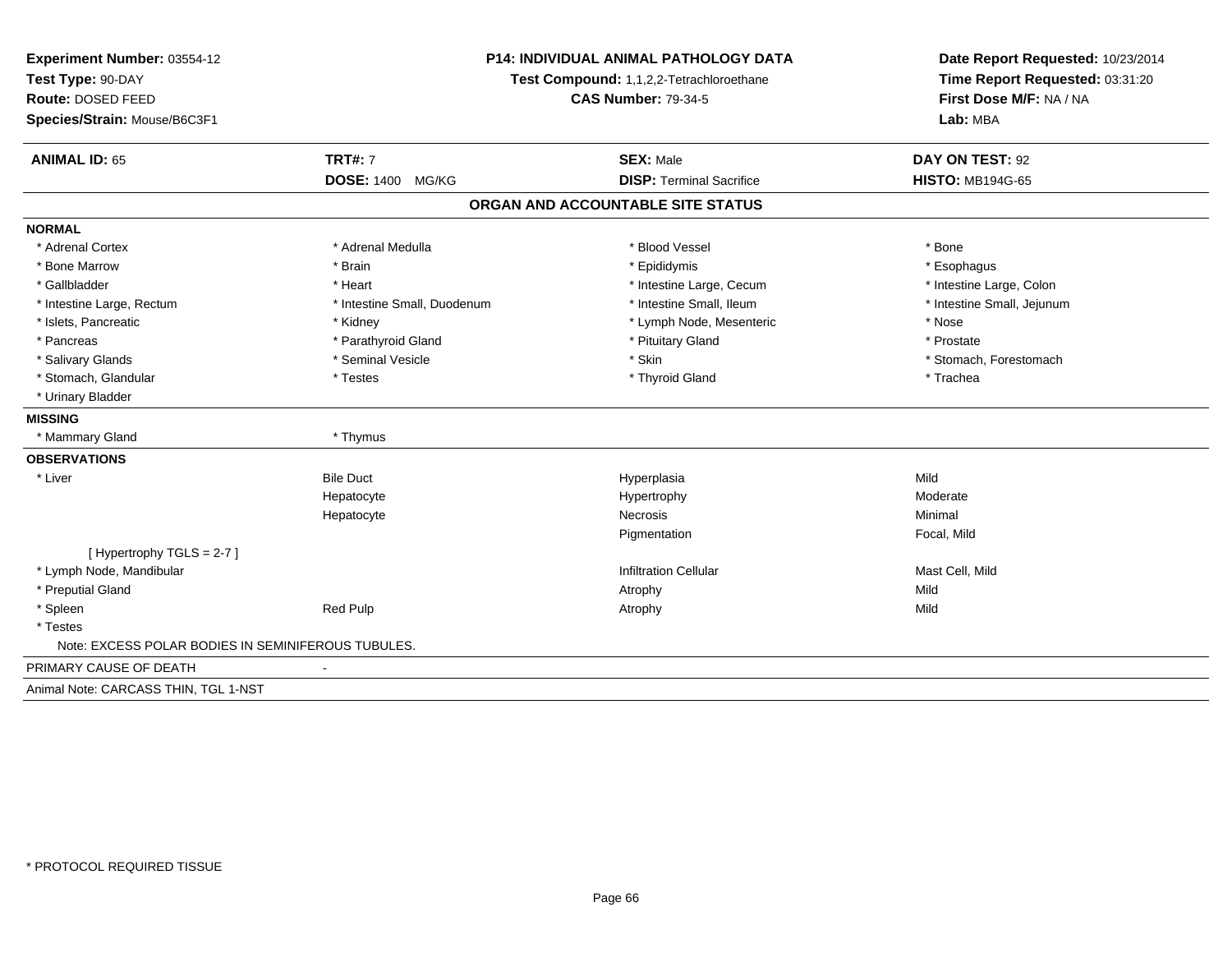**Experiment Number:** 03554-12
**Test Type:** 90-DAY
**Route:** DOSED FEED
**Species/Strain:** Mouse/B6C3F1

**P14: INDIVIDUAL ANIMAL PATHOLOGY DATA**
**Test Compound:** 1,1,2,2-Tetrachloroethane
**CAS Number:** 79-34-5

**Date Report Requested:** 10/23/2014
**Time Report Requested:** 03:31:20
**First Dose M/F:** NA / NA
**Lab:** MBA

| **ANIMAL ID:** 65 | **TRT#:** 7 | **SEX:** Male | **DAY ON TEST:** 92 |
|---|---|---|---|
| | **DOSE:** 1400 MG/KG | **DISP:** Terminal Sacrifice | **HISTO:** MB194G-65 |

**ORGAN AND ACCOUNTABLE SITE STATUS**

**NORMAL**

| | | | |
|---|---|---|---|
| * Adrenal Cortex | * Adrenal Medulla | * Blood Vessel | * Bone |
| * Bone Marrow | * Brain | * Epididymis | * Esophagus |
| * Gallbladder | * Heart | * Intestine Large, Cecum | * Intestine Large, Colon |
| * Intestine Large, Rectum | * Intestine Small, Duodenum | * Intestine Small, Ileum | * Intestine Small, Jejunum |
| * Islets, Pancreatic | * Kidney | * Lymph Node, Mesenteric | * Nose |
| * Pancreas | * Parathyroid Gland | * Pituitary Gland | * Prostate |
| * Salivary Glands | * Seminal Vesicle | * Skin | * Stomach, Forestomach |
| * Stomach, Glandular | * Testes | * Thyroid Gland | * Trachea |
| * Urinary Bladder | | | |

**MISSING**

| | |
|---|---|
| * Mammary Gland | * Thymus |

**OBSERVATIONS**

| | | | |
|---|---|---|---|
| * Liver | Bile Duct | Hyperplasia | Mild |
| | Hepatocyte | Hypertrophy | Moderate |
| | Hepatocyte | Necrosis | Minimal |
| | | Pigmentation | Focal, Mild |
| [ Hypertrophy TGLS = 2-7 ] | | | |
| * Lymph Node, Mandibular | | Infiltration Cellular | Mast Cell, Mild |
| * Preputial Gland | | Atrophy | Mild |
| * Spleen | Red Pulp | Atrophy | Mild |
| * Testes | | | |

Note: EXCESS POLAR BODIES IN SEMINIFEROUS TUBULES.

PRIMARY CAUSE OF DEATH -

Animal Note: CARCASS THIN, TGL 1-NST

* PROTOCOL REQUIRED TISSUE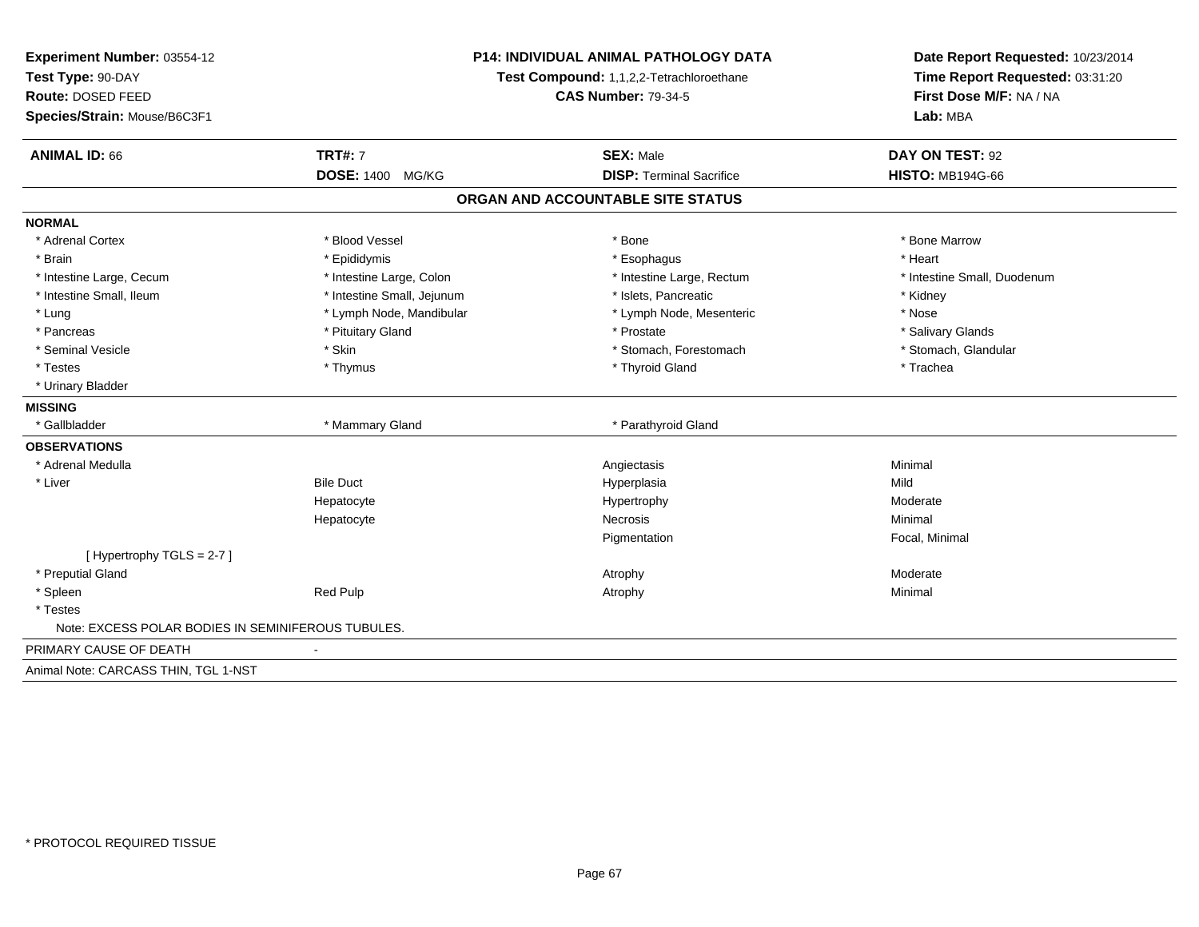**Experiment Number:** 03554-12
**Test Type:** 90-DAY
**Route:** DOSED FEED
**Species/Strain:** Mouse/B6C3F1

**P14: INDIVIDUAL ANIMAL PATHOLOGY DATA**
**Test Compound:** 1,1,2,2-Tetrachloroethane
**CAS Number:** 79-34-5

**Date Report Requested:** 10/23/2014
**Time Report Requested:** 03:31:20
**First Dose M/F:** NA / NA
**Lab:** MBA

| **ANIMAL ID:** 66 | **TRT#:** 7 | **SEX:** Male | **DAY ON TEST:** 92 |
|---|---|---|---|
| | **DOSE:** 1400 MG/KG | **DISP:** Terminal Sacrifice | **HISTO:** MB194G-66 |

## ORGAN AND ACCOUNTABLE SITE STATUS

**NORMAL**

| | | | |
|---|---|---|---|
| * Adrenal Cortex | * Blood Vessel | * Bone | * Bone Marrow |
| * Brain | * Epididymis | * Esophagus | * Heart |
| * Intestine Large, Cecum | * Intestine Large, Colon | * Intestine Large, Rectum | * Intestine Small, Duodenum |
| * Intestine Small, Ileum | * Intestine Small, Jejunum | * Islets, Pancreatic | * Kidney |
| * Lung | * Lymph Node, Mandibular | * Lymph Node, Mesenteric | * Nose |
| * Pancreas | * Pituitary Gland | * Prostate | * Salivary Glands |
| * Seminal Vesicle | * Skin | * Stomach, Forestomach | * Stomach, Glandular |
| * Testes | * Thymus | * Thyroid Gland | * Trachea |
| * Urinary Bladder | | | |

**MISSING**

| | | |
|---|---|---|
| * Gallbladder | * Mammary Gland | * Parathyroid Gland |

**OBSERVATIONS**

| | | | |
|---|---|---|---|
| * Adrenal Medulla | | Angiectasis | Minimal |
| * Liver | Bile Duct | Hyperplasia | Mild |
| | Hepatocyte | Hypertrophy | Moderate |
| | Hepatocyte | Necrosis | Minimal |
| | | Pigmentation | Focal, Minimal |
| [ Hypertrophy TGLS = 2-7 ] | | | |
| * Preputial Gland | | Atrophy | Moderate |
| * Spleen | Red Pulp | Atrophy | Minimal |
| * Testes | | | |

Note: EXCESS POLAR BODIES IN SEMINIFEROUS TUBULES.

PRIMARY CAUSE OF DEATH -

Animal Note: CARCASS THIN, TGL 1-NST

* PROTOCOL REQUIRED TISSUE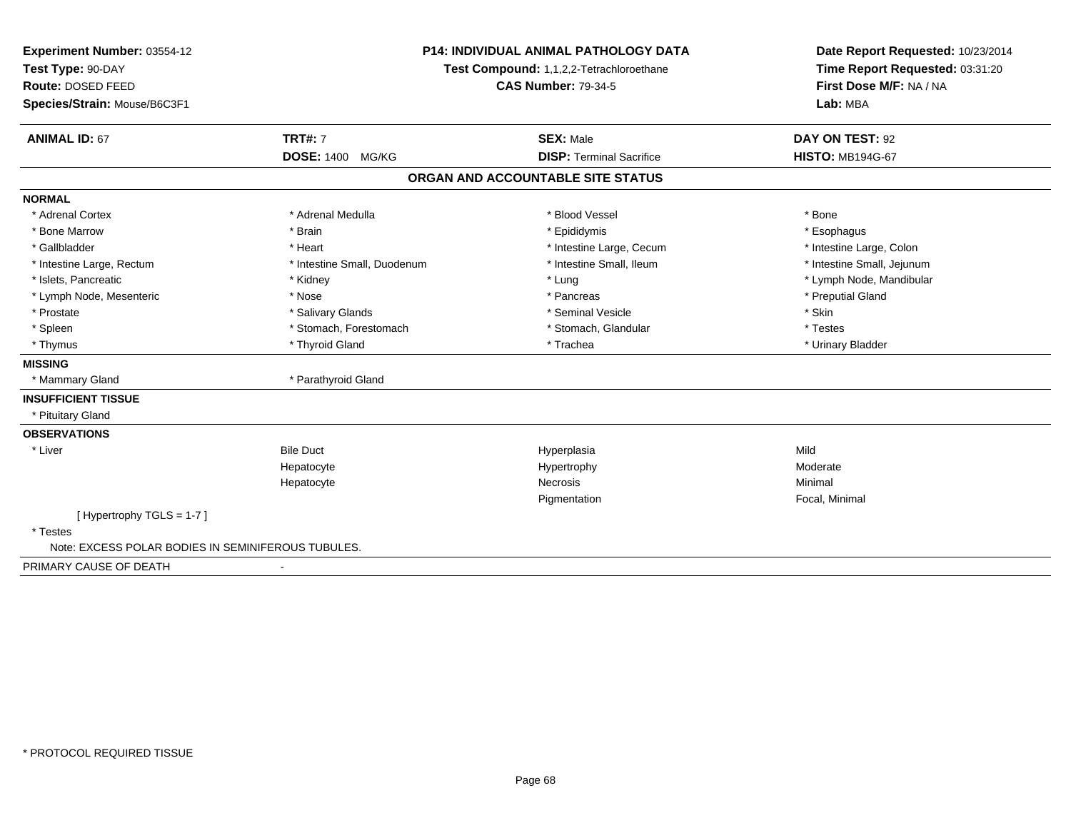**Experiment Number:** 03554-12
**Test Type:** 90-DAY
**Route:** DOSED FEED
**Species/Strain:** Mouse/B6C3F1

**P14: INDIVIDUAL ANIMAL PATHOLOGY DATA**
**Test Compound:** 1,1,2,2-Tetrachloroethane
**CAS Number:** 79-34-5

**Date Report Requested:** 10/23/2014
**Time Report Requested:** 03:31:20
**First Dose M/F:** NA / NA
**Lab:** MBA

| **ANIMAL ID:** 67 | **TRT#:** 7 | **SEX:** Male | **DAY ON TEST:** 92 |
|---|---|---|---|
| | **DOSE:** 1400 MG/KG | **DISP:** Terminal Sacrifice | **HISTO:** MB194G-67 |

## ORGAN AND ACCOUNTABLE SITE STATUS

**NORMAL**

| | | | |
|---|---|---|---|
| * Adrenal Cortex | * Adrenal Medulla | * Blood Vessel | * Bone |
| * Bone Marrow | * Brain | * Epididymis | * Esophagus |
| * Gallbladder | * Heart | * Intestine Large, Cecum | * Intestine Large, Colon |
| * Intestine Large, Rectum | * Intestine Small, Duodenum | * Intestine Small, Ileum | * Intestine Small, Jejunum |
| * Islets, Pancreatic | * Kidney | * Lung | * Lymph Node, Mandibular |
| * Lymph Node, Mesenteric | * Nose | * Pancreas | * Preputial Gland |
| * Prostate | * Salivary Glands | * Seminal Vesicle | * Skin |
| * Spleen | * Stomach, Forestomach | * Stomach, Glandular | * Testes |
| * Thymus | * Thyroid Gland | * Trachea | * Urinary Bladder |

**MISSING**

* Mammary Gland
* Parathyroid Gland

**INSUFFICIENT TISSUE**

* Pituitary Gland

**OBSERVATIONS**

| | | | |
|---|---|---|---|
| * Liver | Bile Duct | Hyperplasia | Mild |
| | Hepatocyte | Hypertrophy | Moderate |
| | Hepatocyte | Necrosis | Minimal |
| | | Pigmentation | Focal, Minimal |

[ Hypertrophy TGLS = 1-7 ]

* Testes

Note: EXCESS POLAR BODIES IN SEMINIFEROUS TUBULES.

PRIMARY CAUSE OF DEATH -

* PROTOCOL REQUIRED TISSUE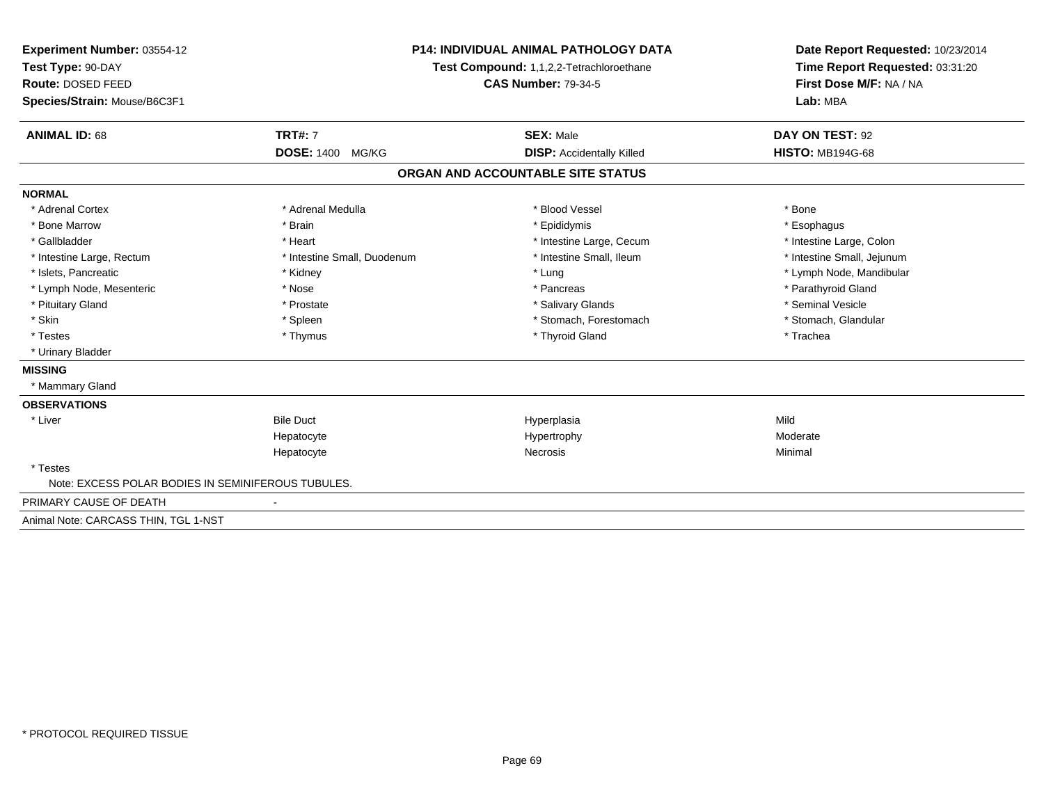**Experiment Number:** 03554-12
**Test Type:** 90-DAY
**Route:** DOSED FEED
**Species/Strain:** Mouse/B6C3F1

**P14: INDIVIDUAL ANIMAL PATHOLOGY DATA**
**Test Compound:** 1,1,2,2-Tetrachloroethane
**CAS Number:** 79-34-5

**Date Report Requested:** 10/23/2014
**Time Report Requested:** 03:31:20
**First Dose M/F:** NA / NA
**Lab:** MBA

| **ANIMAL ID:** 68 | **TRT#:** 7 | **SEX:** Male | **DAY ON TEST:** 92 |
|---|---|---|---|
| | **DOSE:** 1400 MG/KG | **DISP:** Accidentally Killed | **HISTO:** MB194G-68 |

## ORGAN AND ACCOUNTABLE SITE STATUS

**NORMAL**

| | | | |
|---|---|---|---|
| * Adrenal Cortex | * Adrenal Medulla | * Blood Vessel | * Bone |
| * Bone Marrow | * Brain | * Epididymis | * Esophagus |
| * Gallbladder | * Heart | * Intestine Large, Cecum | * Intestine Large, Colon |
| * Intestine Large, Rectum | * Intestine Small, Duodenum | * Intestine Small, Ileum | * Intestine Small, Jejunum |
| * Islets, Pancreatic | * Kidney | * Lung | * Lymph Node, Mandibular |
| * Lymph Node, Mesenteric | * Nose | * Pancreas | * Parathyroid Gland |
| * Pituitary Gland | * Prostate | * Salivary Glands | * Seminal Vesicle |
| * Skin | * Spleen | * Stomach, Forestomach | * Stomach, Glandular |
| * Testes | * Thymus | * Thyroid Gland | * Trachea |
| * Urinary Bladder | | | |

**MISSING**

* Mammary Gland

**OBSERVATIONS**

| | | | |
|---|---|---|---|
| * Liver | Bile Duct | Hyperplasia | Mild |
| | Hepatocyte | Hypertrophy | Moderate |
| | Hepatocyte | Necrosis | Minimal |
| * Testes | | | |

Note: EXCESS POLAR BODIES IN SEMINIFEROUS TUBULES.

PRIMARY CAUSE OF DEATH -

Animal Note: CARCASS THIN, TGL 1-NST

* PROTOCOL REQUIRED TISSUE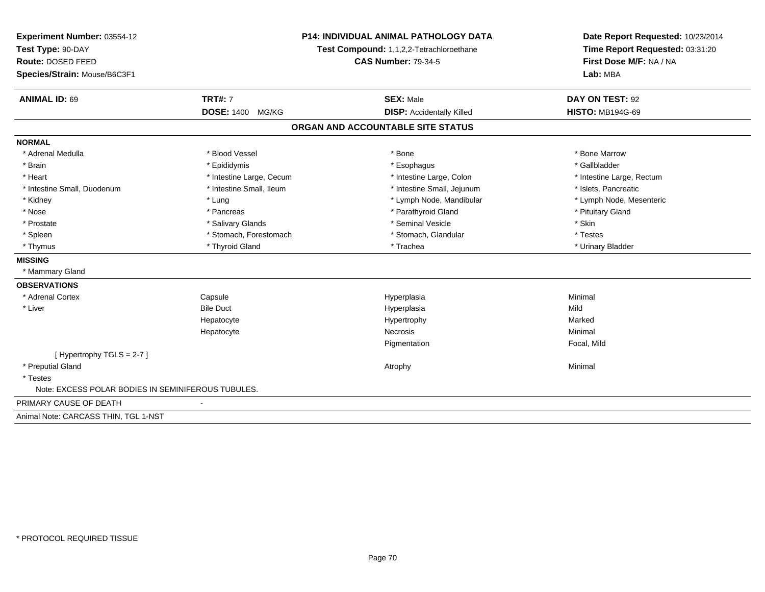**Experiment Number:** 03554-12
**Test Type:** 90-DAY
**Route:** DOSED FEED
**Species/Strain:** Mouse/B6C3F1

**P14: INDIVIDUAL ANIMAL PATHOLOGY DATA**
**Test Compound:** 1,1,2,2-Tetrachloroethane
**CAS Number:** 79-34-5

**Date Report Requested:** 10/23/2014
**Time Report Requested:** 03:31:20
**First Dose M/F:** NA / NA
**Lab:** MBA

| **ANIMAL ID:** 69 | **TRT#:** 7 | **SEX:** Male | **DAY ON TEST:** 92 |
|---|---|---|---|
| | **DOSE:** 1400 MG/KG | **DISP:** Accidentally Killed | **HISTO:** MB194G-69 |

## ORGAN AND ACCOUNTABLE SITE STATUS

**NORMAL**

| | | | |
|---|---|---|---|
| * Adrenal Medulla | * Blood Vessel | * Bone | * Bone Marrow |
| * Brain | * Epididymis | * Esophagus | * Gallbladder |
| * Heart | * Intestine Large, Cecum | * Intestine Large, Colon | * Intestine Large, Rectum |
| * Intestine Small, Duodenum | * Intestine Small, Ileum | * Intestine Small, Jejunum | * Islets, Pancreatic |
| * Kidney | * Lung | * Lymph Node, Mandibular | * Lymph Node, Mesenteric |
| * Nose | * Pancreas | * Parathyroid Gland | * Pituitary Gland |
| * Prostate | * Salivary Glands | * Seminal Vesicle | * Skin |
| * Spleen | * Stomach, Forestomach | * Stomach, Glandular | * Testes |
| * Thymus | * Thyroid Gland | * Trachea | * Urinary Bladder |

**MISSING**

* Mammary Gland

**OBSERVATIONS**

| | | | |
|---|---|---|---|
| * Adrenal Cortex | Capsule | Hyperplasia | Minimal |
| * Liver | Bile Duct | Hyperplasia | Mild |
| | Hepatocyte | Hypertrophy | Marked |
| | Hepatocyte | Necrosis | Minimal |
| | | Pigmentation | Focal, Mild |
| [ Hypertrophy TGLS = 2-7 ] | | | |
| * Preputial Gland | | Atrophy | Minimal |
| * Testes | | | |

Note: EXCESS POLAR BODIES IN SEMINIFEROUS TUBULES.

PRIMARY CAUSE OF DEATH -

Animal Note: CARCASS THIN, TGL 1-NST

* PROTOCOL REQUIRED TISSUE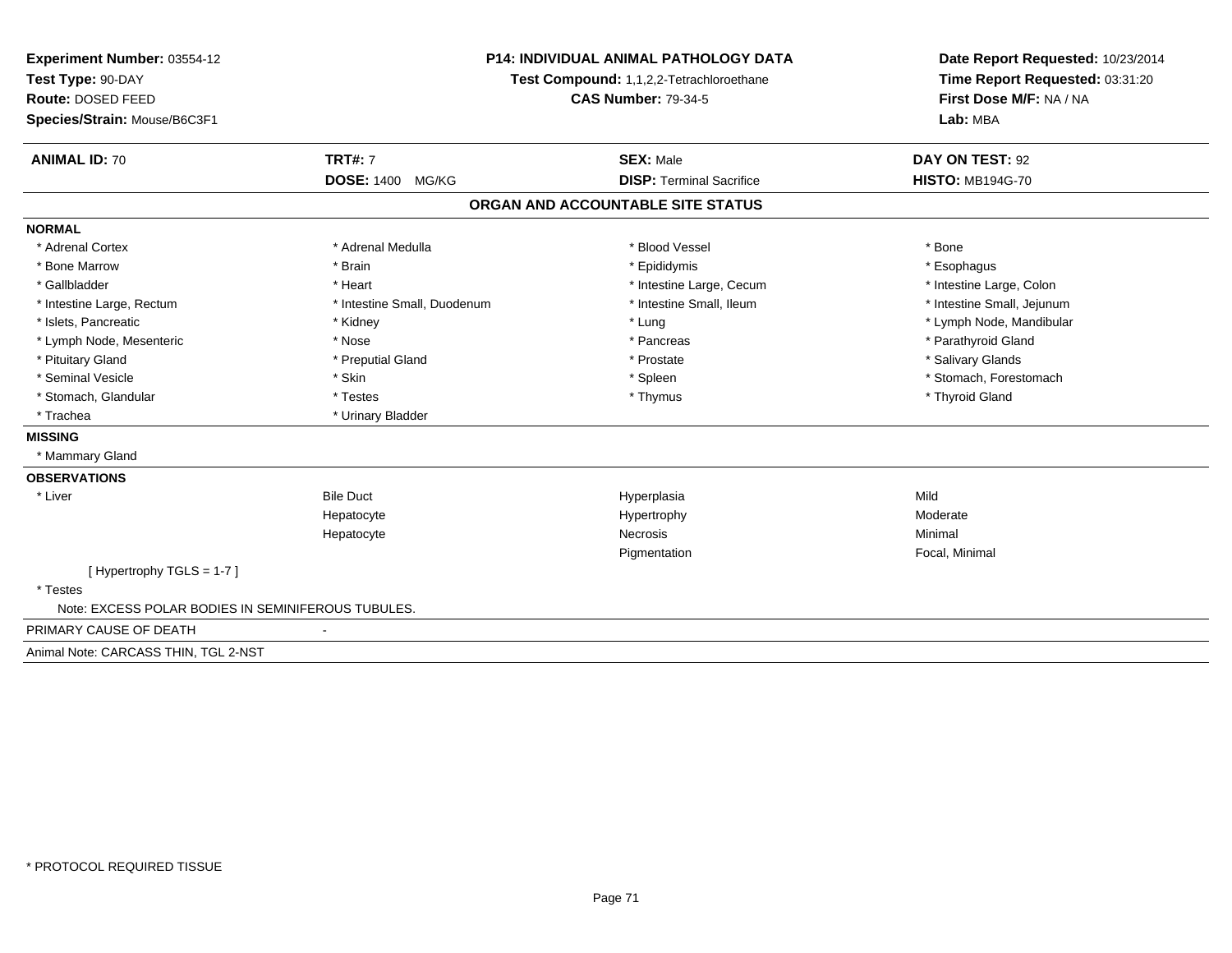**Experiment Number:** 03554-12
**Test Type:** 90-DAY
**Route:** DOSED FEED
**Species/Strain:** Mouse/B6C3F1

**P14: INDIVIDUAL ANIMAL PATHOLOGY DATA**
**Test Compound:** 1,1,2,2-Tetrachloroethane
**CAS Number:** 79-34-5

**Date Report Requested:** 10/23/2014
**Time Report Requested:** 03:31:20
**First Dose M/F:** NA / NA
**Lab:** MBA

| **ANIMAL ID:** 70 | **TRT#:** 7 | **SEX:** Male | **DAY ON TEST:** 92 |
|---|---|---|---|
| | **DOSE:** 1400 MG/KG | **DISP:** Terminal Sacrifice | **HISTO:** MB194G-70 |

## ORGAN AND ACCOUNTABLE SITE STATUS

**NORMAL**

| | | | |
|---|---|---|---|
| * Adrenal Cortex | * Adrenal Medulla | * Blood Vessel | * Bone |
| * Bone Marrow | * Brain | * Epididymis | * Esophagus |
| * Gallbladder | * Heart | * Intestine Large, Cecum | * Intestine Large, Colon |
| * Intestine Large, Rectum | * Intestine Small, Duodenum | * Intestine Small, Ileum | * Intestine Small, Jejunum |
| * Islets, Pancreatic | * Kidney | * Lung | * Lymph Node, Mandibular |
| * Lymph Node, Mesenteric | * Nose | * Pancreas | * Parathyroid Gland |
| * Pituitary Gland | * Preputial Gland | * Prostate | * Salivary Glands |
| * Seminal Vesicle | * Skin | * Spleen | * Stomach, Forestomach |
| * Stomach, Glandular | * Testes | * Thymus | * Thyroid Gland |
| * Trachea | * Urinary Bladder | | |

**MISSING**

* Mammary Gland

**OBSERVATIONS**

| | | | |
|---|---|---|---|
| * Liver | Bile Duct | Hyperplasia | Mild |
| | Hepatocyte | Hypertrophy | Moderate |
| | Hepatocyte | Necrosis | Minimal |
| | | Pigmentation | Focal, Minimal |
| [ Hypertrophy TGLS = 1-7 ] | | | |
| * Testes | | | |
| Note: EXCESS POLAR BODIES IN SEMINIFEROUS TUBULES. | | | |

PRIMARY CAUSE OF DEATH -

Animal Note: CARCASS THIN, TGL 2-NST

* PROTOCOL REQUIRED TISSUE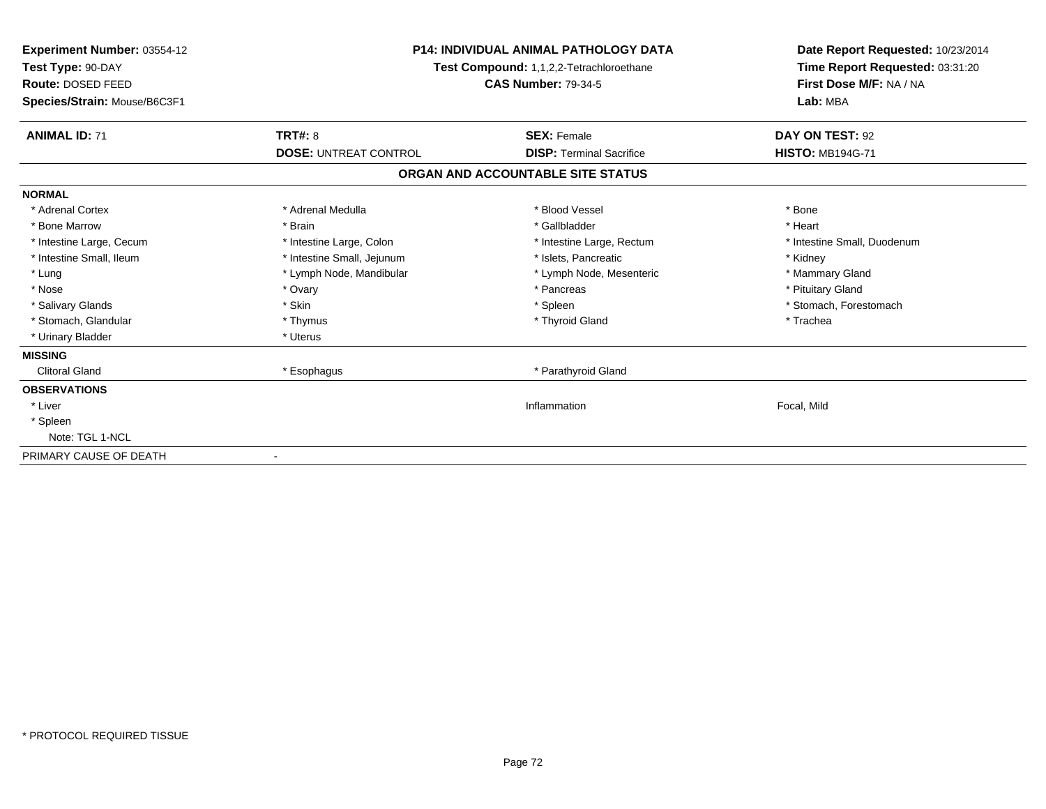**Experiment Number:** 03554-12
**Test Type:** 90-DAY
**Route:** DOSED FEED
**Species/Strain:** Mouse/B6C3F1

**P14: INDIVIDUAL ANIMAL PATHOLOGY DATA**
**Test Compound:** 1,1,2,2-Tetrachloroethane
**CAS Number:** 79-34-5

**Date Report Requested:** 10/23/2014
**Time Report Requested:** 03:31:20
**First Dose M/F:** NA / NA
**Lab:** MBA

| **ANIMAL ID:** 71 | **TRT#:** 8 | **SEX:** Female | **DAY ON TEST:** 92 |
|---|---|---|---|
| | **DOSE:** UNTREAT CONTROL | **DISP:** Terminal Sacrifice | **HISTO:** MB194G-71 |

**ORGAN AND ACCOUNTABLE SITE STATUS**

| | | | |
|---|---|---|---|
| **NORMAL** | | | |
| * Adrenal Cortex | * Adrenal Medulla | * Blood Vessel | * Bone |
| * Bone Marrow | * Brain | * Gallbladder | * Heart |
| * Intestine Large, Cecum | * Intestine Large, Colon | * Intestine Large, Rectum | * Intestine Small, Duodenum |
| * Intestine Small, Ileum | * Intestine Small, Jejunum | * Islets, Pancreatic | * Kidney |
| * Lung | * Lymph Node, Mandibular | * Lymph Node, Mesenteric | * Mammary Gland |
| * Nose | * Ovary | * Pancreas | * Pituitary Gland |
| * Salivary Glands | * Skin | * Spleen | * Stomach, Forestomach |
| * Stomach, Glandular | * Thymus | * Thyroid Gland | * Trachea |
| * Urinary Bladder | * Uterus | | |
| **MISSING** | | | |
| Clitoral Gland | * Esophagus | * Parathyroid Gland | |
| **OBSERVATIONS** | | | |
| * Liver | | Inflammation | Focal, Mild |
| * Spleen | | | |
| Note: TGL 1-NCL | | | |
| PRIMARY CAUSE OF DEATH | - | | |

* PROTOCOL REQUIRED TISSUE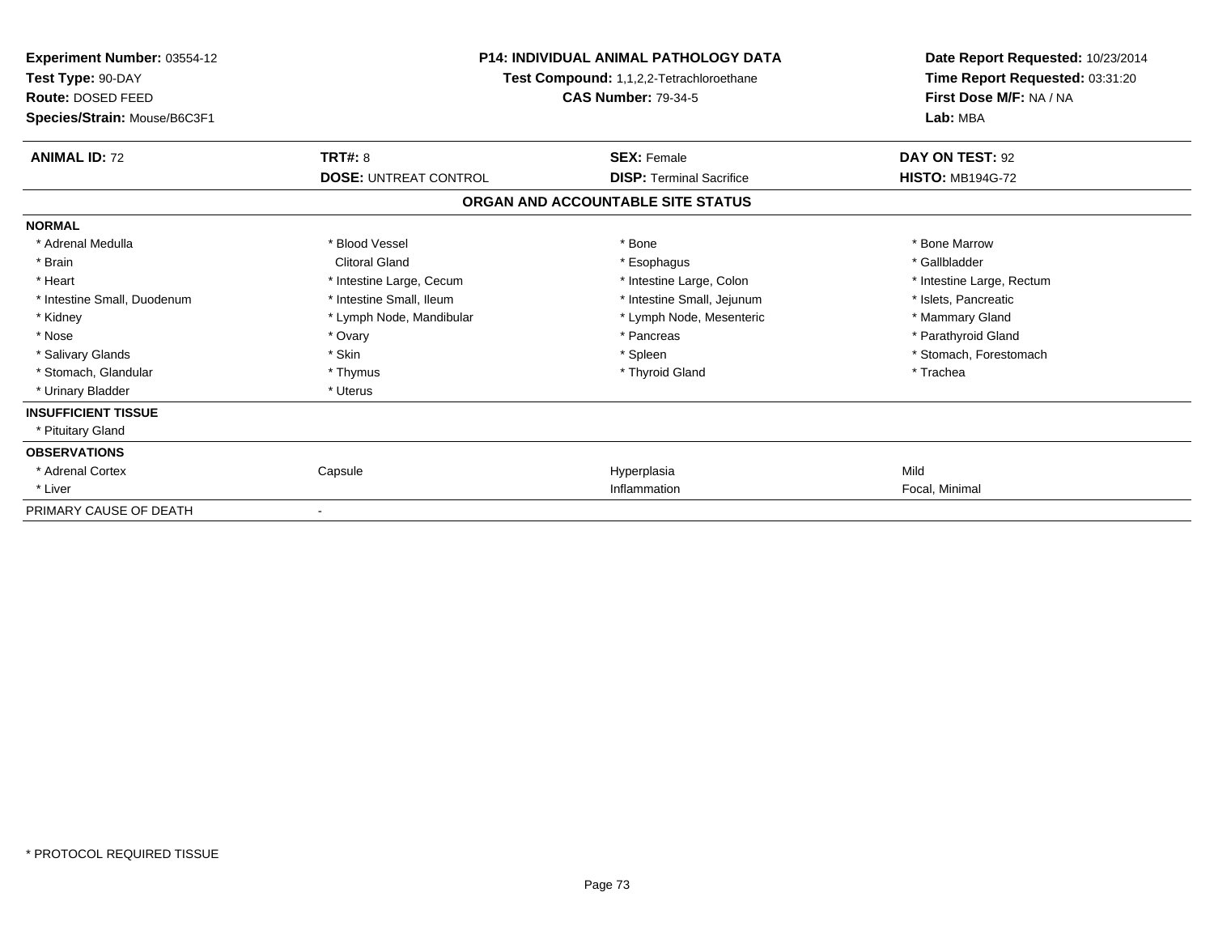**Experiment Number:** 03554-12
**Test Type:** 90-DAY
**Route:** DOSED FEED
**Species/Strain:** Mouse/B6C3F1

**P14: INDIVIDUAL ANIMAL PATHOLOGY DATA**
**Test Compound:** 1,1,2,2-Tetrachloroethane
**CAS Number:** 79-34-5

**Date Report Requested:** 10/23/2014
**Time Report Requested:** 03:31:20
**First Dose M/F:** NA / NA
**Lab:** MBA

| **ANIMAL ID:** 72 | **TRT#:** 8 | **SEX:** Female | **DAY ON TEST:** 92 |
|---|---|---|---|
| | **DOSE:** UNTREAT CONTROL | **DISP:** Terminal Sacrifice | **HISTO:** MB194G-72 |

## ORGAN AND ACCOUNTABLE SITE STATUS

| | | | |
|---|---|---|---|
| **NORMAL** | | | |
| * Adrenal Medulla | * Blood Vessel | * Bone | * Bone Marrow |
| * Brain | Clitoral Gland | * Esophagus | * Gallbladder |
| * Heart | * Intestine Large, Cecum | * Intestine Large, Colon | * Intestine Large, Rectum |
| * Intestine Small, Duodenum | * Intestine Small, Ileum | * Intestine Small, Jejunum | * Islets, Pancreatic |
| * Kidney | * Lymph Node, Mandibular | * Lymph Node, Mesenteric | * Mammary Gland |
| * Nose | * Ovary | * Pancreas | * Parathyroid Gland |
| * Salivary Glands | * Skin | * Spleen | * Stomach, Forestomach |
| * Stomach, Glandular | * Thymus | * Thyroid Gland | * Trachea |
| * Urinary Bladder | * Uterus | | |
| **INSUFFICIENT TISSUE** | | | |
| * Pituitary Gland | | | |
| **OBSERVATIONS** | | | |
| * Adrenal Cortex | Capsule | Hyperplasia | Mild |
| * Liver | | Inflammation | Focal, Minimal |
| PRIMARY CAUSE OF DEATH | - | | |

* PROTOCOL REQUIRED TISSUE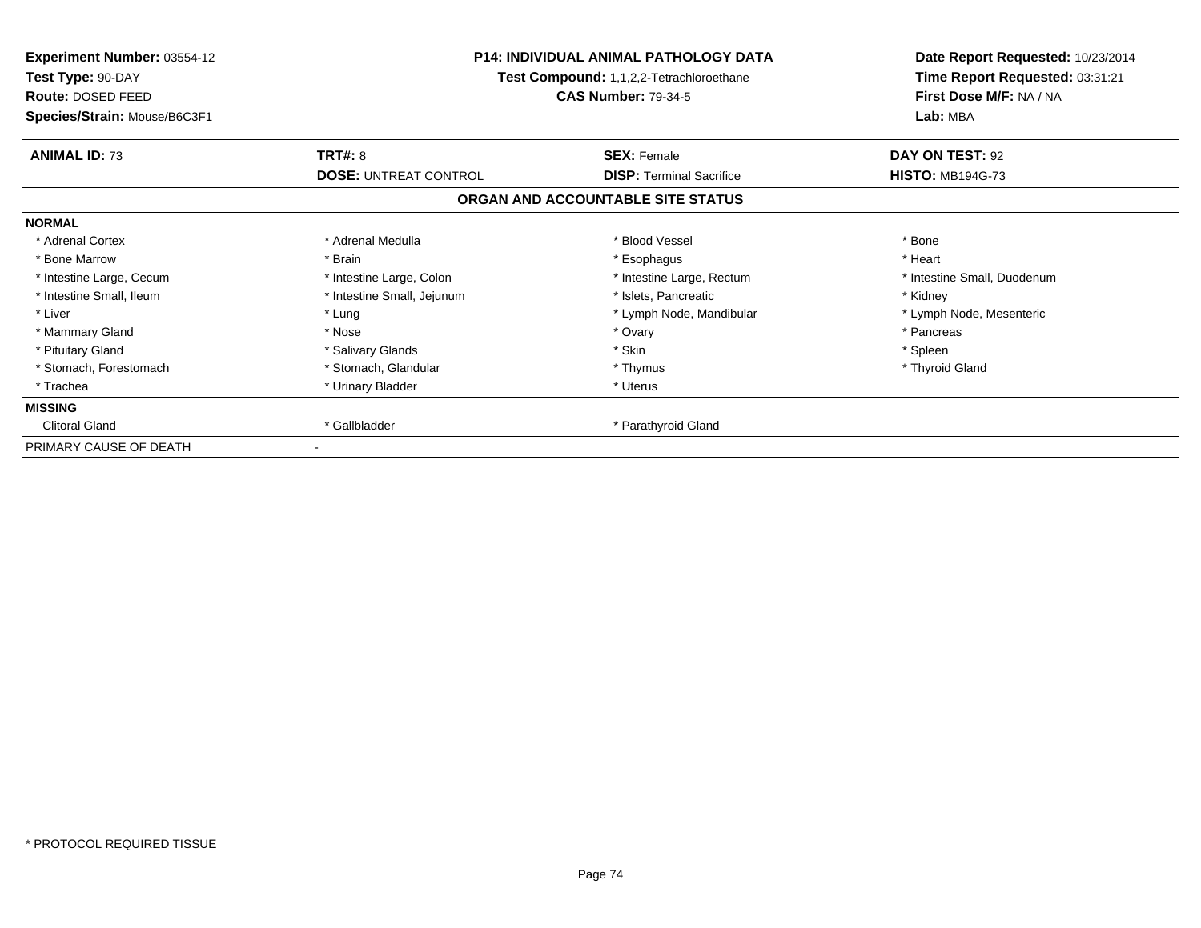**Experiment Number:** 03554-12
**Test Type:** 90-DAY
**Route:** DOSED FEED
**Species/Strain:** Mouse/B6C3F1

**P14: INDIVIDUAL ANIMAL PATHOLOGY DATA**
**Test Compound:** 1,1,2,2-Tetrachloroethane
**CAS Number:** 79-34-5

**Date Report Requested:** 10/23/2014
**Time Report Requested:** 03:31:21
**First Dose M/F:** NA / NA
**Lab:** MBA

| **ANIMAL ID:** 73 | **TRT#:** 8 | **SEX:** Female | **DAY ON TEST:** 92 |
|---|---|---|---|
| | **DOSE:** UNTREAT CONTROL | **DISP:** Terminal Sacrifice | **HISTO:** MB194G-73 |

## ORGAN AND ACCOUNTABLE SITE STATUS

| | | | |
|---|---|---|---|
| **NORMAL** | | | |
| * Adrenal Cortex | * Adrenal Medulla | * Blood Vessel | * Bone |
| * Bone Marrow | * Brain | * Esophagus | * Heart |
| * Intestine Large, Cecum | * Intestine Large, Colon | * Intestine Large, Rectum | * Intestine Small, Duodenum |
| * Intestine Small, Ileum | * Intestine Small, Jejunum | * Islets, Pancreatic | * Kidney |
| * Liver | * Lung | * Lymph Node, Mandibular | * Lymph Node, Mesenteric |
| * Mammary Gland | * Nose | * Ovary | * Pancreas |
| * Pituitary Gland | * Salivary Glands | * Skin | * Spleen |
| * Stomach, Forestomach | * Stomach, Glandular | * Thymus | * Thyroid Gland |
| * Trachea | * Urinary Bladder | * Uterus | |
| **MISSING** | | | |
| Clitoral Gland | * Gallbladder | * Parathyroid Gland | |
| PRIMARY CAUSE OF DEATH | - | | |

* PROTOCOL REQUIRED TISSUE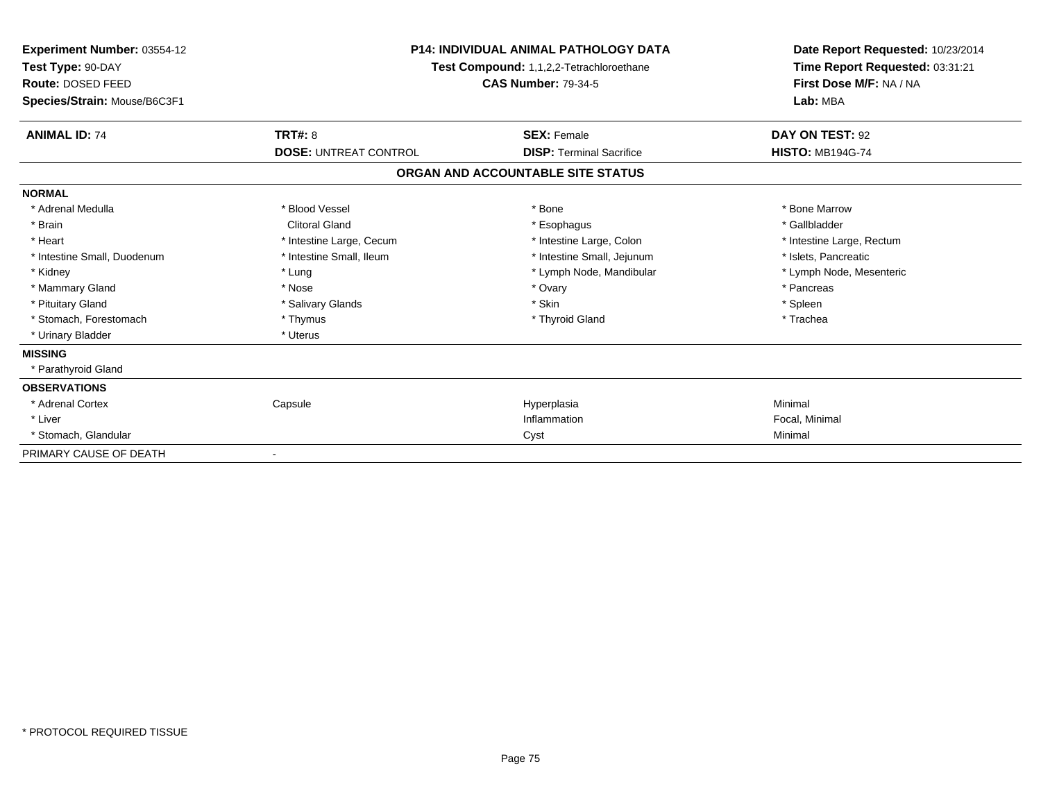**Experiment Number:** 03554-12
**Test Type:** 90-DAY
**Route:** DOSED FEED
**Species/Strain:** Mouse/B6C3F1

**P14: INDIVIDUAL ANIMAL PATHOLOGY DATA**
**Test Compound:** 1,1,2,2-Tetrachloroethane
**CAS Number:** 79-34-5

**Date Report Requested:** 10/23/2014
**Time Report Requested:** 03:31:21
**First Dose M/F:** NA / NA
**Lab:** MBA

| **ANIMAL ID:** 74 | **TRT#:** 8 | **SEX:** Female | **DAY ON TEST:** 92 |
|---|---|---|---|
| | **DOSE:** UNTREAT CONTROL | **DISP:** Terminal Sacrifice | **HISTO:** MB194G-74 |

## ORGAN AND ACCOUNTABLE SITE STATUS

| | | | |
|---|---|---|---|
| **NORMAL** | | | |
| * Adrenal Medulla | * Blood Vessel | * Bone | * Bone Marrow |
| * Brain | Clitoral Gland | * Esophagus | * Gallbladder |
| * Heart | * Intestine Large, Cecum | * Intestine Large, Colon | * Intestine Large, Rectum |
| * Intestine Small, Duodenum | * Intestine Small, Ileum | * Intestine Small, Jejunum | * Islets, Pancreatic |
| * Kidney | * Lung | * Lymph Node, Mandibular | * Lymph Node, Mesenteric |
| * Mammary Gland | * Nose | * Ovary | * Pancreas |
| * Pituitary Gland | * Salivary Glands | * Skin | * Spleen |
| * Stomach, Forestomach | * Thymus | * Thyroid Gland | * Trachea |
| * Urinary Bladder | * Uterus | | |
| **MISSING** | | | |
| * Parathyroid Gland | | | |
| **OBSERVATIONS** | | | |
| * Adrenal Cortex | Capsule | Hyperplasia | Minimal |
| * Liver | | Inflammation | Focal, Minimal |
| * Stomach, Glandular | | Cyst | Minimal |
| PRIMARY CAUSE OF DEATH | - | | |

\* PROTOCOL REQUIRED TISSUE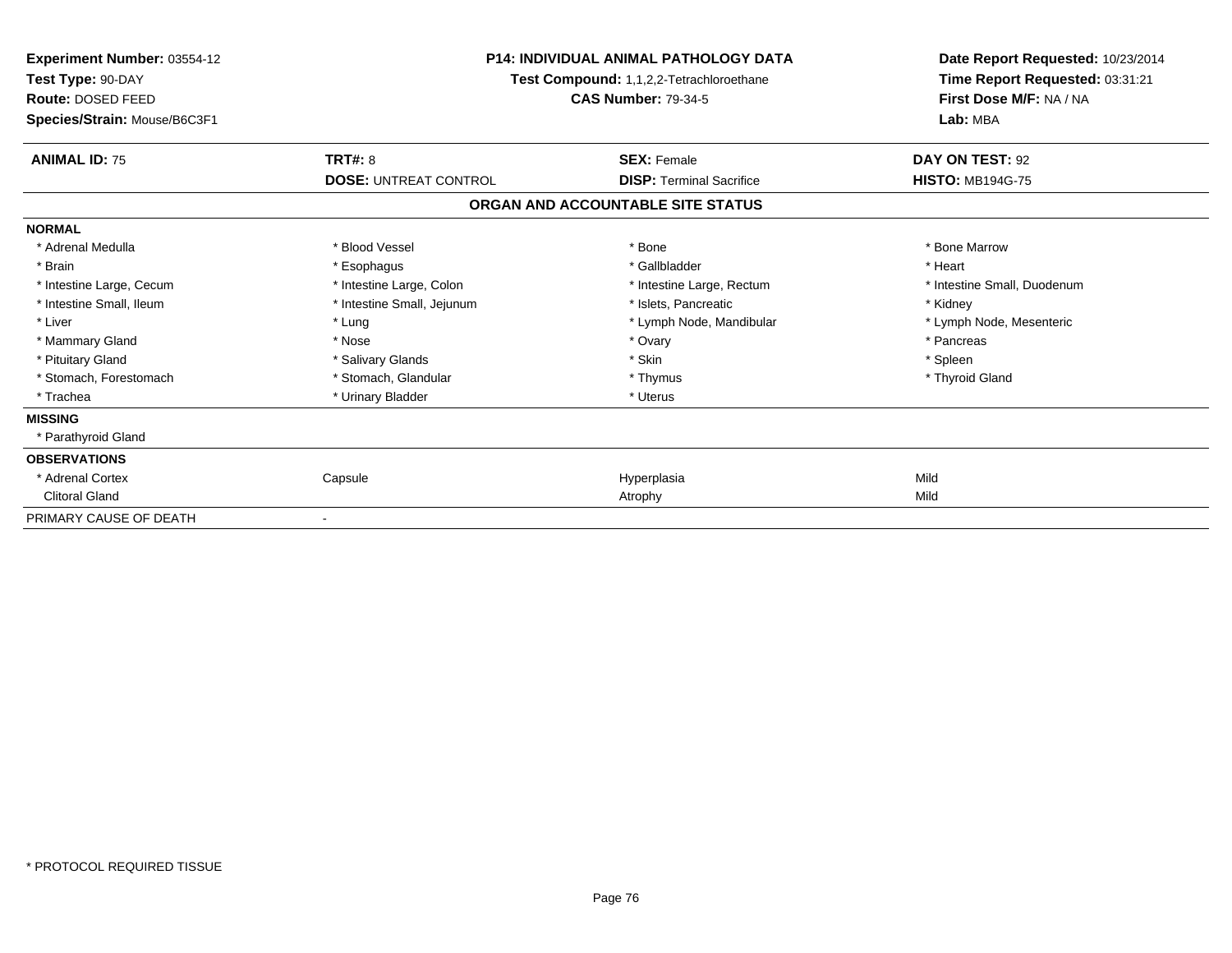**Experiment Number:** 03554-12
**Test Type:** 90-DAY
**Route:** DOSED FEED
**Species/Strain:** Mouse/B6C3F1

**P14: INDIVIDUAL ANIMAL PATHOLOGY DATA**
**Test Compound:** 1,1,2,2-Tetrachloroethane
**CAS Number:** 79-34-5

**Date Report Requested:** 10/23/2014
**Time Report Requested:** 03:31:21
**First Dose M/F:** NA / NA
**Lab:** MBA

| **ANIMAL ID:** 75 | **TRT#:** 8 | **SEX:** Female | **DAY ON TEST:** 92 |
|---|---|---|---|
| | **DOSE:** UNTREAT CONTROL | **DISP:** Terminal Sacrifice | **HISTO:** MB194G-75 |

## ORGAN AND ACCOUNTABLE SITE STATUS

**NORMAL**

| | | | |
|---|---|---|---|
| * Adrenal Medulla | * Blood Vessel | * Bone | * Bone Marrow |
| * Brain | * Esophagus | * Gallbladder | * Heart |
| * Intestine Large, Cecum | * Intestine Large, Colon | * Intestine Large, Rectum | * Intestine Small, Duodenum |
| * Intestine Small, Ileum | * Intestine Small, Jejunum | * Islets, Pancreatic | * Kidney |
| * Liver | * Lung | * Lymph Node, Mandibular | * Lymph Node, Mesenteric |
| * Mammary Gland | * Nose | * Ovary | * Pancreas |
| * Pituitary Gland | * Salivary Glands | * Skin | * Spleen |
| * Stomach, Forestomach | * Stomach, Glandular | * Thymus | * Thyroid Gland |
| * Trachea | * Urinary Bladder | * Uterus | |

**MISSING**

* Parathyroid Gland

**OBSERVATIONS**

| | | | |
|---|---|---|---|
| * Adrenal Cortex | Capsule | Hyperplasia | Mild |
| Clitoral Gland | | Atrophy | Mild |

PRIMARY CAUSE OF DEATH -

* PROTOCOL REQUIRED TISSUE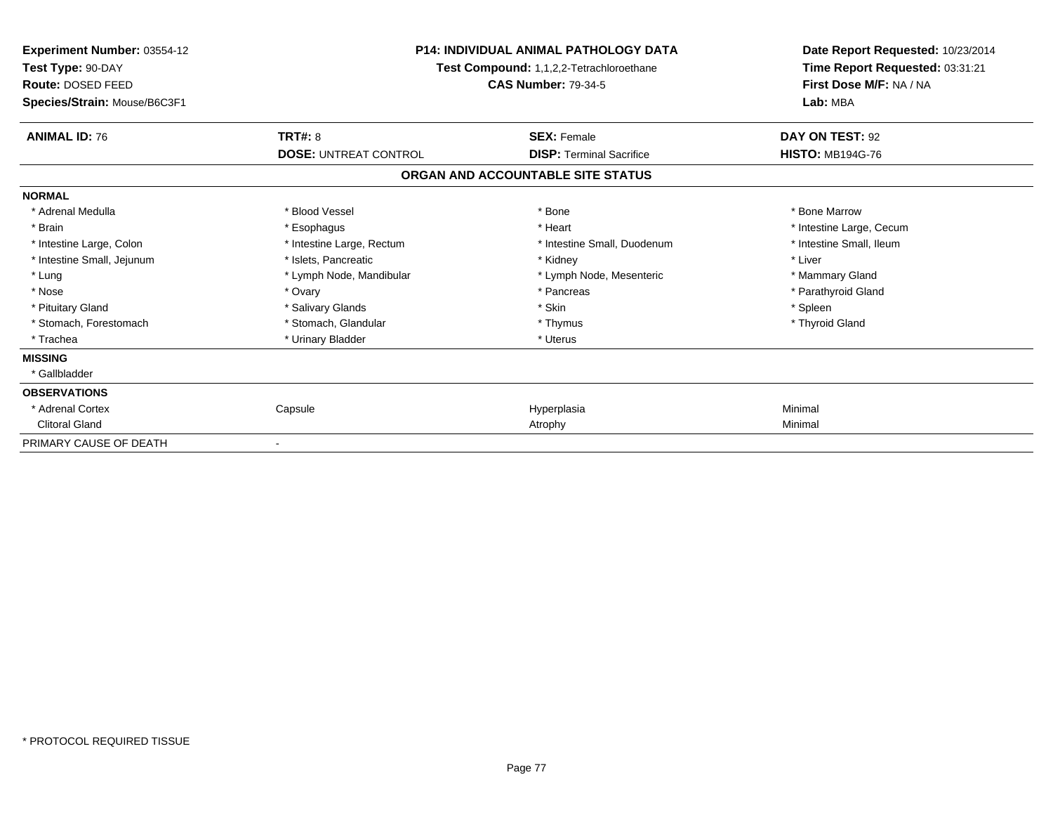**Experiment Number:** 03554-12
**Test Type:** 90-DAY
**Route:** DOSED FEED
**Species/Strain:** Mouse/B6C3F1

**P14: INDIVIDUAL ANIMAL PATHOLOGY DATA**
**Test Compound:** 1,1,2,2-Tetrachloroethane
**CAS Number:** 79-34-5

**Date Report Requested:** 10/23/2014
**Time Report Requested:** 03:31:21
**First Dose M/F:** NA / NA
**Lab:** MBA

| **ANIMAL ID:** 76 | **TRT#:** 8 | **SEX:** Female | **DAY ON TEST:** 92 |
|---|---|---|---|
| | **DOSE:** UNTREAT CONTROL | **DISP:** Terminal Sacrifice | **HISTO:** MB194G-76 |

## ORGAN AND ACCOUNTABLE SITE STATUS

| | | | |
|---|---|---|---|
| **NORMAL** | | | |
| * Adrenal Medulla | * Blood Vessel | * Bone | * Bone Marrow |
| * Brain | * Esophagus | * Heart | * Intestine Large, Cecum |
| * Intestine Large, Colon | * Intestine Large, Rectum | * Intestine Small, Duodenum | * Intestine Small, Ileum |
| * Intestine Small, Jejunum | * Islets, Pancreatic | * Kidney | * Liver |
| * Lung | * Lymph Node, Mandibular | * Lymph Node, Mesenteric | * Mammary Gland |
| * Nose | * Ovary | * Pancreas | * Parathyroid Gland |
| * Pituitary Gland | * Salivary Glands | * Skin | * Spleen |
| * Stomach, Forestomach | * Stomach, Glandular | * Thymus | * Thyroid Gland |
| * Trachea | * Urinary Bladder | * Uterus | |
| **MISSING** | | | |
| * Gallbladder | | | |
| **OBSERVATIONS** | | | |
| * Adrenal Cortex | Capsule | Hyperplasia | Minimal |
| Clitoral Gland | | Atrophy | Minimal |
| PRIMARY CAUSE OF DEATH | - | | |

* PROTOCOL REQUIRED TISSUE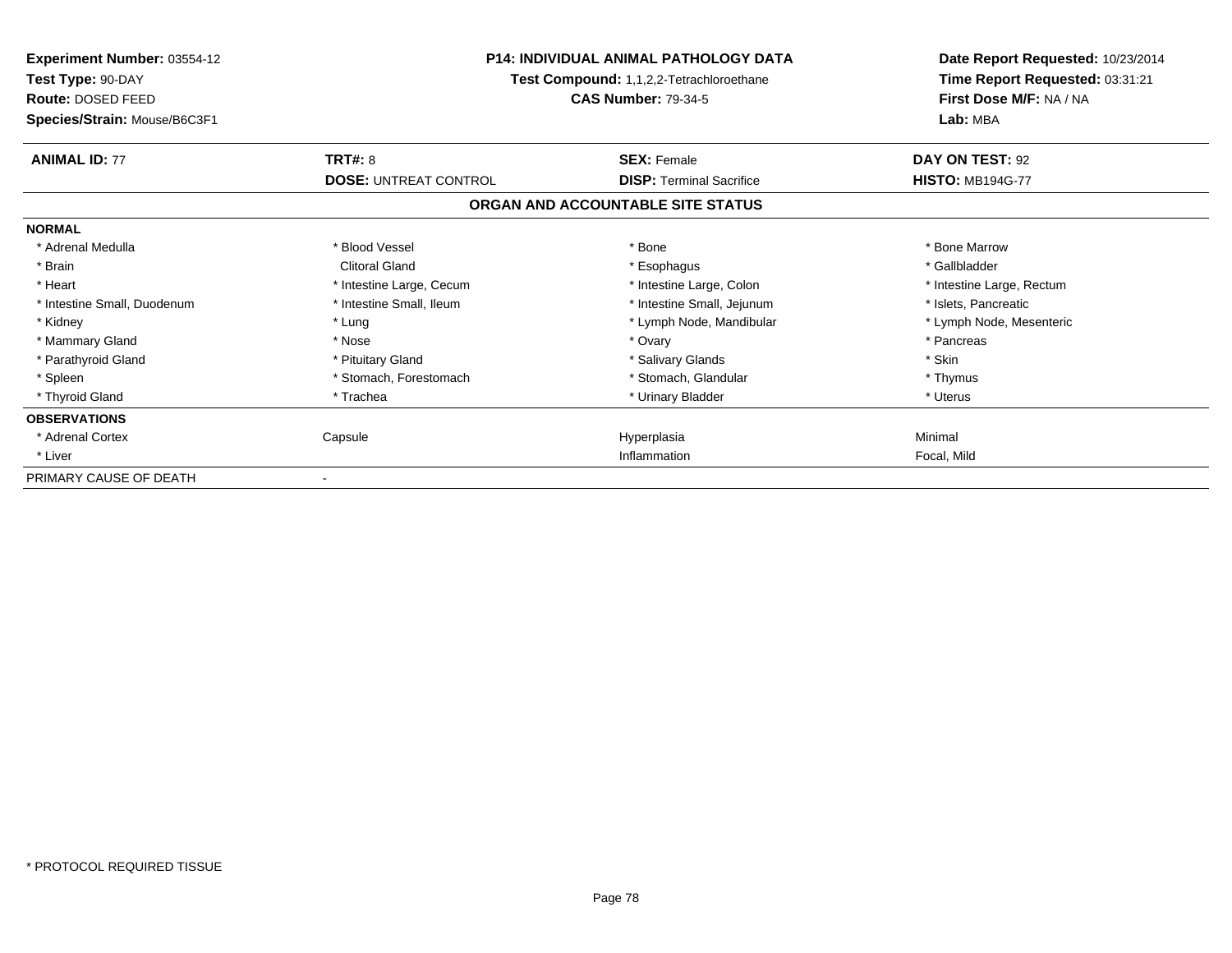**Experiment Number:** 03554-12
**Test Type:** 90-DAY
**Route:** DOSED FEED
**Species/Strain:** Mouse/B6C3F1

**P14: INDIVIDUAL ANIMAL PATHOLOGY DATA**
**Test Compound:** 1,1,2,2-Tetrachloroethane
**CAS Number:** 79-34-5

**Date Report Requested:** 10/23/2014
**Time Report Requested:** 03:31:21
**First Dose M/F:** NA / NA
**Lab:** MBA

| **ANIMAL ID:** 77 | **TRT#:** 8 | **SEX:** Female | **DAY ON TEST:** 92 |
|---|---|---|---|
| | **DOSE:** UNTREAT CONTROL | **DISP:** Terminal Sacrifice | **HISTO:** MB194G-77 |

## ORGAN AND ACCOUNTABLE SITE STATUS

| | | | |
|---|---|---|---|
| **NORMAL** | | | |
| * Adrenal Medulla | * Blood Vessel | * Bone | * Bone Marrow |
| * Brain | Clitoral Gland | * Esophagus | * Gallbladder |
| * Heart | * Intestine Large, Cecum | * Intestine Large, Colon | * Intestine Large, Rectum |
| * Intestine Small, Duodenum | * Intestine Small, Ileum | * Intestine Small, Jejunum | * Islets, Pancreatic |
| * Kidney | * Lung | * Lymph Node, Mandibular | * Lymph Node, Mesenteric |
| * Mammary Gland | * Nose | * Ovary | * Pancreas |
| * Parathyroid Gland | * Pituitary Gland | * Salivary Glands | * Skin |
| * Spleen | * Stomach, Forestomach | * Stomach, Glandular | * Thymus |
| * Thyroid Gland | * Trachea | * Urinary Bladder | * Uterus |
| **OBSERVATIONS** | | | |
| * Adrenal Cortex | Capsule | Hyperplasia | Minimal |
| * Liver | | Inflammation | Focal, Mild |
| PRIMARY CAUSE OF DEATH | - | | |

* PROTOCOL REQUIRED TISSUE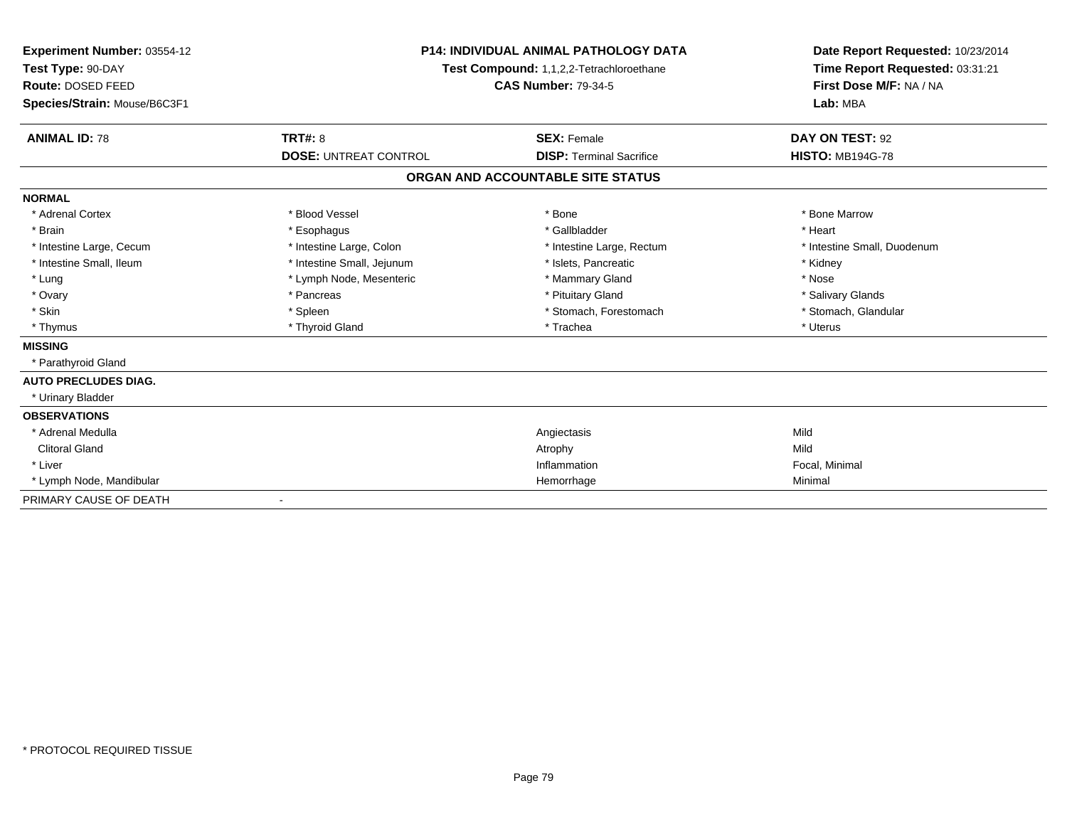**Experiment Number:** 03554-12
**Test Type:** 90-DAY
**Route:** DOSED FEED
**Species/Strain:** Mouse/B6C3F1

**P14: INDIVIDUAL ANIMAL PATHOLOGY DATA**
**Test Compound:** 1,1,2,2-Tetrachloroethane
**CAS Number:** 79-34-5

**Date Report Requested:** 10/23/2014
**Time Report Requested:** 03:31:21
**First Dose M/F:** NA / NA
**Lab:** MBA

| **ANIMAL ID:** 78 | **TRT#:** 8 | **SEX:** Female | **DAY ON TEST:** 92 |
|---|---|---|---|
| | **DOSE:** UNTREAT CONTROL | **DISP:** Terminal Sacrifice | **HISTO:** MB194G-78 |

## ORGAN AND ACCOUNTABLE SITE STATUS

**NORMAL**

| | | | |
|---|---|---|---|
| * Adrenal Cortex | * Blood Vessel | * Bone | * Bone Marrow |
| * Brain | * Esophagus | * Gallbladder | * Heart |
| * Intestine Large, Cecum | * Intestine Large, Colon | * Intestine Large, Rectum | * Intestine Small, Duodenum |
| * Intestine Small, Ileum | * Intestine Small, Jejunum | * Islets, Pancreatic | * Kidney |
| * Lung | * Lymph Node, Mesenteric | * Mammary Gland | * Nose |
| * Ovary | * Pancreas | * Pituitary Gland | * Salivary Glands |
| * Skin | * Spleen | * Stomach, Forestomach | * Stomach, Glandular |
| * Thymus | * Thyroid Gland | * Trachea | * Uterus |

**MISSING**

* Parathyroid Gland

**AUTO PRECLUDES DIAG.**

* Urinary Bladder

**OBSERVATIONS**

| | | |
|---|---|---|
| * Adrenal Medulla | Angiectasis | Mild |
| Clitoral Gland | Atrophy | Mild |
| * Liver | Inflammation | Focal, Minimal |
| * Lymph Node, Mandibular | Hemorrhage | Minimal |

PRIMARY CAUSE OF DEATH -

\* PROTOCOL REQUIRED TISSUE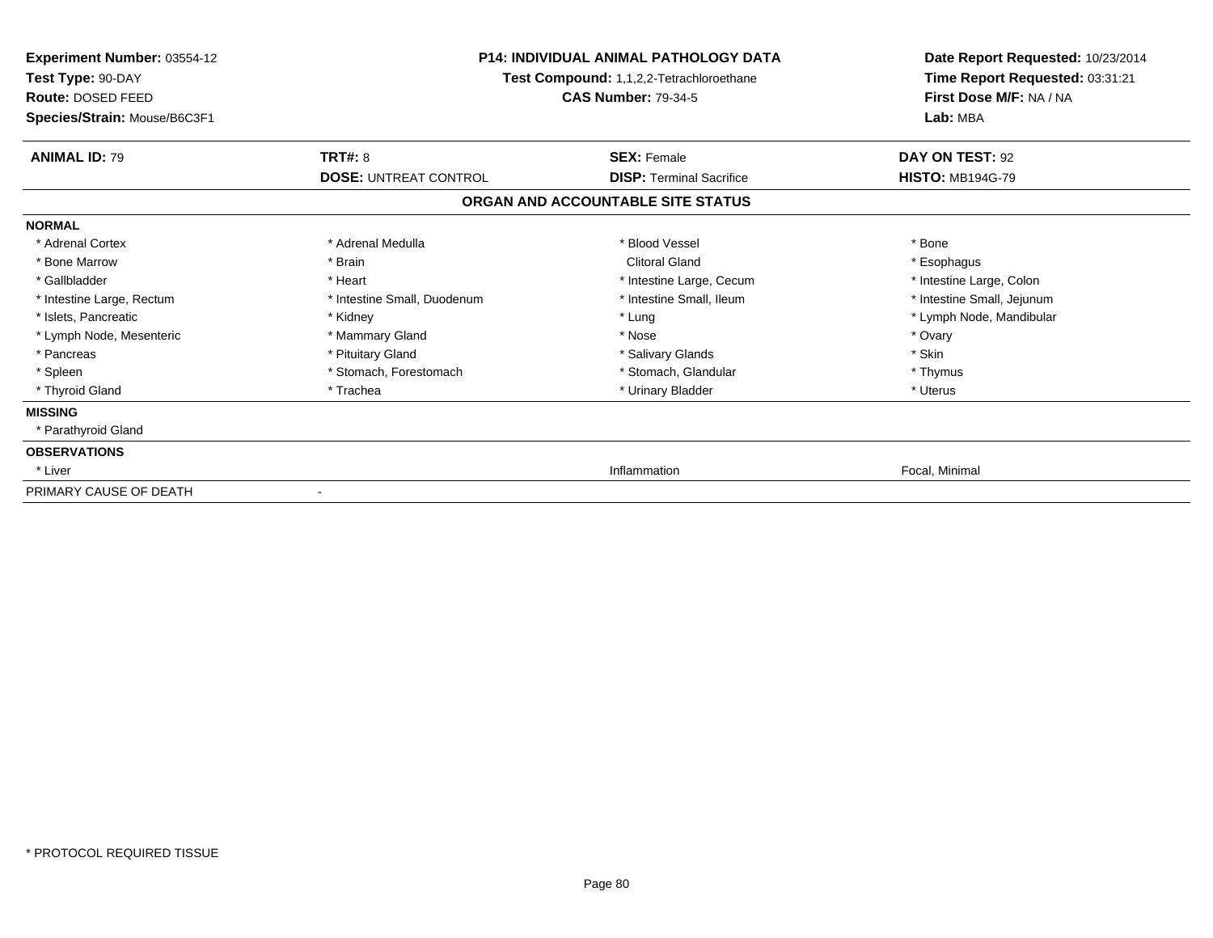**Experiment Number:** 03554-12
**Test Type:** 90-DAY
**Route:** DOSED FEED
**Species/Strain:** Mouse/B6C3F1

**P14: INDIVIDUAL ANIMAL PATHOLOGY DATA**
**Test Compound:** 1,1,2,2-Tetrachloroethane
**CAS Number:** 79-34-5

**Date Report Requested:** 10/23/2014
**Time Report Requested:** 03:31:21
**First Dose M/F:** NA / NA
**Lab:** MBA

| **ANIMAL ID:** 79 | **TRT#:** 8 | **SEX:** Female | **DAY ON TEST:** 92 |
|---|---|---|---|
| | **DOSE:** UNTREAT CONTROL | **DISP:** Terminal Sacrifice | **HISTO:** MB194G-79 |

## ORGAN AND ACCOUNTABLE SITE STATUS

**NORMAL**

| | | | |
|---|---|---|---|
| * Adrenal Cortex | * Adrenal Medulla | * Blood Vessel | * Bone |
| * Bone Marrow | * Brain | Clitoral Gland | * Esophagus |
| * Gallbladder | * Heart | * Intestine Large, Cecum | * Intestine Large, Colon |
| * Intestine Large, Rectum | * Intestine Small, Duodenum | * Intestine Small, Ileum | * Intestine Small, Jejunum |
| * Islets, Pancreatic | * Kidney | * Lung | * Lymph Node, Mandibular |
| * Lymph Node, Mesenteric | * Mammary Gland | * Nose | * Ovary |
| * Pancreas | * Pituitary Gland | * Salivary Glands | * Skin |
| * Spleen | * Stomach, Forestomach | * Stomach, Glandular | * Thymus |
| * Thyroid Gland | * Trachea | * Urinary Bladder | * Uterus |

**MISSING**

* Parathyroid Gland

**OBSERVATIONS**

| | | | |
|---|---|---|---|
| * Liver | | Inflammation | Focal, Minimal |

PRIMARY CAUSE OF DEATH -

* PROTOCOL REQUIRED TISSUE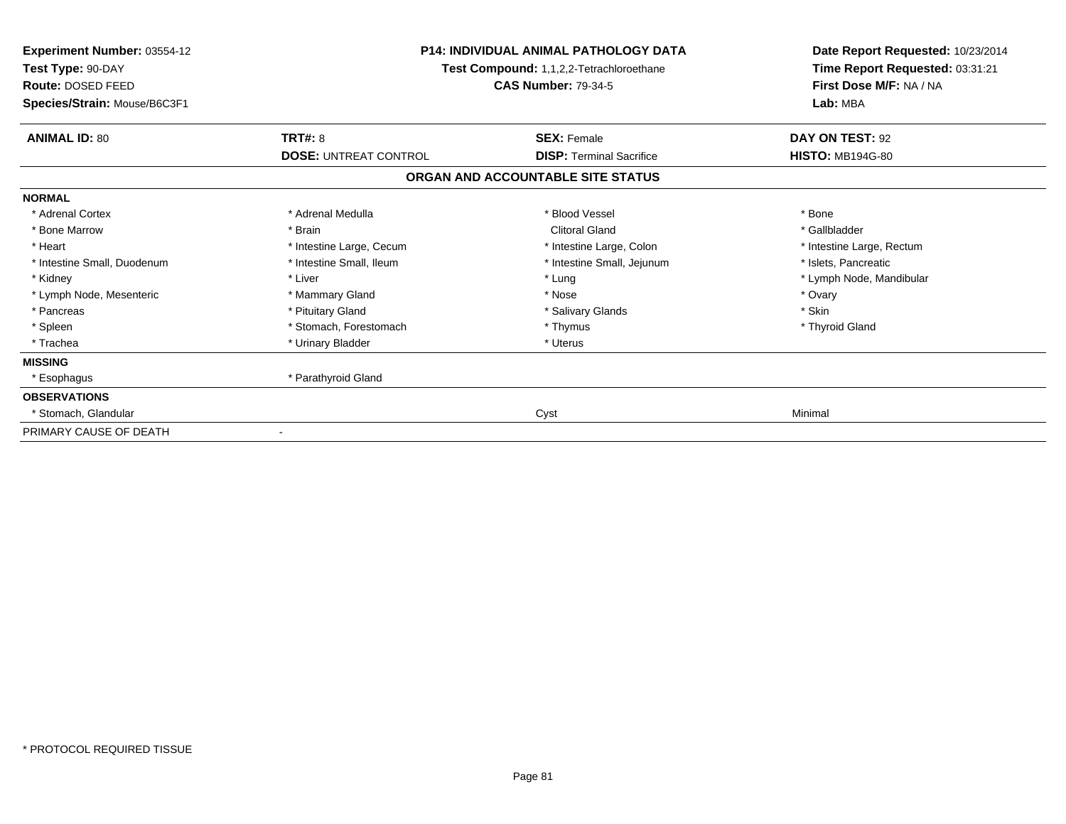**Experiment Number:** 03554-12
**Test Type:** 90-DAY
**Route:** DOSED FEED
**Species/Strain:** Mouse/B6C3F1

**P14: INDIVIDUAL ANIMAL PATHOLOGY DATA**
**Test Compound:** 1,1,2,2-Tetrachloroethane
**CAS Number:** 79-34-5

**Date Report Requested:** 10/23/2014
**Time Report Requested:** 03:31:21
**First Dose M/F:** NA / NA
**Lab:** MBA

| **ANIMAL ID:** 80 | **TRT#:** 8 | **SEX:** Female | **DAY ON TEST:** 92 |
|---|---|---|---|
| | **DOSE:** UNTREAT CONTROL | **DISP:** Terminal Sacrifice | **HISTO:** MB194G-80 |

## ORGAN AND ACCOUNTABLE SITE STATUS

| | | | |
|---|---|---|---|
| **NORMAL** | | | |
| * Adrenal Cortex | * Adrenal Medulla | * Blood Vessel | * Bone |
| * Bone Marrow | * Brain | Clitoral Gland | * Gallbladder |
| * Heart | * Intestine Large, Cecum | * Intestine Large, Colon | * Intestine Large, Rectum |
| * Intestine Small, Duodenum | * Intestine Small, Ileum | * Intestine Small, Jejunum | * Islets, Pancreatic |
| * Kidney | * Liver | * Lung | * Lymph Node, Mandibular |
| * Lymph Node, Mesenteric | * Mammary Gland | * Nose | * Ovary |
| * Pancreas | * Pituitary Gland | * Salivary Glands | * Skin |
| * Spleen | * Stomach, Forestomach | * Thymus | * Thyroid Gland |
| * Trachea | * Urinary Bladder | * Uterus | |
| **MISSING** | | | |
| * Esophagus | * Parathyroid Gland | | |
| **OBSERVATIONS** | | | |
| * Stomach, Glandular | | Cyst | Minimal |
| PRIMARY CAUSE OF DEATH | - | | |

* PROTOCOL REQUIRED TISSUE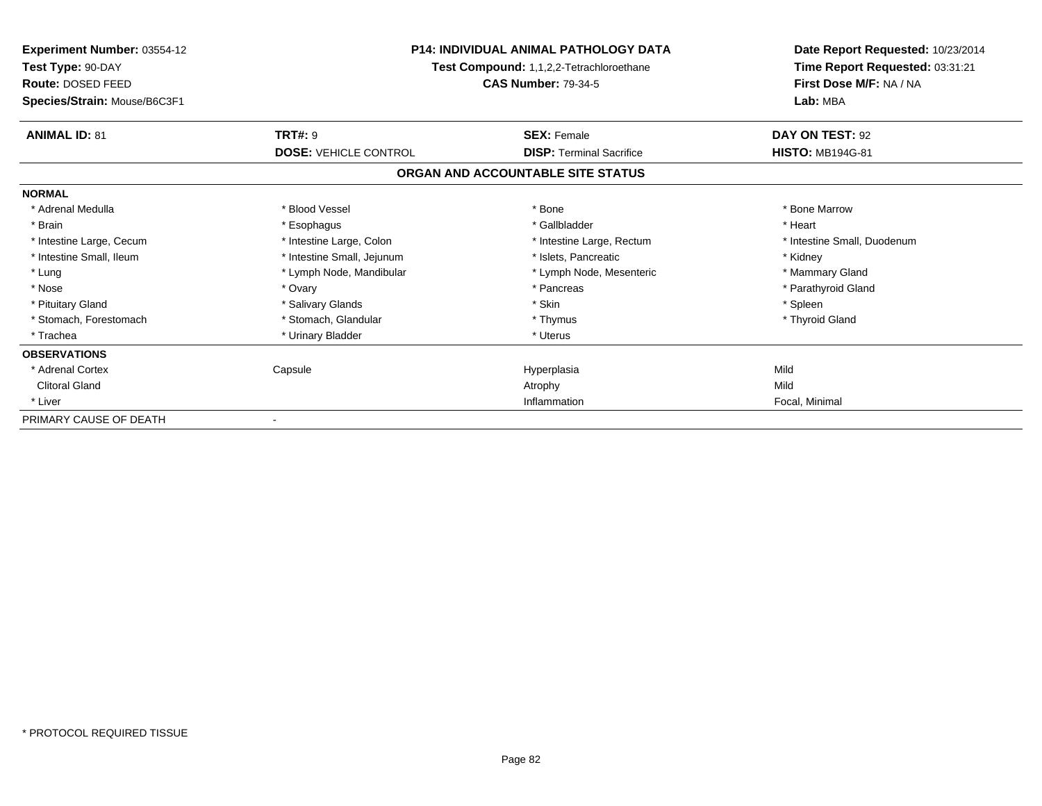**Experiment Number:** 03554-12
**Test Type:** 90-DAY
**Route:** DOSED FEED
**Species/Strain:** Mouse/B6C3F1

**P14: INDIVIDUAL ANIMAL PATHOLOGY DATA**
**Test Compound:** 1,1,2,2-Tetrachloroethane
**CAS Number:** 79-34-5

**Date Report Requested:** 10/23/2014
**Time Report Requested:** 03:31:21
**First Dose M/F:** NA / NA
**Lab:** MBA

| **ANIMAL ID:** 81 | **TRT#:** 9 | **SEX:** Female | **DAY ON TEST:** 92 |
|---|---|---|---|
| | **DOSE:** VEHICLE CONTROL | **DISP:** Terminal Sacrifice | **HISTO:** MB194G-81 |

## ORGAN AND ACCOUNTABLE SITE STATUS

| | | | |
|---|---|---|---|
| **NORMAL** | | | |
| * Adrenal Medulla | * Blood Vessel | * Bone | * Bone Marrow |
| * Brain | * Esophagus | * Gallbladder | * Heart |
| * Intestine Large, Cecum | * Intestine Large, Colon | * Intestine Large, Rectum | * Intestine Small, Duodenum |
| * Intestine Small, Ileum | * Intestine Small, Jejunum | * Islets, Pancreatic | * Kidney |
| * Lung | * Lymph Node, Mandibular | * Lymph Node, Mesenteric | * Mammary Gland |
| * Nose | * Ovary | * Pancreas | * Parathyroid Gland |
| * Pituitary Gland | * Salivary Glands | * Skin | * Spleen |
| * Stomach, Forestomach | * Stomach, Glandular | * Thymus | * Thyroid Gland |
| * Trachea | * Urinary Bladder | * Uterus | |
| **OBSERVATIONS** | | | |
| * Adrenal Cortex | Capsule | Hyperplasia | Mild |
| Clitoral Gland | | Atrophy | Mild |
| * Liver | | Inflammation | Focal, Minimal |
| PRIMARY CAUSE OF DEATH | - | | |

* PROTOCOL REQUIRED TISSUE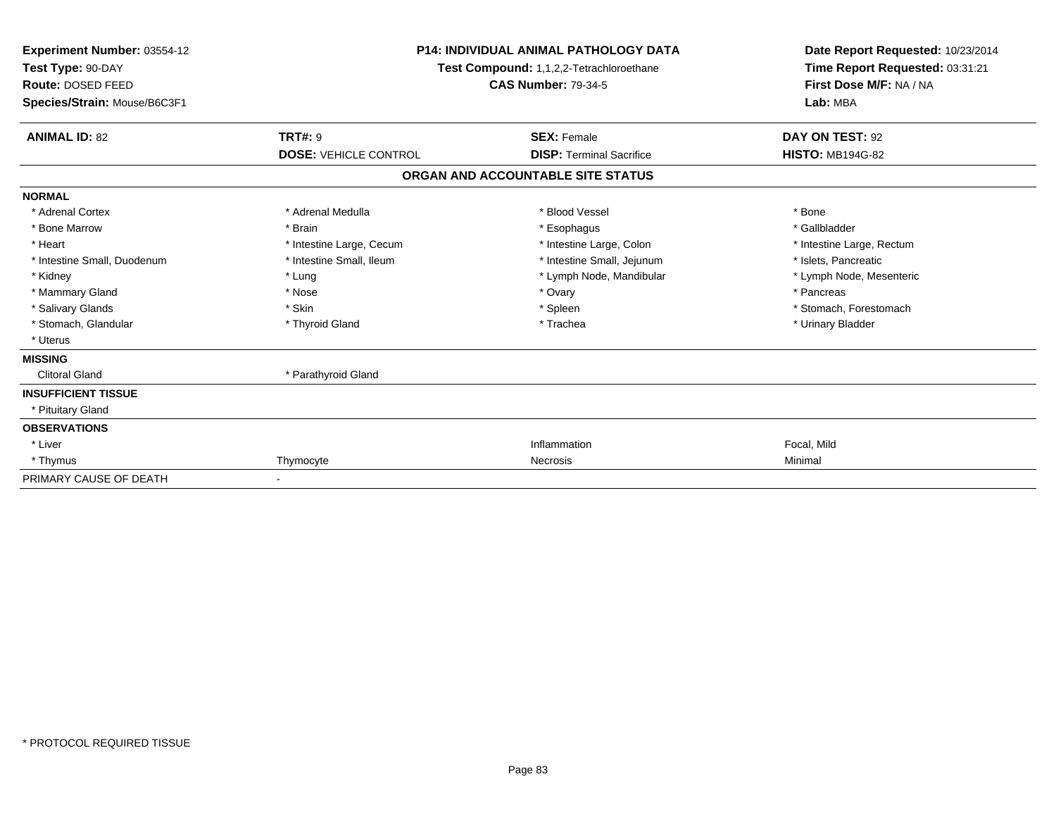**Experiment Number:** 03554-12
**Test Type:** 90-DAY
**Route:** DOSED FEED
**Species/Strain:** Mouse/B6C3F1

**P14: INDIVIDUAL ANIMAL PATHOLOGY DATA**
**Test Compound:** 1,1,2,2-Tetrachloroethane
**CAS Number:** 79-34-5

**Date Report Requested:** 10/23/2014
**Time Report Requested:** 03:31:21
**First Dose M/F:** NA / NA
**Lab:** MBA

| **ANIMAL ID:** 82 | **TRT#:** 9 | **SEX:** Female | **DAY ON TEST:** 92 |
|---|---|---|---|
| | **DOSE:** VEHICLE CONTROL | **DISP:** Terminal Sacrifice | **HISTO:** MB194G-82 |

## ORGAN AND ACCOUNTABLE SITE STATUS

| | | | |
|---|---|---|---|
| **NORMAL** | | | |
| * Adrenal Cortex | * Adrenal Medulla | * Blood Vessel | * Bone |
| * Bone Marrow | * Brain | * Esophagus | * Gallbladder |
| * Heart | * Intestine Large, Cecum | * Intestine Large, Colon | * Intestine Large, Rectum |
| * Intestine Small, Duodenum | * Intestine Small, Ileum | * Intestine Small, Jejunum | * Islets, Pancreatic |
| * Kidney | * Lung | * Lymph Node, Mandibular | * Lymph Node, Mesenteric |
| * Mammary Gland | * Nose | * Ovary | * Pancreas |
| * Salivary Glands | * Skin | * Spleen | * Stomach, Forestomach |
| * Stomach, Glandular | * Thyroid Gland | * Trachea | * Urinary Bladder |
| * Uterus | | | |
| **MISSING** | | | |
| Clitoral Gland | * Parathyroid Gland | | |
| **INSUFFICIENT TISSUE** | | | |
| * Pituitary Gland | | | |
| **OBSERVATIONS** | | | |
| * Liver | | Inflammation | Focal, Mild |
| * Thymus | Thymocyte | Necrosis | Minimal |
| PRIMARY CAUSE OF DEATH | - | | |

* PROTOCOL REQUIRED TISSUE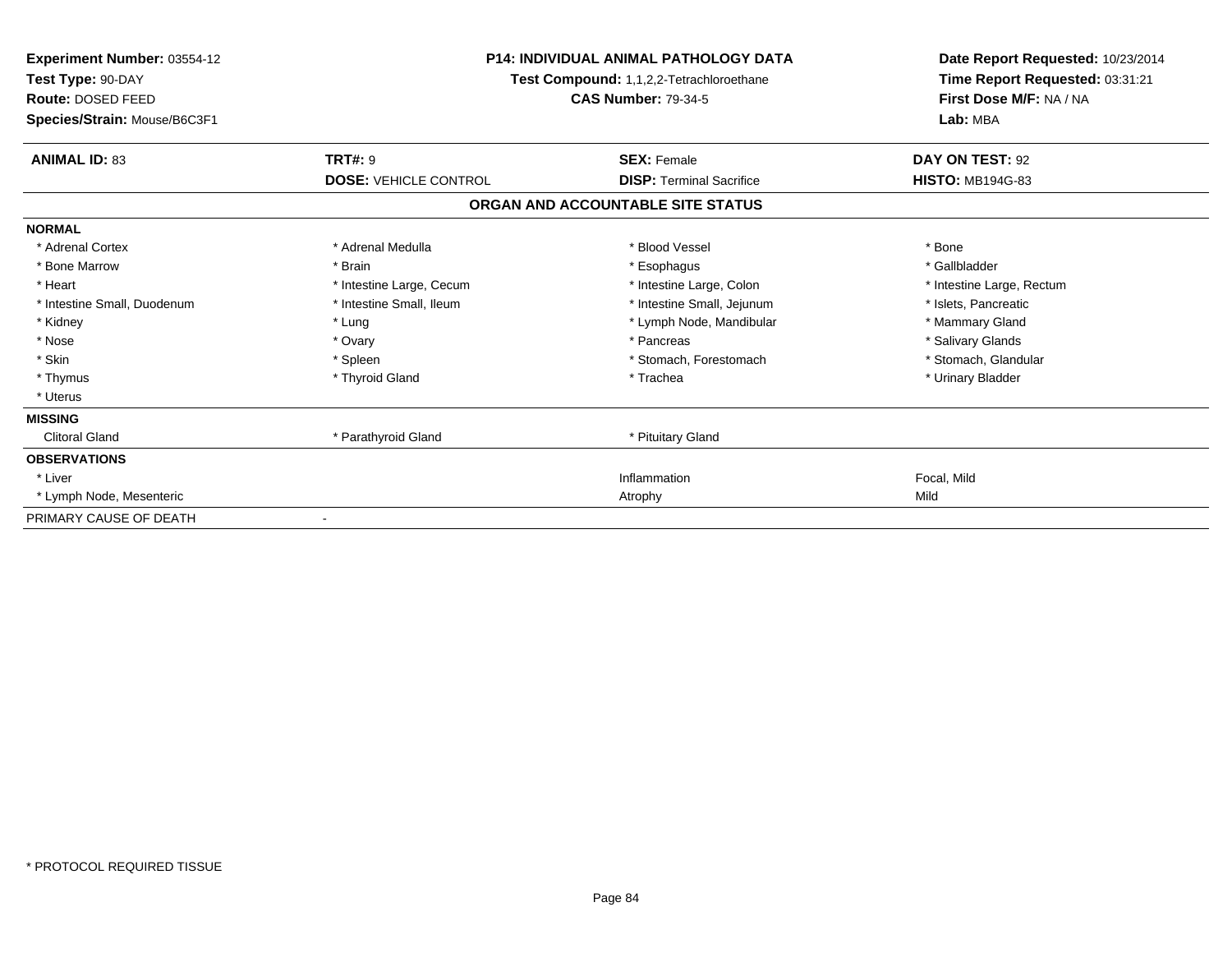**Experiment Number:** 03554-12
**Test Type:** 90-DAY
**Route:** DOSED FEED
**Species/Strain:** Mouse/B6C3F1

**P14: INDIVIDUAL ANIMAL PATHOLOGY DATA**
**Test Compound:** 1,1,2,2-Tetrachloroethane
**CAS Number:** 79-34-5

**Date Report Requested:** 10/23/2014
**Time Report Requested:** 03:31:21
**First Dose M/F:** NA / NA
**Lab:** MBA

| **ANIMAL ID:** 83 | **TRT#:** 9 | **SEX:** Female | **DAY ON TEST:** 92 |
|---|---|---|---|
| | **DOSE:** VEHICLE CONTROL | **DISP:** Terminal Sacrifice | **HISTO:** MB194G-83 |

## ORGAN AND ACCOUNTABLE SITE STATUS

| | | | |
|---|---|---|---|
| **NORMAL** | | | |
| * Adrenal Cortex | * Adrenal Medulla | * Blood Vessel | * Bone |
| * Bone Marrow | * Brain | * Esophagus | * Gallbladder |
| * Heart | * Intestine Large, Cecum | * Intestine Large, Colon | * Intestine Large, Rectum |
| * Intestine Small, Duodenum | * Intestine Small, Ileum | * Intestine Small, Jejunum | * Islets, Pancreatic |
| * Kidney | * Lung | * Lymph Node, Mandibular | * Mammary Gland |
| * Nose | * Ovary | * Pancreas | * Salivary Glands |
| * Skin | * Spleen | * Stomach, Forestomach | * Stomach, Glandular |
| * Thymus | * Thyroid Gland | * Trachea | * Urinary Bladder |
| * Uterus | | | |
| **MISSING** | | | |
| Clitoral Gland | * Parathyroid Gland | * Pituitary Gland | |
| **OBSERVATIONS** | | | |
| * Liver | | Inflammation | Focal, Mild |
| * Lymph Node, Mesenteric | | Atrophy | Mild |
| PRIMARY CAUSE OF DEATH | - | | |

* PROTOCOL REQUIRED TISSUE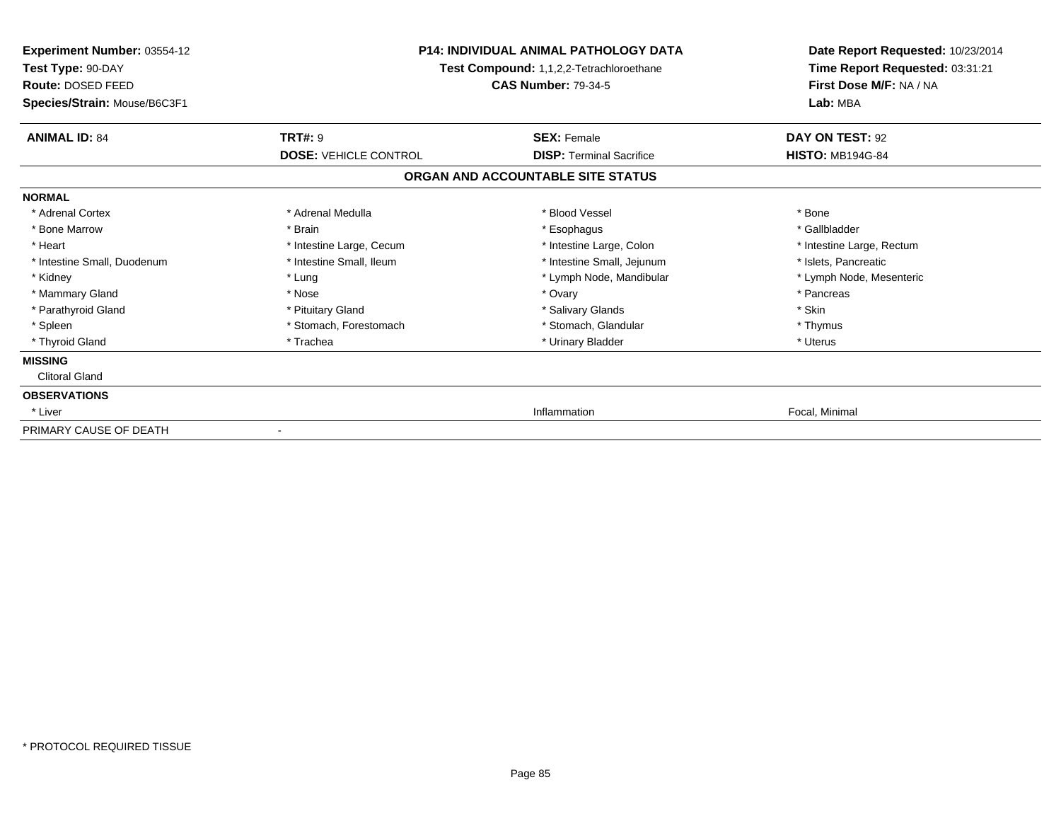**Experiment Number:** 03554-12
**Test Type:** 90-DAY
**Route:** DOSED FEED
**Species/Strain:** Mouse/B6C3F1

**P14: INDIVIDUAL ANIMAL PATHOLOGY DATA**
**Test Compound:** 1,1,2,2-Tetrachloroethane
**CAS Number:** 79-34-5

**Date Report Requested:** 10/23/2014
**Time Report Requested:** 03:31:21
**First Dose M/F:** NA / NA
**Lab:** MBA

| **ANIMAL ID:** 84 | **TRT#:** 9 | **SEX:** Female | **DAY ON TEST:** 92 |
|---|---|---|---|
| | **DOSE:** VEHICLE CONTROL | **DISP:** Terminal Sacrifice | **HISTO:** MB194G-84 |

## ORGAN AND ACCOUNTABLE SITE STATUS

| | | | |
|---|---|---|---|
| **NORMAL** | | | |
| * Adrenal Cortex | * Adrenal Medulla | * Blood Vessel | * Bone |
| * Bone Marrow | * Brain | * Esophagus | * Gallbladder |
| * Heart | * Intestine Large, Cecum | * Intestine Large, Colon | * Intestine Large, Rectum |
| * Intestine Small, Duodenum | * Intestine Small, Ileum | * Intestine Small, Jejunum | * Islets, Pancreatic |
| * Kidney | * Lung | * Lymph Node, Mandibular | * Lymph Node, Mesenteric |
| * Mammary Gland | * Nose | * Ovary | * Pancreas |
| * Parathyroid Gland | * Pituitary Gland | * Salivary Glands | * Skin |
| * Spleen | * Stomach, Forestomach | * Stomach, Glandular | * Thymus |
| * Thyroid Gland | * Trachea | * Urinary Bladder | * Uterus |
| **MISSING** | | | |
| Clitoral Gland | | | |
| **OBSERVATIONS** | | | |
| * Liver | | Inflammation | Focal, Minimal |
| PRIMARY CAUSE OF DEATH | - | | |

* PROTOCOL REQUIRED TISSUE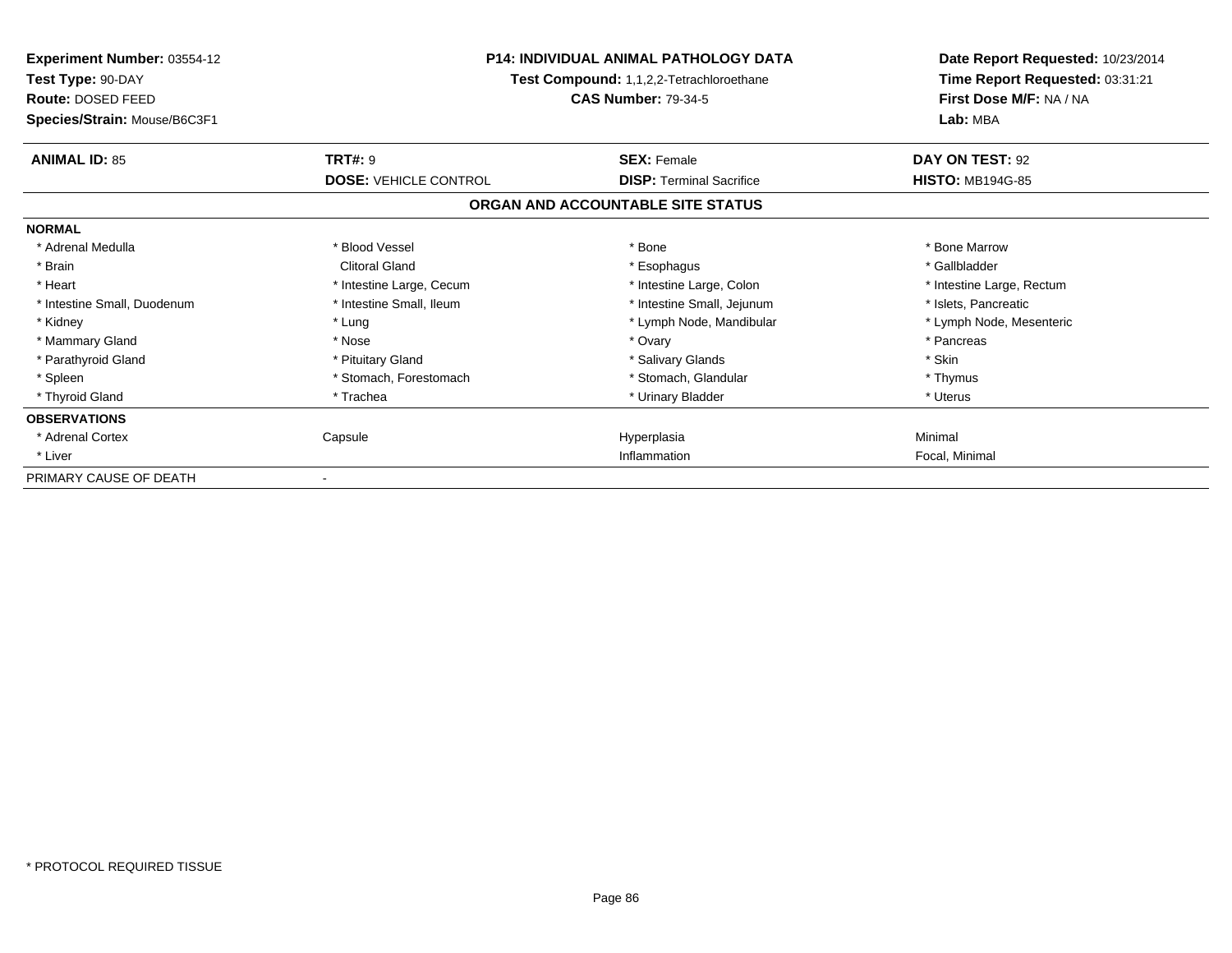**Experiment Number:** 03554-12
**Test Type:** 90-DAY
**Route:** DOSED FEED
**Species/Strain:** Mouse/B6C3F1

**P14: INDIVIDUAL ANIMAL PATHOLOGY DATA**
**Test Compound:** 1,1,2,2-Tetrachloroethane
**CAS Number:** 79-34-5

**Date Report Requested:** 10/23/2014
**Time Report Requested:** 03:31:21
**First Dose M/F:** NA / NA
**Lab:** MBA

| **ANIMAL ID:** 85 | **TRT#:** 9 | **SEX:** Female | **DAY ON TEST:** 92 |
|---|---|---|---|
| | **DOSE:** VEHICLE CONTROL | **DISP:** Terminal Sacrifice | **HISTO:** MB194G-85 |

## ORGAN AND ACCOUNTABLE SITE STATUS

| | | | |
|---|---|---|---|
| **NORMAL** | | | |
| * Adrenal Medulla | * Blood Vessel | * Bone | * Bone Marrow |
| * Brain | Clitoral Gland | * Esophagus | * Gallbladder |
| * Heart | * Intestine Large, Cecum | * Intestine Large, Colon | * Intestine Large, Rectum |
| * Intestine Small, Duodenum | * Intestine Small, Ileum | * Intestine Small, Jejunum | * Islets, Pancreatic |
| * Kidney | * Lung | * Lymph Node, Mandibular | * Lymph Node, Mesenteric |
| * Mammary Gland | * Nose | * Ovary | * Pancreas |
| * Parathyroid Gland | * Pituitary Gland | * Salivary Glands | * Skin |
| * Spleen | * Stomach, Forestomach | * Stomach, Glandular | * Thymus |
| * Thyroid Gland | * Trachea | * Urinary Bladder | * Uterus |
| **OBSERVATIONS** | | | |
| * Adrenal Cortex | Capsule | Hyperplasia | Minimal |
| * Liver | | Inflammation | Focal, Minimal |
| PRIMARY CAUSE OF DEATH | - | | |

* PROTOCOL REQUIRED TISSUE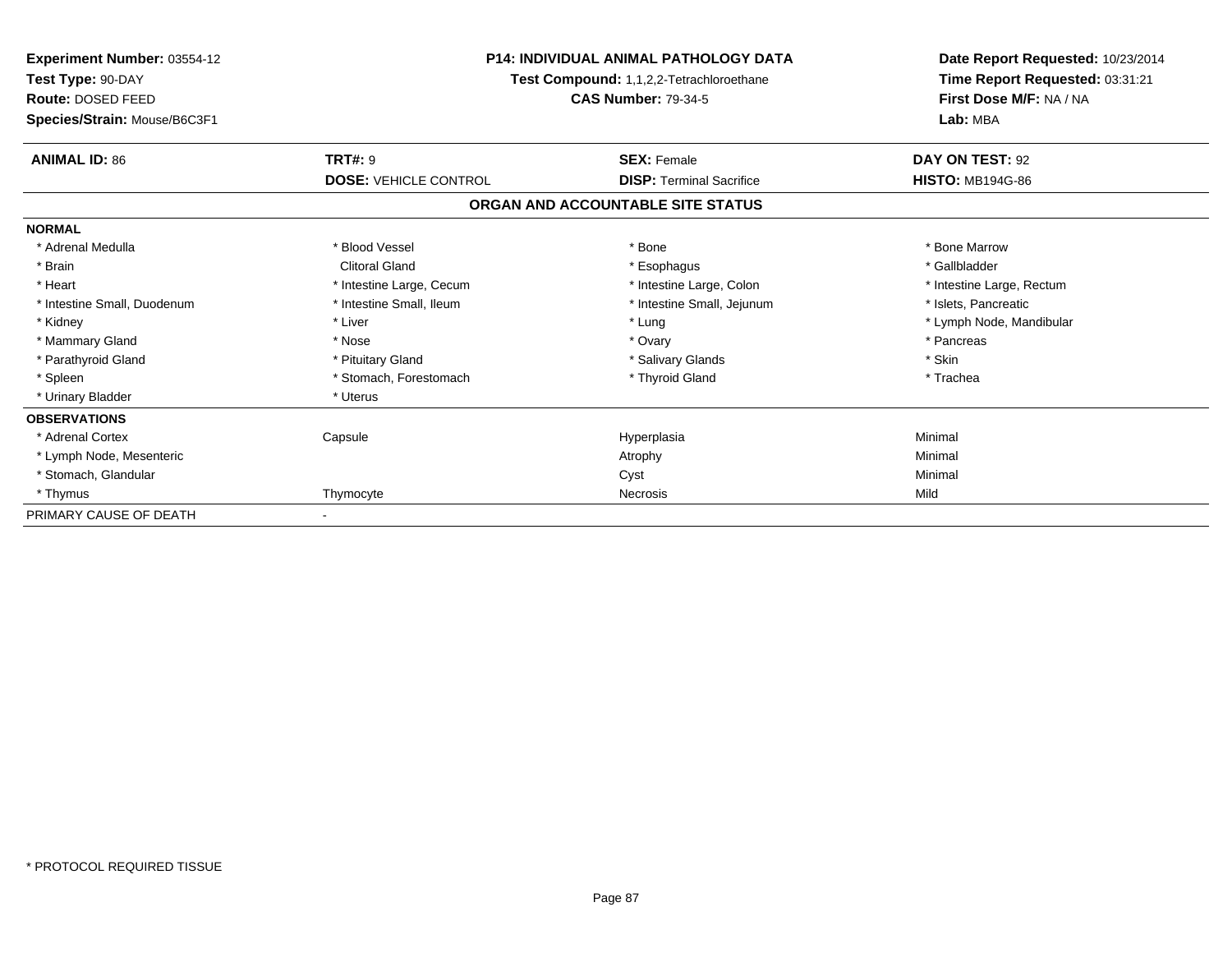**Experiment Number:** 03554-12
**Test Type:** 90-DAY
**Route:** DOSED FEED
**Species/Strain:** Mouse/B6C3F1

**P14: INDIVIDUAL ANIMAL PATHOLOGY DATA**
**Test Compound:** 1,1,2,2-Tetrachloroethane
**CAS Number:** 79-34-5

**Date Report Requested:** 10/23/2014
**Time Report Requested:** 03:31:21
**First Dose M/F:** NA / NA
**Lab:** MBA

| **ANIMAL ID:** 86 | **TRT#:** 9 | **SEX:** Female | **DAY ON TEST:** 92 |
|---|---|---|---|
| | **DOSE:** VEHICLE CONTROL | **DISP:** Terminal Sacrifice | **HISTO:** MB194G-86 |

## ORGAN AND ACCOUNTABLE SITE STATUS

**NORMAL**

| | | | |
|---|---|---|---|
| * Adrenal Medulla | * Blood Vessel | * Bone | * Bone Marrow |
| * Brain | Clitoral Gland | * Esophagus | * Gallbladder |
| * Heart | * Intestine Large, Cecum | * Intestine Large, Colon | * Intestine Large, Rectum |
| * Intestine Small, Duodenum | * Intestine Small, Ileum | * Intestine Small, Jejunum | * Islets, Pancreatic |
| * Kidney | * Liver | * Lung | * Lymph Node, Mandibular |
| * Mammary Gland | * Nose | * Ovary | * Pancreas |
| * Parathyroid Gland | * Pituitary Gland | * Salivary Glands | * Skin |
| * Spleen | * Stomach, Forestomach | * Thyroid Gland | * Trachea |
| * Urinary Bladder | * Uterus | | |

**OBSERVATIONS**

| | | | |
|---|---|---|---|
| * Adrenal Cortex | Capsule | Hyperplasia | Minimal |
| * Lymph Node, Mesenteric | | Atrophy | Minimal |
| * Stomach, Glandular | | Cyst | Minimal |
| * Thymus | Thymocyte | Necrosis | Mild |

PRIMARY CAUSE OF DEATH -

* PROTOCOL REQUIRED TISSUE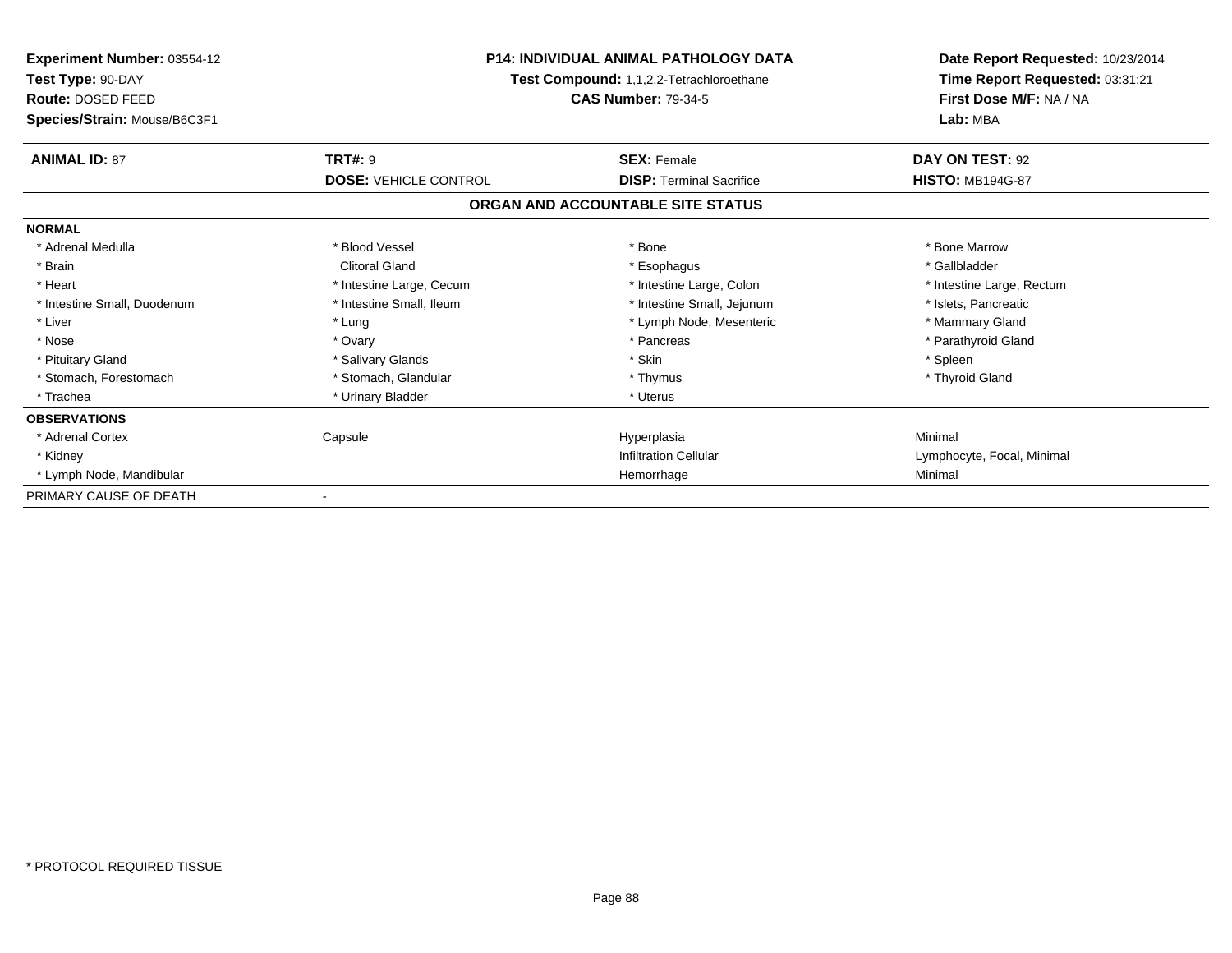**Experiment Number:** 03554-12
**Test Type:** 90-DAY
**Route:** DOSED FEED
**Species/Strain:** Mouse/B6C3F1

**P14: INDIVIDUAL ANIMAL PATHOLOGY DATA**
**Test Compound:** 1,1,2,2-Tetrachloroethane
**CAS Number:** 79-34-5

**Date Report Requested:** 10/23/2014
**Time Report Requested:** 03:31:21
**First Dose M/F:** NA / NA
**Lab:** MBA

| **ANIMAL ID:** 87 | **TRT#:** 9 | **SEX:** Female | **DAY ON TEST:** 92 |
|---|---|---|---|
| | **DOSE:** VEHICLE CONTROL | **DISP:** Terminal Sacrifice | **HISTO:** MB194G-87 |

## ORGAN AND ACCOUNTABLE SITE STATUS

| | | | |
|---|---|---|---|
| **NORMAL** | | | |
| * Adrenal Medulla | * Blood Vessel | * Bone | * Bone Marrow |
| * Brain | Clitoral Gland | * Esophagus | * Gallbladder |
| * Heart | * Intestine Large, Cecum | * Intestine Large, Colon | * Intestine Large, Rectum |
| * Intestine Small, Duodenum | * Intestine Small, Ileum | * Intestine Small, Jejunum | * Islets, Pancreatic |
| * Liver | * Lung | * Lymph Node, Mesenteric | * Mammary Gland |
| * Nose | * Ovary | * Pancreas | * Parathyroid Gland |
| * Pituitary Gland | * Salivary Glands | * Skin | * Spleen |
| * Stomach, Forestomach | * Stomach, Glandular | * Thymus | * Thyroid Gland |
| * Trachea | * Urinary Bladder | * Uterus | |
| **OBSERVATIONS** | | | |
| * Adrenal Cortex | Capsule | Hyperplasia | Minimal |
| * Kidney | | Infiltration Cellular | Lymphocyte, Focal, Minimal |
| * Lymph Node, Mandibular | | Hemorrhage | Minimal |
| PRIMARY CAUSE OF DEATH | - | | |

\* PROTOCOL REQUIRED TISSUE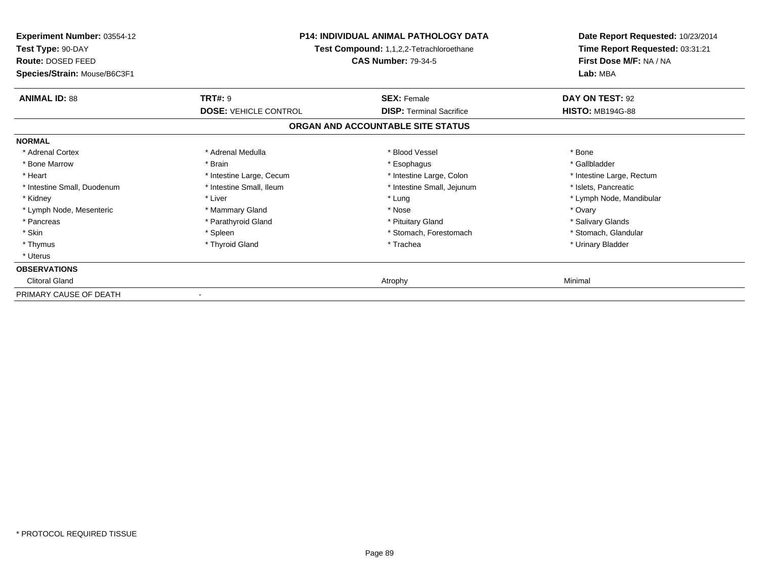**Experiment Number:** 03554-12
**Test Type:** 90-DAY
**Route:** DOSED FEED
**Species/Strain:** Mouse/B6C3F1

**P14: INDIVIDUAL ANIMAL PATHOLOGY DATA**
**Test Compound:** 1,1,2,2-Tetrachloroethane
**CAS Number:** 79-34-5

**Date Report Requested:** 10/23/2014
**Time Report Requested:** 03:31:21
**First Dose M/F:** NA / NA
**Lab:** MBA

| **ANIMAL ID:** 88 | **TRT#:** 9 | **SEX:** Female | **DAY ON TEST:** 92 |
|---|---|---|---|
| | **DOSE:** VEHICLE CONTROL | **DISP:** Terminal Sacrifice | **HISTO:** MB194G-88 |

**ORGAN AND ACCOUNTABLE SITE STATUS**

**NORMAL**

| | | | |
|---|---|---|---|
| * Adrenal Cortex | * Adrenal Medulla | * Blood Vessel | * Bone |
| * Bone Marrow | * Brain | * Esophagus | * Gallbladder |
| * Heart | * Intestine Large, Cecum | * Intestine Large, Colon | * Intestine Large, Rectum |
| * Intestine Small, Duodenum | * Intestine Small, Ileum | * Intestine Small, Jejunum | * Islets, Pancreatic |
| * Kidney | * Liver | * Lung | * Lymph Node, Mandibular |
| * Lymph Node, Mesenteric | * Mammary Gland | * Nose | * Ovary |
| * Pancreas | * Parathyroid Gland | * Pituitary Gland | * Salivary Glands |
| * Skin | * Spleen | * Stomach, Forestomach | * Stomach, Glandular |
| * Thymus | * Thyroid Gland | * Trachea | * Urinary Bladder |
| * Uterus | | | |

**OBSERVATIONS**

| | | | |
|---|---|---|---|
| Clitoral Gland | | Atrophy | Minimal |

PRIMARY CAUSE OF DEATH -

* PROTOCOL REQUIRED TISSUE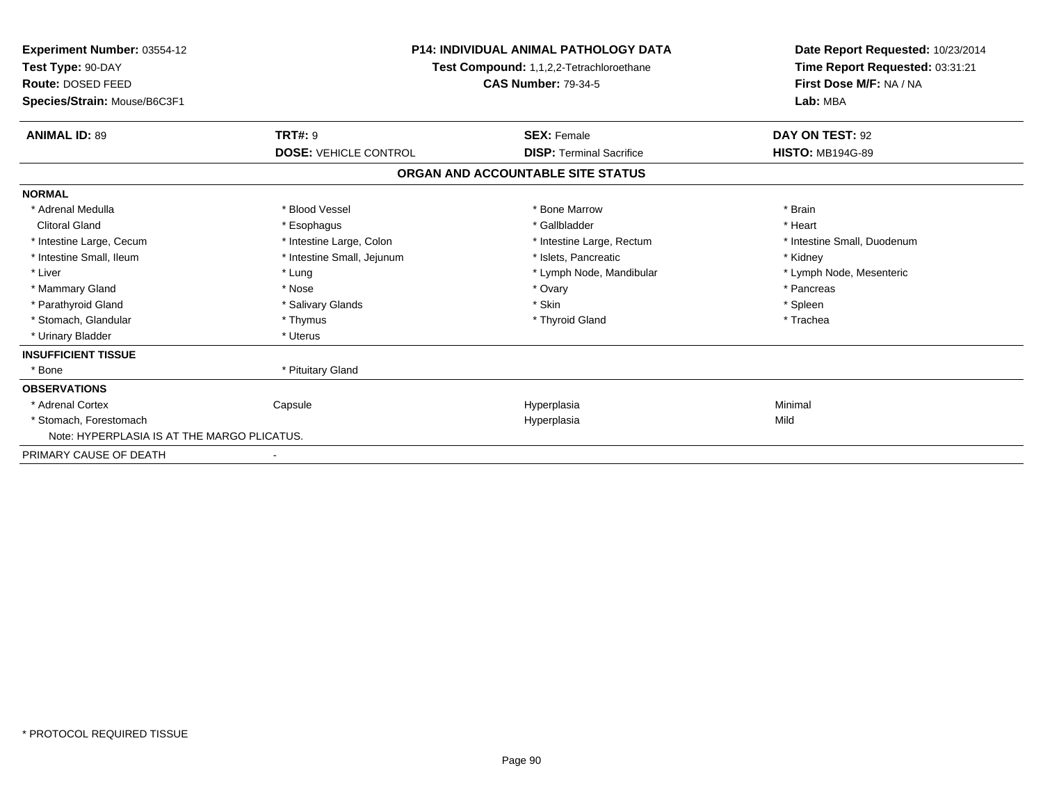**Experiment Number:** 03554-12
**Test Type:** 90-DAY
**Route:** DOSED FEED
**Species/Strain:** Mouse/B6C3F1

**P14: INDIVIDUAL ANIMAL PATHOLOGY DATA**
**Test Compound:** 1,1,2,2-Tetrachloroethane
**CAS Number:** 79-34-5

**Date Report Requested:** 10/23/2014
**Time Report Requested:** 03:31:21
**First Dose M/F:** NA / NA
**Lab:** MBA

| **ANIMAL ID:** 89 | **TRT#:** 9 | **SEX:** Female | **DAY ON TEST:** 92 |
|---|---|---|---|
| | **DOSE:** VEHICLE CONTROL | **DISP:** Terminal Sacrifice | **HISTO:** MB194G-89 |

## ORGAN AND ACCOUNTABLE SITE STATUS

| | | | |
|---|---|---|---|
| **NORMAL** | | | |
| * Adrenal Medulla | * Blood Vessel | * Bone Marrow | * Brain |
| Clitoral Gland | * Esophagus | * Gallbladder | * Heart |
| * Intestine Large, Cecum | * Intestine Large, Colon | * Intestine Large, Rectum | * Intestine Small, Duodenum |
| * Intestine Small, Ileum | * Intestine Small, Jejunum | * Islets, Pancreatic | * Kidney |
| * Liver | * Lung | * Lymph Node, Mandibular | * Lymph Node, Mesenteric |
| * Mammary Gland | * Nose | * Ovary | * Pancreas |
| * Parathyroid Gland | * Salivary Glands | * Skin | * Spleen |
| * Stomach, Glandular | * Thymus | * Thyroid Gland | * Trachea |
| * Urinary Bladder | * Uterus | | |
| **INSUFFICIENT TISSUE** | | | |
| * Bone | * Pituitary Gland | | |
| **OBSERVATIONS** | | | |
| * Adrenal Cortex | Capsule | Hyperplasia | Minimal |
| * Stomach, Forestomach | | Hyperplasia | Mild |
| Note: HYPERPLASIA IS AT THE MARGO PLICATUS. | | | |
| PRIMARY CAUSE OF DEATH | - | | |

\* PROTOCOL REQUIRED TISSUE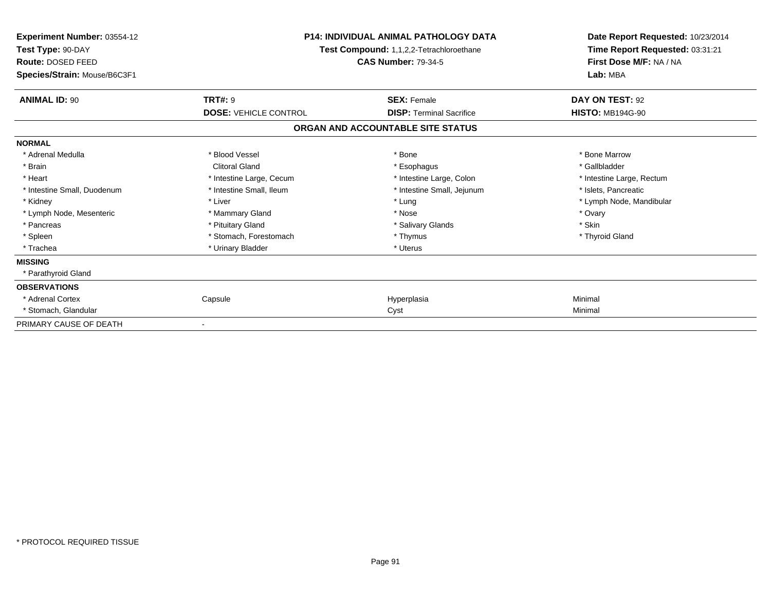**Experiment Number:** 03554-12
**Test Type:** 90-DAY
**Route:** DOSED FEED
**Species/Strain:** Mouse/B6C3F1

**P14: INDIVIDUAL ANIMAL PATHOLOGY DATA**
**Test Compound:** 1,1,2,2-Tetrachloroethane
**CAS Number:** 79-34-5

**Date Report Requested:** 10/23/2014
**Time Report Requested:** 03:31:21
**First Dose M/F:** NA / NA
**Lab:** MBA

| **ANIMAL ID:** 90 | **TRT#:** 9 | **SEX:** Female | **DAY ON TEST:** 92 |
|---|---|---|---|
| | **DOSE:** VEHICLE CONTROL | **DISP:** Terminal Sacrifice | **HISTO:** MB194G-90 |

## ORGAN AND ACCOUNTABLE SITE STATUS

| | | | |
|---|---|---|---|
| **NORMAL** | | | |
| * Adrenal Medulla | * Blood Vessel | * Bone | * Bone Marrow |
| * Brain | Clitoral Gland | * Esophagus | * Gallbladder |
| * Heart | * Intestine Large, Cecum | * Intestine Large, Colon | * Intestine Large, Rectum |
| * Intestine Small, Duodenum | * Intestine Small, Ileum | * Intestine Small, Jejunum | * Islets, Pancreatic |
| * Kidney | * Liver | * Lung | * Lymph Node, Mandibular |
| * Lymph Node, Mesenteric | * Mammary Gland | * Nose | * Ovary |
| * Pancreas | * Pituitary Gland | * Salivary Glands | * Skin |
| * Spleen | * Stomach, Forestomach | * Thymus | * Thyroid Gland |
| * Trachea | * Urinary Bladder | * Uterus | |
| **MISSING** | | | |
| * Parathyroid Gland | | | |
| **OBSERVATIONS** | | | |
| * Adrenal Cortex | Capsule | Hyperplasia | Minimal |
| * Stomach, Glandular | | Cyst | Minimal |
| PRIMARY CAUSE OF DEATH | - | | |

* PROTOCOL REQUIRED TISSUE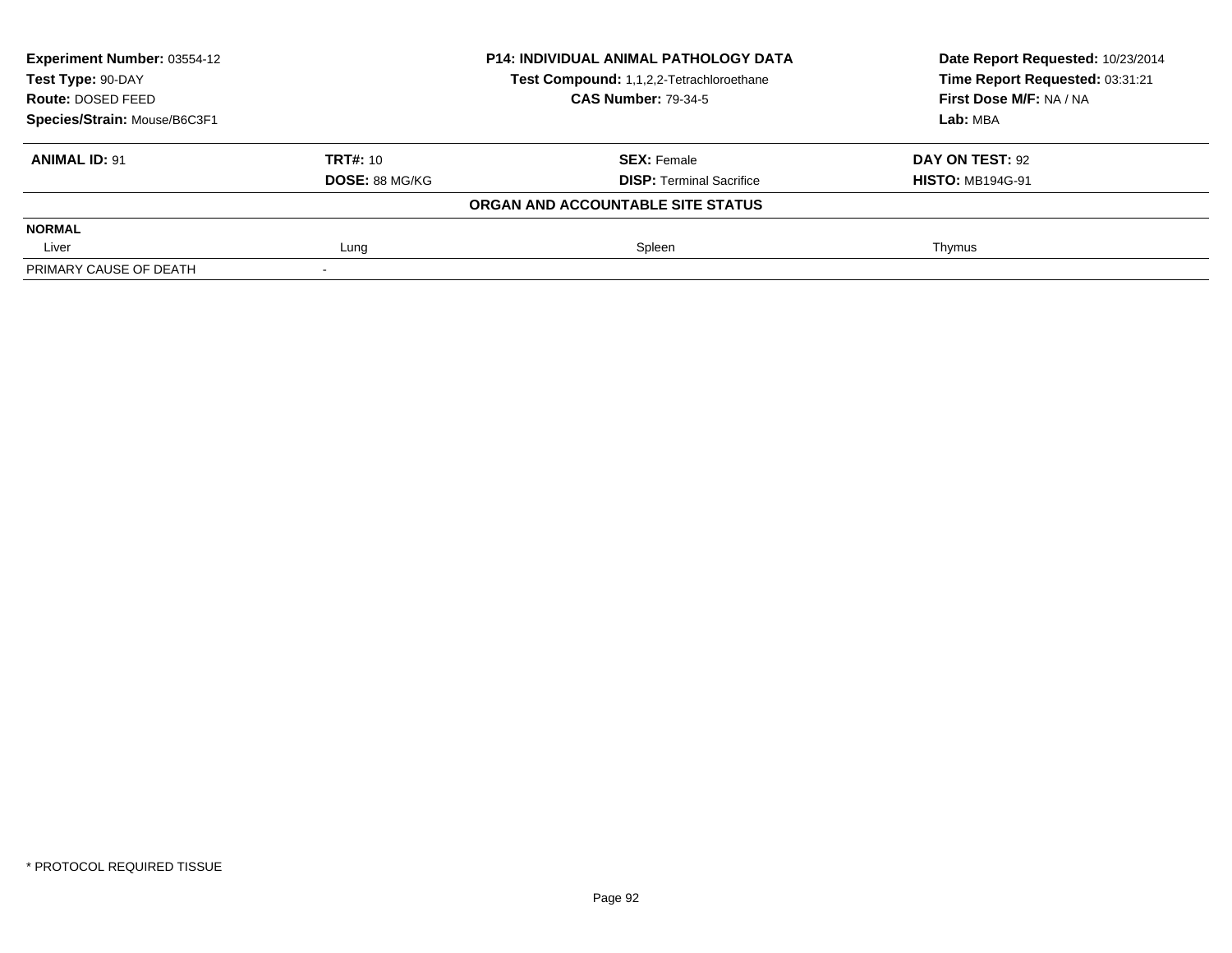**Experiment Number:** 03554-12
**Test Type:** 90-DAY
**Route:** DOSED FEED
**Species/Strain:** Mouse/B6C3F1

**P14: INDIVIDUAL ANIMAL PATHOLOGY DATA**
**Test Compound:** 1,1,2,2-Tetrachloroethane
**CAS Number:** 79-34-5

**Date Report Requested:** 10/23/2014
**Time Report Requested:** 03:31:21
**First Dose M/F:** NA / NA
**Lab:** MBA

| **ANIMAL ID:** 91 | **TRT#:** 10 | **SEX:** Female | **DAY ON TEST:** 92 |
|---|---|---|---|
| | **DOSE:** 88 MG/KG | **DISP:** Terminal Sacrifice | **HISTO:** MB194G-91 |

**ORGAN AND ACCOUNTABLE SITE STATUS**

| **NORMAL** | | | |
|---|---|---|---|
| Liver | Lung | Spleen | Thymus |
| PRIMARY CAUSE OF DEATH | - | | |

* PROTOCOL REQUIRED TISSUE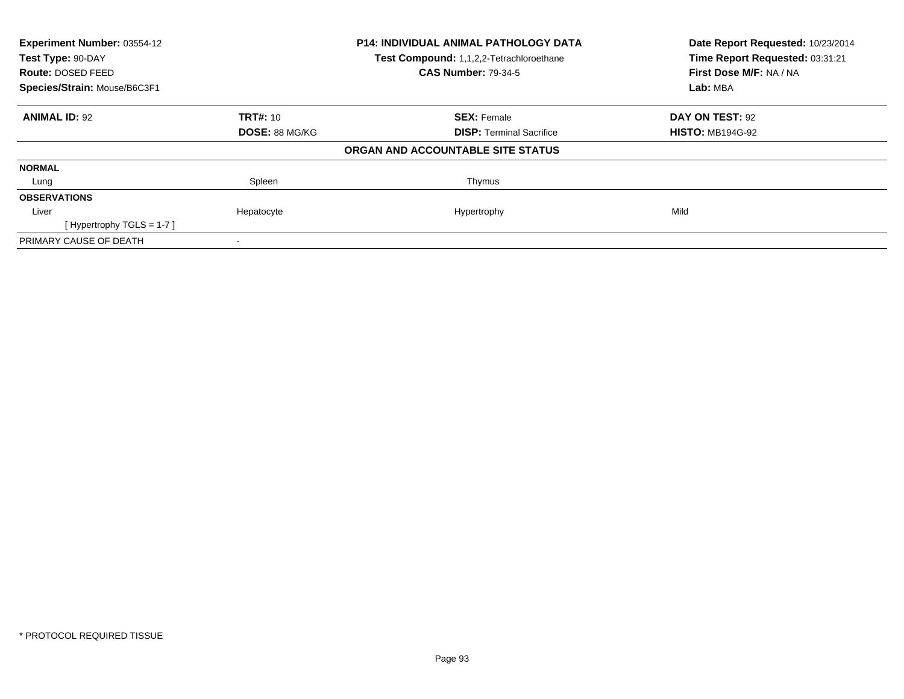**Experiment Number:** 03554-12
**Test Type:** 90-DAY
**Route:** DOSED FEED
**Species/Strain:** Mouse/B6C3F1

**P14: INDIVIDUAL ANIMAL PATHOLOGY DATA**
**Test Compound:** 1,1,2,2-Tetrachloroethane
**CAS Number:** 79-34-5

**Date Report Requested:** 10/23/2014
**Time Report Requested:** 03:31:21
**First Dose M/F:** NA / NA
**Lab:** MBA

| **ANIMAL ID:** 92 | **TRT#:** 10 | **SEX:** Female | **DAY ON TEST:** 92 |
|---|---|---|---|
| | **DOSE:** 88 MG/KG | **DISP:** Terminal Sacrifice | **HISTO:** MB194G-92 |

**ORGAN AND ACCOUNTABLE SITE STATUS**

| | | | |
|---|---|---|---|
| **NORMAL** | | | |
| Lung | Spleen | Thymus | |
| **OBSERVATIONS** | | | |
| Liver | Hepatocyte | Hypertrophy | Mild |
| [ Hypertrophy TGLS = 1-7 ] | | | |
| PRIMARY CAUSE OF DEATH | - | | |

* PROTOCOL REQUIRED TISSUE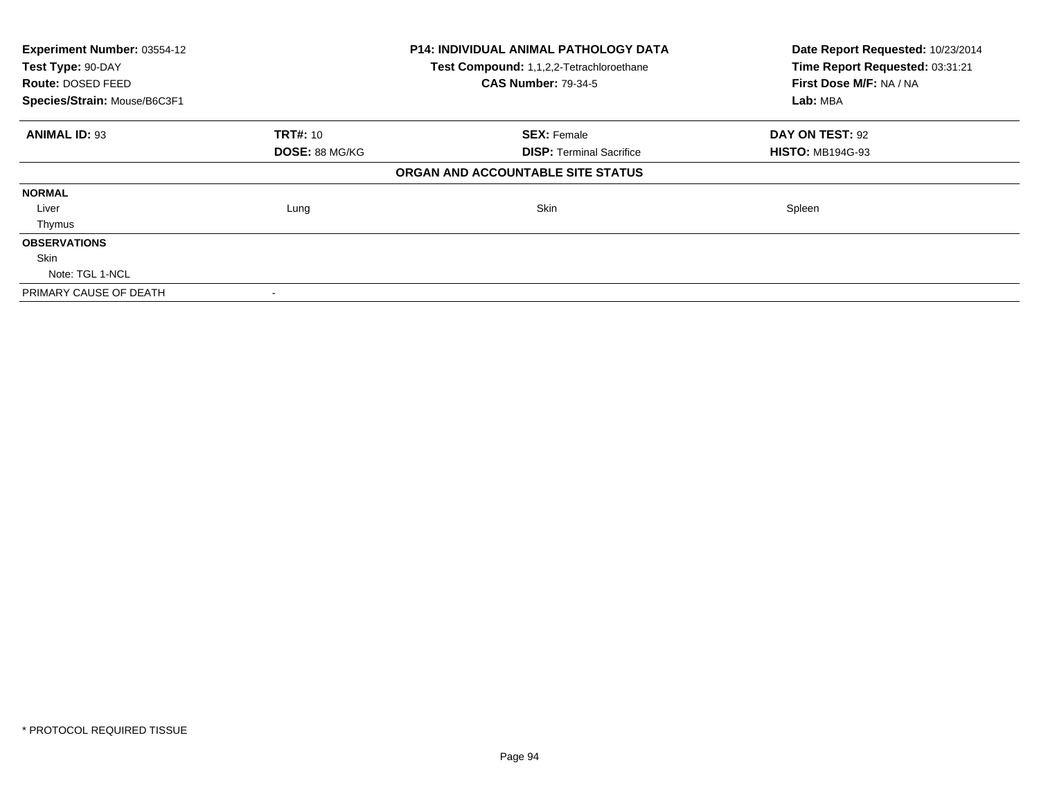| **Experiment Number:** 03554-12 | **P14: INDIVIDUAL ANIMAL PATHOLOGY DATA** | **Date Report Requested:** 10/23/2014 |
|---|---|---|
| **Test Type:** 90-DAY | **Test Compound:** 1,1,2,2-Tetrachloroethane | **Time Report Requested:** 03:31:21 |
| **Route:** DOSED FEED | **CAS Number:** 79-34-5 | **First Dose M/F:** NA / NA |
| **Species/Strain:** Mouse/B6C3F1 | | **Lab:** MBA |

| **ANIMAL ID:** 93 | **TRT#:** 10 | **SEX:** Female | **DAY ON TEST:** 92 |
|---|---|---|---|
| | **DOSE:** 88 MG/KG | **DISP:** Terminal Sacrifice | **HISTO:** MB194G-93 |

**ORGAN AND ACCOUNTABLE SITE STATUS**

| | | | |
|---|---|---|---|
| **NORMAL** | | | |
| Liver | Lung | Skin | Spleen |
| Thymus | | | |
| **OBSERVATIONS** | | | |
| Skin | | | |
| Note: TGL 1-NCL | | | |
| PRIMARY CAUSE OF DEATH | - | | |

\* PROTOCOL REQUIRED TISSUE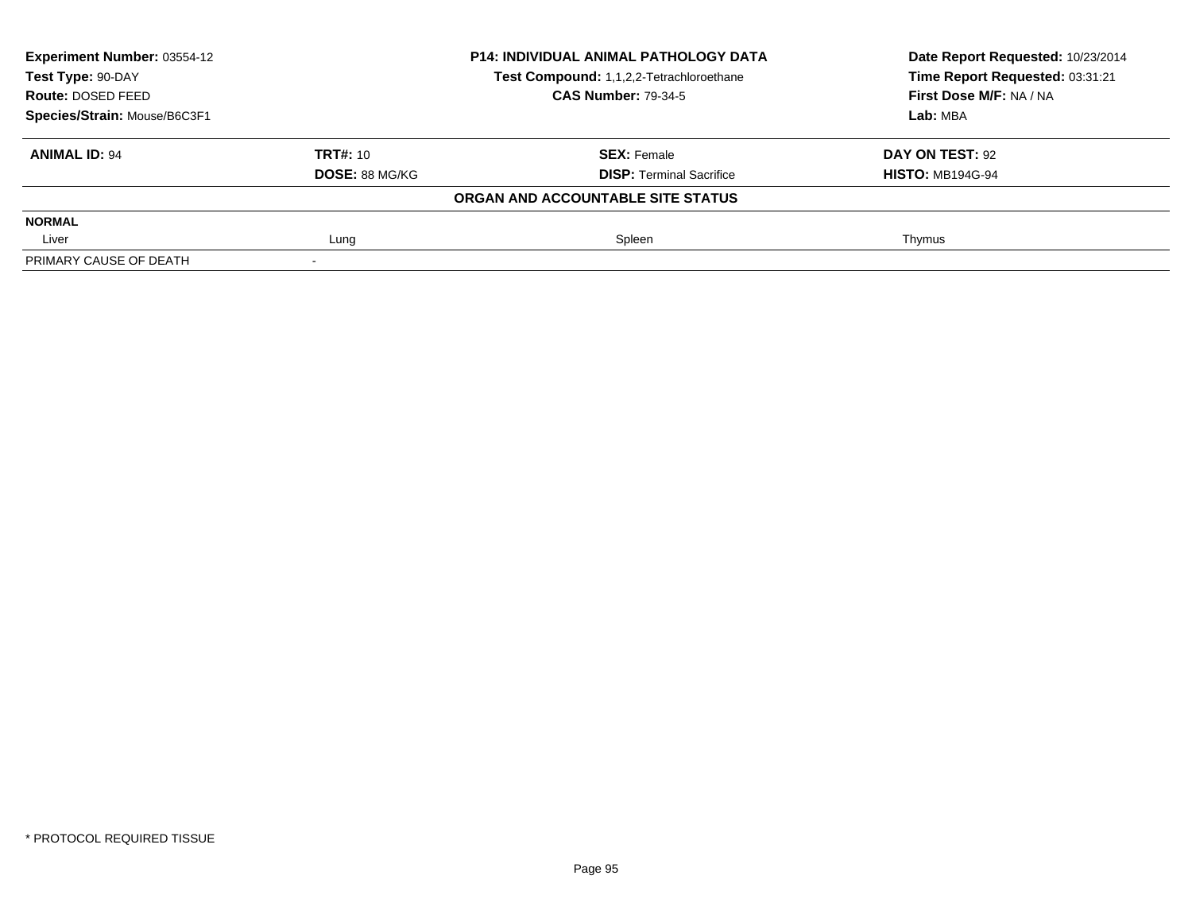| Experiment Number: 03554-12 | P14: INDIVIDUAL ANIMAL PATHOLOGY DATA | Date Report Requested: 10/23/2014 |
|---|---|---|
| Test Type: 90-DAY | Test Compound: 1,1,2,2-Tetrachloroethane | Time Report Requested: 03:31:21 |
| Route: DOSED FEED | CAS Number: 79-34-5 | First Dose M/F: NA / NA |
| Species/Strain: Mouse/B6C3F1 | | Lab: MBA |

| ANIMAL ID: 94 | TRT#: 10 | SEX: Female | DAY ON TEST: 92 |
|---|---|---|---|
| | DOSE: 88 MG/KG | DISP: Terminal Sacrifice | HISTO: MB194G-94 |

**ORGAN AND ACCOUNTABLE SITE STATUS**

| NORMAL | | | |
|---|---|---|---|
| Liver | Lung | Spleen | Thymus |
| PRIMARY CAUSE OF DEATH | - | | |

* PROTOCOL REQUIRED TISSUE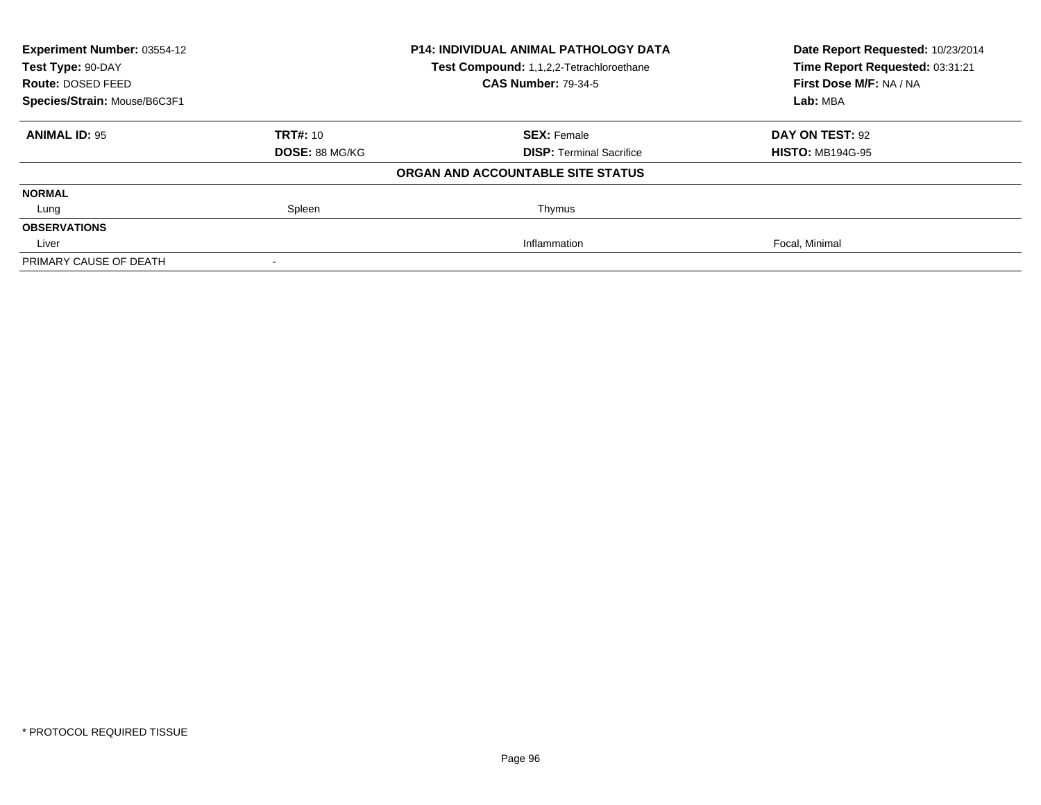**Experiment Number:** 03554-12
**Test Type:** 90-DAY
**Route:** DOSED FEED
**Species/Strain:** Mouse/B6C3F1

**P14: INDIVIDUAL ANIMAL PATHOLOGY DATA**
**Test Compound:** 1,1,2,2-Tetrachloroethane
**CAS Number:** 79-34-5

**Date Report Requested:** 10/23/2014
**Time Report Requested:** 03:31:21
**First Dose M/F:** NA / NA
**Lab:** MBA

| **ANIMAL ID:** 95 | **TRT#:** 10 | **SEX:** Female | **DAY ON TEST:** 92 |
|---|---|---|---|
| | **DOSE:** 88 MG/KG | **DISP:** Terminal Sacrifice | **HISTO:** MB194G-95 |
| | | **ORGAN AND ACCOUNTABLE SITE STATUS** | |
| **NORMAL** | | | |
| Lung | Spleen | Thymus | |
| **OBSERVATIONS** | | | |
| Liver | | Inflammation | Focal, Minimal |
| PRIMARY CAUSE OF DEATH | - | | |

* PROTOCOL REQUIRED TISSUE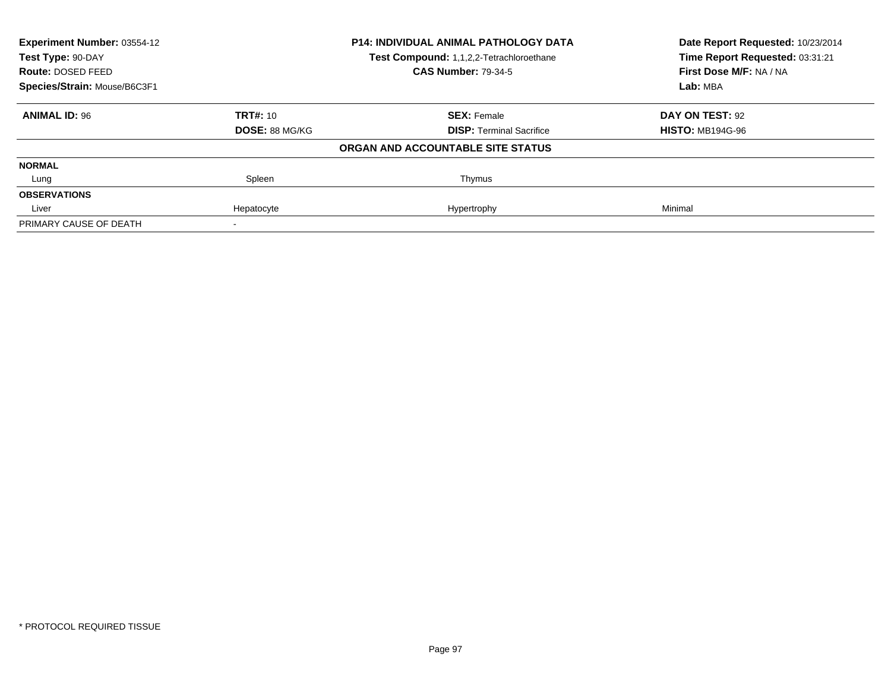**Experiment Number:** 03554-12
**Test Type:** 90-DAY
**Route:** DOSED FEED
**Species/Strain:** Mouse/B6C3F1

**P14: INDIVIDUAL ANIMAL PATHOLOGY DATA**
**Test Compound:** 1,1,2,2-Tetrachloroethane
**CAS Number:** 79-34-5

**Date Report Requested:** 10/23/2014
**Time Report Requested:** 03:31:21
**First Dose M/F:** NA / NA
**Lab:** MBA

| **ANIMAL ID:** 96 | **TRT#:** 10 | **SEX:** Female | **DAY ON TEST:** 92 |
|---|---|---|---|
| | **DOSE:** 88 MG/KG | **DISP:** Terminal Sacrifice | **HISTO:** MB194G-96 |
| | | **ORGAN AND ACCOUNTABLE SITE STATUS** | |
| **NORMAL** | | | |
| Lung | Spleen | Thymus | |
| **OBSERVATIONS** | | | |
| Liver | Hepatocyte | Hypertrophy | Minimal |
| PRIMARY CAUSE OF DEATH | - | | |

* PROTOCOL REQUIRED TISSUE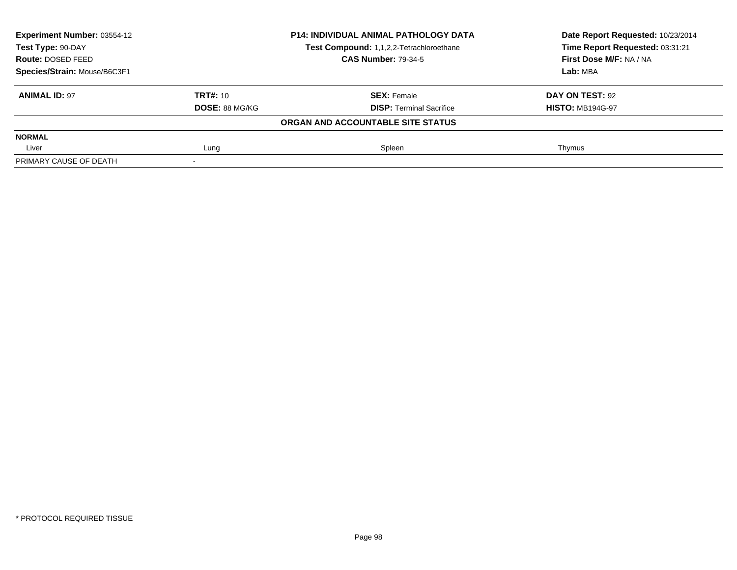| **Experiment Number:** 03554-12 | **P14: INDIVIDUAL ANIMAL PATHOLOGY DATA** | **Date Report Requested:** 10/23/2014 |
|---|---|---|
| **Test Type:** 90-DAY | **Test Compound:** 1,1,2,2-Tetrachloroethane | **Time Report Requested:** 03:31:21 |
| **Route:** DOSED FEED | **CAS Number:** 79-34-5 | **First Dose M/F:** NA / NA |
| **Species/Strain:** Mouse/B6C3F1 | | **Lab:** MBA |

| **ANIMAL ID:** 97 | **TRT#:** 10 | **SEX:** Female | **DAY ON TEST:** 92 |
|---|---|---|---|
| | **DOSE:** 88 MG/KG | **DISP:** Terminal Sacrifice | **HISTO:** MB194G-97 |
| | | **ORGAN AND ACCOUNTABLE SITE STATUS** | |
| **NORMAL** | | | |
| Liver | Lung | Spleen | Thymus |
| PRIMARY CAUSE OF DEATH | - | | |

\* PROTOCOL REQUIRED TISSUE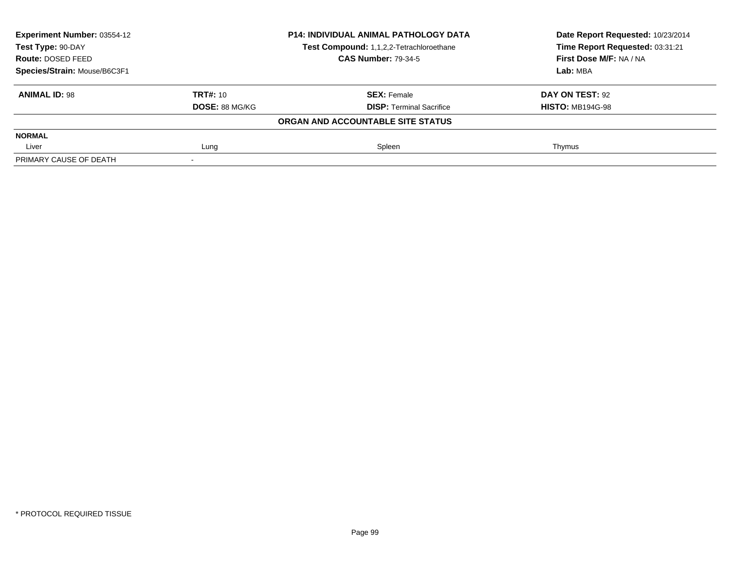| **Experiment Number:** 03554-12 | **P14: INDIVIDUAL ANIMAL PATHOLOGY DATA** | **Date Report Requested:** 10/23/2014 |
|---|---|---|
| **Test Type:** 90-DAY | **Test Compound:** 1,1,2,2-Tetrachloroethane | **Time Report Requested:** 03:31:21 |
| **Route:** DOSED FEED | **CAS Number:** 79-34-5 | **First Dose M/F:** NA / NA |
| **Species/Strain:** Mouse/B6C3F1 | | **Lab:** MBA |

| **ANIMAL ID:** 98 | **TRT#:** 10 | **SEX:** Female | **DAY ON TEST:** 92 |
|---|---|---|---|
| | **DOSE:** 88 MG/KG | **DISP:** Terminal Sacrifice | **HISTO:** MB194G-98 |
| | | **ORGAN AND ACCOUNTABLE SITE STATUS** | |
| **NORMAL** | | | |
| Liver | Lung | Spleen | Thymus |
| PRIMARY CAUSE OF DEATH | - | | |

* PROTOCOL REQUIRED TISSUE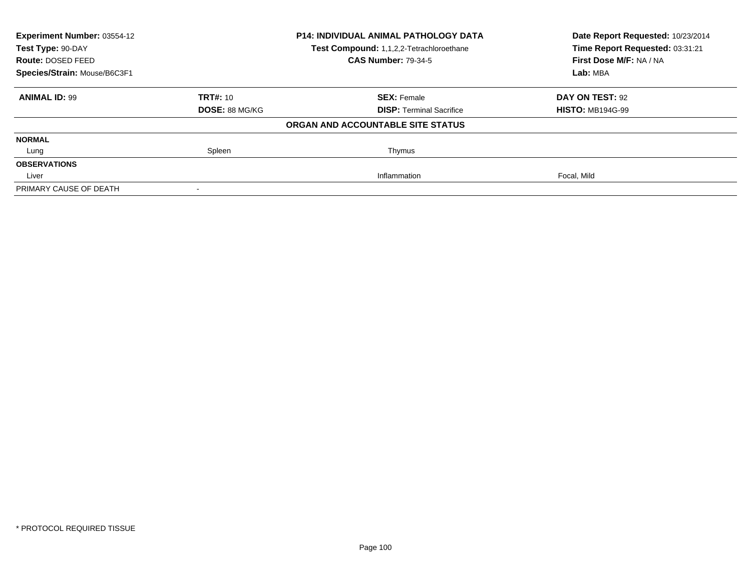**Experiment Number:** 03554-12
**Test Type:** 90-DAY
**Route:** DOSED FEED
**Species/Strain:** Mouse/B6C3F1

**P14: INDIVIDUAL ANIMAL PATHOLOGY DATA**
**Test Compound:** 1,1,2,2-Tetrachloroethane
**CAS Number:** 79-34-5

**Date Report Requested:** 10/23/2014
**Time Report Requested:** 03:31:21
**First Dose M/F:** NA / NA
**Lab:** MBA

| **ANIMAL ID:** 99 | **TRT#:** 10 | **SEX:** Female | **DAY ON TEST:** 92 |
|---|---|---|---|
| | **DOSE:** 88 MG/KG | **DISP:** Terminal Sacrifice | **HISTO:** MB194G-99 |

**ORGAN AND ACCOUNTABLE SITE STATUS**

| | | | |
|---|---|---|---|
| **NORMAL** | | | |
| Lung | Spleen | Thymus | |
| **OBSERVATIONS** | | | |
| Liver | | Inflammation | Focal, Mild |
| PRIMARY CAUSE OF DEATH | - | | |

* PROTOCOL REQUIRED TISSUE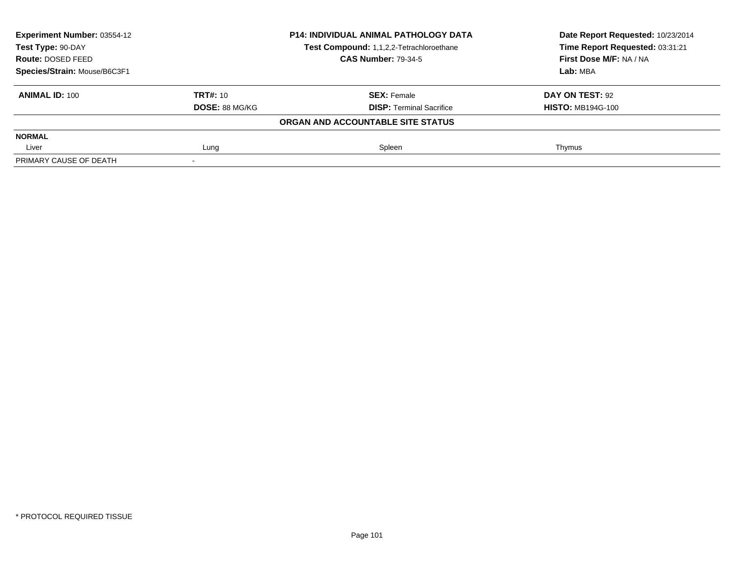**Experiment Number:** 03554-12
**Test Type:** 90-DAY
**Route:** DOSED FEED
**Species/Strain:** Mouse/B6C3F1

**P14: INDIVIDUAL ANIMAL PATHOLOGY DATA**
**Test Compound:** 1,1,2,2-Tetrachloroethane
**CAS Number:** 79-34-5

**Date Report Requested:** 10/23/2014
**Time Report Requested:** 03:31:21
**First Dose M/F:** NA / NA
**Lab:** MBA

| **ANIMAL ID:** 100 | **TRT#:** 10 | **SEX:** Female | **DAY ON TEST:** 92 |
|---|---|---|---|
| | **DOSE:** 88 MG/KG | **DISP:** Terminal Sacrifice | **HISTO:** MB194G-100 |

**ORGAN AND ACCOUNTABLE SITE STATUS**

| **NORMAL** | | | |
|---|---|---|---|
| Liver | Lung | Spleen | Thymus |
| PRIMARY CAUSE OF DEATH | - | | |

\* PROTOCOL REQUIRED TISSUE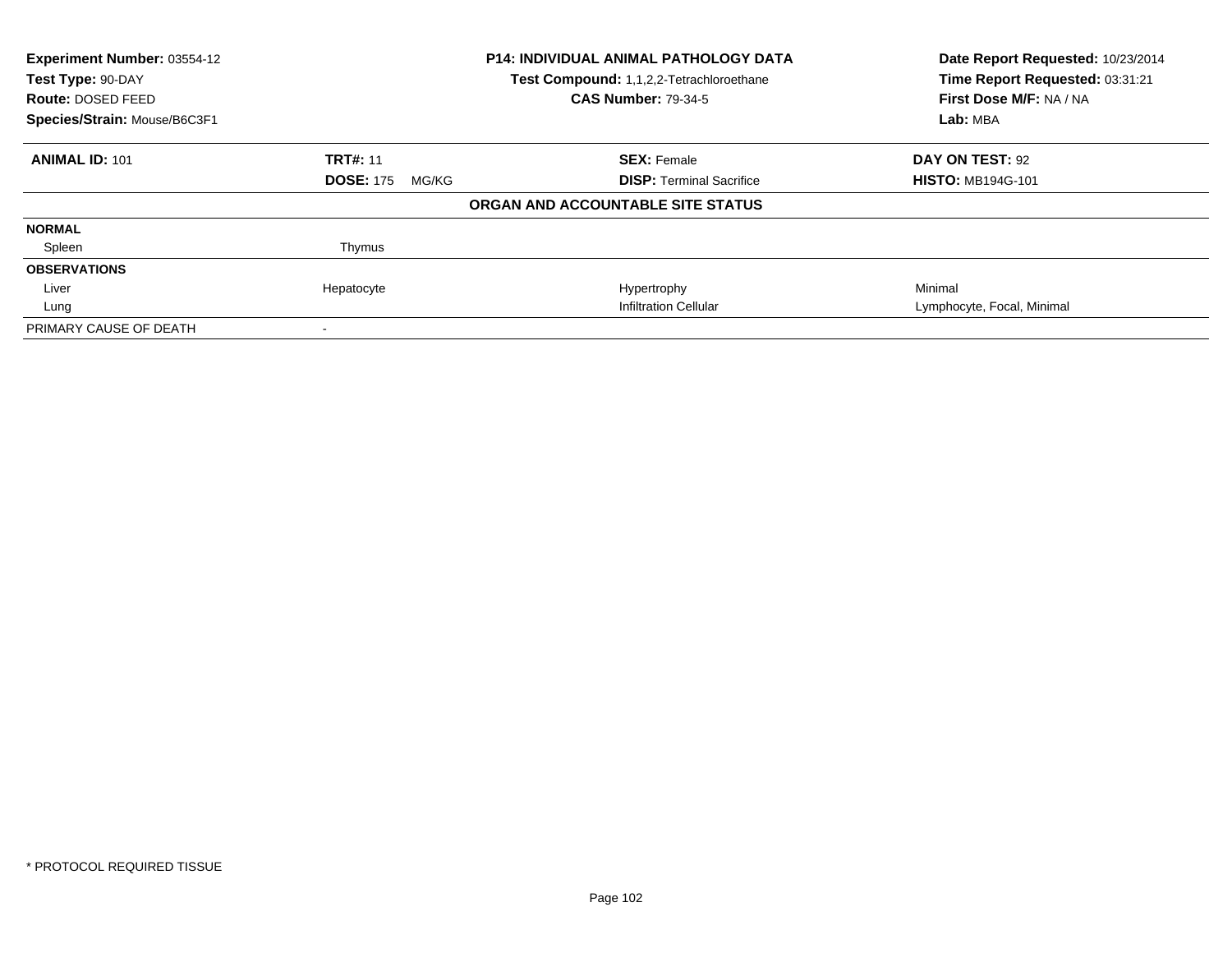**Experiment Number:** 03554-12
**Test Type:** 90-DAY
**Route:** DOSED FEED
**Species/Strain:** Mouse/B6C3F1

**P14: INDIVIDUAL ANIMAL PATHOLOGY DATA**
**Test Compound:** 1,1,2,2-Tetrachloroethane
**CAS Number:** 79-34-5

**Date Report Requested:** 10/23/2014
**Time Report Requested:** 03:31:21
**First Dose M/F:** NA / NA
**Lab:** MBA

| **ANIMAL ID:** 101 | **TRT#:** 11 | **SEX:** Female | **DAY ON TEST:** 92 |
|---|---|---|---|
| | **DOSE:** 175 MG/KG | **DISP:** Terminal Sacrifice | **HISTO:** MB194G-101 |
| | | **ORGAN AND ACCOUNTABLE SITE STATUS** | |
| **NORMAL** | | | |
| Spleen | Thymus | | |
| **OBSERVATIONS** | | | |
| Liver | Hepatocyte | Hypertrophy | Minimal |
| Lung | | Infiltration Cellular | Lymphocyte, Focal, Minimal |
| PRIMARY CAUSE OF DEATH | - | | |

* PROTOCOL REQUIRED TISSUE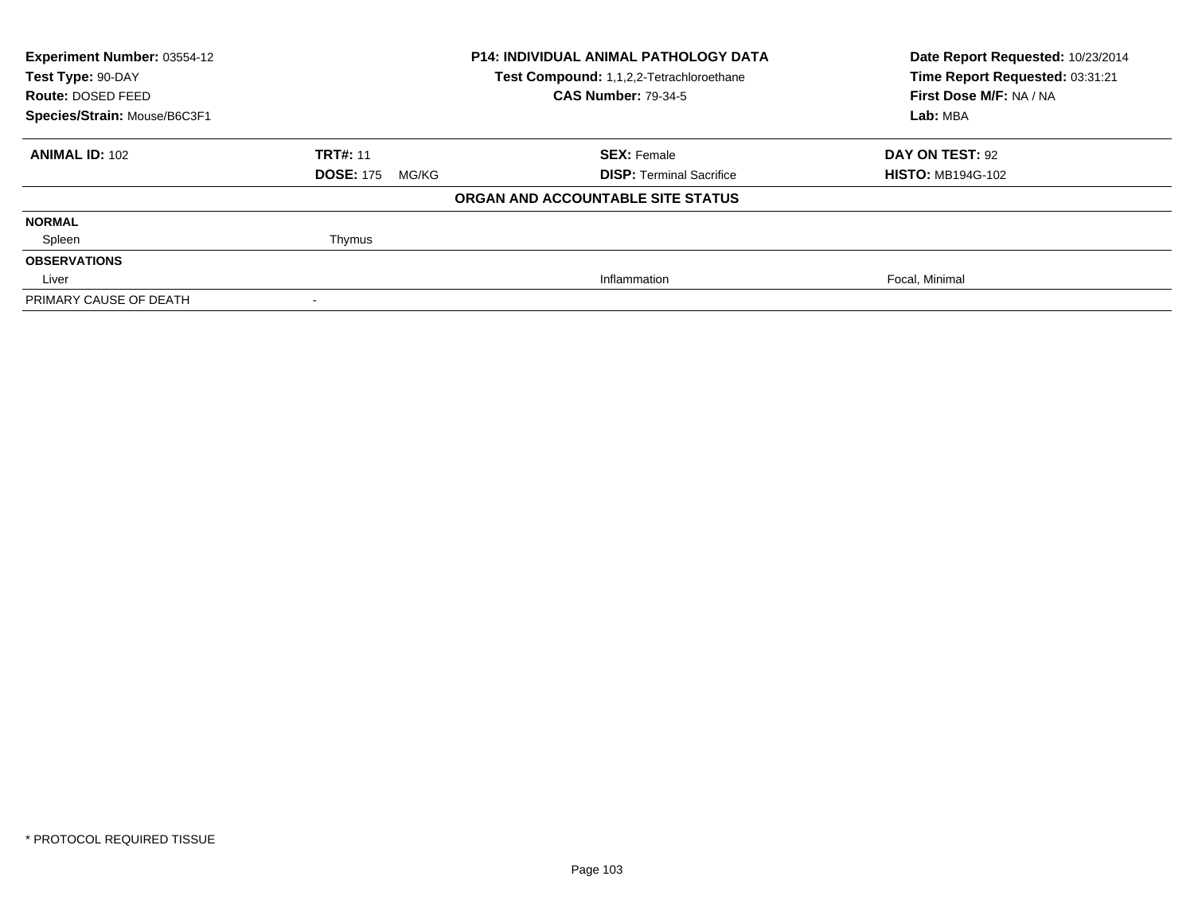**Experiment Number:** 03554-12
**Test Type:** 90-DAY
**Route:** DOSED FEED
**Species/Strain:** Mouse/B6C3F1

**P14: INDIVIDUAL ANIMAL PATHOLOGY DATA**
**Test Compound:** 1,1,2,2-Tetrachloroethane
**CAS Number:** 79-34-5

**Date Report Requested:** 10/23/2014
**Time Report Requested:** 03:31:21
**First Dose M/F:** NA / NA
**Lab:** MBA

| **ANIMAL ID:** 102 | **TRT#:** 11 | **SEX:** Female | **DAY ON TEST:** 92 |
|---|---|---|---|
| | **DOSE:** 175 MG/KG | **DISP:** Terminal Sacrifice | **HISTO:** MB194G-102 |

**ORGAN AND ACCOUNTABLE SITE STATUS**

| | | | |
|---|---|---|---|
| **NORMAL** | | | |
| Spleen | Thymus | | |
| **OBSERVATIONS** | | | |
| Liver | | Inflammation | Focal, Minimal |
| PRIMARY CAUSE OF DEATH | - | | |

* PROTOCOL REQUIRED TISSUE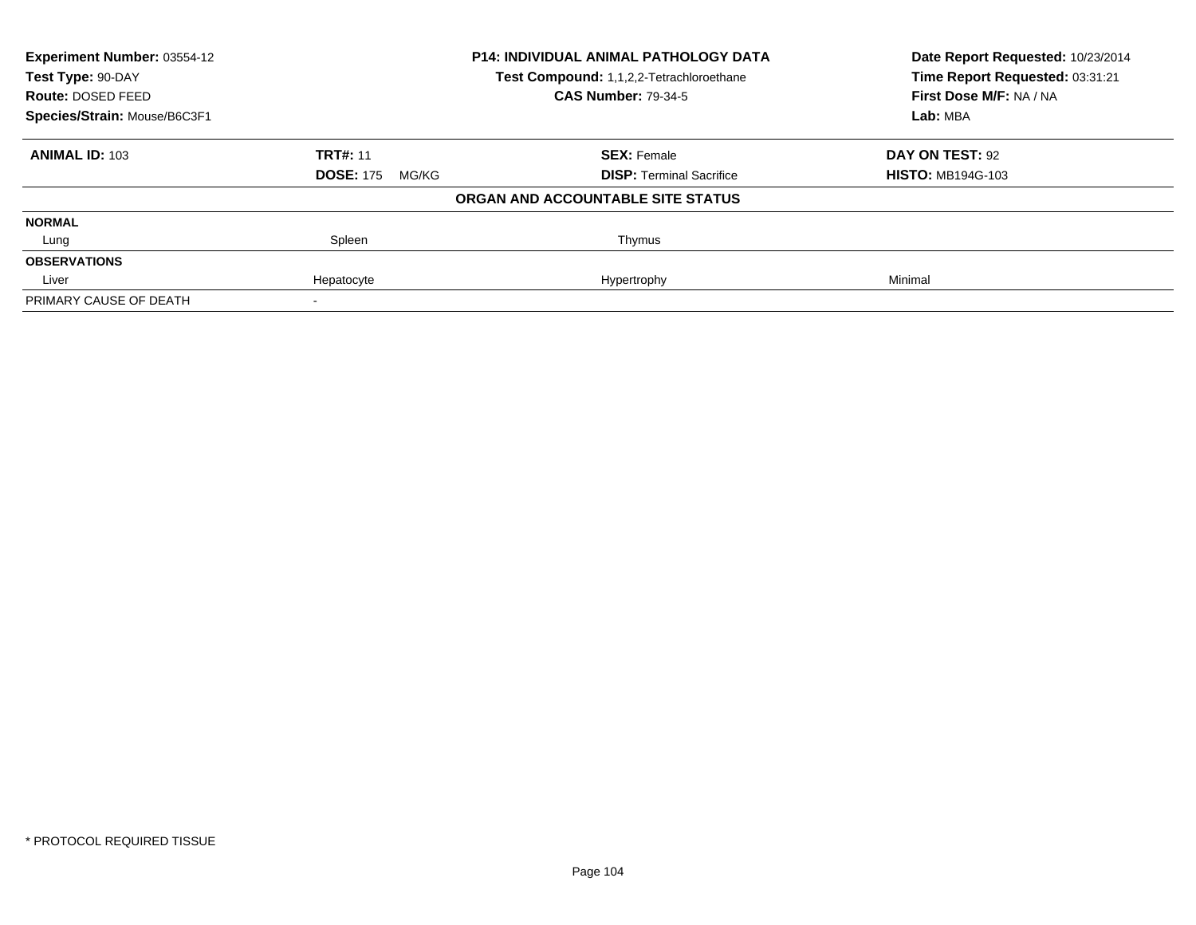**Experiment Number:** 03554-12
**Test Type:** 90-DAY
**Route:** DOSED FEED
**Species/Strain:** Mouse/B6C3F1

**P14: INDIVIDUAL ANIMAL PATHOLOGY DATA**
**Test Compound:** 1,1,2,2-Tetrachloroethane
**CAS Number:** 79-34-5

**Date Report Requested:** 10/23/2014
**Time Report Requested:** 03:31:21
**First Dose M/F:** NA / NA
**Lab:** MBA

| **ANIMAL ID:** 103 | **TRT#:** 11 | **SEX:** Female | **DAY ON TEST:** 92 |
|---|---|---|---|
| | **DOSE:** 175 MG/KG | **DISP:** Terminal Sacrifice | **HISTO:** MB194G-103 |

**ORGAN AND ACCOUNTABLE SITE STATUS**

| | | | |
|---|---|---|---|
| **NORMAL** | | | |
| Lung | Spleen | Thymus | |
| **OBSERVATIONS** | | | |
| Liver | Hepatocyte | Hypertrophy | Minimal |
| PRIMARY CAUSE OF DEATH | - | | |

* PROTOCOL REQUIRED TISSUE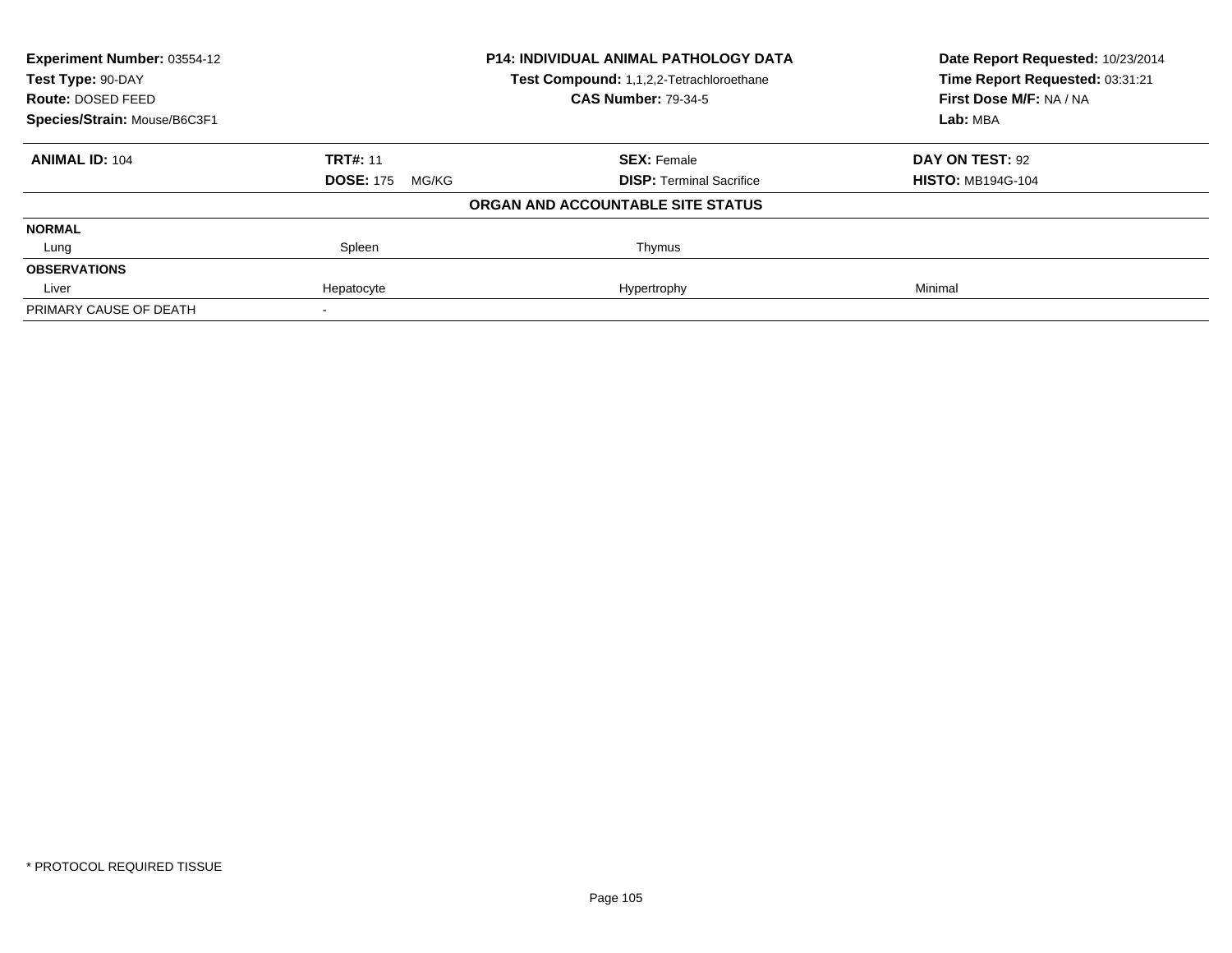**Experiment Number:** 03554-12
**Test Type:** 90-DAY
**Route:** DOSED FEED
**Species/Strain:** Mouse/B6C3F1

**P14: INDIVIDUAL ANIMAL PATHOLOGY DATA**
**Test Compound:** 1,1,2,2-Tetrachloroethane
**CAS Number:** 79-34-5

**Date Report Requested:** 10/23/2014
**Time Report Requested:** 03:31:21
**First Dose M/F:** NA / NA
**Lab:** MBA

| **ANIMAL ID:** 104 | **TRT#:** 11 | **SEX:** Female | **DAY ON TEST:** 92 |
|---|---|---|---|
| | **DOSE:** 175 MG/KG | **DISP:** Terminal Sacrifice | **HISTO:** MB194G-104 |

**ORGAN AND ACCOUNTABLE SITE STATUS**

| | | | |
|---|---|---|---|
| **NORMAL** | | | |
| Lung | Spleen | Thymus | |
| **OBSERVATIONS** | | | |
| Liver | Hepatocyte | Hypertrophy | Minimal |
| PRIMARY CAUSE OF DEATH | - | | |

* PROTOCOL REQUIRED TISSUE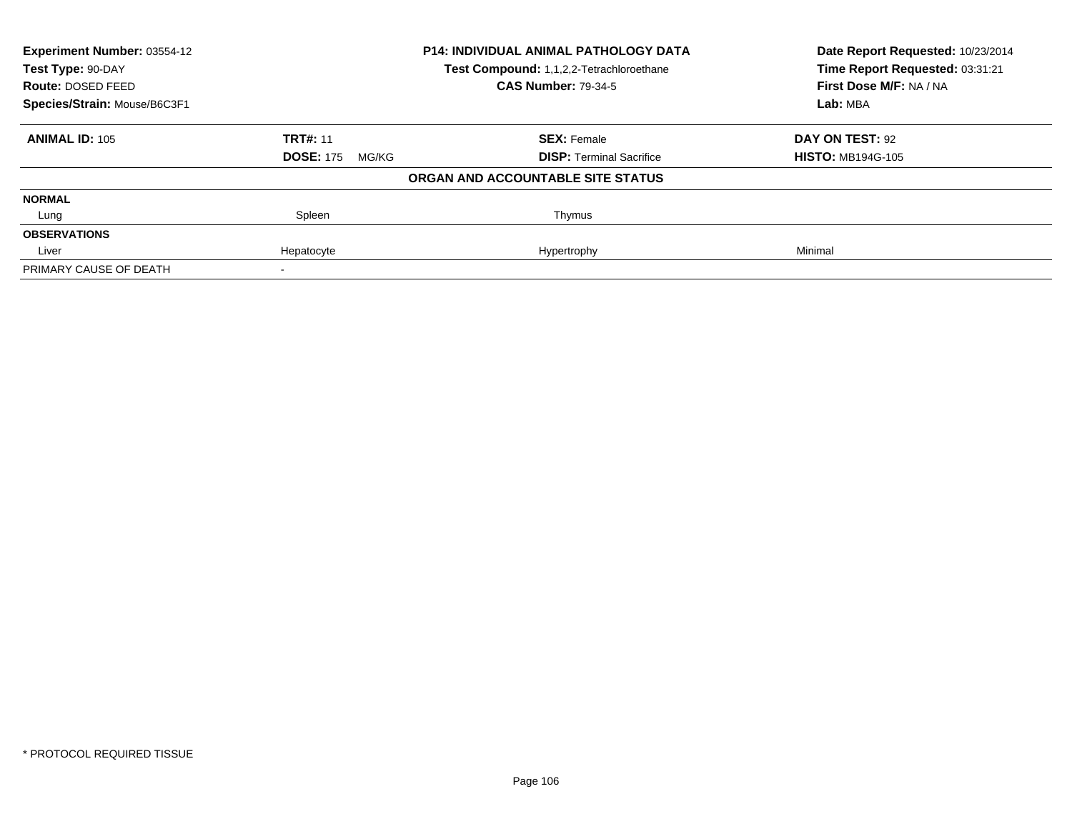| Experiment Number: 03554-12 | P14: INDIVIDUAL ANIMAL PATHOLOGY DATA | Date Report Requested: 10/23/2014 |
|---|---|---|
| Test Type: 90-DAY | Test Compound: 1,1,2,2-Tetrachloroethane | Time Report Requested: 03:31:21 |
| Route: DOSED FEED | CAS Number: 79-34-5 | First Dose M/F: NA / NA |
| Species/Strain: Mouse/B6C3F1 | | Lab: MBA |

| **ANIMAL ID:** 105 | **TRT#:** 11 | **SEX:** Female | **DAY ON TEST:** 92 |
|---|---|---|---|
| | **DOSE:** 175 MG/KG | **DISP:** Terminal Sacrifice | **HISTO:** MB194G-105 |

**ORGAN AND ACCOUNTABLE SITE STATUS**

| | | | |
|---|---|---|---|
| **NORMAL** | | | |
| Lung | Spleen | Thymus | |
| **OBSERVATIONS** | | | |
| Liver | Hepatocyte | Hypertrophy | Minimal |
| PRIMARY CAUSE OF DEATH | - | | |

\* PROTOCOL REQUIRED TISSUE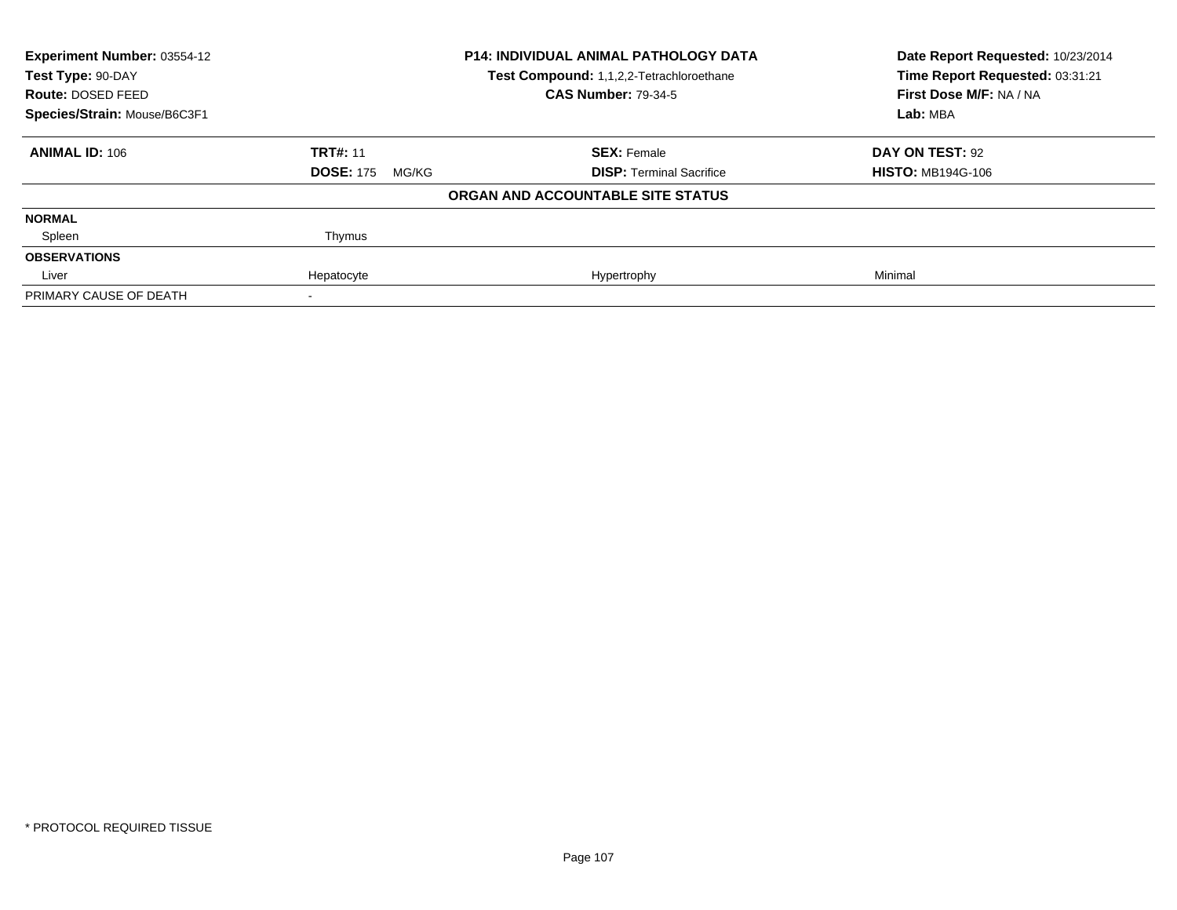**Experiment Number:** 03554-12
**Test Type:** 90-DAY
**Route:** DOSED FEED
**Species/Strain:** Mouse/B6C3F1

**P14: INDIVIDUAL ANIMAL PATHOLOGY DATA**
**Test Compound:** 1,1,2,2-Tetrachloroethane
**CAS Number:** 79-34-5

**Date Report Requested:** 10/23/2014
**Time Report Requested:** 03:31:21
**First Dose M/F:** NA / NA
**Lab:** MBA

| **ANIMAL ID:** 106 | **TRT#:** 11 | **SEX:** Female | **DAY ON TEST:** 92 |
|---|---|---|---|
| | **DOSE:** 175 MG/KG | **DISP:** Terminal Sacrifice | **HISTO:** MB194G-106 |

**ORGAN AND ACCOUNTABLE SITE STATUS**

| | | | |
|---|---|---|---|
| **NORMAL** | | | |
| Spleen | Thymus | | |
| **OBSERVATIONS** | | | |
| Liver | Hepatocyte | Hypertrophy | Minimal |
| PRIMARY CAUSE OF DEATH | - | | |

* PROTOCOL REQUIRED TISSUE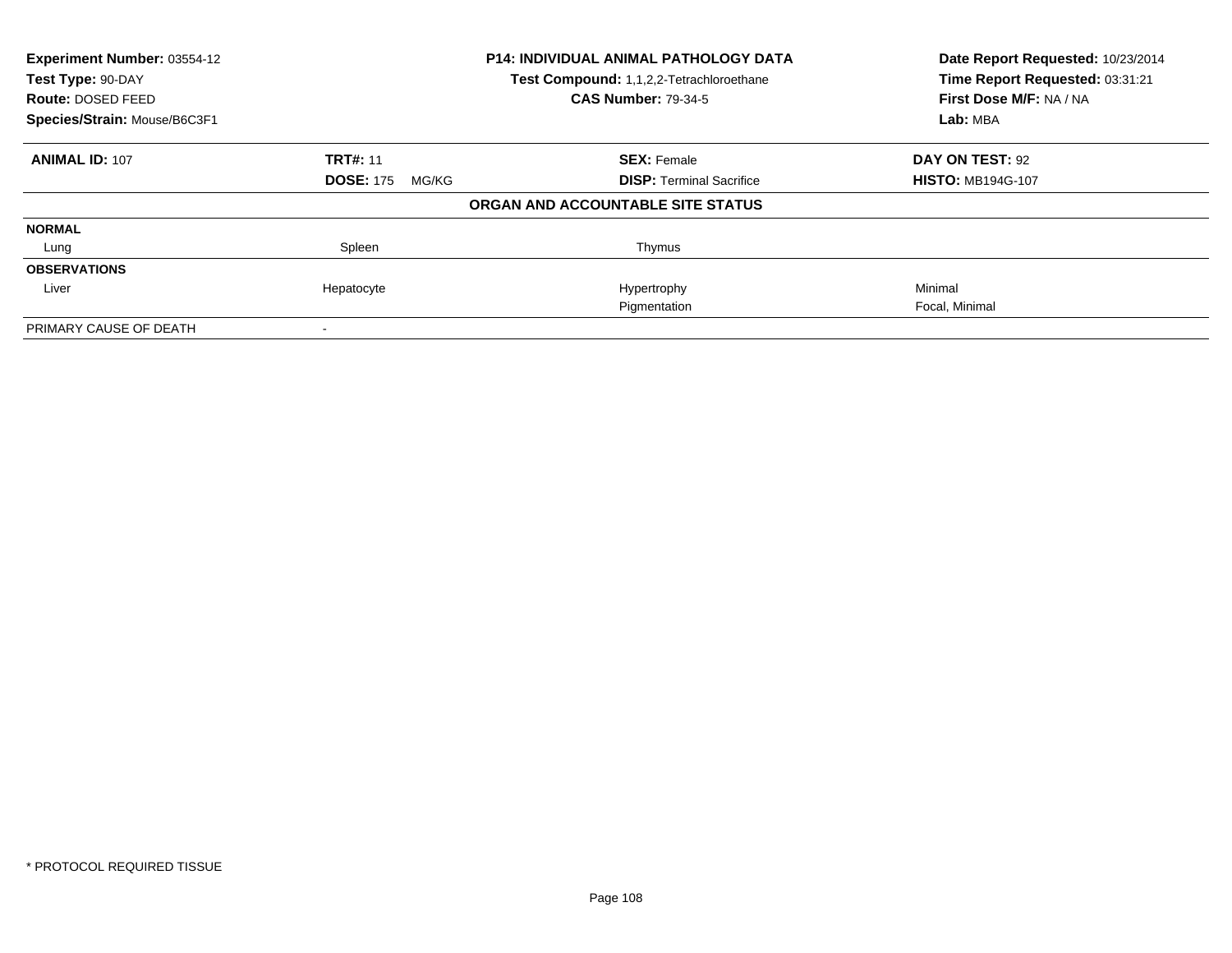**Experiment Number:** 03554-12
**Test Type:** 90-DAY
**Route:** DOSED FEED
**Species/Strain:** Mouse/B6C3F1

**P14: INDIVIDUAL ANIMAL PATHOLOGY DATA**
**Test Compound:** 1,1,2,2-Tetrachloroethane
**CAS Number:** 79-34-5

**Date Report Requested:** 10/23/2014
**Time Report Requested:** 03:31:21
**First Dose M/F:** NA / NA
**Lab:** MBA

| **ANIMAL ID:** 107 | **TRT#:** 11 | **SEX:** Female | **DAY ON TEST:** 92 |
|---|---|---|---|
| | **DOSE:** 175 MG/KG | **DISP:** Terminal Sacrifice | **HISTO:** MB194G-107 |

**ORGAN AND ACCOUNTABLE SITE STATUS**

| | | | |
|---|---|---|---|
| **NORMAL** | | | |
| Lung | Spleen | Thymus | |
| **OBSERVATIONS** | | | |
| Liver | Hepatocyte | Hypertrophy | Minimal |
| | | Pigmentation | Focal, Minimal |
| PRIMARY CAUSE OF DEATH | - | | |

* PROTOCOL REQUIRED TISSUE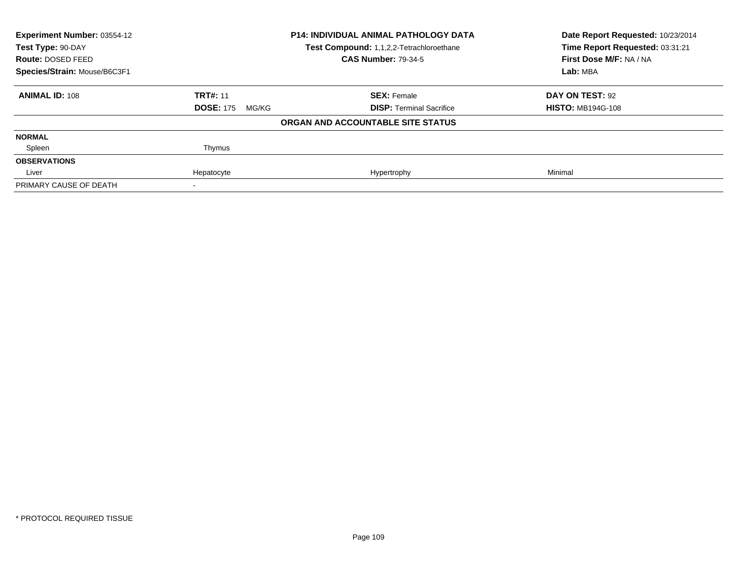| Experiment Number: 03554-12 | P14: INDIVIDUAL ANIMAL PATHOLOGY DATA | Date Report Requested: 10/23/2014 |
|---|---|---|
| Test Type: 90-DAY | Test Compound: 1,1,2,2-Tetrachloroethane | Time Report Requested: 03:31:21 |
| Route: DOSED FEED | CAS Number: 79-34-5 | First Dose M/F: NA / NA |
| Species/Strain: Mouse/B6C3F1 | | Lab: MBA |

| ANIMAL ID: 108 | TRT#: 11 | SEX: Female | DAY ON TEST: 92 |
|---|---|---|---|
| | DOSE: 175 MG/KG | DISP: Terminal Sacrifice | HISTO: MB194G-108 |

**ORGAN AND ACCOUNTABLE SITE STATUS**

| | | | |
|---|---|---|---|
| **NORMAL** | | | |
| Spleen | Thymus | | |
| **OBSERVATIONS** | | | |
| Liver | Hepatocyte | Hypertrophy | Minimal |
| PRIMARY CAUSE OF DEATH | - | | |

\* PROTOCOL REQUIRED TISSUE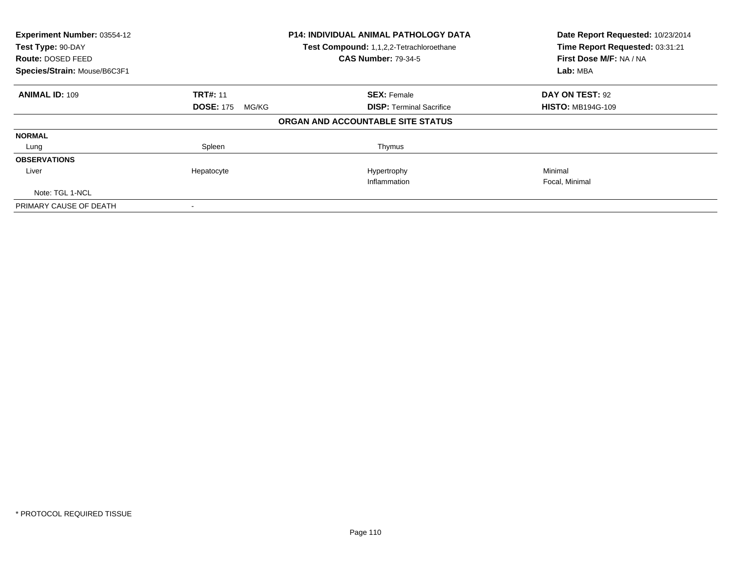| Experiment Number: 03554-12 | P14: INDIVIDUAL ANIMAL PATHOLOGY DATA | Date Report Requested: 10/23/2014 |
|---|---|---|
| Test Type: 90-DAY | Test Compound: 1,1,2,2-Tetrachloroethane | Time Report Requested: 03:31:21 |
| Route: DOSED FEED | CAS Number: 79-34-5 | First Dose M/F: NA / NA |
| Species/Strain: Mouse/B6C3F1 | | Lab: MBA |

| ANIMAL ID: 109 | TRT#: 11 | SEX: Female | DAY ON TEST: 92 |
|---|---|---|---|
| | DOSE: 175 MG/KG | DISP: Terminal Sacrifice | HISTO: MB194G-109 |

**ORGAN AND ACCOUNTABLE SITE STATUS**

| | | | |
|---|---|---|---|
| **NORMAL** | | | |
| Lung | Spleen | Thymus | |
| **OBSERVATIONS** | | | |
| Liver | Hepatocyte | Hypertrophy | Minimal |
| | | Inflammation | Focal, Minimal |
| Note: TGL 1-NCL | | | |
| PRIMARY CAUSE OF DEATH | - | | |

* PROTOCOL REQUIRED TISSUE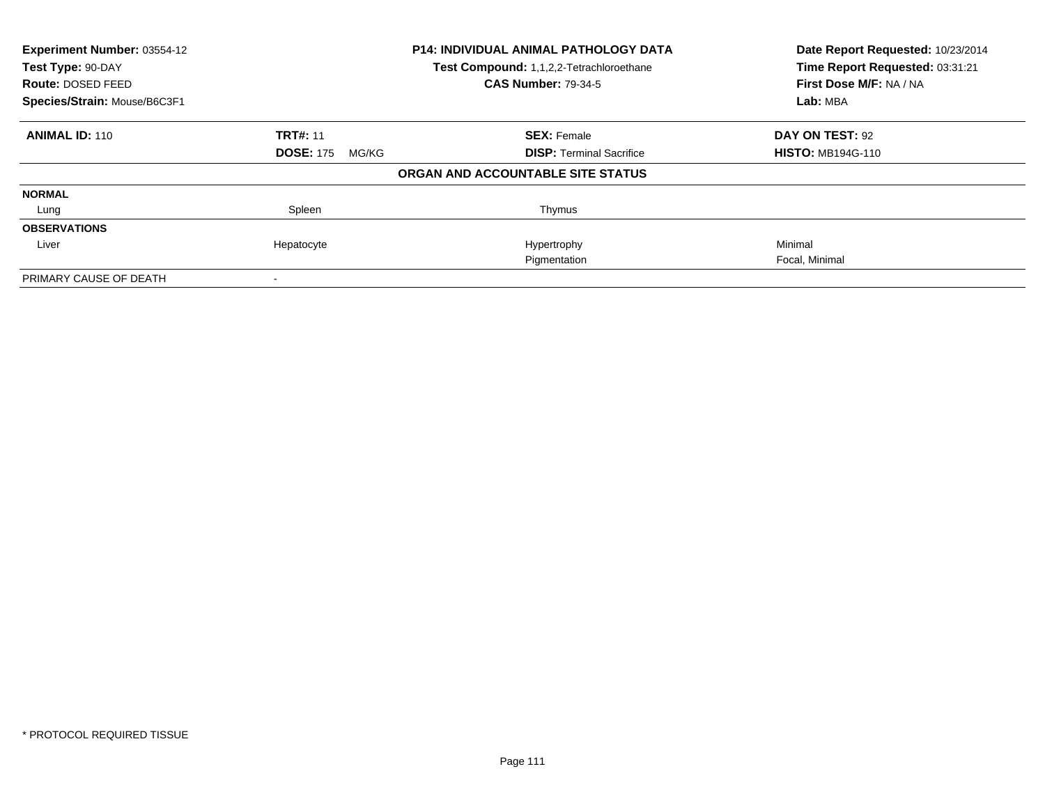**Experiment Number:** 03554-12
**Test Type:** 90-DAY
**Route:** DOSED FEED
**Species/Strain:** Mouse/B6C3F1

**P14: INDIVIDUAL ANIMAL PATHOLOGY DATA**
**Test Compound:** 1,1,2,2-Tetrachloroethane
**CAS Number:** 79-34-5

**Date Report Requested:** 10/23/2014
**Time Report Requested:** 03:31:21
**First Dose M/F:** NA / NA
**Lab:** MBA

| **ANIMAL ID:** 110 | **TRT#:** 11 | **SEX:** Female | **DAY ON TEST:** 92 |
|---|---|---|---|
| | **DOSE:** 175 MG/KG | **DISP:** Terminal Sacrifice | **HISTO:** MB194G-110 |

**ORGAN AND ACCOUNTABLE SITE STATUS**

| | | | |
|---|---|---|---|
| **NORMAL** | | | |
| Lung | Spleen | Thymus | |
| **OBSERVATIONS** | | | |
| Liver | Hepatocyte | Hypertrophy | Minimal |
| | | Pigmentation | Focal, Minimal |
| PRIMARY CAUSE OF DEATH | - | | |

\* PROTOCOL REQUIRED TISSUE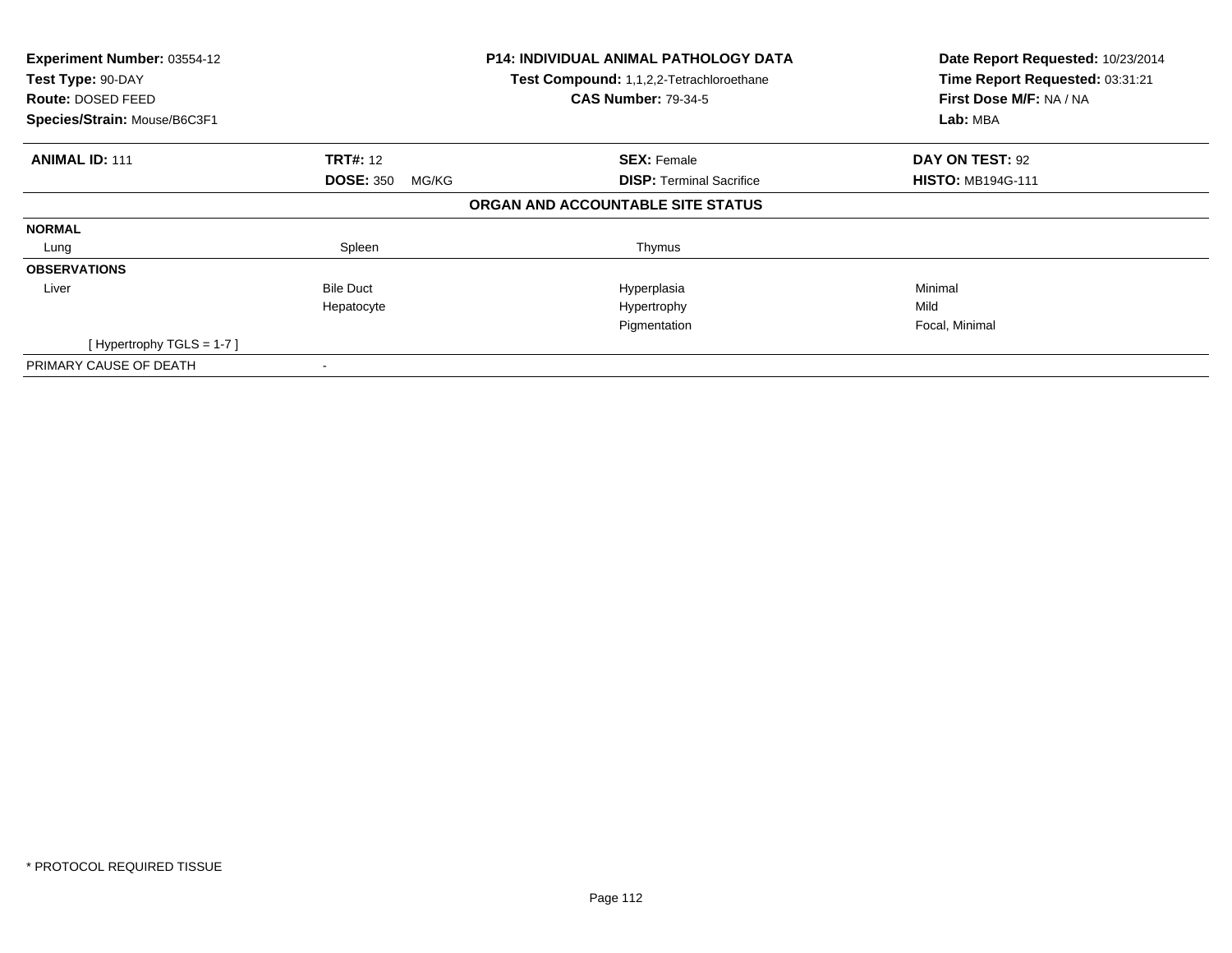| Experiment Number: 03554-12 | P14: INDIVIDUAL ANIMAL PATHOLOGY DATA | Date Report Requested: 10/23/2014 |
|---|---|---|
| Test Type: 90-DAY | Test Compound: 1,1,2,2-Tetrachloroethane | Time Report Requested: 03:31:21 |
| Route: DOSED FEED | CAS Number: 79-34-5 | First Dose M/F: NA / NA |
| Species/Strain: Mouse/B6C3F1 | | Lab: MBA |

| ANIMAL ID: 111 | TRT#: 12 | SEX: Female | DAY ON TEST: 92 |
|---|---|---|---|
| | DOSE: 350 MG/KG | DISP: Terminal Sacrifice | HISTO: MB194G-111 |

**ORGAN AND ACCOUNTABLE SITE STATUS**

| | | | |
|---|---|---|---|
| **NORMAL** | | | |
| Lung | Spleen | Thymus | |
| **OBSERVATIONS** | | | |
| Liver | Bile Duct | Hyperplasia | Minimal |
| | Hepatocyte | Hypertrophy | Mild |
| | | Pigmentation | Focal, Minimal |
| [ Hypertrophy TGLS = 1-7 ] | | | |
| PRIMARY CAUSE OF DEATH | - | | |

* PROTOCOL REQUIRED TISSUE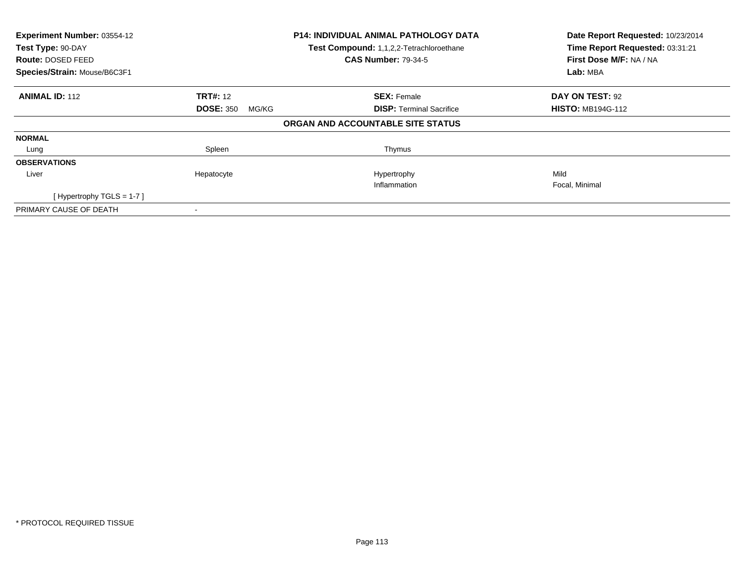**Experiment Number:** 03554-12
**Test Type:** 90-DAY
**Route:** DOSED FEED
**Species/Strain:** Mouse/B6C3F1

**P14: INDIVIDUAL ANIMAL PATHOLOGY DATA**
**Test Compound:** 1,1,2,2-Tetrachloroethane
**CAS Number:** 79-34-5

**Date Report Requested:** 10/23/2014
**Time Report Requested:** 03:31:21
**First Dose M/F:** NA / NA
**Lab:** MBA

| **ANIMAL ID:** 112 | **TRT#:** 12 | **SEX:** Female | **DAY ON TEST:** 92 |
|---|---|---|---|
| | **DOSE:** 350 MG/KG | **DISP:** Terminal Sacrifice | **HISTO:** MB194G-112 |

**ORGAN AND ACCOUNTABLE SITE STATUS**

| | | | |
|---|---|---|---|
| **NORMAL** | | | |
| Lung | Spleen | Thymus | |
| **OBSERVATIONS** | | | |
| Liver | Hepatocyte | Hypertrophy | Mild |
| | | Inflammation | Focal, Minimal |
| [ Hypertrophy TGLS = 1-7 ] | | | |
| PRIMARY CAUSE OF DEATH | - | | |

* PROTOCOL REQUIRED TISSUE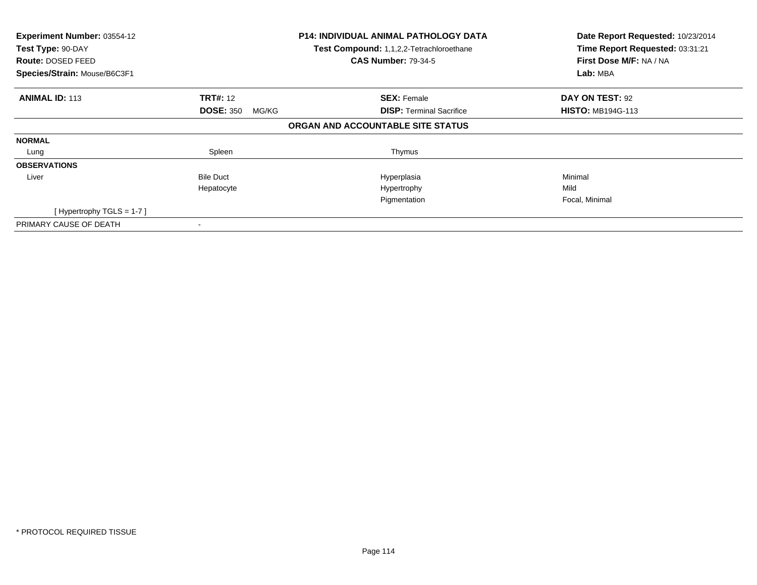**Experiment Number:** 03554-12
**Test Type:** 90-DAY
**Route:** DOSED FEED
**Species/Strain:** Mouse/B6C3F1

**P14: INDIVIDUAL ANIMAL PATHOLOGY DATA**
**Test Compound:** 1,1,2,2-Tetrachloroethane
**CAS Number:** 79-34-5

**Date Report Requested:** 10/23/2014
**Time Report Requested:** 03:31:21
**First Dose M/F:** NA / NA
**Lab:** MBA

| **ANIMAL ID:** 113 | **TRT#:** 12 | **SEX:** Female | **DAY ON TEST:** 92 |
|---|---|---|---|
| | **DOSE:** 350 MG/KG | **DISP:** Terminal Sacrifice | **HISTO:** MB194G-113 |

**ORGAN AND ACCOUNTABLE SITE STATUS**

| | | | |
|---|---|---|---|
| **NORMAL** | | | |
| Lung | Spleen | Thymus | |
| **OBSERVATIONS** | | | |
| Liver | Bile Duct | Hyperplasia | Minimal |
| | Hepatocyte | Hypertrophy | Mild |
| | | Pigmentation | Focal, Minimal |
| [ Hypertrophy TGLS = 1-7 ] | | | |
| PRIMARY CAUSE OF DEATH | - | | |

* PROTOCOL REQUIRED TISSUE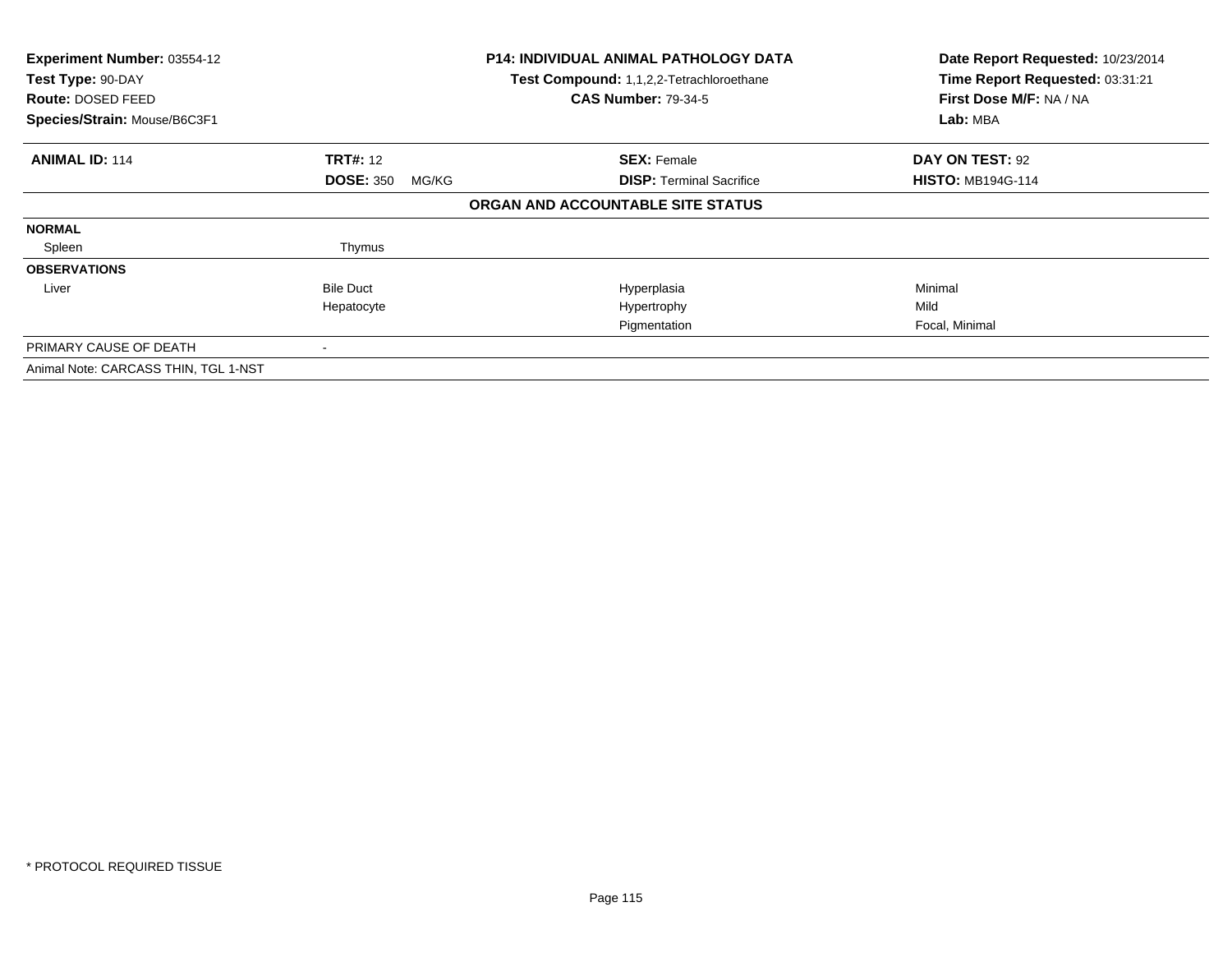**Experiment Number:** 03554-12
**Test Type:** 90-DAY
**Route:** DOSED FEED
**Species/Strain:** Mouse/B6C3F1

**P14: INDIVIDUAL ANIMAL PATHOLOGY DATA**
**Test Compound:** 1,1,2,2-Tetrachloroethane
**CAS Number:** 79-34-5

**Date Report Requested:** 10/23/2014
**Time Report Requested:** 03:31:21
**First Dose M/F:** NA / NA
**Lab:** MBA

| **ANIMAL ID:** 114 | **TRT#:** 12 | **SEX:** Female | **DAY ON TEST:** 92 |
|---|---|---|---|
| | **DOSE:** 350 MG/KG | **DISP:** Terminal Sacrifice | **HISTO:** MB194G-114 |

**ORGAN AND ACCOUNTABLE SITE STATUS**

| | | | |
|---|---|---|---|
| **NORMAL** | | | |
| Spleen | Thymus | | |
| **OBSERVATIONS** | | | |
| Liver | Bile Duct | Hyperplasia | Minimal |
| | Hepatocyte | Hypertrophy | Mild |
| | | Pigmentation | Focal, Minimal |
| PRIMARY CAUSE OF DEATH | - | | |
| Animal Note: CARCASS THIN, TGL 1-NST | | | |

\* PROTOCOL REQUIRED TISSUE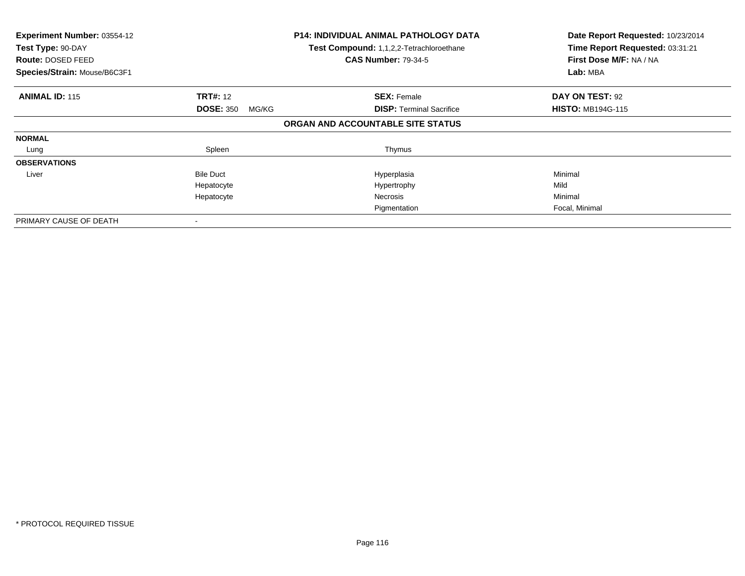**Experiment Number:** 03554-12
**Test Type:** 90-DAY
**Route:** DOSED FEED
**Species/Strain:** Mouse/B6C3F1

**P14: INDIVIDUAL ANIMAL PATHOLOGY DATA**
**Test Compound:** 1,1,2,2-Tetrachloroethane
**CAS Number:** 79-34-5

**Date Report Requested:** 10/23/2014
**Time Report Requested:** 03:31:21
**First Dose M/F:** NA / NA
**Lab:** MBA

| **ANIMAL ID:** 115 | **TRT#:** 12 | **SEX:** Female | **DAY ON TEST:** 92 |
|---|---|---|---|
| | **DOSE:** 350 MG/KG | **DISP:** Terminal Sacrifice | **HISTO:** MB194G-115 |

**ORGAN AND ACCOUNTABLE SITE STATUS**

| | | | |
|---|---|---|---|
| **NORMAL** | | | |
| Lung | Spleen | Thymus | |
| **OBSERVATIONS** | | | |
| Liver | Bile Duct | Hyperplasia | Minimal |
| | Hepatocyte | Hypertrophy | Mild |
| | Hepatocyte | Necrosis | Minimal |
| | | Pigmentation | Focal, Minimal |
| PRIMARY CAUSE OF DEATH | - | | |

* PROTOCOL REQUIRED TISSUE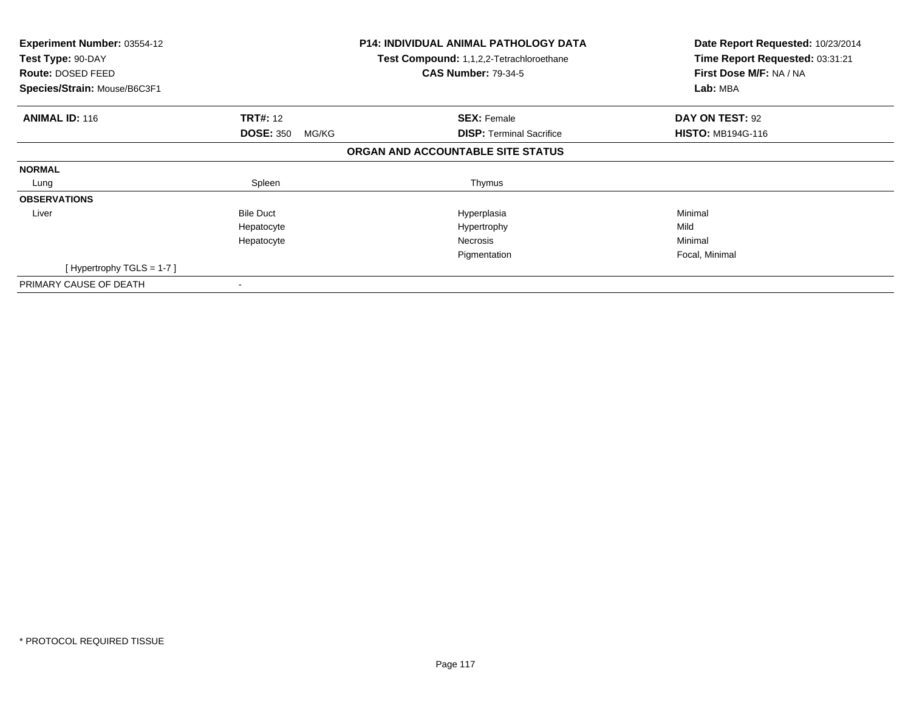**Experiment Number:** 03554-12
**Test Type:** 90-DAY
**Route:** DOSED FEED
**Species/Strain:** Mouse/B6C3F1

**P14: INDIVIDUAL ANIMAL PATHOLOGY DATA**
**Test Compound:** 1,1,2,2-Tetrachloroethane
**CAS Number:** 79-34-5

**Date Report Requested:** 10/23/2014
**Time Report Requested:** 03:31:21
**First Dose M/F:** NA / NA
**Lab:** MBA

| **ANIMAL ID:** 116 | **TRT#:** 12 | **SEX:** Female | **DAY ON TEST:** 92 |
|---|---|---|---|
| | **DOSE:** 350 MG/KG | **DISP:** Terminal Sacrifice | **HISTO:** MB194G-116 |

**ORGAN AND ACCOUNTABLE SITE STATUS**

| | | | |
|---|---|---|---|
| **NORMAL** | | | |
| Lung | Spleen | Thymus | |
| **OBSERVATIONS** | | | |
| Liver | Bile Duct | Hyperplasia | Minimal |
| | Hepatocyte | Hypertrophy | Mild |
| | Hepatocyte | Necrosis | Minimal |
| | | Pigmentation | Focal, Minimal |
| [ Hypertrophy TGLS = 1-7 ] | | | |
| PRIMARY CAUSE OF DEATH | - | | |

* PROTOCOL REQUIRED TISSUE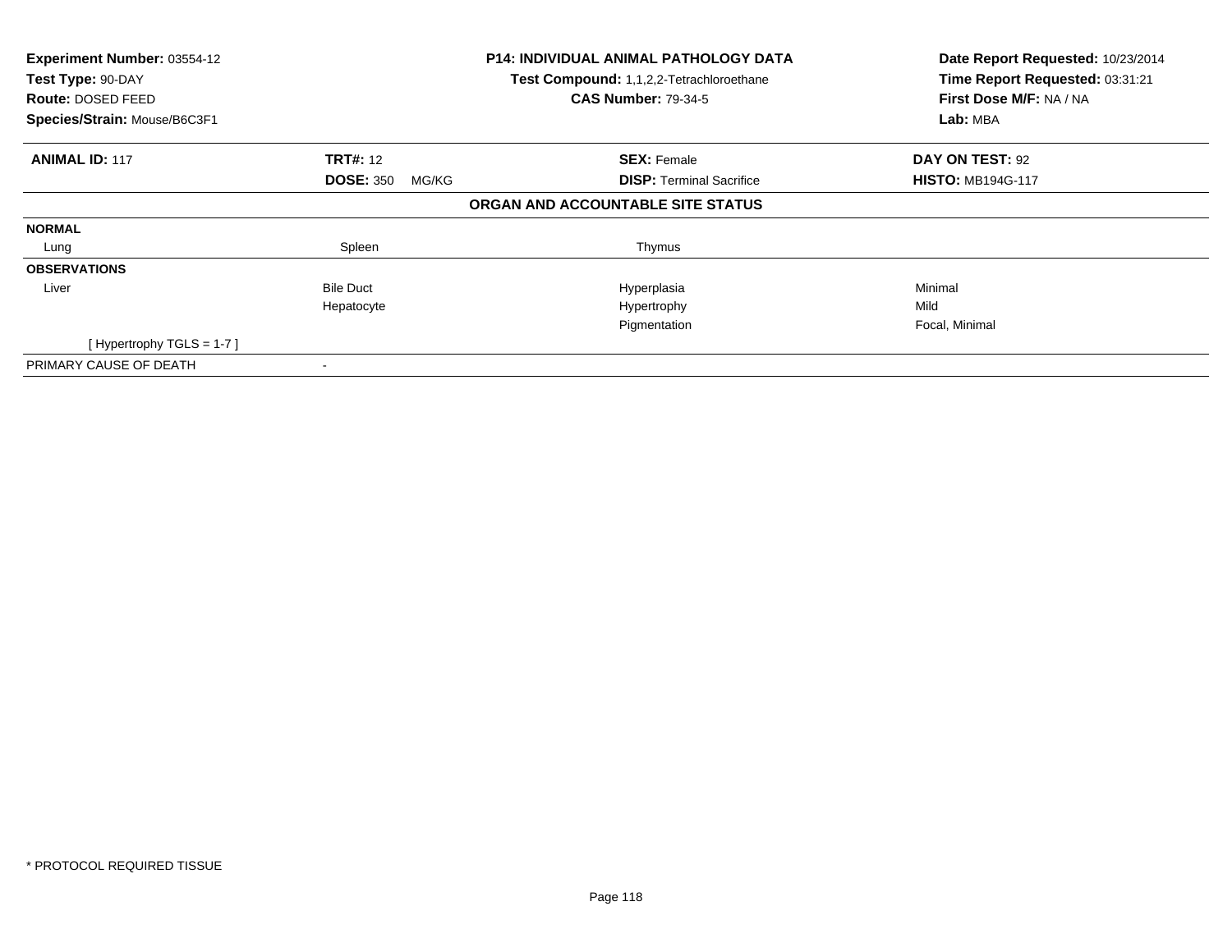**Experiment Number:** 03554-12
**Test Type:** 90-DAY
**Route:** DOSED FEED
**Species/Strain:** Mouse/B6C3F1

**P14: INDIVIDUAL ANIMAL PATHOLOGY DATA**
**Test Compound:** 1,1,2,2-Tetrachloroethane
**CAS Number:** 79-34-5

**Date Report Requested:** 10/23/2014
**Time Report Requested:** 03:31:21
**First Dose M/F:** NA / NA
**Lab:** MBA

| **ANIMAL ID:** 117 | **TRT#:** 12 | **SEX:** Female | **DAY ON TEST:** 92 |
|---|---|---|---|
| | **DOSE:** 350 MG/KG | **DISP:** Terminal Sacrifice | **HISTO:** MB194G-117 |

## ORGAN AND ACCOUNTABLE SITE STATUS

| | | | |
|---|---|---|---|
| **NORMAL** | | | |
| Lung | Spleen | Thymus | |
| **OBSERVATIONS** | | | |
| Liver | Bile Duct | Hyperplasia | Minimal |
| | Hepatocyte | Hypertrophy | Mild |
| | | Pigmentation | Focal, Minimal |
| [ Hypertrophy TGLS = 1-7 ] | | | |
| PRIMARY CAUSE OF DEATH | - | | |

* PROTOCOL REQUIRED TISSUE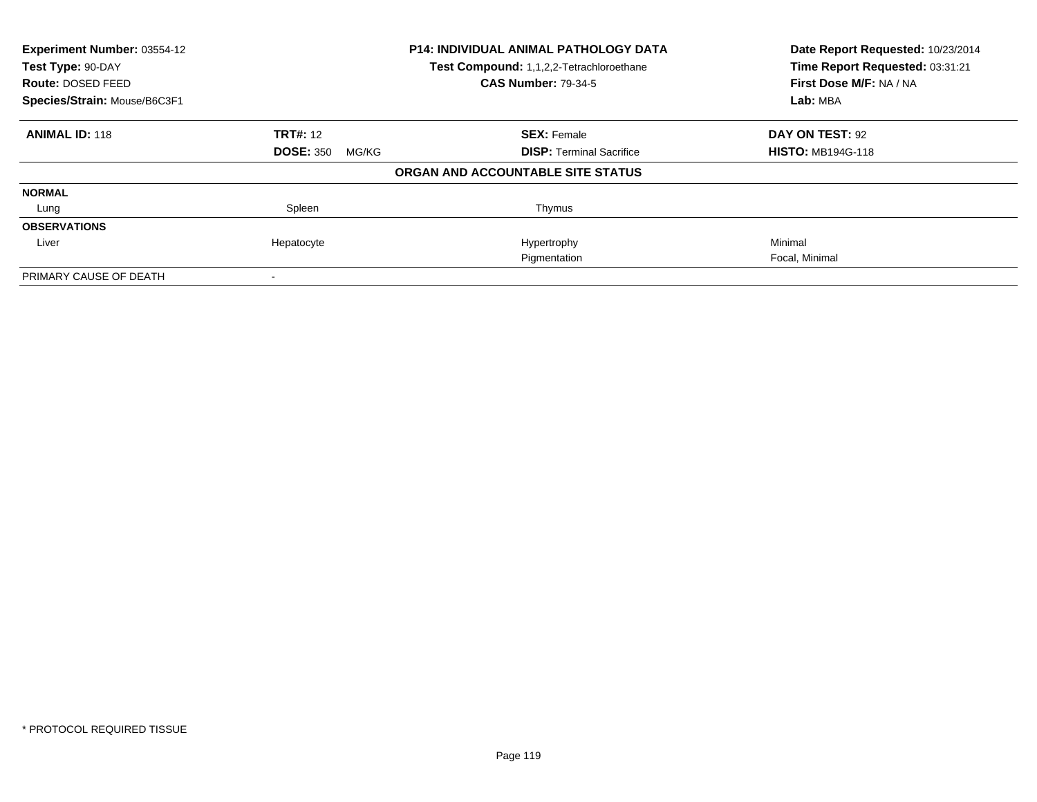| Experiment Number: 03554-12 | P14: INDIVIDUAL ANIMAL PATHOLOGY DATA | Date Report Requested: 10/23/2014 |
|---|---|---|
| Test Type: 90-DAY | Test Compound: 1,1,2,2-Tetrachloroethane | Time Report Requested: 03:31:21 |
| Route: DOSED FEED | CAS Number: 79-34-5 | First Dose M/F: NA / NA |
| Species/Strain: Mouse/B6C3F1 | | Lab: MBA |

| ANIMAL ID: 118 | TRT#: 12 | SEX: Female | DAY ON TEST: 92 |
|---|---|---|---|
| | DOSE: 350 MG/KG | DISP: Terminal Sacrifice | HISTO: MB194G-118 |

**ORGAN AND ACCOUNTABLE SITE STATUS**

| | | | |
|---|---|---|---|
| **NORMAL** | | | |
| Lung | Spleen | Thymus | |
| **OBSERVATIONS** | | | |
| Liver | Hepatocyte | Hypertrophy | Minimal |
| | | Pigmentation | Focal, Minimal |
| PRIMARY CAUSE OF DEATH | - | | |

* PROTOCOL REQUIRED TISSUE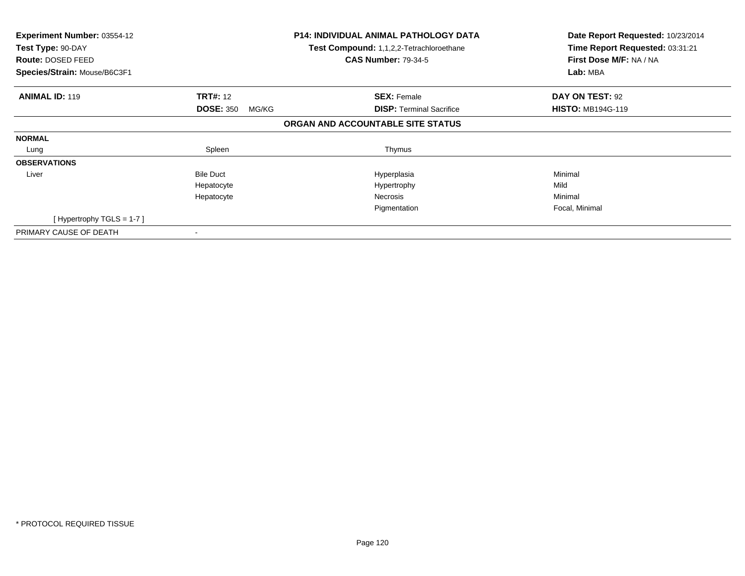**Experiment Number:** 03554-12
**Test Type:** 90-DAY
**Route:** DOSED FEED
**Species/Strain:** Mouse/B6C3F1

**P14: INDIVIDUAL ANIMAL PATHOLOGY DATA**
**Test Compound:** 1,1,2,2-Tetrachloroethane
**CAS Number:** 79-34-5

**Date Report Requested:** 10/23/2014
**Time Report Requested:** 03:31:21
**First Dose M/F:** NA / NA
**Lab:** MBA

| **ANIMAL ID:** 119 | **TRT#:** 12 | **SEX:** Female | **DAY ON TEST:** 92 |
|---|---|---|---|
| | **DOSE:** 350 MG/KG | **DISP:** Terminal Sacrifice | **HISTO:** MB194G-119 |

**ORGAN AND ACCOUNTABLE SITE STATUS**

| | | | |
|---|---|---|---|
| **NORMAL** | | | |
| Lung | Spleen | Thymus | |
| **OBSERVATIONS** | | | |
| Liver | Bile Duct | Hyperplasia | Minimal |
| | Hepatocyte | Hypertrophy | Mild |
| | Hepatocyte | Necrosis | Minimal |
| | | Pigmentation | Focal, Minimal |
| [ Hypertrophy TGLS = 1-7 ] | | | |
| PRIMARY CAUSE OF DEATH | - | | |

* PROTOCOL REQUIRED TISSUE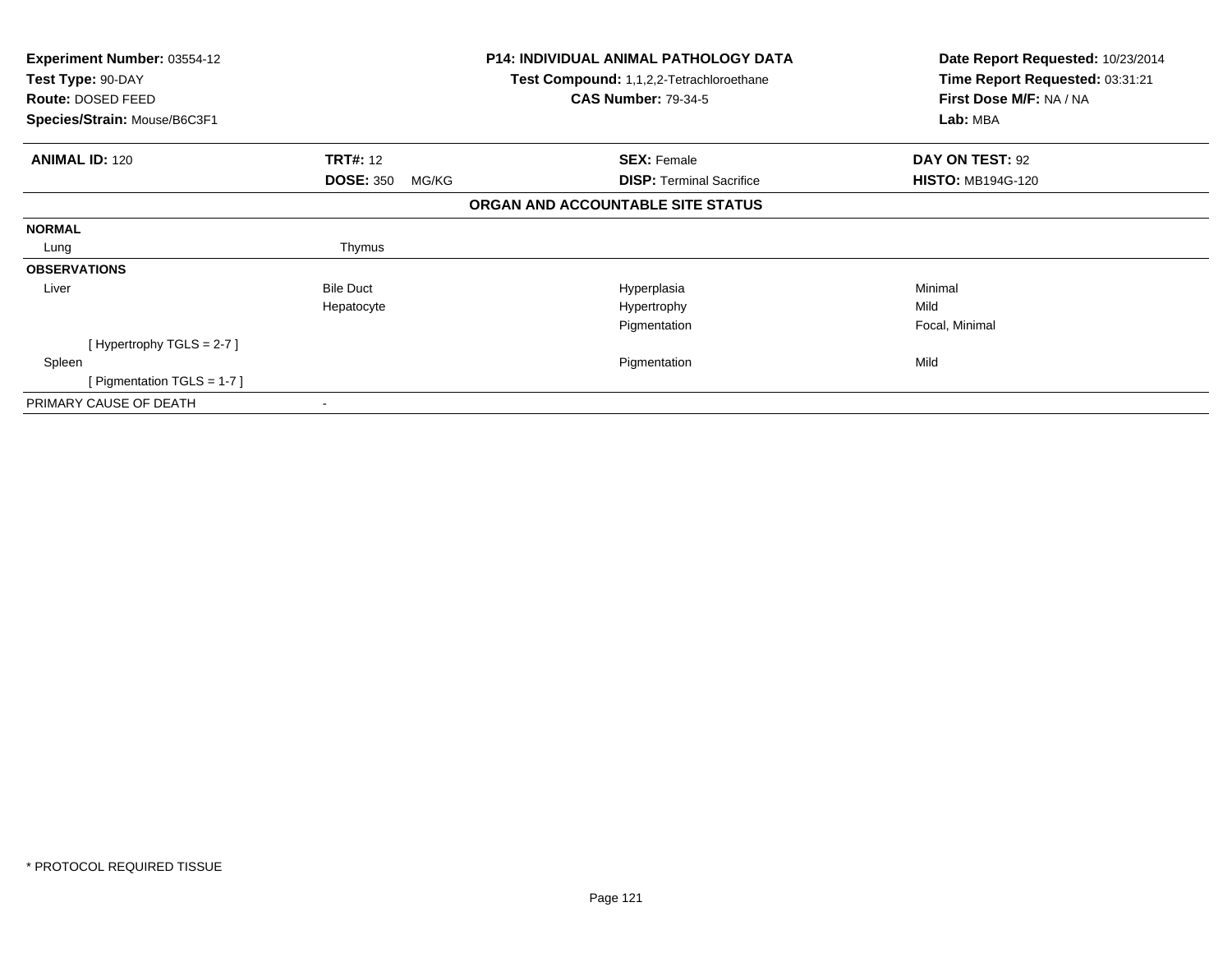**Experiment Number:** 03554-12
**Test Type:** 90-DAY
**Route:** DOSED FEED
**Species/Strain:** Mouse/B6C3F1

**P14: INDIVIDUAL ANIMAL PATHOLOGY DATA**
**Test Compound:** 1,1,2,2-Tetrachloroethane
**CAS Number:** 79-34-5

**Date Report Requested:** 10/23/2014
**Time Report Requested:** 03:31:21
**First Dose M/F:** NA / NA
**Lab:** MBA

| **ANIMAL ID:** 120 | **TRT#:** 12 | **SEX:** Female | **DAY ON TEST:** 92 |
|---|---|---|---|
| | **DOSE:** 350 MG/KG | **DISP:** Terminal Sacrifice | **HISTO:** MB194G-120 |

**ORGAN AND ACCOUNTABLE SITE STATUS**

| | | | |
|---|---|---|---|
| **NORMAL** | | | |
| Lung | Thymus | | |
| **OBSERVATIONS** | | | |
| Liver | Bile Duct | Hyperplasia | Minimal |
| | Hepatocyte | Hypertrophy | Mild |
| | | Pigmentation | Focal, Minimal |
| [ Hypertrophy TGLS = 2-7 ] | | | |
| Spleen | | Pigmentation | Mild |
| [ Pigmentation TGLS = 1-7 ] | | | |
| PRIMARY CAUSE OF DEATH | - | | |

* PROTOCOL REQUIRED TISSUE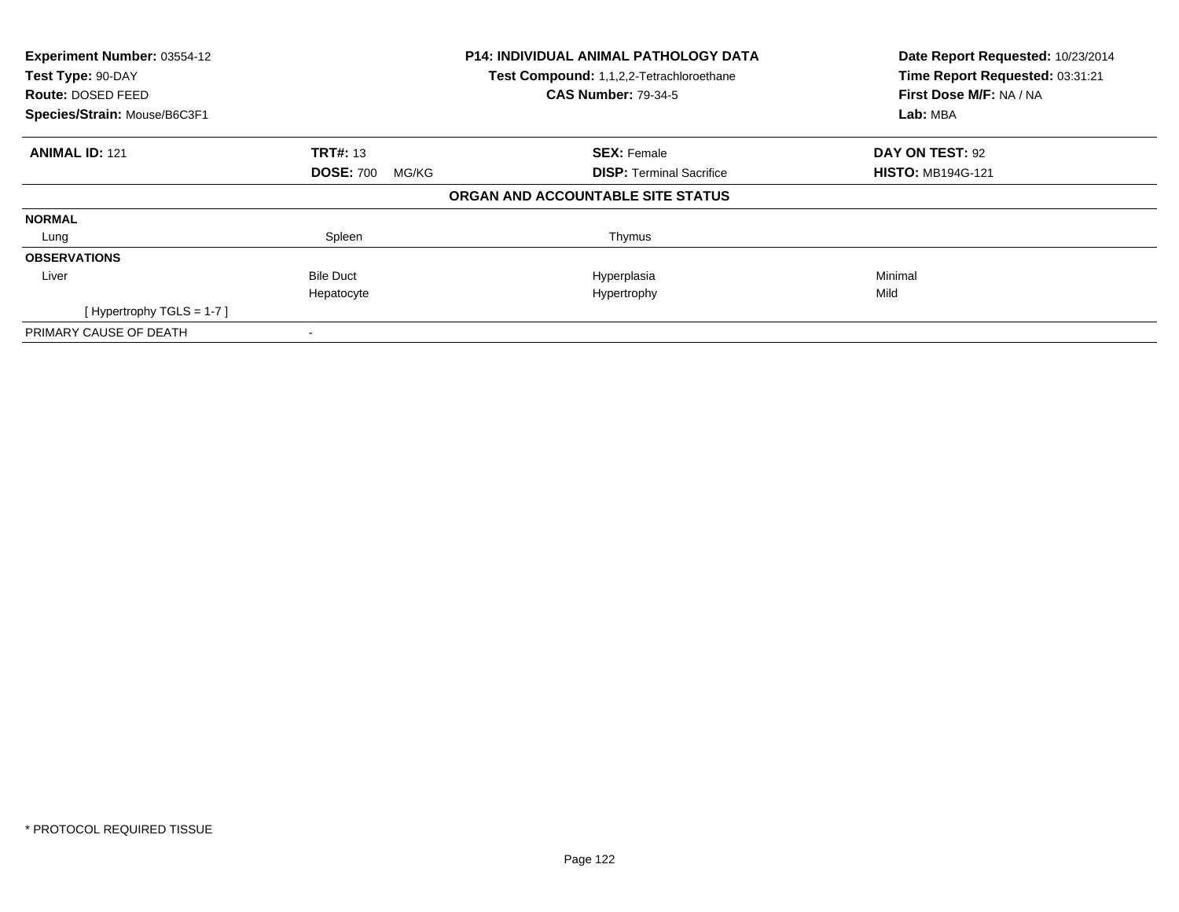| Experiment Number: 03554-12 | P14: INDIVIDUAL ANIMAL PATHOLOGY DATA | Date Report Requested: 10/23/2014 |
|---|---|---|
| Test Type: 90-DAY | Test Compound: 1,1,2,2-Tetrachloroethane | Time Report Requested: 03:31:21 |
| Route: DOSED FEED | CAS Number: 79-34-5 | First Dose M/F: NA / NA |
| Species/Strain: Mouse/B6C3F1 | | Lab: MBA |

| ANIMAL ID: 121 | TRT#: 13 | SEX: Female | DAY ON TEST: 92 |
|---|---|---|---|
| | DOSE: 700 MG/KG | DISP: Terminal Sacrifice | HISTO: MB194G-121 |

## ORGAN AND ACCOUNTABLE SITE STATUS

| | | | |
|---|---|---|---|
| **NORMAL** | | | |
| Lung | Spleen | Thymus | |
| **OBSERVATIONS** | | | |
| Liver | Bile Duct | Hyperplasia | Minimal |
| | Hepatocyte | Hypertrophy | Mild |
| [ Hypertrophy TGLS = 1-7 ] | | | |
| PRIMARY CAUSE OF DEATH | - | | |

* PROTOCOL REQUIRED TISSUE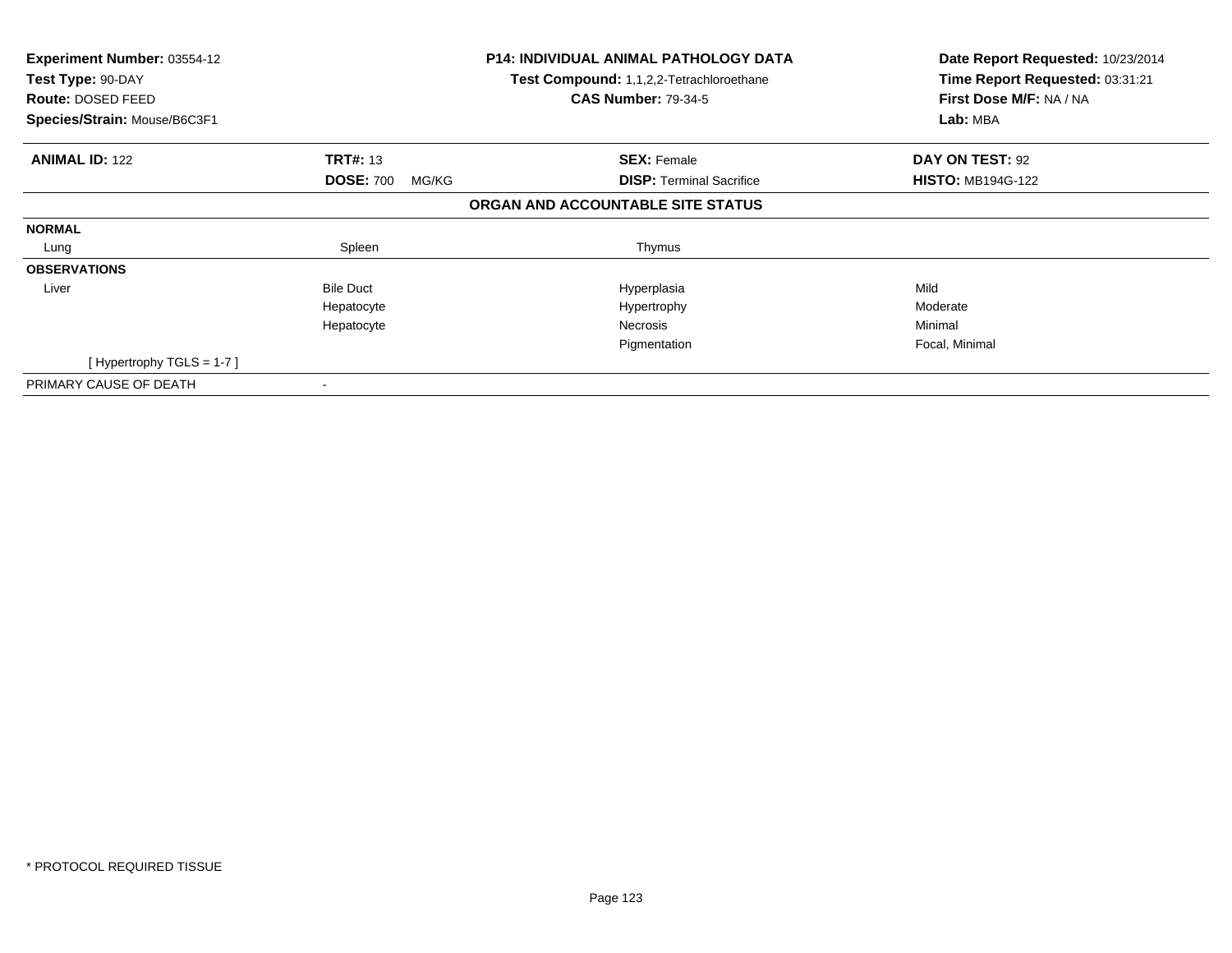**Experiment Number:** 03554-12
**Test Type:** 90-DAY
**Route:** DOSED FEED
**Species/Strain:** Mouse/B6C3F1

**P14: INDIVIDUAL ANIMAL PATHOLOGY DATA**
**Test Compound:** 1,1,2,2-Tetrachloroethane
**CAS Number:** 79-34-5

**Date Report Requested:** 10/23/2014
**Time Report Requested:** 03:31:21
**First Dose M/F:** NA / NA
**Lab:** MBA

| **ANIMAL ID:** 122 | **TRT#:** 13 | **SEX:** Female | **DAY ON TEST:** 92 |
|---|---|---|---|
| | **DOSE:** 700 MG/KG | **DISP:** Terminal Sacrifice | **HISTO:** MB194G-122 |

**ORGAN AND ACCOUNTABLE SITE STATUS**

| | | | |
|---|---|---|---|
| **NORMAL** | | | |
| Lung | Spleen | Thymus | |
| **OBSERVATIONS** | | | |
| Liver | Bile Duct | Hyperplasia | Mild |
| | Hepatocyte | Hypertrophy | Moderate |
| | Hepatocyte | Necrosis | Minimal |
| | | Pigmentation | Focal, Minimal |
| [ Hypertrophy TGLS = 1-7 ] | | | |
| PRIMARY CAUSE OF DEATH | - | | |

* PROTOCOL REQUIRED TISSUE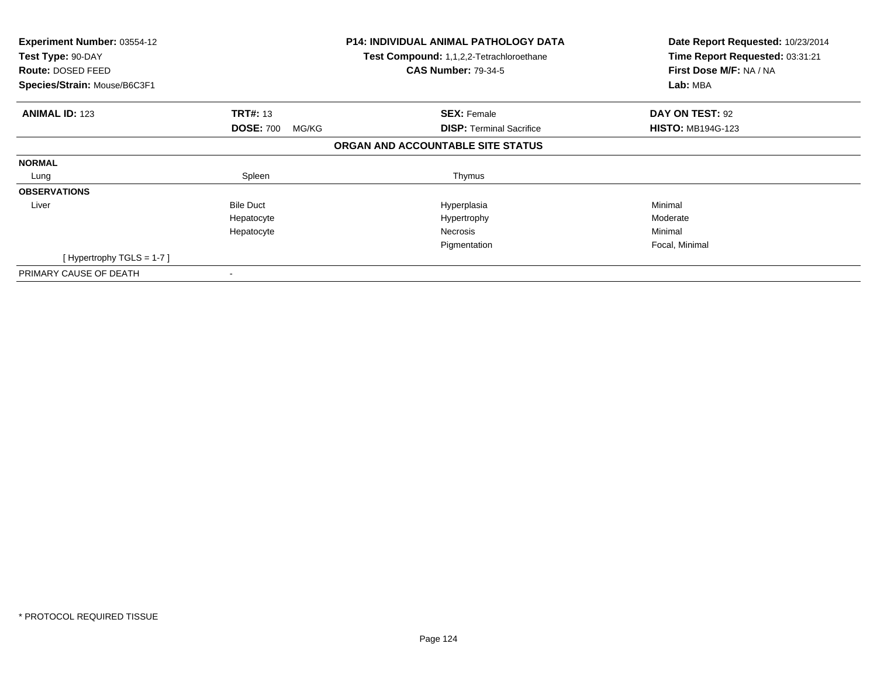**Experiment Number:** 03554-12
**Test Type:** 90-DAY
**Route:** DOSED FEED
**Species/Strain:** Mouse/B6C3F1

**P14: INDIVIDUAL ANIMAL PATHOLOGY DATA**
**Test Compound:** 1,1,2,2-Tetrachloroethane
**CAS Number:** 79-34-5

**Date Report Requested:** 10/23/2014
**Time Report Requested:** 03:31:21
**First Dose M/F:** NA / NA
**Lab:** MBA

| **ANIMAL ID:** 123 | **TRT#:** 13 | **SEX:** Female | **DAY ON TEST:** 92 |
|---|---|---|---|
| | **DOSE:** 700 MG/KG | **DISP:** Terminal Sacrifice | **HISTO:** MB194G-123 |

**ORGAN AND ACCOUNTABLE SITE STATUS**

| | | | |
|---|---|---|---|
| **NORMAL** | | | |
| Lung | Spleen | Thymus | |
| **OBSERVATIONS** | | | |
| Liver | Bile Duct | Hyperplasia | Minimal |
| | Hepatocyte | Hypertrophy | Moderate |
| | Hepatocyte | Necrosis | Minimal |
| | | Pigmentation | Focal, Minimal |
| [ Hypertrophy TGLS = 1-7 ] | | | |
| PRIMARY CAUSE OF DEATH | - | | |

* PROTOCOL REQUIRED TISSUE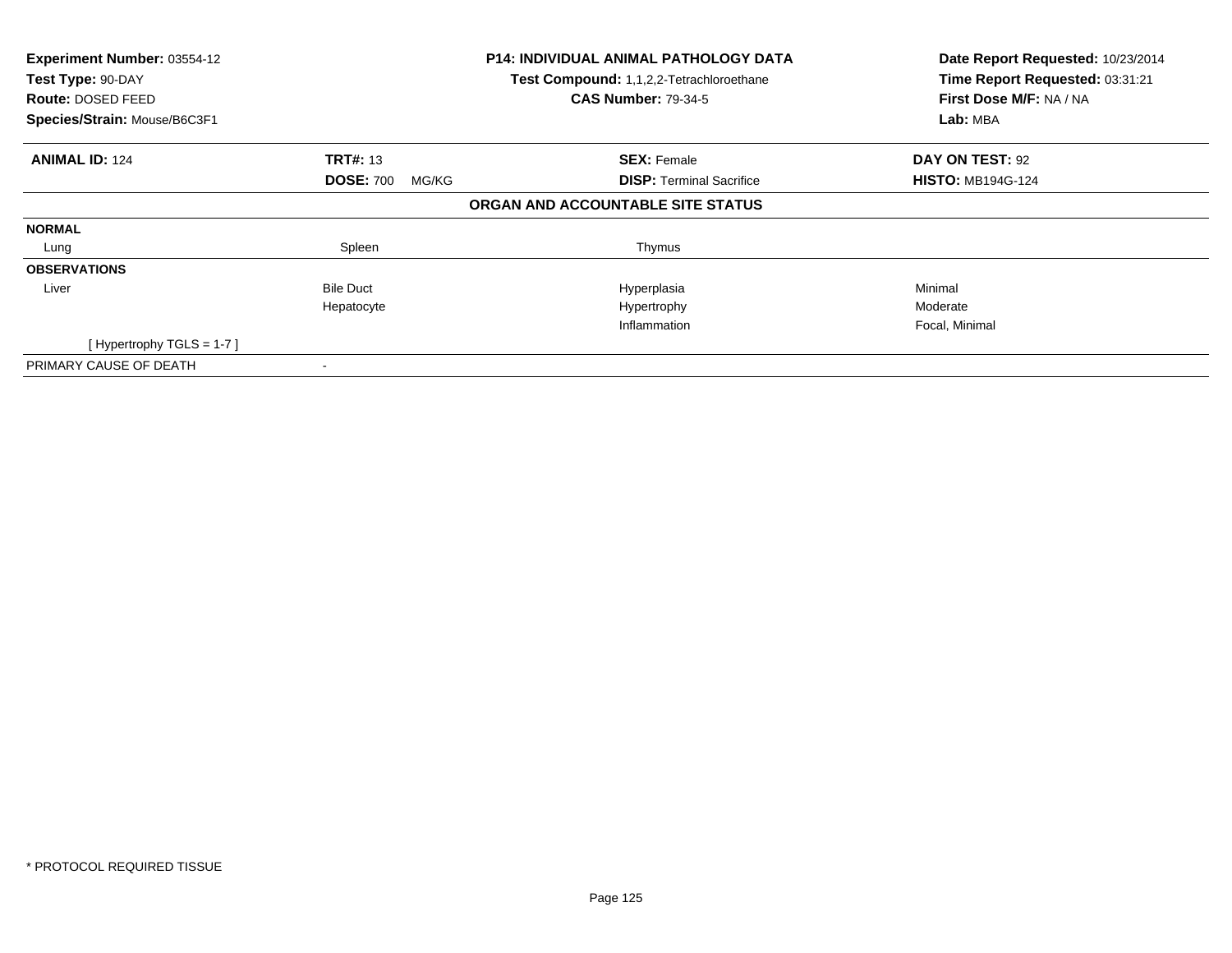**Experiment Number:** 03554-12
**Test Type:** 90-DAY
**Route:** DOSED FEED
**Species/Strain:** Mouse/B6C3F1

**P14: INDIVIDUAL ANIMAL PATHOLOGY DATA**
**Test Compound:** 1,1,2,2-Tetrachloroethane
**CAS Number:** 79-34-5

**Date Report Requested:** 10/23/2014
**Time Report Requested:** 03:31:21
**First Dose M/F:** NA / NA
**Lab:** MBA

| **ANIMAL ID:** 124 | **TRT#:** 13 | **SEX:** Female | **DAY ON TEST:** 92 |
|---|---|---|---|
| | **DOSE:** 700 MG/KG | **DISP:** Terminal Sacrifice | **HISTO:** MB194G-124 |

**ORGAN AND ACCOUNTABLE SITE STATUS**

| | | | |
|---|---|---|---|
| **NORMAL** | | | |
| Lung | Spleen | Thymus | |
| **OBSERVATIONS** | | | |
| Liver | Bile Duct | Hyperplasia | Minimal |
| | Hepatocyte | Hypertrophy | Moderate |
| | | Inflammation | Focal, Minimal |
| [ Hypertrophy TGLS = 1-7 ] | | | |
| PRIMARY CAUSE OF DEATH | - | | |

* PROTOCOL REQUIRED TISSUE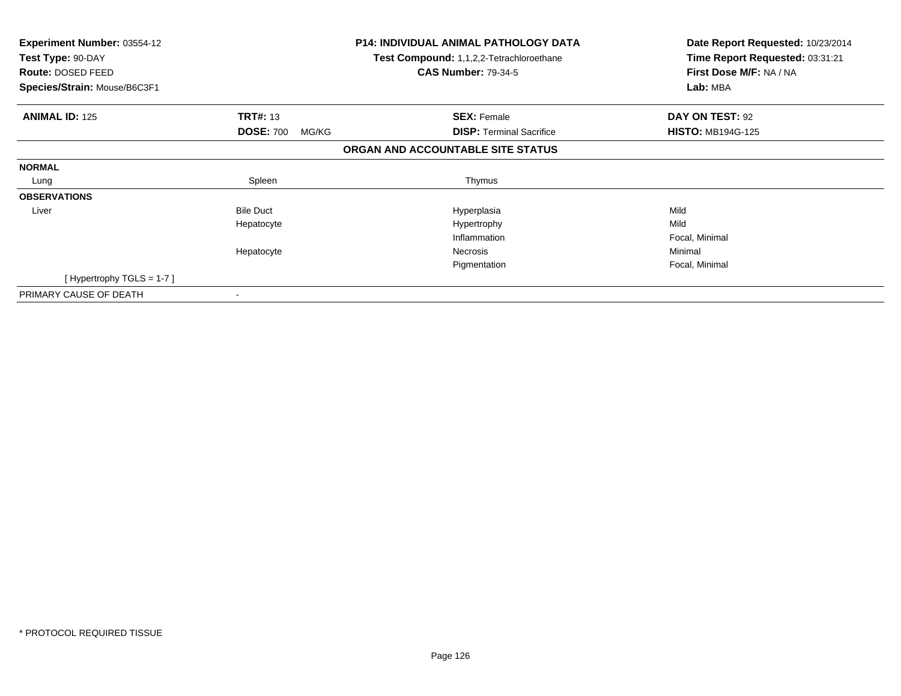**Experiment Number:** 03554-12
**Test Type:** 90-DAY
**Route:** DOSED FEED
**Species/Strain:** Mouse/B6C3F1

**P14: INDIVIDUAL ANIMAL PATHOLOGY DATA**
**Test Compound:** 1,1,2,2-Tetrachloroethane
**CAS Number:** 79-34-5

**Date Report Requested:** 10/23/2014
**Time Report Requested:** 03:31:21
**First Dose M/F:** NA / NA
**Lab:** MBA

| **ANIMAL ID:** 125 | **TRT#:** 13 | **SEX:** Female | **DAY ON TEST:** 92 |
|---|---|---|---|
| | **DOSE:** 700 MG/KG | **DISP:** Terminal Sacrifice | **HISTO:** MB194G-125 |

**ORGAN AND ACCOUNTABLE SITE STATUS**

| | | | |
|---|---|---|---|
| **NORMAL** | | | |
| Lung | Spleen | Thymus | |
| **OBSERVATIONS** | | | |
| Liver | Bile Duct | Hyperplasia | Mild |
| | Hepatocyte | Hypertrophy | Mild |
| | | Inflammation | Focal, Minimal |
| | Hepatocyte | Necrosis | Minimal |
| | | Pigmentation | Focal, Minimal |
| [ Hypertrophy TGLS = 1-7 ] | | | |
| PRIMARY CAUSE OF DEATH | - | | |

* PROTOCOL REQUIRED TISSUE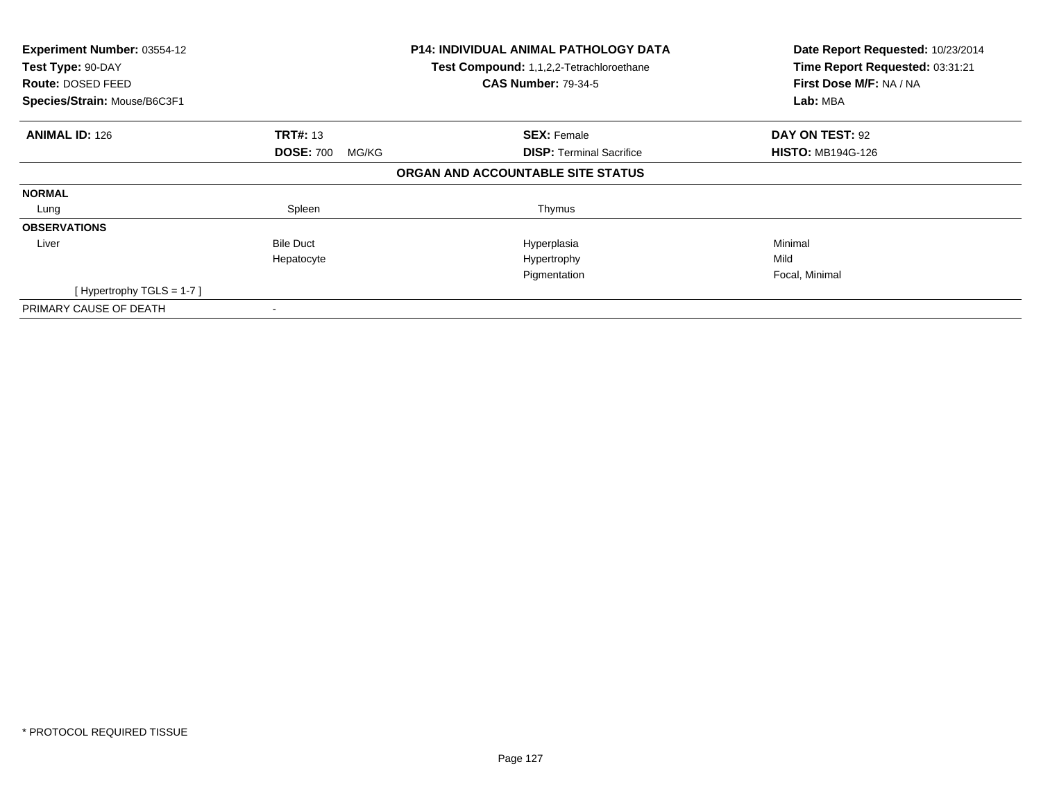| | | | |
|---|---|---|---|
| **Experiment Number:** 03554-12 | **P14: INDIVIDUAL ANIMAL PATHOLOGY DATA** | | **Date Report Requested:** 10/23/2014 |
| **Test Type:** 90-DAY | **Test Compound:** 1,1,2,2-Tetrachloroethane | | **Time Report Requested:** 03:31:21 |
| **Route:** DOSED FEED | **CAS Number:** 79-34-5 | | **First Dose M/F:** NA / NA |
| **Species/Strain:** Mouse/B6C3F1 | | | **Lab:** MBA |

| | | | |
|---|---|---|---|
| **ANIMAL ID:** 126 | **TRT#:** 13 | **SEX:** Female | **DAY ON TEST:** 92 |
| | **DOSE:** 700 MG/KG | **DISP:** Terminal Sacrifice | **HISTO:** MB194G-126 |

**ORGAN AND ACCOUNTABLE SITE STATUS**

| | | | |
|---|---|---|---|
| **NORMAL** | | | |
| Lung | Spleen | Thymus | |
| **OBSERVATIONS** | | | |
| Liver | Bile Duct | Hyperplasia | Minimal |
| | Hepatocyte | Hypertrophy | Mild |
| | | Pigmentation | Focal, Minimal |
| [ Hypertrophy TGLS = 1-7 ] | | | |
| PRIMARY CAUSE OF DEATH | - | | |

* PROTOCOL REQUIRED TISSUE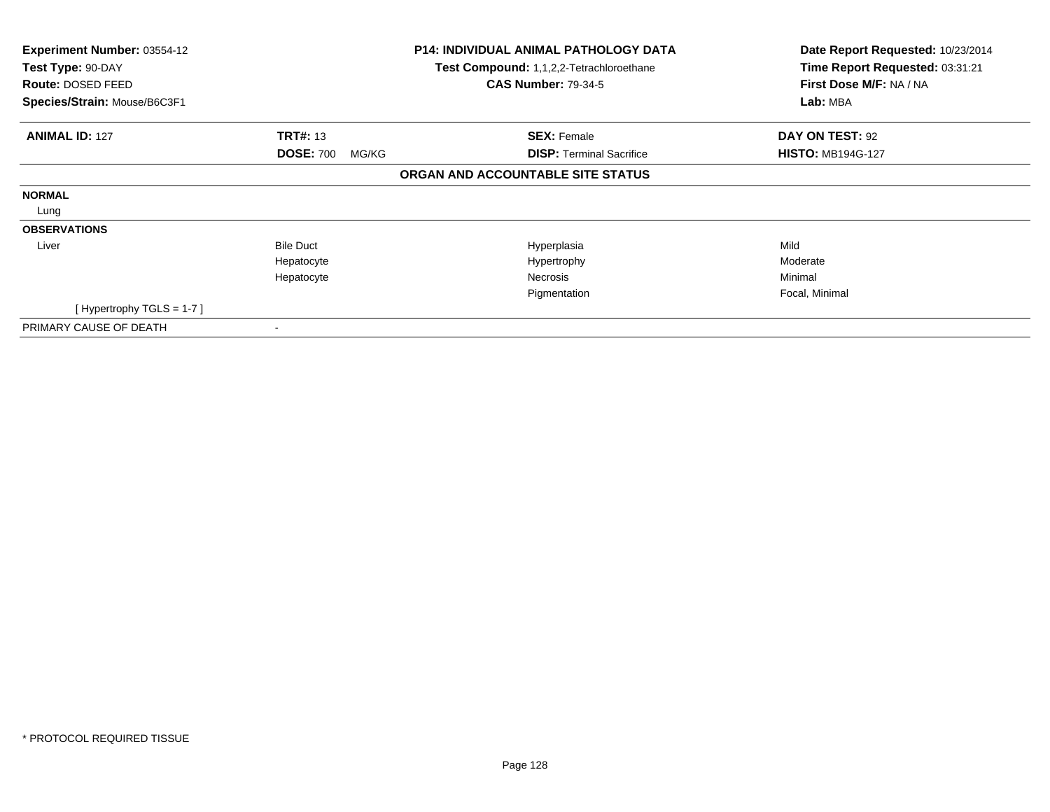| **Experiment Number:** 03554-12 | **P14: INDIVIDUAL ANIMAL PATHOLOGY DATA** | **Date Report Requested:** 10/23/2014 |
|---|---|---|
| **Test Type:** 90-DAY | **Test Compound:** 1,1,2,2-Tetrachloroethane | **Time Report Requested:** 03:31:21 |
| **Route:** DOSED FEED | **CAS Number:** 79-34-5 | **First Dose M/F:** NA / NA |
| **Species/Strain:** Mouse/B6C3F1 | | **Lab:** MBA |

| **ANIMAL ID:** 127 | **TRT#:** 13 | **SEX:** Female | **DAY ON TEST:** 92 |
|---|---|---|---|
| | **DOSE:** 700 MG/KG | **DISP:** Terminal Sacrifice | **HISTO:** MB194G-127 |

**ORGAN AND ACCOUNTABLE SITE STATUS**

| | | | |
|---|---|---|---|
| **NORMAL** | | | |
| Lung | | | |
| **OBSERVATIONS** | | | |
| Liver | Bile Duct | Hyperplasia | Mild |
| | Hepatocyte | Hypertrophy | Moderate |
| | Hepatocyte | Necrosis | Minimal |
| | | Pigmentation | Focal, Minimal |
| [ Hypertrophy TGLS = 1-7 ] | | | |
| PRIMARY CAUSE OF DEATH | - | | |

* PROTOCOL REQUIRED TISSUE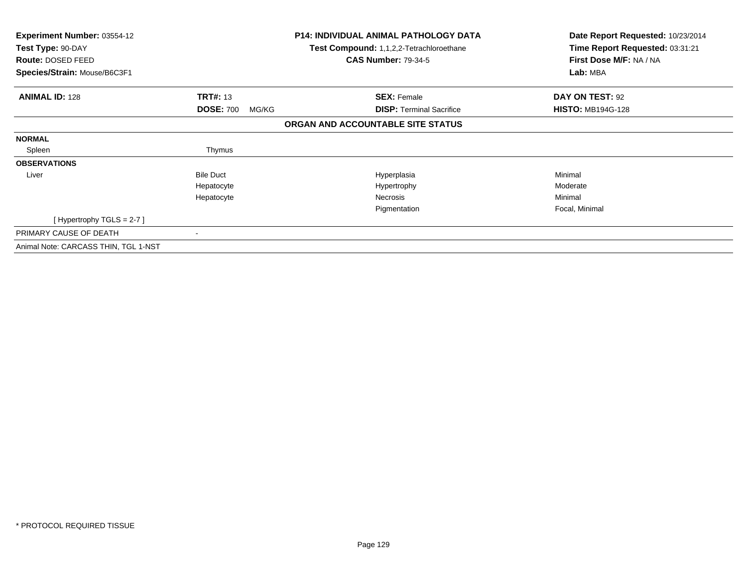**Experiment Number:** 03554-12
**Test Type:** 90-DAY
**Route:** DOSED FEED
**Species/Strain:** Mouse/B6C3F1

**P14: INDIVIDUAL ANIMAL PATHOLOGY DATA**
**Test Compound:** 1,1,2,2-Tetrachloroethane
**CAS Number:** 79-34-5

**Date Report Requested:** 10/23/2014
**Time Report Requested:** 03:31:21
**First Dose M/F:** NA / NA
**Lab:** MBA

| **ANIMAL ID:** 128 | **TRT#:** 13 | **SEX:** Female | **DAY ON TEST:** 92 |
|---|---|---|---|
| | **DOSE:** 700 MG/KG | **DISP:** Terminal Sacrifice | **HISTO:** MB194G-128 |

**ORGAN AND ACCOUNTABLE SITE STATUS**

| | | | |
|---|---|---|---|
| **NORMAL** | | | |
| Spleen | Thymus | | |
| **OBSERVATIONS** | | | |
| Liver | Bile Duct | Hyperplasia | Minimal |
| | Hepatocyte | Hypertrophy | Moderate |
| | Hepatocyte | Necrosis | Minimal |
| | | Pigmentation | Focal, Minimal |
| [ Hypertrophy TGLS = 2-7 ] | | | |
| PRIMARY CAUSE OF DEATH | - | | |
| Animal Note: CARCASS THIN, TGL 1-NST | | | |

* PROTOCOL REQUIRED TISSUE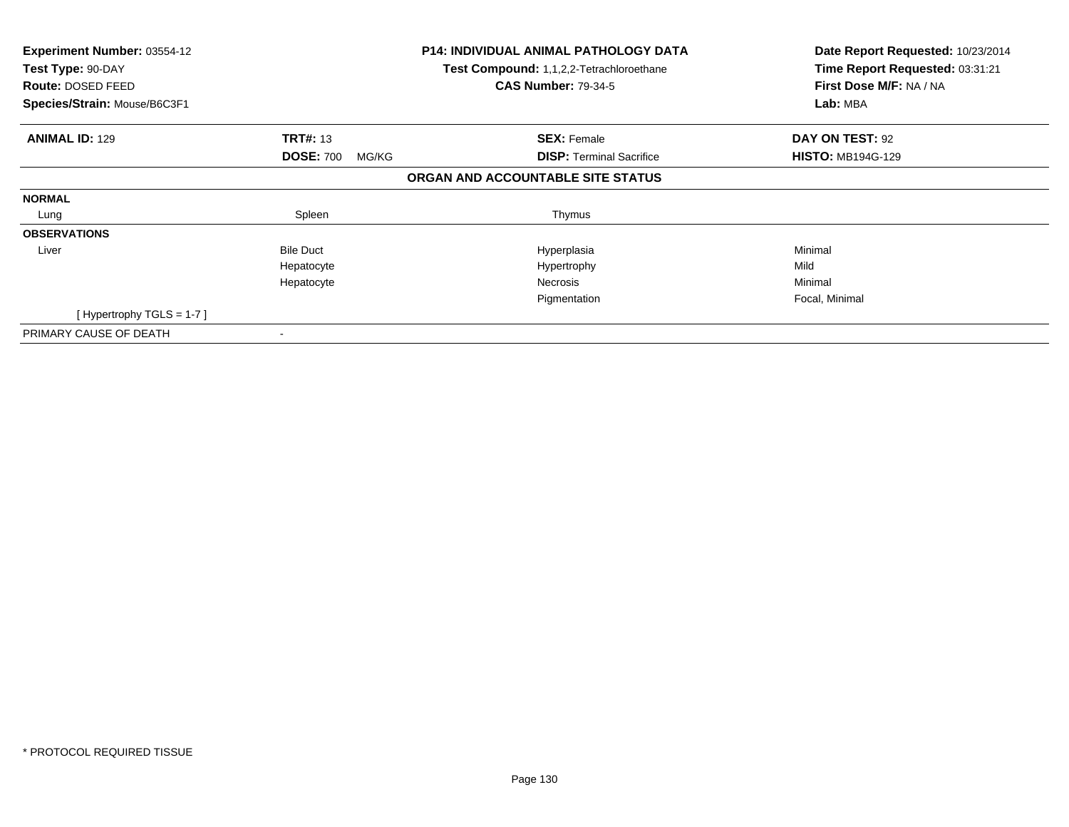**Experiment Number:** 03554-12
**Test Type:** 90-DAY
**Route:** DOSED FEED
**Species/Strain:** Mouse/B6C3F1

**P14: INDIVIDUAL ANIMAL PATHOLOGY DATA**
**Test Compound:** 1,1,2,2-Tetrachloroethane
**CAS Number:** 79-34-5

**Date Report Requested:** 10/23/2014
**Time Report Requested:** 03:31:21
**First Dose M/F:** NA / NA
**Lab:** MBA

| **ANIMAL ID:** 129 | **TRT#:** 13 | **SEX:** Female | **DAY ON TEST:** 92 |
|---|---|---|---|
| | **DOSE:** 700 MG/KG | **DISP:** Terminal Sacrifice | **HISTO:** MB194G-129 |

**ORGAN AND ACCOUNTABLE SITE STATUS**

| | | | |
|---|---|---|---|
| **NORMAL** | | | |
| Lung | Spleen | Thymus | |
| **OBSERVATIONS** | | | |
| Liver | Bile Duct | Hyperplasia | Minimal |
| | Hepatocyte | Hypertrophy | Mild |
| | Hepatocyte | Necrosis | Minimal |
| | | Pigmentation | Focal, Minimal |
| [ Hypertrophy TGLS = 1-7 ] | | | |
| PRIMARY CAUSE OF DEATH | - | | |

* PROTOCOL REQUIRED TISSUE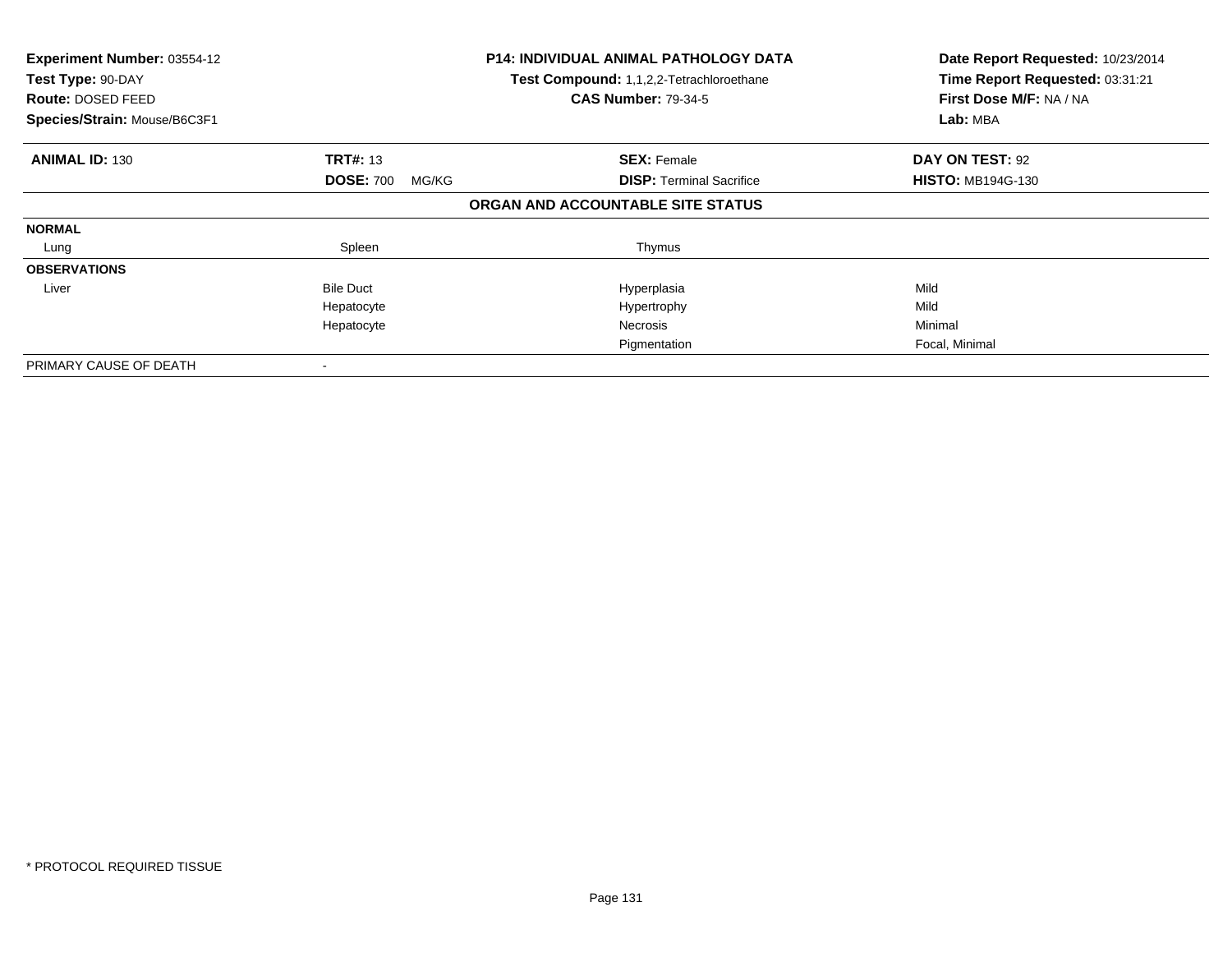**Experiment Number:** 03554-12
**Test Type:** 90-DAY
**Route:** DOSED FEED
**Species/Strain:** Mouse/B6C3F1

**P14: INDIVIDUAL ANIMAL PATHOLOGY DATA**
**Test Compound:** 1,1,2,2-Tetrachloroethane
**CAS Number:** 79-34-5

**Date Report Requested:** 10/23/2014
**Time Report Requested:** 03:31:21
**First Dose M/F:** NA / NA
**Lab:** MBA

| **ANIMAL ID:** 130 | **TRT#:** 13 | **SEX:** Female | **DAY ON TEST:** 92 |
|---|---|---|---|
| | **DOSE:** 700 MG/KG | **DISP:** Terminal Sacrifice | **HISTO:** MB194G-130 |

**ORGAN AND ACCOUNTABLE SITE STATUS**

| | | | |
|---|---|---|---|
| **NORMAL** | | | |
| Lung | Spleen | Thymus | |
| **OBSERVATIONS** | | | |
| Liver | Bile Duct | Hyperplasia | Mild |
| | Hepatocyte | Hypertrophy | Mild |
| | Hepatocyte | Necrosis | Minimal |
| | | Pigmentation | Focal, Minimal |
| PRIMARY CAUSE OF DEATH | - | | |

\* PROTOCOL REQUIRED TISSUE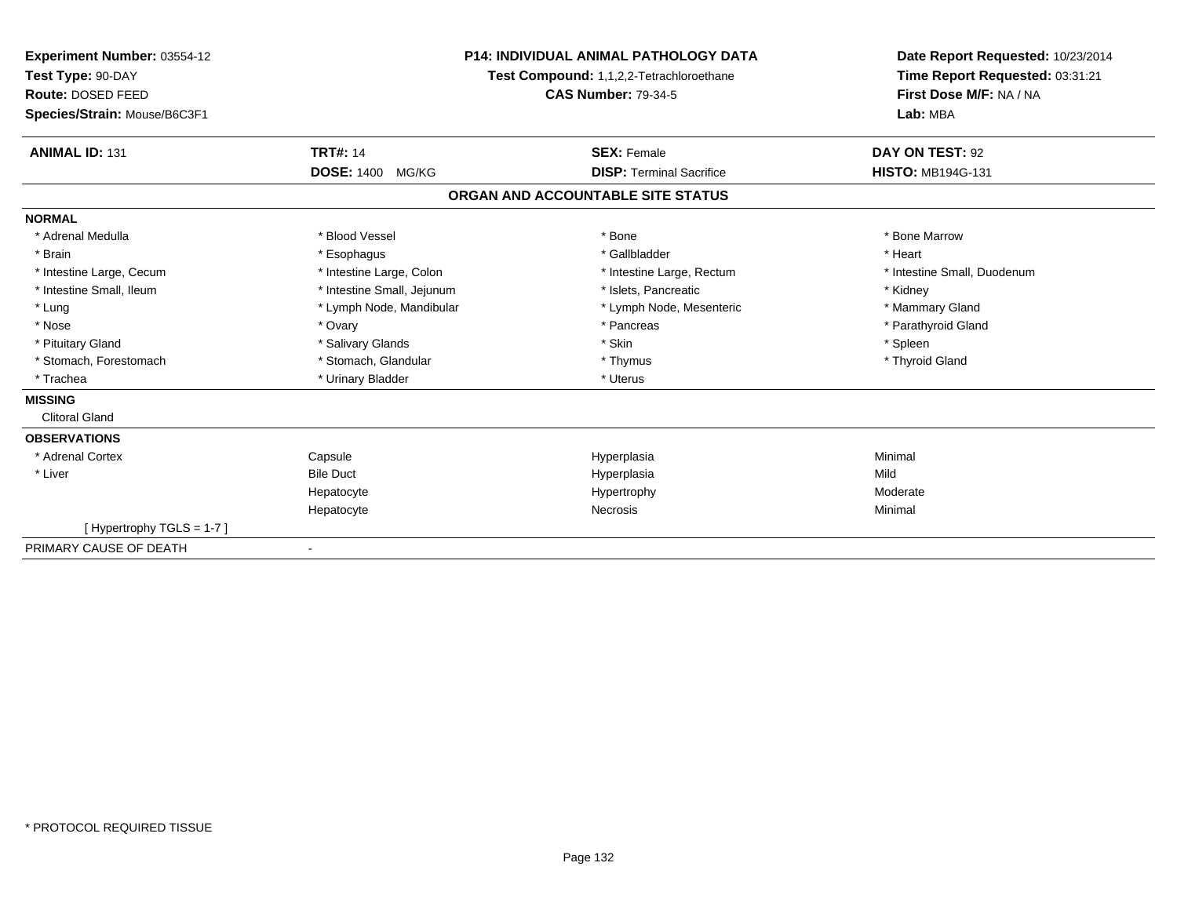**Experiment Number:** 03554-12
**Test Type:** 90-DAY
**Route:** DOSED FEED
**Species/Strain:** Mouse/B6C3F1

**P14: INDIVIDUAL ANIMAL PATHOLOGY DATA**
**Test Compound:** 1,1,2,2-Tetrachloroethane
**CAS Number:** 79-34-5

**Date Report Requested:** 10/23/2014
**Time Report Requested:** 03:31:21
**First Dose M/F:** NA / NA
**Lab:** MBA

| **ANIMAL ID:** 131 | **TRT#:** 14 | **SEX:** Female | **DAY ON TEST:** 92 |
|---|---|---|---|
| | **DOSE:** 1400 MG/KG | **DISP:** Terminal Sacrifice | **HISTO:** MB194G-131 |

## ORGAN AND ACCOUNTABLE SITE STATUS

**NORMAL**

| | | | |
|---|---|---|---|
| * Adrenal Medulla | * Blood Vessel | * Bone | * Bone Marrow |
| * Brain | * Esophagus | * Gallbladder | * Heart |
| * Intestine Large, Cecum | * Intestine Large, Colon | * Intestine Large, Rectum | * Intestine Small, Duodenum |
| * Intestine Small, Ileum | * Intestine Small, Jejunum | * Islets, Pancreatic | * Kidney |
| * Lung | * Lymph Node, Mandibular | * Lymph Node, Mesenteric | * Mammary Gland |
| * Nose | * Ovary | * Pancreas | * Parathyroid Gland |
| * Pituitary Gland | * Salivary Glands | * Skin | * Spleen |
| * Stomach, Forestomach | * Stomach, Glandular | * Thymus | * Thyroid Gland |
| * Trachea | * Urinary Bladder | * Uterus | |

**MISSING**

Clitoral Gland

**OBSERVATIONS**

| | | | |
|---|---|---|---|
| * Adrenal Cortex | Capsule | Hyperplasia | Minimal |
| * Liver | Bile Duct | Hyperplasia | Mild |
| | Hepatocyte | Hypertrophy | Moderate |
| | Hepatocyte | Necrosis | Minimal |
| [ Hypertrophy TGLS = 1-7 ] | | | |

PRIMARY CAUSE OF DEATH -

* PROTOCOL REQUIRED TISSUE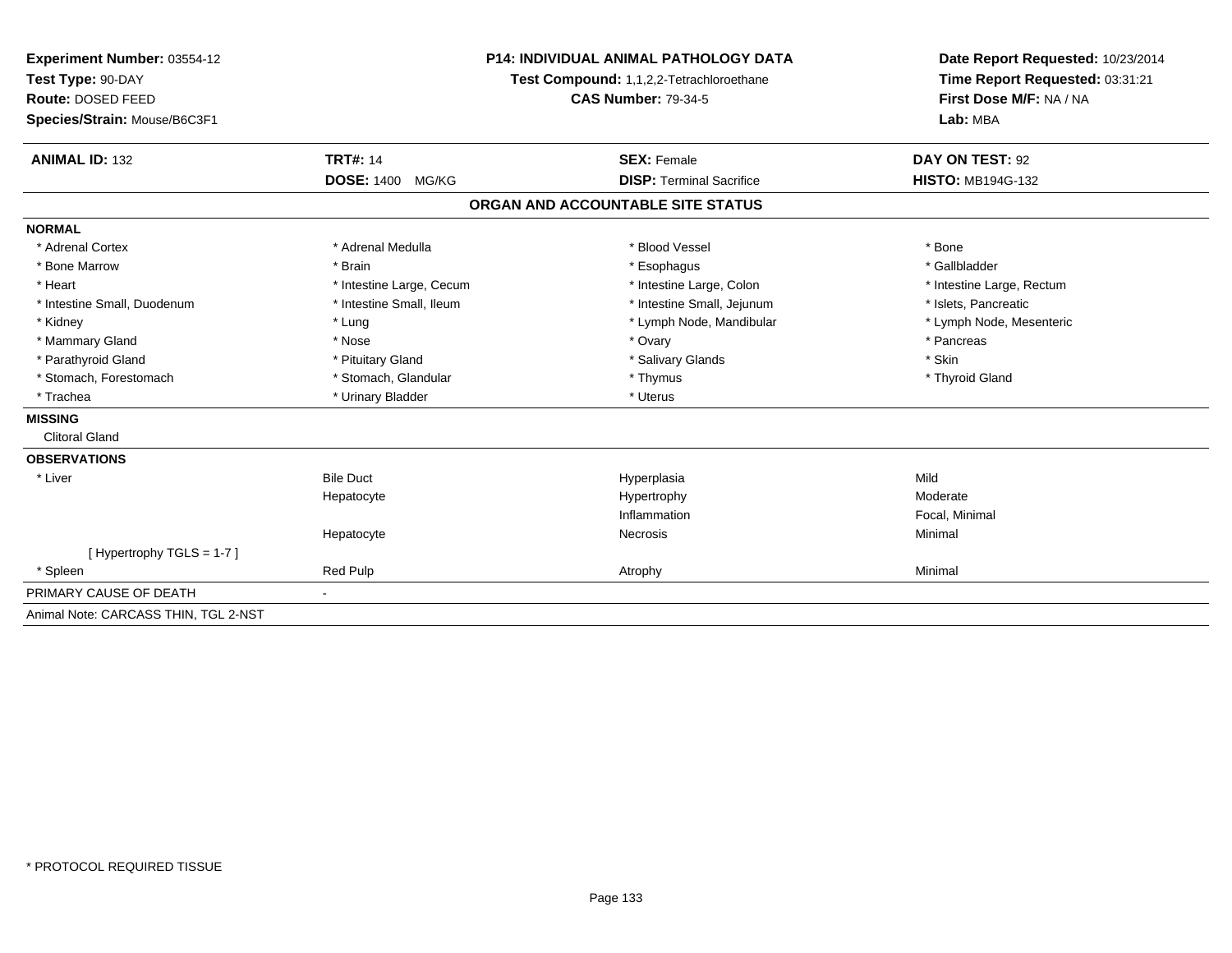**Experiment Number:** 03554-12
**Test Type:** 90-DAY
**Route:** DOSED FEED
**Species/Strain:** Mouse/B6C3F1

**P14: INDIVIDUAL ANIMAL PATHOLOGY DATA**
**Test Compound:** 1,1,2,2-Tetrachloroethane
**CAS Number:** 79-34-5

**Date Report Requested:** 10/23/2014
**Time Report Requested:** 03:31:21
**First Dose M/F:** NA / NA
**Lab:** MBA

| **ANIMAL ID:** 132 | **TRT#:** 14 | **SEX:** Female | **DAY ON TEST:** 92 |
|---|---|---|---|
| | **DOSE:** 1400 MG/KG | **DISP:** Terminal Sacrifice | **HISTO:** MB194G-132 |

**ORGAN AND ACCOUNTABLE SITE STATUS**

**NORMAL**

| | | | |
|---|---|---|---|
| * Adrenal Cortex | * Adrenal Medulla | * Blood Vessel | * Bone |
| * Bone Marrow | * Brain | * Esophagus | * Gallbladder |
| * Heart | * Intestine Large, Cecum | * Intestine Large, Colon | * Intestine Large, Rectum |
| * Intestine Small, Duodenum | * Intestine Small, Ileum | * Intestine Small, Jejunum | * Islets, Pancreatic |
| * Kidney | * Lung | * Lymph Node, Mandibular | * Lymph Node, Mesenteric |
| * Mammary Gland | * Nose | * Ovary | * Pancreas |
| * Parathyroid Gland | * Pituitary Gland | * Salivary Glands | * Skin |
| * Stomach, Forestomach | * Stomach, Glandular | * Thymus | * Thyroid Gland |
| * Trachea | * Urinary Bladder | * Uterus | |

**MISSING**

Clitoral Gland

**OBSERVATIONS**

| | | | |
|---|---|---|---|
| * Liver | Bile Duct | Hyperplasia | Mild |
| | Hepatocyte | Hypertrophy | Moderate |
| | | Inflammation | Focal, Minimal |
| | Hepatocyte | Necrosis | Minimal |
| [ Hypertrophy TGLS = 1-7 ] | | | |
| * Spleen | Red Pulp | Atrophy | Minimal |

PRIMARY CAUSE OF DEATH -

Animal Note: CARCASS THIN, TGL 2-NST

* PROTOCOL REQUIRED TISSUE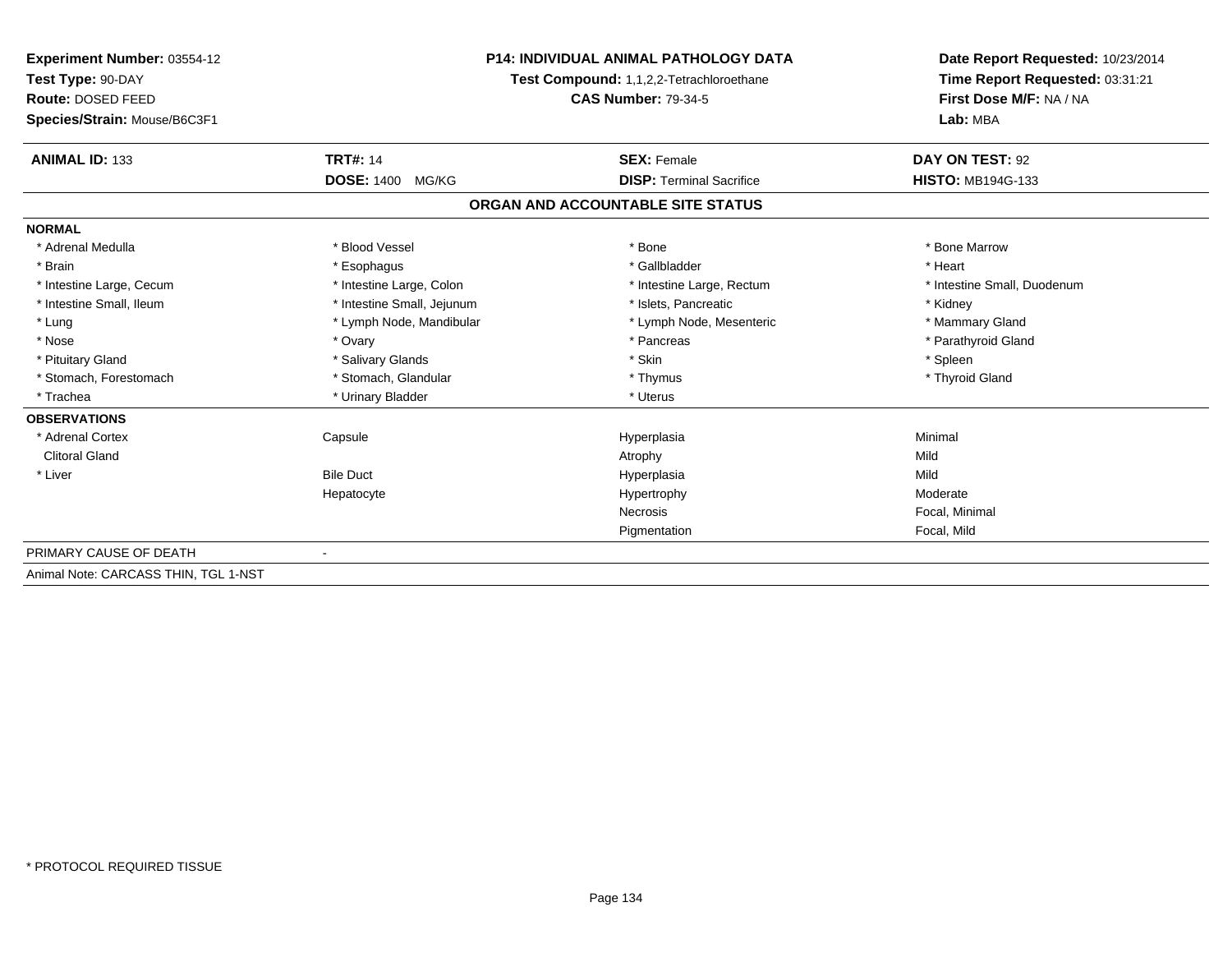**Experiment Number:** 03554-12
**Test Type:** 90-DAY
**Route:** DOSED FEED
**Species/Strain:** Mouse/B6C3F1

**P14: INDIVIDUAL ANIMAL PATHOLOGY DATA**
**Test Compound:** 1,1,2,2-Tetrachloroethane
**CAS Number:** 79-34-5

**Date Report Requested:** 10/23/2014
**Time Report Requested:** 03:31:21
**First Dose M/F:** NA / NA
**Lab:** MBA

| **ANIMAL ID:** 133 | **TRT#:** 14 | **SEX:** Female | **DAY ON TEST:** 92 |
|---|---|---|---|
| | **DOSE:** 1400 MG/KG | **DISP:** Terminal Sacrifice | **HISTO:** MB194G-133 |

## ORGAN AND ACCOUNTABLE SITE STATUS

| | | | |
|---|---|---|---|
| **NORMAL** | | | |
| * Adrenal Medulla | * Blood Vessel | * Bone | * Bone Marrow |
| * Brain | * Esophagus | * Gallbladder | * Heart |
| * Intestine Large, Cecum | * Intestine Large, Colon | * Intestine Large, Rectum | * Intestine Small, Duodenum |
| * Intestine Small, Ileum | * Intestine Small, Jejunum | * Islets, Pancreatic | * Kidney |
| * Lung | * Lymph Node, Mandibular | * Lymph Node, Mesenteric | * Mammary Gland |
| * Nose | * Ovary | * Pancreas | * Parathyroid Gland |
| * Pituitary Gland | * Salivary Glands | * Skin | * Spleen |
| * Stomach, Forestomach | * Stomach, Glandular | * Thymus | * Thyroid Gland |
| * Trachea | * Urinary Bladder | * Uterus | |
| **OBSERVATIONS** | | | |
| * Adrenal Cortex | Capsule | Hyperplasia | Minimal |
| Clitoral Gland | | Atrophy | Mild |
| * Liver | Bile Duct | Hyperplasia | Mild |
| | Hepatocyte | Hypertrophy | Moderate |
| | | Necrosis | Focal, Minimal |
| | | Pigmentation | Focal, Mild |
| PRIMARY CAUSE OF DEATH | - | | |
| Animal Note: CARCASS THIN, TGL 1-NST | | | |

* PROTOCOL REQUIRED TISSUE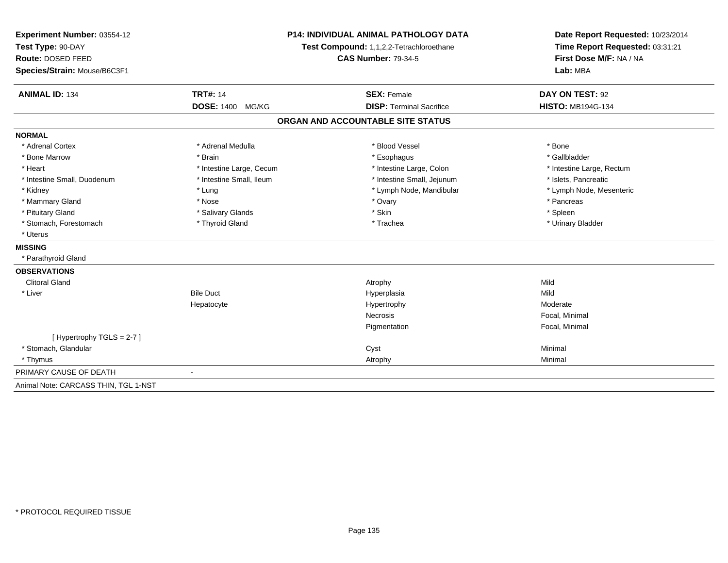**Experiment Number:** 03554-12
**Test Type:** 90-DAY
**Route:** DOSED FEED
**Species/Strain:** Mouse/B6C3F1

**P14: INDIVIDUAL ANIMAL PATHOLOGY DATA**
**Test Compound:** 1,1,2,2-Tetrachloroethane
**CAS Number:** 79-34-5

**Date Report Requested:** 10/23/2014
**Time Report Requested:** 03:31:21
**First Dose M/F:** NA / NA
**Lab:** MBA

| **ANIMAL ID:** 134 | **TRT#:** 14 | **SEX:** Female | **DAY ON TEST:** 92 |
|---|---|---|---|
| | **DOSE:** 1400 MG/KG | **DISP:** Terminal Sacrifice | **HISTO:** MB194G-134 |

## ORGAN AND ACCOUNTABLE SITE STATUS

**NORMAL**

| | | | |
|---|---|---|---|
| * Adrenal Cortex | * Adrenal Medulla | * Blood Vessel | * Bone |
| * Bone Marrow | * Brain | * Esophagus | * Gallbladder |
| * Heart | * Intestine Large, Cecum | * Intestine Large, Colon | * Intestine Large, Rectum |
| * Intestine Small, Duodenum | * Intestine Small, Ileum | * Intestine Small, Jejunum | * Islets, Pancreatic |
| * Kidney | * Lung | * Lymph Node, Mandibular | * Lymph Node, Mesenteric |
| * Mammary Gland | * Nose | * Ovary | * Pancreas |
| * Pituitary Gland | * Salivary Glands | * Skin | * Spleen |
| * Stomach, Forestomach | * Thyroid Gland | * Trachea | * Urinary Bladder |
| * Uterus | | | |

**MISSING**

* Parathyroid Gland

**OBSERVATIONS**

| | | | |
|---|---|---|---|
| Clitoral Gland | | Atrophy | Mild |
| * Liver | Bile Duct | Hyperplasia | Mild |
| | Hepatocyte | Hypertrophy | Moderate |
| | | Necrosis | Focal, Minimal |
| | | Pigmentation | Focal, Minimal |
| [ Hypertrophy TGLS = 2-7 ] | | | |
| * Stomach, Glandular | | Cyst | Minimal |
| * Thymus | | Atrophy | Minimal |

PRIMARY CAUSE OF DEATH -

Animal Note: CARCASS THIN, TGL 1-NST

* PROTOCOL REQUIRED TISSUE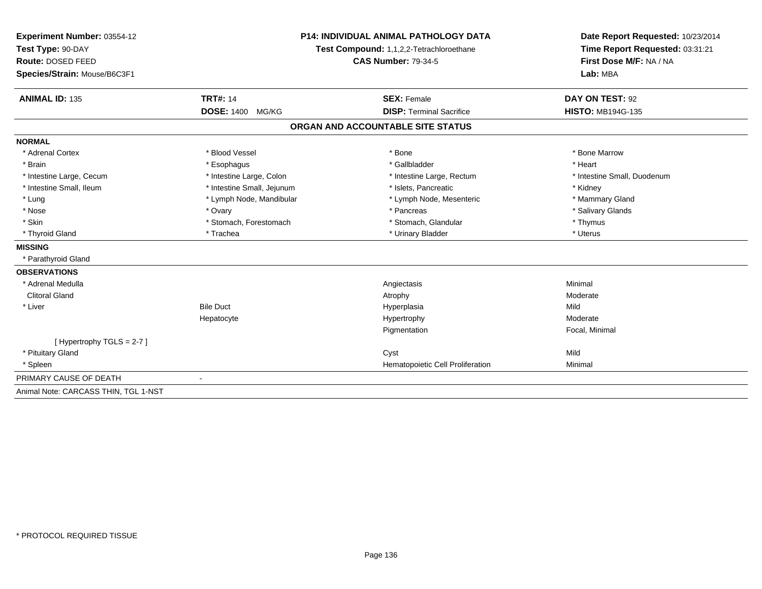**Experiment Number:** 03554-12
**Test Type:** 90-DAY
**Route:** DOSED FEED
**Species/Strain:** Mouse/B6C3F1

**P14: INDIVIDUAL ANIMAL PATHOLOGY DATA**
**Test Compound:** 1,1,2,2-Tetrachloroethane
**CAS Number:** 79-34-5

**Date Report Requested:** 10/23/2014
**Time Report Requested:** 03:31:21
**First Dose M/F:** NA / NA
**Lab:** MBA

| **ANIMAL ID:** 135 | **TRT#:** 14 | **SEX:** Female | **DAY ON TEST:** 92 |
|---|---|---|---|
| | **DOSE:** 1400 MG/KG | **DISP:** Terminal Sacrifice | **HISTO:** MB194G-135 |

## ORGAN AND ACCOUNTABLE SITE STATUS

**NORMAL**

| | | | |
|---|---|---|---|
| * Adrenal Cortex | * Blood Vessel | * Bone | * Bone Marrow |
| * Brain | * Esophagus | * Gallbladder | * Heart |
| * Intestine Large, Cecum | * Intestine Large, Colon | * Intestine Large, Rectum | * Intestine Small, Duodenum |
| * Intestine Small, Ileum | * Intestine Small, Jejunum | * Islets, Pancreatic | * Kidney |
| * Lung | * Lymph Node, Mandibular | * Lymph Node, Mesenteric | * Mammary Gland |
| * Nose | * Ovary | * Pancreas | * Salivary Glands |
| * Skin | * Stomach, Forestomach | * Stomach, Glandular | * Thymus |
| * Thyroid Gland | * Trachea | * Urinary Bladder | * Uterus |

**MISSING**

* Parathyroid Gland

**OBSERVATIONS**

| | | | |
|---|---|---|---|
| * Adrenal Medulla | | Angiectasis | Minimal |
| Clitoral Gland | | Atrophy | Moderate |
| * Liver | Bile Duct | Hyperplasia | Mild |
| | Hepatocyte | Hypertrophy | Moderate |
| | | Pigmentation | Focal, Minimal |
| [ Hypertrophy TGLS = 2-7 ] | | | |
| * Pituitary Gland | | Cyst | Mild |
| * Spleen | | Hematopoietic Cell Proliferation | Minimal |

PRIMARY CAUSE OF DEATH -

Animal Note: CARCASS THIN, TGL 1-NST

* PROTOCOL REQUIRED TISSUE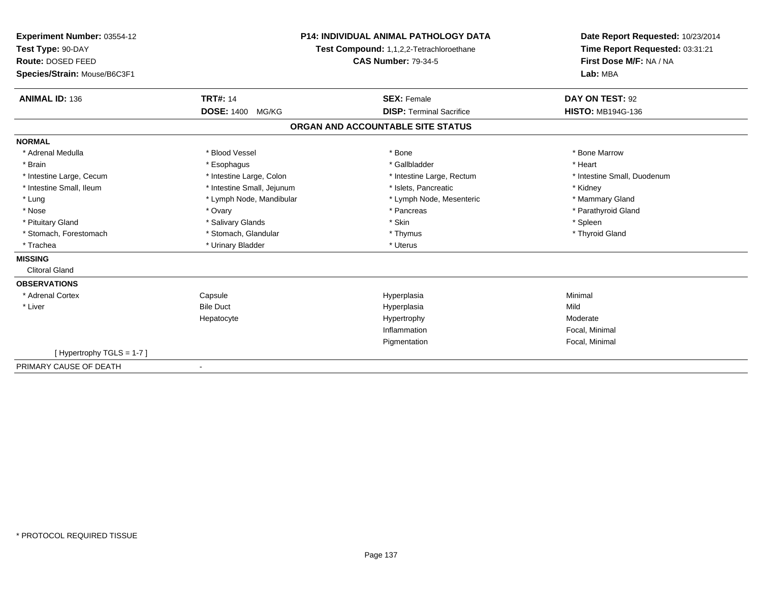**Experiment Number:** 03554-12
**Test Type:** 90-DAY
**Route:** DOSED FEED
**Species/Strain:** Mouse/B6C3F1

**P14: INDIVIDUAL ANIMAL PATHOLOGY DATA**
**Test Compound:** 1,1,2,2-Tetrachloroethane
**CAS Number:** 79-34-5

**Date Report Requested:** 10/23/2014
**Time Report Requested:** 03:31:21
**First Dose M/F:** NA / NA
**Lab:** MBA

| **ANIMAL ID:** 136 | **TRT#:** 14 | **SEX:** Female | **DAY ON TEST:** 92 |
|---|---|---|---|
| | **DOSE:** 1400 MG/KG | **DISP:** Terminal Sacrifice | **HISTO:** MB194G-136 |

## ORGAN AND ACCOUNTABLE SITE STATUS

| | | | |
|---|---|---|---|
| **NORMAL** | | | |
| * Adrenal Medulla | * Blood Vessel | * Bone | * Bone Marrow |
| * Brain | * Esophagus | * Gallbladder | * Heart |
| * Intestine Large, Cecum | * Intestine Large, Colon | * Intestine Large, Rectum | * Intestine Small, Duodenum |
| * Intestine Small, Ileum | * Intestine Small, Jejunum | * Islets, Pancreatic | * Kidney |
| * Lung | * Lymph Node, Mandibular | * Lymph Node, Mesenteric | * Mammary Gland |
| * Nose | * Ovary | * Pancreas | * Parathyroid Gland |
| * Pituitary Gland | * Salivary Glands | * Skin | * Spleen |
| * Stomach, Forestomach | * Stomach, Glandular | * Thymus | * Thyroid Gland |
| * Trachea | * Urinary Bladder | * Uterus | |
| **MISSING** | | | |
| Clitoral Gland | | | |
| **OBSERVATIONS** | | | |
| * Adrenal Cortex | Capsule | Hyperplasia | Minimal |
| * Liver | Bile Duct | Hyperplasia | Mild |
| | Hepatocyte | Hypertrophy | Moderate |
| | | Inflammation | Focal, Minimal |
| | | Pigmentation | Focal, Minimal |
| [ Hypertrophy TGLS = 1-7 ] | | | |
| PRIMARY CAUSE OF DEATH | - | | |

* PROTOCOL REQUIRED TISSUE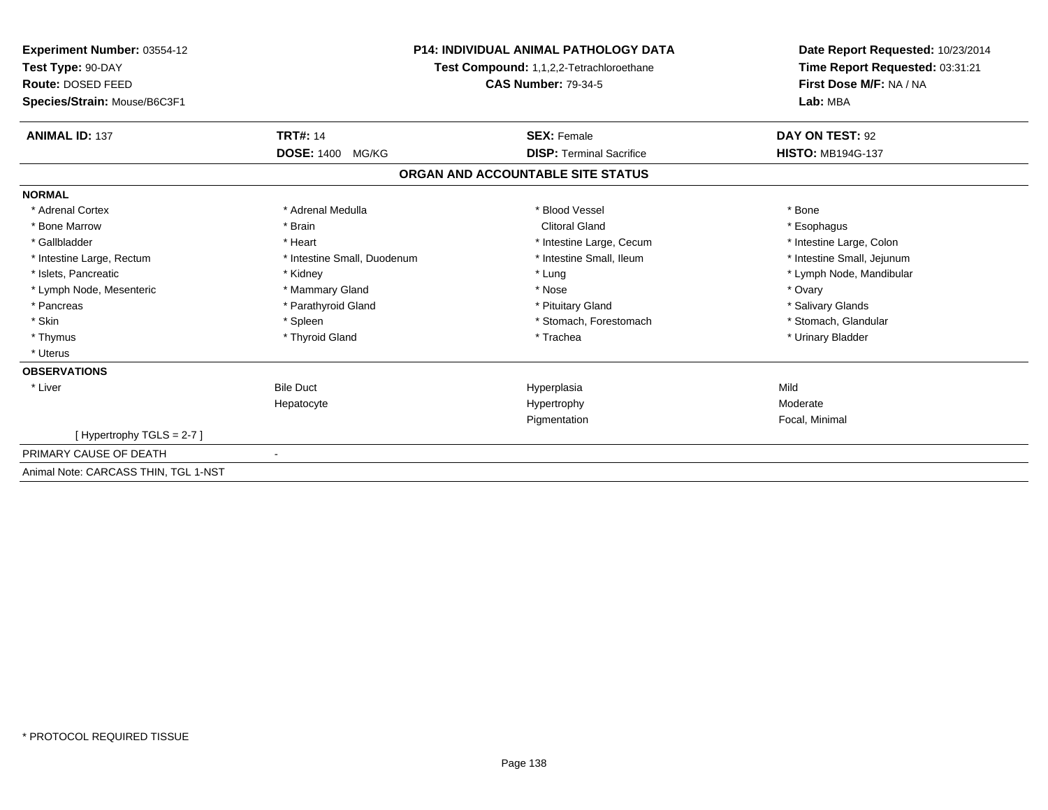**Experiment Number:** 03554-12
**Test Type:** 90-DAY
**Route:** DOSED FEED
**Species/Strain:** Mouse/B6C3F1

**P14: INDIVIDUAL ANIMAL PATHOLOGY DATA**
**Test Compound:** 1,1,2,2-Tetrachloroethane
**CAS Number:** 79-34-5

**Date Report Requested:** 10/23/2014
**Time Report Requested:** 03:31:21
**First Dose M/F:** NA / NA
**Lab:** MBA

| **ANIMAL ID:** 137 | **TRT#:** 14 | **SEX:** Female | **DAY ON TEST:** 92 |
|---|---|---|---|
| | **DOSE:** 1400 MG/KG | **DISP:** Terminal Sacrifice | **HISTO:** MB194G-137 |

## ORGAN AND ACCOUNTABLE SITE STATUS

**NORMAL**

| | | | |
|---|---|---|---|
| * Adrenal Cortex | * Adrenal Medulla | * Blood Vessel | * Bone |
| * Bone Marrow | * Brain | Clitoral Gland | * Esophagus |
| * Gallbladder | * Heart | * Intestine Large, Cecum | * Intestine Large, Colon |
| * Intestine Large, Rectum | * Intestine Small, Duodenum | * Intestine Small, Ileum | * Intestine Small, Jejunum |
| * Islets, Pancreatic | * Kidney | * Lung | * Lymph Node, Mandibular |
| * Lymph Node, Mesenteric | * Mammary Gland | * Nose | * Ovary |
| * Pancreas | * Parathyroid Gland | * Pituitary Gland | * Salivary Glands |
| * Skin | * Spleen | * Stomach, Forestomach | * Stomach, Glandular |
| * Thymus | * Thyroid Gland | * Trachea | * Urinary Bladder |
| * Uterus | | | |

**OBSERVATIONS**

| | | | |
|---|---|---|---|
| * Liver | Bile Duct | Hyperplasia | Mild |
| | Hepatocyte | Hypertrophy | Moderate |
| | | Pigmentation | Focal, Minimal |
| [ Hypertrophy TGLS = 2-7 ] | | | |

PRIMARY CAUSE OF DEATH -

Animal Note: CARCASS THIN, TGL 1-NST

* PROTOCOL REQUIRED TISSUE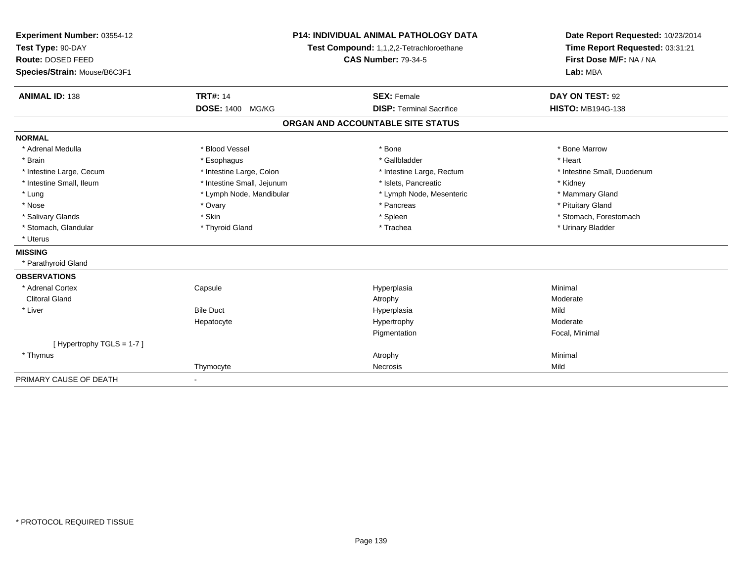**Experiment Number:** 03554-12
**Test Type:** 90-DAY
**Route:** DOSED FEED
**Species/Strain:** Mouse/B6C3F1

**P14: INDIVIDUAL ANIMAL PATHOLOGY DATA**
**Test Compound:** 1,1,2,2-Tetrachloroethane
**CAS Number:** 79-34-5

**Date Report Requested:** 10/23/2014
**Time Report Requested:** 03:31:21
**First Dose M/F:** NA / NA
**Lab:** MBA

| **ANIMAL ID:** 138 | **TRT#:** 14 | **SEX:** Female | **DAY ON TEST:** 92 |
|---|---|---|---|
| | **DOSE:** 1400 MG/KG | **DISP:** Terminal Sacrifice | **HISTO:** MB194G-138 |

## ORGAN AND ACCOUNTABLE SITE STATUS

**NORMAL**

| | | | |
|---|---|---|---|
| * Adrenal Medulla | * Blood Vessel | * Bone | * Bone Marrow |
| * Brain | * Esophagus | * Gallbladder | * Heart |
| * Intestine Large, Cecum | * Intestine Large, Colon | * Intestine Large, Rectum | * Intestine Small, Duodenum |
| * Intestine Small, Ileum | * Intestine Small, Jejunum | * Islets, Pancreatic | * Kidney |
| * Lung | * Lymph Node, Mandibular | * Lymph Node, Mesenteric | * Mammary Gland |
| * Nose | * Ovary | * Pancreas | * Pituitary Gland |
| * Salivary Glands | * Skin | * Spleen | * Stomach, Forestomach |
| * Stomach, Glandular | * Thyroid Gland | * Trachea | * Urinary Bladder |
| * Uterus | | | |

**MISSING**

* Parathyroid Gland

**OBSERVATIONS**

| | | | |
|---|---|---|---|
| * Adrenal Cortex | Capsule | Hyperplasia | Minimal |
| Clitoral Gland | | Atrophy | Moderate |
| * Liver | Bile Duct | Hyperplasia | Mild |
| | Hepatocyte | Hypertrophy | Moderate |
| | | Pigmentation | Focal, Minimal |
| [ Hypertrophy TGLS = 1-7 ] | | | |
| * Thymus | | Atrophy | Minimal |
| | Thymocyte | Necrosis | Mild |

PRIMARY CAUSE OF DEATH -

* PROTOCOL REQUIRED TISSUE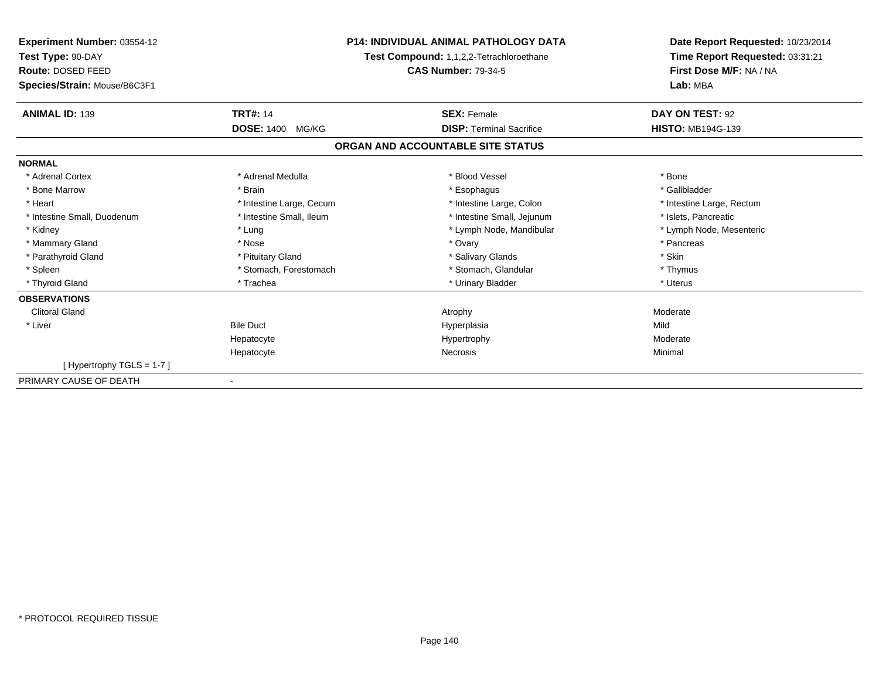**Experiment Number:** 03554-12
**Test Type:** 90-DAY
**Route:** DOSED FEED
**Species/Strain:** Mouse/B6C3F1

**P14: INDIVIDUAL ANIMAL PATHOLOGY DATA**
**Test Compound:** 1,1,2,2-Tetrachloroethane
**CAS Number:** 79-34-5

**Date Report Requested:** 10/23/2014
**Time Report Requested:** 03:31:21
**First Dose M/F:** NA / NA
**Lab:** MBA

| **ANIMAL ID:** 139 | **TRT#:** 14 | **SEX:** Female | **DAY ON TEST:** 92 |
|---|---|---|---|
| | **DOSE:** 1400 MG/KG | **DISP:** Terminal Sacrifice | **HISTO:** MB194G-139 |

## ORGAN AND ACCOUNTABLE SITE STATUS

| | | | |
|---|---|---|---|
| **NORMAL** | | | |
| * Adrenal Cortex | * Adrenal Medulla | * Blood Vessel | * Bone |
| * Bone Marrow | * Brain | * Esophagus | * Gallbladder |
| * Heart | * Intestine Large, Cecum | * Intestine Large, Colon | * Intestine Large, Rectum |
| * Intestine Small, Duodenum | * Intestine Small, Ileum | * Intestine Small, Jejunum | * Islets, Pancreatic |
| * Kidney | * Lung | * Lymph Node, Mandibular | * Lymph Node, Mesenteric |
| * Mammary Gland | * Nose | * Ovary | * Pancreas |
| * Parathyroid Gland | * Pituitary Gland | * Salivary Glands | * Skin |
| * Spleen | * Stomach, Forestomach | * Stomach, Glandular | * Thymus |
| * Thyroid Gland | * Trachea | * Urinary Bladder | * Uterus |
| **OBSERVATIONS** | | | |
| Clitoral Gland | | Atrophy | Moderate |
| * Liver | Bile Duct | Hyperplasia | Mild |
| | Hepatocyte | Hypertrophy | Moderate |
| | Hepatocyte | Necrosis | Minimal |
| [ Hypertrophy TGLS = 1-7 ] | | | |
| PRIMARY CAUSE OF DEATH | - | | |

\* PROTOCOL REQUIRED TISSUE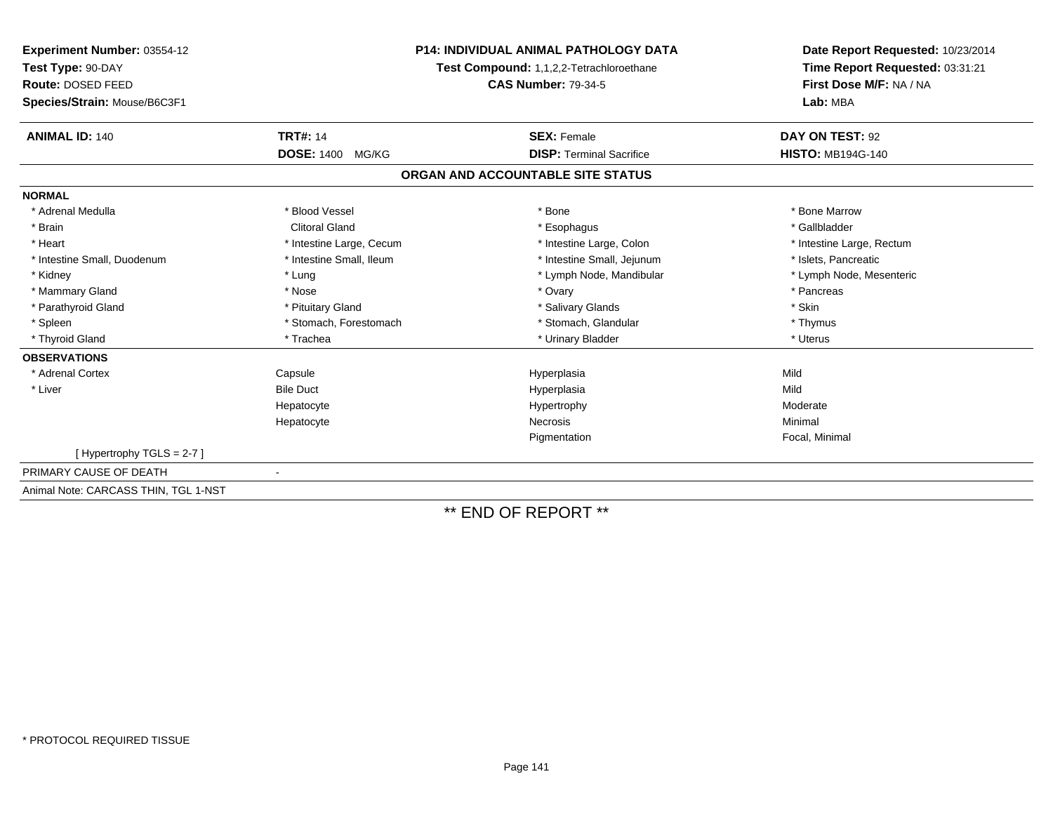**Experiment Number:** 03554-12
**Test Type:** 90-DAY
**Route:** DOSED FEED
**Species/Strain:** Mouse/B6C3F1

**P14: INDIVIDUAL ANIMAL PATHOLOGY DATA**
**Test Compound:** 1,1,2,2-Tetrachloroethane
**CAS Number:** 79-34-5

**Date Report Requested:** 10/23/2014
**Time Report Requested:** 03:31:21
**First Dose M/F:** NA / NA
**Lab:** MBA

| | | | |
|---|---|---|---|
| **ANIMAL ID:** 140 | **TRT#:** 14 | **SEX:** Female | **DAY ON TEST:** 92 |
| | **DOSE:** 1400 MG/KG | **DISP:** Terminal Sacrifice | **HISTO:** MB194G-140 |

## ORGAN AND ACCOUNTABLE SITE STATUS

**NORMAL**

| | | | |
|---|---|---|---|
| * Adrenal Medulla | * Blood Vessel | * Bone | * Bone Marrow |
| * Brain | Clitoral Gland | * Esophagus | * Gallbladder |
| * Heart | * Intestine Large, Cecum | * Intestine Large, Colon | * Intestine Large, Rectum |
| * Intestine Small, Duodenum | * Intestine Small, Ileum | * Intestine Small, Jejunum | * Islets, Pancreatic |
| * Kidney | * Lung | * Lymph Node, Mandibular | * Lymph Node, Mesenteric |
| * Mammary Gland | * Nose | * Ovary | * Pancreas |
| * Parathyroid Gland | * Pituitary Gland | * Salivary Glands | * Skin |
| * Spleen | * Stomach, Forestomach | * Stomach, Glandular | * Thymus |
| * Thyroid Gland | * Trachea | * Urinary Bladder | * Uterus |

**OBSERVATIONS**

| | | | |
|---|---|---|---|
| * Adrenal Cortex | Capsule | Hyperplasia | Mild |
| * Liver | Bile Duct | Hyperplasia | Mild |
| | Hepatocyte | Hypertrophy | Moderate |
| | Hepatocyte | Necrosis | Minimal |
| | | Pigmentation | Focal, Minimal |
| [ Hypertrophy TGLS = 2-7 ] | | | |

PRIMARY CAUSE OF DEATH -

Animal Note: CARCASS THIN, TGL 1-NST

** END OF REPORT **

* PROTOCOL REQUIRED TISSUE